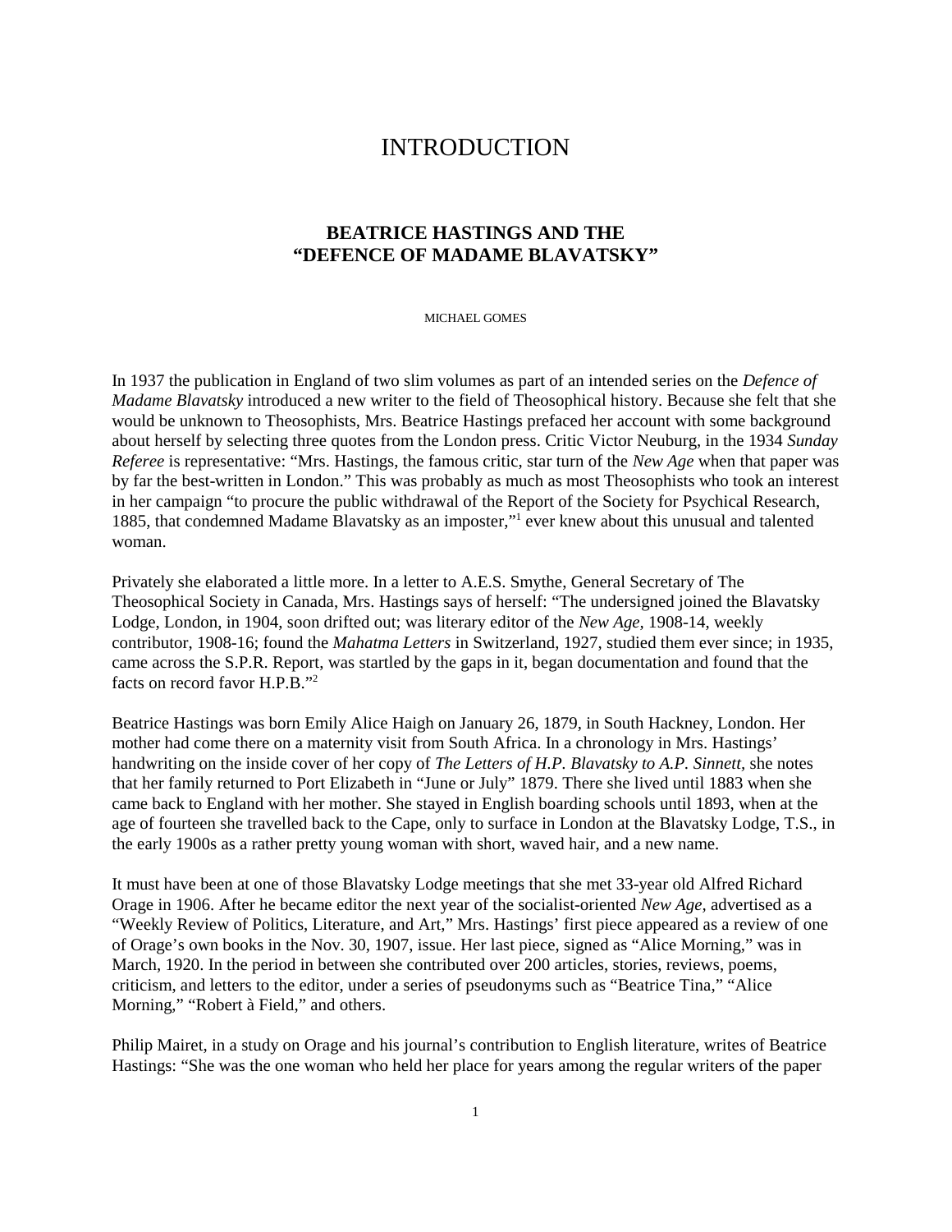# INTRODUCTION

## BEATRICE HASTINGS AND THE "DEFENCE OF MADAME BLAVATSKY"

MICHAEL GOMES

In 1937 the publication in England of two slim volumes as part of an intended series on the *Defence of Madame Blavatsky* introduced a new writer to the field of Theosophical history. Because she felt that she would be unknown to Theosophists, Mrs. Beatrice Hastings prefaced her account with some background about herself by selecting three quotes from the London press. Critic Victor Neuburg, in the 1934 *Sunday Referee* is representative: "Mrs. Hastings, the famous critic, star turn of the *New Age* when that paper was by far the best-written in London." This was probably as much as most Theosophists who took an interest in her campaign "to procure the public withdrawal of the Report of the Society for Psychical Research, 1885, that condemned Madame Blavatsky as an imposter,"[1] ever knew about this unusual and talented woman.

Privately she elaborated a little more. In a letter to A.E.S. Smythe, General Secretary of The Theosophical Society in Canada, Mrs. Hastings says of herself: "The undersigned joined the Blavatsky Lodge, London, in 1904, soon drifted out; was literary editor of the *New Age*, 1908-14, weekly contributor, 1908-16; found the *Mahatma Letters* in Switzerland, 1927, studied them ever since; in 1935, came across the S.P.R. Report, was startled by the gaps in it, began documentation and found that the facts on record favor H.P.B."[2]

Beatrice Hastings was born Emily Alice Haigh on January 26, 1879, in South Hackney, London. Her mother had come there on a maternity visit from South Africa. In a chronology in Mrs. Hastings' handwriting on the inside cover of her copy of *The Letters of H.P. Blavatsky to A.P. Sinnett*, she notes that her family returned to Port Elizabeth in "June or July" 1879. There she lived until 1883 when she came back to England with her mother. She stayed in English boarding schools until 1893, when at the age of fourteen she travelled back to the Cape, only to surface in London at the Blavatsky Lodge, T.S., in the early 1900s as a rather pretty young woman with short, waved hair, and a new name.

It must have been at one of those Blavatsky Lodge meetings that she met 33-year old Alfred Richard Orage in 1906. After he became editor the next year of the socialist-oriented *New Age*, advertised as a "Weekly Review of Politics, Literature, and Art," Mrs. Hastings' first piece appeared as a review of one of Orage's own books in the Nov. 30, 1907, issue. Her last piece, signed as "Alice Morning," was in March, 1920. In the period in between she contributed over 200 articles, stories, reviews, poems, criticism, and letters to the editor, under a series of pseudonyms such as "Beatrice Tina," "Alice Morning," "Robert à Field," and others.

Philip Mairet, in a study on Orage and his journal's contribution to English literature, writes of Beatrice Hastings: "She was the one woman who held her place for years among the regular writers of the paper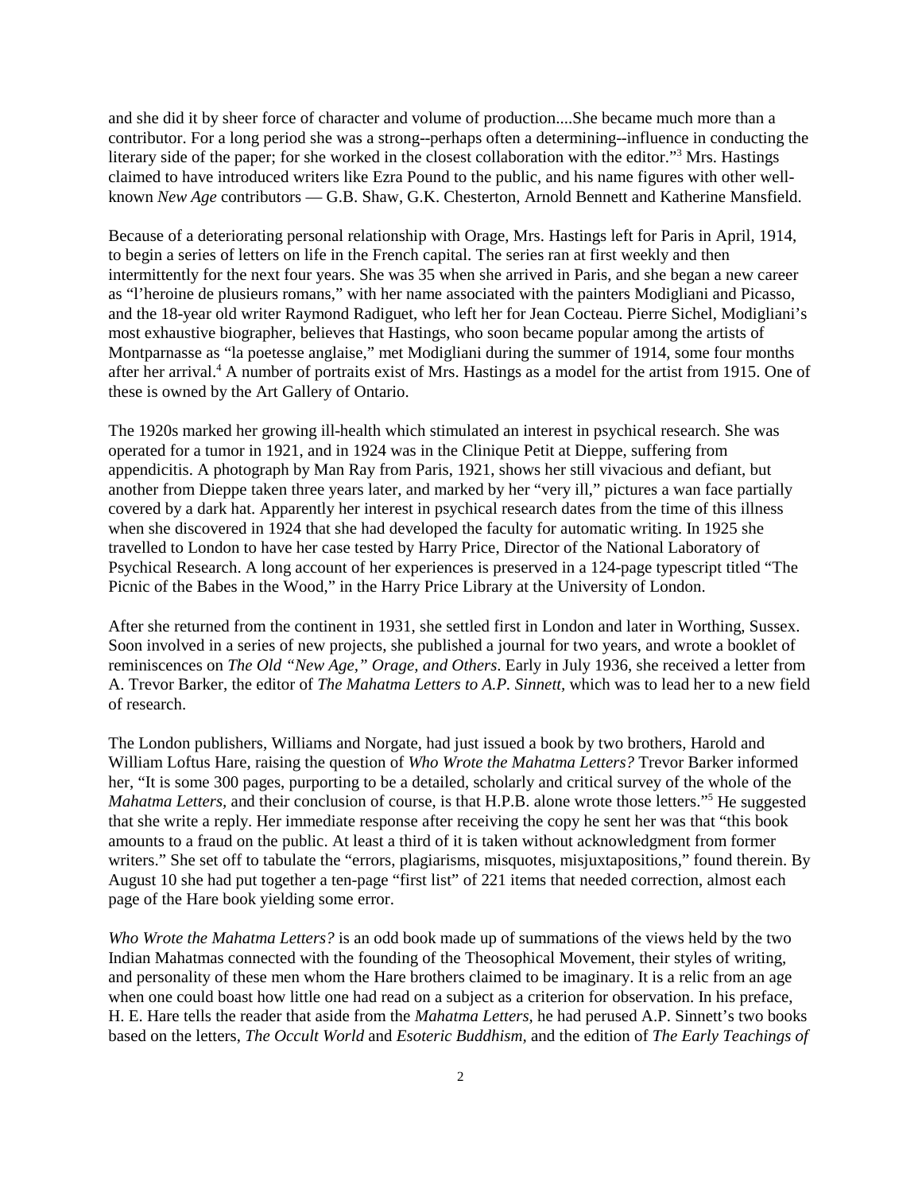and she did it by sheer force of character and volume of production....She became much more than a contributor. For a long period she was a strong--perhaps often a determining--influence in conducting the literary side of the paper; for she worked in the closest collaboration with the editor."[3] Mrs. Hastings claimed to have introduced writers like Ezra Pound to the public, and his name figures with other well-known *New Age* contributors — G.B. Shaw, G.K. Chesterton, Arnold Bennett and Katherine Mansfield.

Because of a deteriorating personal relationship with Orage, Mrs. Hastings left for Paris in April, 1914, to begin a series of letters on life in the French capital. The series ran at first weekly and then intermittently for the next four years. She was 35 when she arrived in Paris, and she began a new career as "l'heroine de plusieurs romans," with her name associated with the painters Modigliani and Picasso, and the 18-year old writer Raymond Radiguet, who left her for Jean Cocteau. Pierre Sichel, Modigliani's most exhaustive biographer, believes that Hastings, who soon became popular among the artists of Montparnasse as "la poetesse anglaise," met Modigliani during the summer of 1914, some four months after her arrival.[4] A number of portraits exist of Mrs. Hastings as a model for the artist from 1915. One of these is owned by the Art Gallery of Ontario.

The 1920s marked her growing ill-health which stimulated an interest in psychical research. She was operated for a tumor in 1921, and in 1924 was in the Clinique Petit at Dieppe, suffering from appendicitis. A photograph by Man Ray from Paris, 1921, shows her still vivacious and defiant, but another from Dieppe taken three years later, and marked by her "very ill," pictures a wan face partially covered by a dark hat. Apparently her interest in psychical research dates from the time of this illness when she discovered in 1924 that she had developed the faculty for automatic writing. In 1925 she travelled to London to have her case tested by Harry Price, Director of the National Laboratory of Psychical Research. A long account of her experiences is preserved in a 124-page typescript titled "The Picnic of the Babes in the Wood," in the Harry Price Library at the University of London.

After she returned from the continent in 1931, she settled first in London and later in Worthing, Sussex. Soon involved in a series of new projects, she published a journal for two years, and wrote a booklet of reminiscences on *The Old "New Age," Orage, and Others*. Early in July 1936, she received a letter from A. Trevor Barker, the editor of *The Mahatma Letters to A.P. Sinnett,* which was to lead her to a new field of research.

The London publishers, Williams and Norgate, had just issued a book by two brothers, Harold and William Loftus Hare, raising the question of *Who Wrote the Mahatma Letters?* Trevor Barker informed her, "It is some 300 pages, purporting to be a detailed, scholarly and critical survey of the whole of the *Mahatma Letters,* and their conclusion of course, is that H.P.B. alone wrote those letters."[5] He suggested that she write a reply. Her immediate response after receiving the copy he sent her was that "this book amounts to a fraud on the public. At least a third of it is taken without acknowledgment from former writers." She set off to tabulate the "errors, plagiarisms, misquotes, misjuxtapositions," found therein. By August 10 she had put together a ten-page "first list" of 221 items that needed correction, almost each page of the Hare book yielding some error.

*Who Wrote the Mahatma Letters?* is an odd book made up of summations of the views held by the two Indian Mahatmas connected with the founding of the Theosophical Movement, their styles of writing, and personality of these men whom the Hare brothers claimed to be imaginary. It is a relic from an age when one could boast how little one had read on a subject as a criterion for observation. In his preface, H. E. Hare tells the reader that aside from the *Mahatma Letters,* he had perused A.P. Sinnett's two books based on the letters, *The Occult World* and *Esoteric Buddhism,* and the edition of *The Early Teachings of*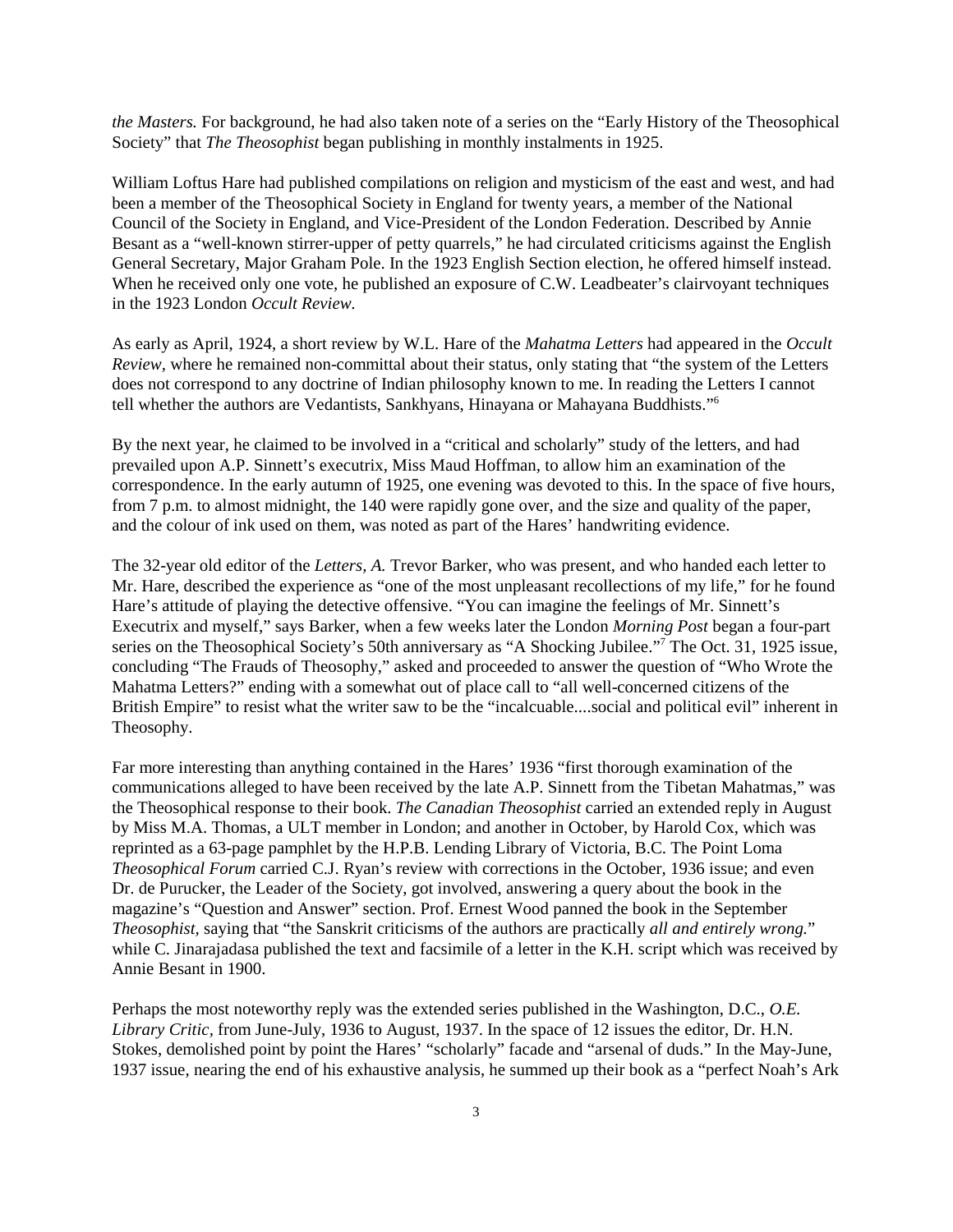*the Masters.* For background, he had also taken note of a series on the "Early History of the Theosophical Society" that *The Theosophist* began publishing in monthly instalments in 1925.

William Loftus Hare had published compilations on religion and mysticism of the east and west, and had been a member of the Theosophical Society in England for twenty years, a member of the National Council of the Society in England, and Vice-President of the London Federation. Described by Annie Besant as a "well-known stirrer-upper of petty quarrels," he had circulated criticisms against the English General Secretary, Major Graham Pole. In the 1923 English Section election, he offered himself instead. When he received only one vote, he published an exposure of C.W. Leadbeater's clairvoyant techniques in the 1923 London *Occult Review.*

As early as April, 1924, a short review by W.L. Hare of the *Mahatma Letters* had appeared in the *Occult Review,* where he remained non-committal about their status, only stating that "the system of the Letters does not correspond to any doctrine of Indian philosophy known to me. In reading the Letters I cannot tell whether the authors are Vedantists, Sankhyans, Hinayana or Mahayana Buddhists."[6]

By the next year, he claimed to be involved in a "critical and scholarly" study of the letters, and had prevailed upon A.P. Sinnett's executrix, Miss Maud Hoffman, to allow him an examination of the correspondence. In the early autumn of 1925, one evening was devoted to this. In the space of five hours, from 7 p.m. to almost midnight, the 140 were rapidly gone over, and the size and quality of the paper, and the colour of ink used on them, was noted as part of the Hares' handwriting evidence.

The 32-year old editor of the *Letters, A.* Trevor Barker, who was present, and who handed each letter to Mr. Hare, described the experience as "one of the most unpleasant recollections of my life," for he found Hare's attitude of playing the detective offensive. "You can imagine the feelings of Mr. Sinnett's Executrix and myself," says Barker, when a few weeks later the London *Morning Post* began a four-part series on the Theosophical Society's 50th anniversary as "A Shocking Jubilee."[7] The Oct. 31, 1925 issue, concluding "The Frauds of Theosophy," asked and proceeded to answer the question of "Who Wrote the Mahatma Letters?" ending with a somewhat out of place call to "all well-concerned citizens of the British Empire" to resist what the writer saw to be the "incalcuable....social and political evil" inherent in Theosophy.

Far more interesting than anything contained in the Hares' 1936 "first thorough examination of the communications alleged to have been received by the late A.P. Sinnett from the Tibetan Mahatmas," was the Theosophical response to their book. *The Canadian Theosophist* carried an extended reply in August by Miss M.A. Thomas, a ULT member in London; and another in October, by Harold Cox, which was reprinted as a 63-page pamphlet by the H.P.B. Lending Library of Victoria, B.C. The Point Loma *Theosophical Forum* carried C.J. Ryan's review with corrections in the October, 1936 issue; and even Dr. de Purucker, the Leader of the Society, got involved, answering a query about the book in the magazine's "Question and Answer" section. Prof. Ernest Wood panned the book in the September *Theosophist,* saying that "the Sanskrit criticisms of the authors are practically *all and entirely wrong.*" while C. Jinarajadasa published the text and facsimile of a letter in the K.H. script which was received by Annie Besant in 1900.

Perhaps the most noteworthy reply was the extended series published in the Washington, D.C., *O.E. Library Critic,* from June-July, 1936 to August, 1937. In the space of 12 issues the editor, Dr. H.N. Stokes, demolished point by point the Hares' "scholarly" facade and "arsenal of duds." In the May-June, 1937 issue, nearing the end of his exhaustive analysis, he summed up their book as a "perfect Noah's Ark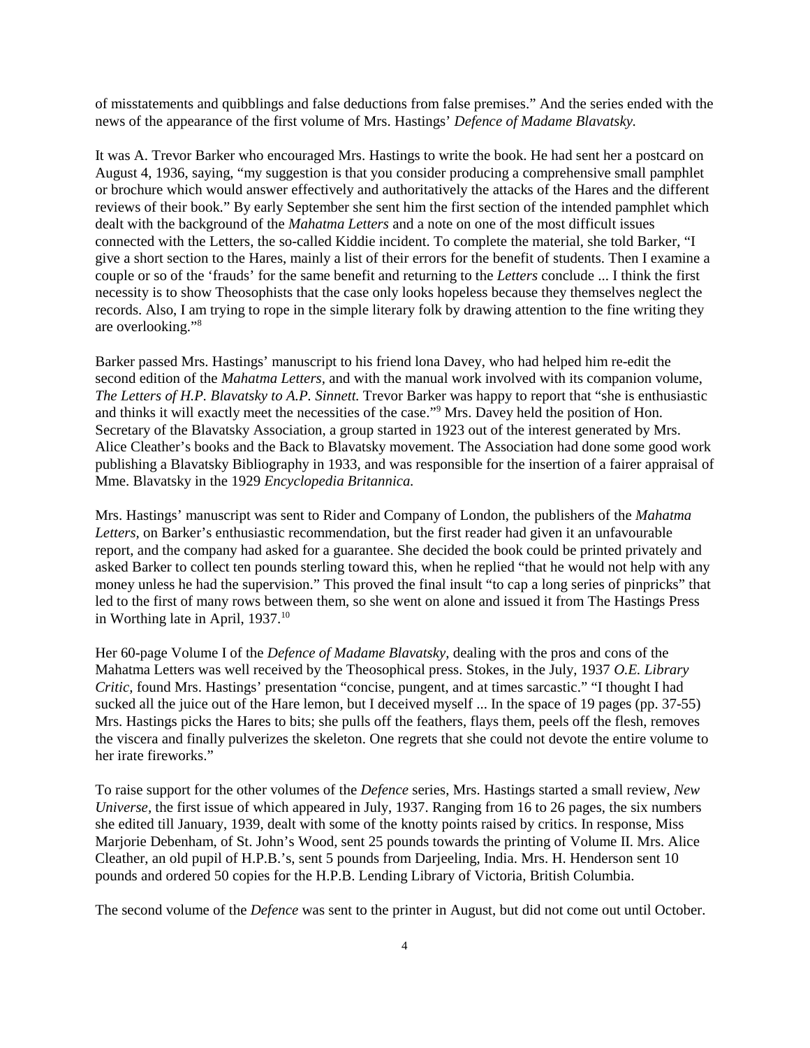of misstatements and quibblings and false deductions from false premises." And the series ended with the news of the appearance of the first volume of Mrs. Hastings' *Defence of Madame Blavatsky.*

It was A. Trevor Barker who encouraged Mrs. Hastings to write the book. He had sent her a postcard on August 4, 1936, saying, "my suggestion is that you consider producing a comprehensive small pamphlet or brochure which would answer effectively and authoritatively the attacks of the Hares and the different reviews of their book." By early September she sent him the first section of the intended pamphlet which dealt with the background of the *Mahatma Letters* and a note on one of the most difficult issues connected with the Letters, the so-called Kiddie incident. To complete the material, she told Barker, "I give a short section to the Hares, mainly a list of their errors for the benefit of students. Then I examine a couple or so of the 'frauds' for the same benefit and returning to the *Letters* conclude ... I think the first necessity is to show Theosophists that the case only looks hopeless because they themselves neglect the records. Also, I am trying to rope in the simple literary folk by drawing attention to the fine writing they are overlooking."[8]

Barker passed Mrs. Hastings' manuscript to his friend lona Davey, who had helped him re-edit the second edition of the *Mahatma Letters,* and with the manual work involved with its companion volume, *The Letters of H.P. Blavatsky to A.P. Sinnett.* Trevor Barker was happy to report that "she is enthusiastic and thinks it will exactly meet the necessities of the case."[9] Mrs. Davey held the position of Hon. Secretary of the Blavatsky Association, a group started in 1923 out of the interest generated by Mrs. Alice Cleather's books and the Back to Blavatsky movement. The Association had done some good work publishing a Blavatsky Bibliography in 1933, and was responsible for the insertion of a fairer appraisal of Mme. Blavatsky in the 1929 *Encyclopedia Britannica.*

Mrs. Hastings' manuscript was sent to Rider and Company of London, the publishers of the *Mahatma Letters,* on Barker's enthusiastic recommendation, but the first reader had given it an unfavourable report, and the company had asked for a guarantee. She decided the book could be printed privately and asked Barker to collect ten pounds sterling toward this, when he replied "that he would not help with any money unless he had the supervision." This proved the final insult "to cap a long series of pinpricks" that led to the first of many rows between them, so she went on alone and issued it from The Hastings Press in Worthing late in April, 1937.[10]

Her 60-page Volume I of the *Defence of Madame Blavatsky,* dealing with the pros and cons of the Mahatma Letters was well received by the Theosophical press. Stokes, in the July, 1937 *O.E. Library Critic,* found Mrs. Hastings' presentation "concise, pungent, and at times sarcastic." "I thought I had sucked all the juice out of the Hare lemon, but I deceived myself ... In the space of 19 pages (pp. 37-55) Mrs. Hastings picks the Hares to bits; she pulls off the feathers, flays them, peels off the flesh, removes the viscera and finally pulverizes the skeleton. One regrets that she could not devote the entire volume to her irate fireworks."

To raise support for the other volumes of the *Defence* series, Mrs. Hastings started a small review, *New Universe*, the first issue of which appeared in July, 1937. Ranging from 16 to 26 pages, the six numbers she edited till January, 1939, dealt with some of the knotty points raised by critics. In response, Miss Marjorie Debenham, of St. John's Wood, sent 25 pounds towards the printing of Volume II. Mrs. Alice Cleather, an old pupil of H.P.B.'s, sent 5 pounds from Darjeeling, India. Mrs. H. Henderson sent 10 pounds and ordered 50 copies for the H.P.B. Lending Library of Victoria, British Columbia.

The second volume of the *Defence* was sent to the printer in August, but did not come out until October.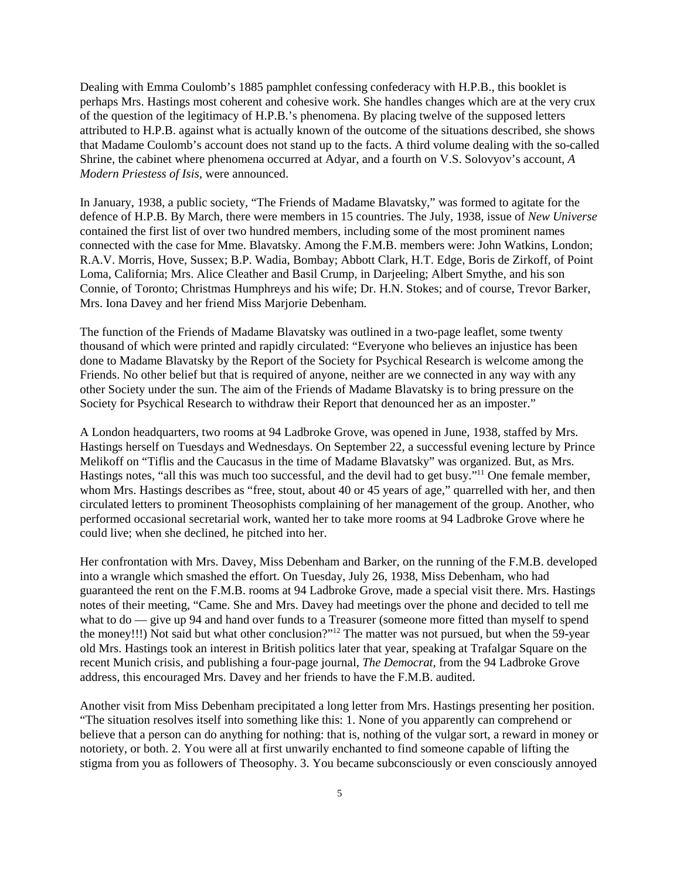Dealing with Emma Coulomb's 1885 pamphlet confessing confederacy with H.P.B., this booklet is perhaps Mrs. Hastings most coherent and cohesive work. She handles changes which are at the very crux of the question of the legitimacy of H.P.B.'s phenomena. By placing twelve of the supposed letters attributed to H.P.B. against what is actually known of the outcome of the situations described, she shows that Madame Coulomb's account does not stand up to the facts. A third volume dealing with the so-called Shrine, the cabinet where phenomena occurred at Adyar, and a fourth on V.S. Solovyov's account, *A Modern Priestess of Isis*, were announced.

In January, 1938, a public society, "The Friends of Madame Blavatsky," was formed to agitate for the defence of H.P.B. By March, there were members in 15 countries. The July, 1938, issue of *New Universe* contained the first list of over two hundred members, including some of the most prominent names connected with the case for Mme. Blavatsky. Among the F.M.B. members were: John Watkins, London; R.A.V. Morris, Hove, Sussex; B.P. Wadia, Bombay; Abbott Clark, H.T. Edge, Boris de Zirkoff, of Point Loma, California; Mrs. Alice Cleather and Basil Crump, in Darjeeling; Albert Smythe, and his son Connie, of Toronto; Christmas Humphreys and his wife; Dr. H.N. Stokes; and of course, Trevor Barker, Mrs. Iona Davey and her friend Miss Marjorie Debenham.

The function of the Friends of Madame Blavatsky was outlined in a two-page leaflet, some twenty thousand of which were printed and rapidly circulated: "Everyone who believes an injustice has been done to Madame Blavatsky by the Report of the Society for Psychical Research is welcome among the Friends. No other belief but that is required of anyone, neither are we connected in any way with any other Society under the sun. The aim of the Friends of Madame Blavatsky is to bring pressure on the Society for Psychical Research to withdraw their Report that denounced her as an imposter."

A London headquarters, two rooms at 94 Ladbroke Grove, was opened in June, 1938, staffed by Mrs. Hastings herself on Tuesdays and Wednesdays. On September 22, a successful evening lecture by Prince Melikoff on "Tiflis and the Caucasus in the time of Madame Blavatsky" was organized. But, as Mrs. Hastings notes, "all this was much too successful, and the devil had to get busy."[11] One female member, whom Mrs. Hastings describes as "free, stout, about 40 or 45 years of age," quarrelled with her, and then circulated letters to prominent Theosophists complaining of her management of the group. Another, who performed occasional secretarial work, wanted her to take more rooms at 94 Ladbroke Grove where he could live; when she declined, he pitched into her.

Her confrontation with Mrs. Davey, Miss Debenham and Barker, on the running of the F.M.B. developed into a wrangle which smashed the effort. On Tuesday, July 26, 1938, Miss Debenham, who had guaranteed the rent on the F.M.B. rooms at 94 Ladbroke Grove, made a special visit there. Mrs. Hastings notes of their meeting, "Came. She and Mrs. Davey had meetings over the phone and decided to tell me what to do — give up 94 and hand over funds to a Treasurer (someone more fitted than myself to spend the money!!!) Not said but what other conclusion?"[12] The matter was not pursued, but when the 59-year old Mrs. Hastings took an interest in British politics later that year, speaking at Trafalgar Square on the recent Munich crisis, and publishing a four-page journal, *The Democrat*, from the 94 Ladbroke Grove address, this encouraged Mrs. Davey and her friends to have the F.M.B. audited.

Another visit from Miss Debenham precipitated a long letter from Mrs. Hastings presenting her position. "The situation resolves itself into something like this: 1. None of you apparently can comprehend or believe that a person can do anything for nothing: that is, nothing of the vulgar sort, a reward in money or notoriety, or both. 2. You were all at first unwarily enchanted to find someone capable of lifting the stigma from you as followers of Theosophy. 3. You became subconsciously or even consciously annoyed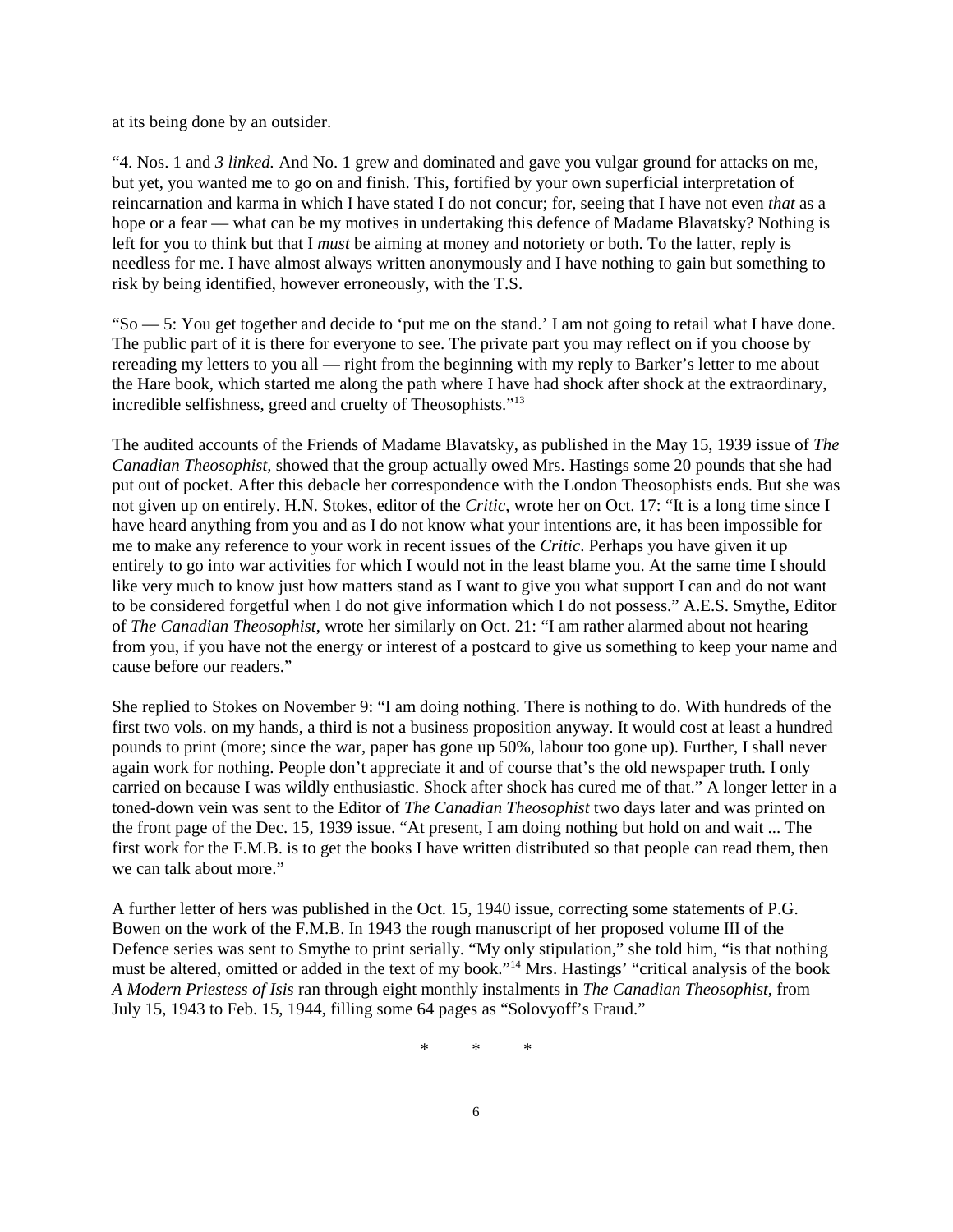at its being done by an outsider.

"4. Nos. 1 and *3 linked.* And No. 1 grew and dominated and gave you vulgar ground for attacks on me, but yet, you wanted me to go on and finish. This, fortified by your own superficial interpretation of reincarnation and karma in which I have stated I do not concur; for, seeing that I have not even *that* as a hope or a fear — what can be my motives in undertaking this defence of Madame Blavatsky? Nothing is left for you to think but that I *must* be aiming at money and notoriety or both. To the latter, reply is needless for me. I have almost always written anonymously and I have nothing to gain but something to risk by being identified, however erroneously, with the T.S.

"So — 5: You get together and decide to 'put me on the stand.' I am not going to retail what I have done. The public part of it is there for everyone to see. The private part you may reflect on if you choose by rereading my letters to you all — right from the beginning with my reply to Barker's letter to me about the Hare book, which started me along the path where I have had shock after shock at the extraordinary, incredible selfishness, greed and cruelty of Theosophists."[13]

The audited accounts of the Friends of Madame Blavatsky, as published in the May 15, 1939 issue of *The Canadian Theosophist*, showed that the group actually owed Mrs. Hastings some 20 pounds that she had put out of pocket. After this debacle her correspondence with the London Theosophists ends. But she was not given up on entirely. H.N. Stokes, editor of the *Critic*, wrote her on Oct. 17: "It is a long time since I have heard anything from you and as I do not know what your intentions are, it has been impossible for me to make any reference to your work in recent issues of the *Critic*. Perhaps you have given it up entirely to go into war activities for which I would not in the least blame you. At the same time I should like very much to know just how matters stand as I want to give you what support I can and do not want to be considered forgetful when I do not give information which I do not possess." A.E.S. Smythe, Editor of *The Canadian Theosophist*, wrote her similarly on Oct. 21: "I am rather alarmed about not hearing from you, if you have not the energy or interest of a postcard to give us something to keep your name and cause before our readers."

She replied to Stokes on November 9: "I am doing nothing. There is nothing to do. With hundreds of the first two vols. on my hands, a third is not a business proposition anyway. It would cost at least a hundred pounds to print (more; since the war, paper has gone up 50%, labour too gone up). Further, I shall never again work for nothing. People don't appreciate it and of course that's the old newspaper truth. I only carried on because I was wildly enthusiastic. Shock after shock has cured me of that." A longer letter in a toned-down vein was sent to the Editor of *The Canadian Theosophist* two days later and was printed on the front page of the Dec. 15, 1939 issue. "At present, I am doing nothing but hold on and wait ... The first work for the F.M.B. is to get the books I have written distributed so that people can read them, then we can talk about more."

A further letter of hers was published in the Oct. 15, 1940 issue, correcting some statements of P.G. Bowen on the work of the F.M.B. In 1943 the rough manuscript of her proposed volume III of the Defence series was sent to Smythe to print serially. "My only stipulation," she told him, "is that nothing must be altered, omitted or added in the text of my book."[14] Mrs. Hastings' "critical analysis of the book *A Modern Priestess of Isis* ran through eight monthly instalments in *The Canadian Theosophist*, from July 15, 1943 to Feb. 15, 1944, filling some 64 pages as "Solovyoff's Fraud."

\* \* \*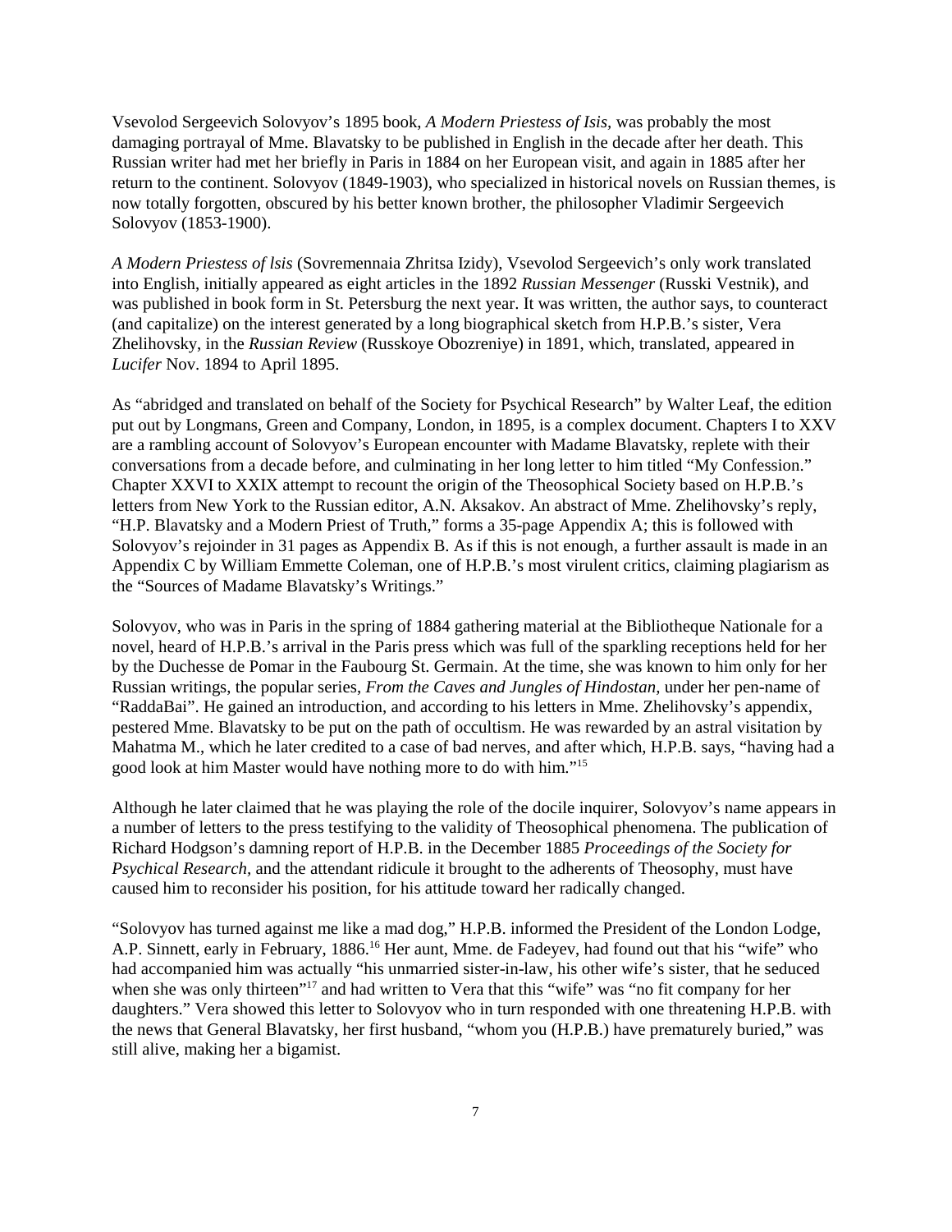Vsevolod Sergeevich Solovyov's 1895 book, *A Modern Priestess of Isis*, was probably the most damaging portrayal of Mme. Blavatsky to be published in English in the decade after her death. This Russian writer had met her briefly in Paris in 1884 on her European visit, and again in 1885 after her return to the continent. Solovyov (1849-1903), who specialized in historical novels on Russian themes, is now totally forgotten, obscured by his better known brother, the philosopher Vladimir Sergeevich Solovyov (1853-1900).

*A Modern Priestess of lsis* (Sovremennaia Zhritsa Izidy), Vsevolod Sergeevich's only work translated into English, initially appeared as eight articles in the 1892 *Russian Messenger* (Russki Vestnik), and was published in book form in St. Petersburg the next year. It was written, the author says, to counteract (and capitalize) on the interest generated by a long biographical sketch from H.P.B.'s sister, Vera Zhelihovsky, in the *Russian Review* (Russkoye Obozreniye) in 1891, which, translated, appeared in *Lucifer* Nov. 1894 to April 1895.

As "abridged and translated on behalf of the Society for Psychical Research" by Walter Leaf, the edition put out by Longmans, Green and Company, London, in 1895, is a complex document. Chapters I to XXV are a rambling account of Solovyov's European encounter with Madame Blavatsky, replete with their conversations from a decade before, and culminating in her long letter to him titled "My Confession." Chapter XXVI to XXIX attempt to recount the origin of the Theosophical Society based on H.P.B.'s letters from New York to the Russian editor, A.N. Aksakov. An abstract of Mme. Zhelihovsky's reply, "H.P. Blavatsky and a Modern Priest of Truth," forms a 35-page Appendix A; this is followed with Solovyov's rejoinder in 31 pages as Appendix B. As if this is not enough, a further assault is made in an Appendix C by William Emmette Coleman, one of H.P.B.'s most virulent critics, claiming plagiarism as the "Sources of Madame Blavatsky's Writings."

Solovyov, who was in Paris in the spring of 1884 gathering material at the Bibliotheque Nationale for a novel, heard of H.P.B.'s arrival in the Paris press which was full of the sparkling receptions held for her by the Duchesse de Pomar in the Faubourg St. Germain. At the time, she was known to him only for her Russian writings, the popular series, *From the Caves and Jungles of Hindostan,* under her pen-name of "RaddaBai". He gained an introduction, and according to his letters in Mme. Zhelihovsky's appendix, pestered Mme. Blavatsky to be put on the path of occultism. He was rewarded by an astral visitation by Mahatma M., which he later credited to a case of bad nerves, and after which, H.P.B. says, "having had a good look at him Master would have nothing more to do with him."[15]

Although he later claimed that he was playing the role of the docile inquirer, Solovyov's name appears in a number of letters to the press testifying to the validity of Theosophical phenomena. The publication of Richard Hodgson's damning report of H.P.B. in the December 1885 *Proceedings of the Society for Psychical Research,* and the attendant ridicule it brought to the adherents of Theosophy, must have caused him to reconsider his position, for his attitude toward her radically changed.

"Solovyov has turned against me like a mad dog," H.P.B. informed the President of the London Lodge, A.P. Sinnett, early in February, 1886.[16] Her aunt, Mme. de Fadeyev, had found out that his "wife" who had accompanied him was actually "his unmarried sister-in-law, his other wife's sister, that he seduced when she was only thirteen"[17] and had written to Vera that this "wife" was "no fit company for her daughters." Vera showed this letter to Solovyov who in turn responded with one threatening H.P.B. with the news that General Blavatsky, her first husband, "whom you (H.P.B.) have prematurely buried," was still alive, making her a bigamist.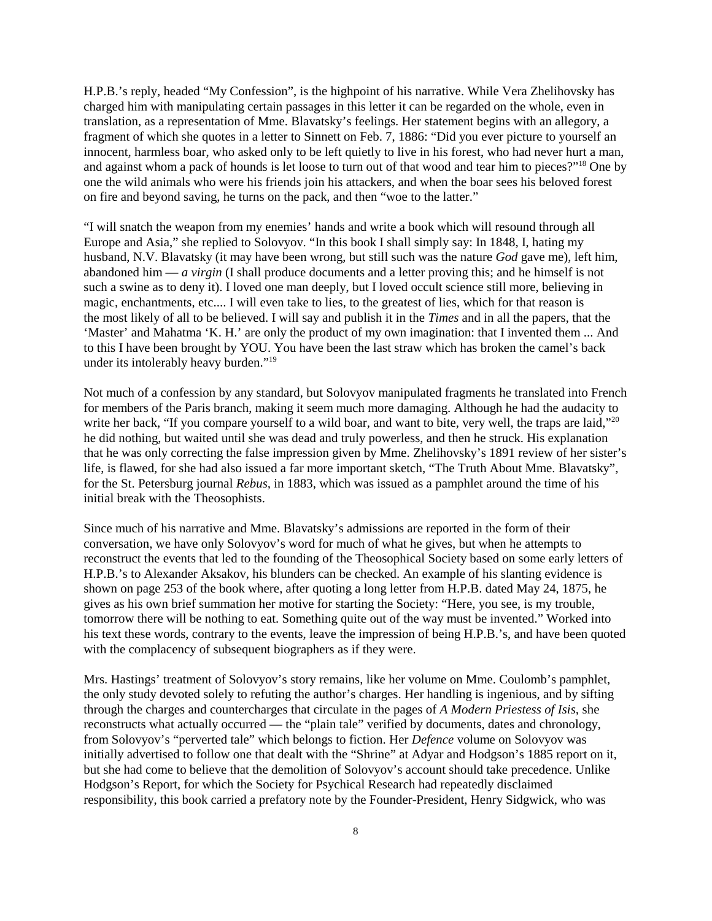H.P.B.'s reply, headed "My Confession", is the highpoint of his narrative. While Vera Zhelihovsky has charged him with manipulating certain passages in this letter it can be regarded on the whole, even in translation, as a representation of Mme. Blavatsky's feelings. Her statement begins with an allegory, a fragment of which she quotes in a letter to Sinnett on Feb. 7, 1886: "Did you ever picture to yourself an innocent, harmless boar, who asked only to be left quietly to live in his forest, who had never hurt a man, and against whom a pack of hounds is let loose to turn out of that wood and tear him to pieces?"[18] One by one the wild animals who were his friends join his attackers, and when the boar sees his beloved forest on fire and beyond saving, he turns on the pack, and then "woe to the latter."

"I will snatch the weapon from my enemies' hands and write a book which will resound through all Europe and Asia," she replied to Solovyov. "In this book I shall simply say: In 1848, I, hating my husband, N.V. Blavatsky (it may have been wrong, but still such was the nature *God* gave me), left him, abandoned him — *a virgin* (I shall produce documents and a letter proving this; and he himself is not such a swine as to deny it). I loved one man deeply, but I loved occult science still more, believing in magic, enchantments, etc.... I will even take to lies, to the greatest of lies, which for that reason is the most likely of all to be believed. I will say and publish it in the *Times* and in all the papers, that the 'Master' and Mahatma 'K. H.' are only the product of my own imagination: that I invented them ... And to this I have been brought by YOU. You have been the last straw which has broken the camel's back under its intolerably heavy burden."[19]

Not much of a confession by any standard, but Solovyov manipulated fragments he translated into French for members of the Paris branch, making it seem much more damaging. Although he had the audacity to write her back, "If you compare yourself to a wild boar, and want to bite, very well, the traps are laid,"[20] he did nothing, but waited until she was dead and truly powerless, and then he struck. His explanation that he was only correcting the false impression given by Mme. Zhelihovsky's 1891 review of her sister's life, is flawed, for she had also issued a far more important sketch, "The Truth About Mme. Blavatsky", for the St. Petersburg journal *Rebus*, in 1883, which was issued as a pamphlet around the time of his initial break with the Theosophists.

Since much of his narrative and Mme. Blavatsky's admissions are reported in the form of their conversation, we have only Solovyov's word for much of what he gives, but when he attempts to reconstruct the events that led to the founding of the Theosophical Society based on some early letters of H.P.B.'s to Alexander Aksakov, his blunders can be checked. An example of his slanting evidence is shown on page 253 of the book where, after quoting a long letter from H.P.B. dated May 24, 1875, he gives as his own brief summation her motive for starting the Society: "Here, you see, is my trouble, tomorrow there will be nothing to eat. Something quite out of the way must be invented." Worked into his text these words, contrary to the events, leave the impression of being H.P.B.'s, and have been quoted with the complacency of subsequent biographers as if they were.

Mrs. Hastings' treatment of Solovyov's story remains, like her volume on Mme. Coulomb's pamphlet, the only study devoted solely to refuting the author's charges. Her handling is ingenious, and by sifting through the charges and countercharges that circulate in the pages of *A Modern Priestess of Isis*, she reconstructs what actually occurred — the "plain tale" verified by documents, dates and chronology, from Solovyov's "perverted tale" which belongs to fiction. Her *Defence* volume on Solovyov was initially advertised to follow one that dealt with the "Shrine" at Adyar and Hodgson's 1885 report on it, but she had come to believe that the demolition of Solovyov's account should take precedence. Unlike Hodgson's Report, for which the Society for Psychical Research had repeatedly disclaimed responsibility, this book carried a prefatory note by the Founder-President, Henry Sidgwick, who was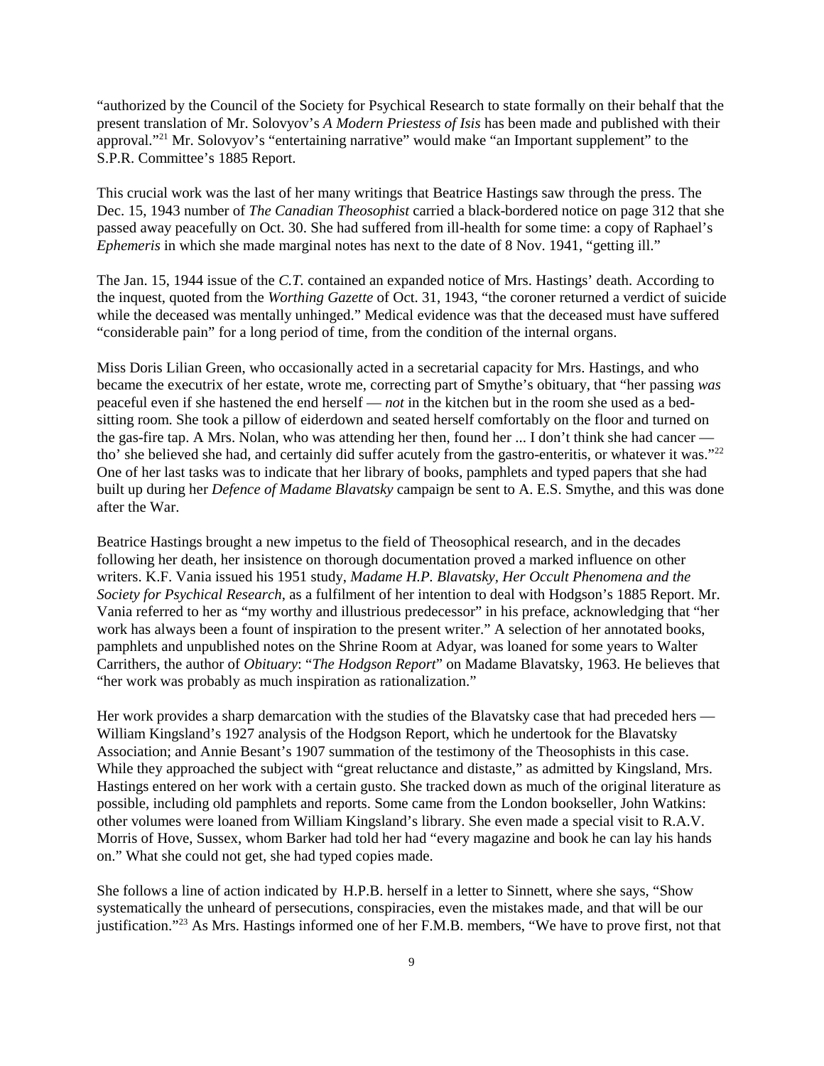"authorized by the Council of the Society for Psychical Research to state formally on their behalf that the present translation of Mr. Solovyov's *A Modern Priestess of Isis* has been made and published with their approval."[21] Mr. Solovyov's "entertaining narrative" would make "an Important supplement" to the S.P.R. Committee's 1885 Report.

This crucial work was the last of her many writings that Beatrice Hastings saw through the press. The Dec. 15, 1943 number of *The Canadian Theosophist* carried a black-bordered notice on page 312 that she passed away peacefully on Oct. 30. She had suffered from ill-health for some time: a copy of Raphael's *Ephemeris* in which she made marginal notes has next to the date of 8 Nov. 1941, "getting ill."

The Jan. 15, 1944 issue of the *C.T.* contained an expanded notice of Mrs. Hastings' death. According to the inquest, quoted from the *Worthing Gazette* of Oct. 31, 1943, "the coroner returned a verdict of suicide while the deceased was mentally unhinged." Medical evidence was that the deceased must have suffered "considerable pain" for a long period of time, from the condition of the internal organs.

Miss Doris Lilian Green, who occasionally acted in a secretarial capacity for Mrs. Hastings, and who became the executrix of her estate, wrote me, correcting part of Smythe's obituary, that "her passing *was* peaceful even if she hastened the end herself — *not* in the kitchen but in the room she used as a bed-sitting room. She took a pillow of eiderdown and seated herself comfortably on the floor and turned on the gas-fire tap. A Mrs. Nolan, who was attending her then, found her ... I don't think she had cancer — tho' she believed she had, and certainly did suffer acutely from the gastro-enteritis, or whatever it was."[22] One of her last tasks was to indicate that her library of books, pamphlets and typed papers that she had built up during her *Defence of Madame Blavatsky* campaign be sent to A. E.S. Smythe, and this was done after the War.

Beatrice Hastings brought a new impetus to the field of Theosophical research, and in the decades following her death, her insistence on thorough documentation proved a marked influence on other writers. K.F. Vania issued his 1951 study, *Madame H.P. Blavatsky, Her Occult Phenomena and the Society for Psychical Research*, as a fulfilment of her intention to deal with Hodgson's 1885 Report. Mr. Vania referred to her as "my worthy and illustrious predecessor" in his preface, acknowledging that "her work has always been a fount of inspiration to the present writer." A selection of her annotated books, pamphlets and unpublished notes on the Shrine Room at Adyar, was loaned for some years to Walter Carrithers, the author of *Obituary*: "*The Hodgson Report*" on Madame Blavatsky, 1963. He believes that "her work was probably as much inspiration as rationalization."

Her work provides a sharp demarcation with the studies of the Blavatsky case that had preceded hers — William Kingsland's 1927 analysis of the Hodgson Report, which he undertook for the Blavatsky Association; and Annie Besant's 1907 summation of the testimony of the Theosophists in this case. While they approached the subject with "great reluctance and distaste," as admitted by Kingsland, Mrs. Hastings entered on her work with a certain gusto. She tracked down as much of the original literature as possible, including old pamphlets and reports. Some came from the London bookseller, John Watkins: other volumes were loaned from William Kingsland's library. She even made a special visit to R.A.V. Morris of Hove, Sussex, whom Barker had told her had "every magazine and book he can lay his hands on." What she could not get, she had typed copies made.

She follows a line of action indicated by H.P.B. herself in a letter to Sinnett, where she says, "Show systematically the unheard of persecutions, conspiracies, even the mistakes made, and that will be our justification."[23] As Mrs. Hastings informed one of her F.M.B. members, "We have to prove first, not that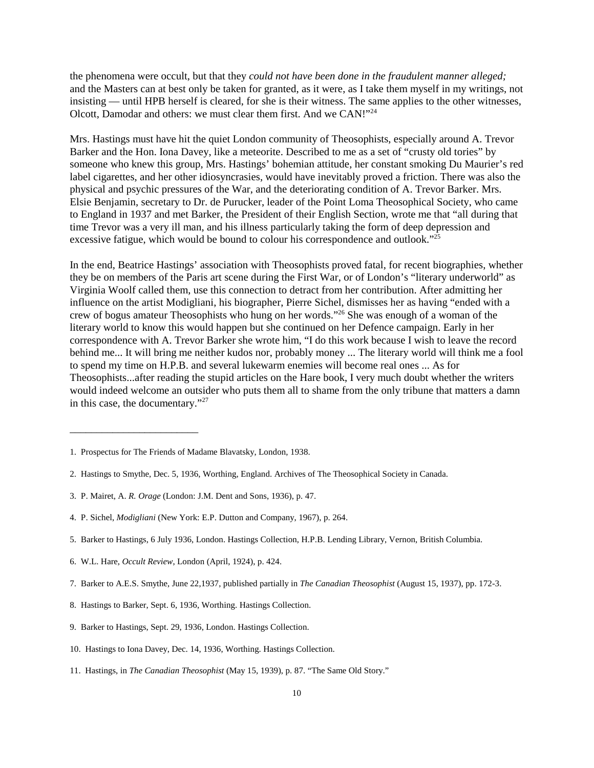the phenomena were occult, but that they *could not have been done in the fraudulent manner alleged;* and the Masters can at best only be taken for granted, as it were, as I take them myself in my writings, not insisting — until HPB herself is cleared, for she is their witness. The same applies to the other witnesses, Olcott, Damodar and others: we must clear them first. And we CAN!"[24]

Mrs. Hastings must have hit the quiet London community of Theosophists, especially around A. Trevor Barker and the Hon. Iona Davey, like a meteorite. Described to me as a set of "crusty old tories" by someone who knew this group, Mrs. Hastings' bohemian attitude, her constant smoking Du Maurier's red label cigarettes, and her other idiosyncrasies, would have inevitably proved a friction. There was also the physical and psychic pressures of the War, and the deteriorating condition of A. Trevor Barker. Mrs. Elsie Benjamin, secretary to Dr. de Purucker, leader of the Point Loma Theosophical Society, who came to England in 1937 and met Barker, the President of their English Section, wrote me that "all during that time Trevor was a very ill man, and his illness particularly taking the form of deep depression and excessive fatigue, which would be bound to colour his correspondence and outlook."[25]

In the end, Beatrice Hastings' association with Theosophists proved fatal, for recent biographies, whether they be on members of the Paris art scene during the First War, or of London's "literary underworld" as Virginia Woolf called them, use this connection to detract from her contribution. After admitting her influence on the artist Modigliani, his biographer, Pierre Sichel, dismisses her as having "ended with a crew of bogus amateur Theosophists who hung on her words."[26] She was enough of a woman of the literary world to know this would happen but she continued on her Defence campaign. Early in her correspondence with A. Trevor Barker she wrote him, "I do this work because I wish to leave the record behind me... It will bring me neither kudos nor, probably money ... The literary world will think me a fool to spend my time on H.P.B. and several lukewarm enemies will become real ones ... As for Theosophists...after reading the stupid articles on the Hare book, I very much doubt whether the writers would indeed welcome an outsider who puts them all to shame from the only tribune that matters a damn in this case, the documentary."[27]

---

1. Prospectus for The Friends of Madame Blavatsky, London, 1938.

2. Hastings to Smythe, Dec. 5, 1936, Worthing, England. Archives of The Theosophical Society in Canada.

3. P. Mairet, A. *R. Orage* (London: J.M. Dent and Sons, 1936), p. 47.

4. P. Sichel, *Modigliani* (New York: E.P. Dutton and Company, 1967), p. 264.

5. Barker to Hastings, 6 July 1936, London. Hastings Collection, H.P.B. Lending Library, Vernon, British Columbia.

6. W.L. Hare, *Occult Review*, London (April, 1924), p. 424.

7. Barker to A.E.S. Smythe, June 22,1937, published partially in *The Canadian Theosophist* (August 15, 1937), pp. 172-3.

8. Hastings to Barker, Sept. 6, 1936, Worthing. Hastings Collection.

9. Barker to Hastings, Sept. 29, 1936, London. Hastings Collection.

10. Hastings to Iona Davey, Dec. 14, 1936, Worthing. Hastings Collection.

11. Hastings, in *The Canadian Theosophist* (May 15, 1939), p. 87. "The Same Old Story."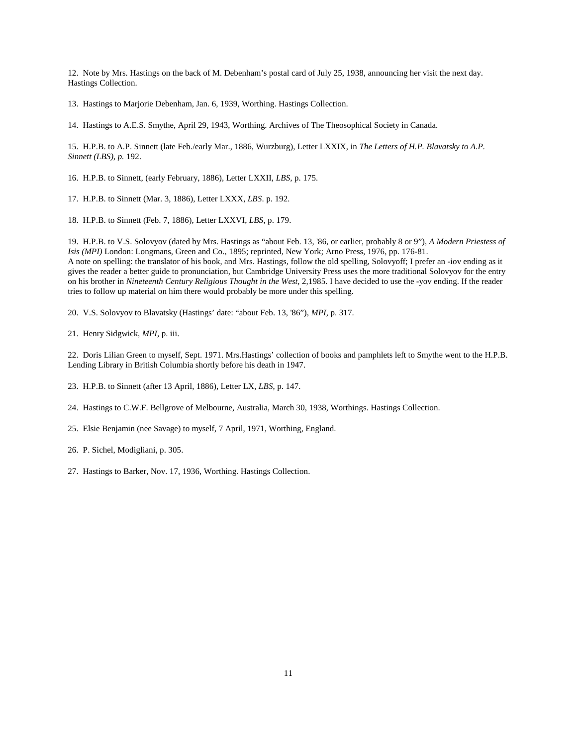12. Note by Mrs. Hastings on the back of M. Debenham's postal card of July 25, 1938, announcing her visit the next day. Hastings Collection.

13. Hastings to Marjorie Debenham, Jan. 6, 1939, Worthing. Hastings Collection.

14. Hastings to A.E.S. Smythe, April 29, 1943, Worthing. Archives of The Theosophical Society in Canada.

15. H.P.B. to A.P. Sinnett (late Feb./early Mar., 1886, Wurzburg), Letter LXXIX, in *The Letters of H.P. Blavatsky to A.P. Sinnett (LBS), p.* 192.

16. H.P.B. to Sinnett, (early February, 1886), Letter LXXII, *LBS*, p. 175.

17. H.P.B. to Sinnett (Mar. 3, 1886), Letter LXXX, *LBS*. p. 192.

18. H.P.B. to Sinnett (Feb. 7, 1886), Letter LXXVI, *LBS*, p. 179.

19. H.P.B. to V.S. Solovyov (dated by Mrs. Hastings as "about Feb. 13, '86, or earlier, probably 8 or 9"), *A Modern Priestess of Isis (MPI)* London: Longmans, Green and Co., 1895; reprinted, New York; Arno Press, 1976, pp. 176-81.
A note on spelling: the translator of his book, and Mrs. Hastings, follow the old spelling, Solovyoff; I prefer an -iov ending as it gives the reader a better guide to pronunciation, but Cambridge University Press uses the more traditional Solovyov for the entry on his brother in *Nineteenth Century Religious Thought in the West*, 2,1985. I have decided to use the -yov ending. If the reader tries to follow up material on him there would probably be more under this spelling.

20. V.S. Solovyov to Blavatsky (Hastings' date: "about Feb. 13, '86"), *MPI*, p. 317.

21. Henry Sidgwick, *MPI*, p. iii.

22. Doris Lilian Green to myself, Sept. 1971. Mrs.Hastings' collection of books and pamphlets left to Smythe went to the H.P.B. Lending Library in British Columbia shortly before his death in 1947.

23. H.P.B. to Sinnett (after 13 April, 1886), Letter LX, *LBS*, p. 147.

24. Hastings to C.W.F. Bellgrove of Melbourne, Australia, March 30, 1938, Worthings. Hastings Collection.

25. Elsie Benjamin (nee Savage) to myself, 7 April, 1971, Worthing, England.

26. P. Sichel, Modigliani, p. 305.

27. Hastings to Barker, Nov. 17, 1936, Worthing. Hastings Collection.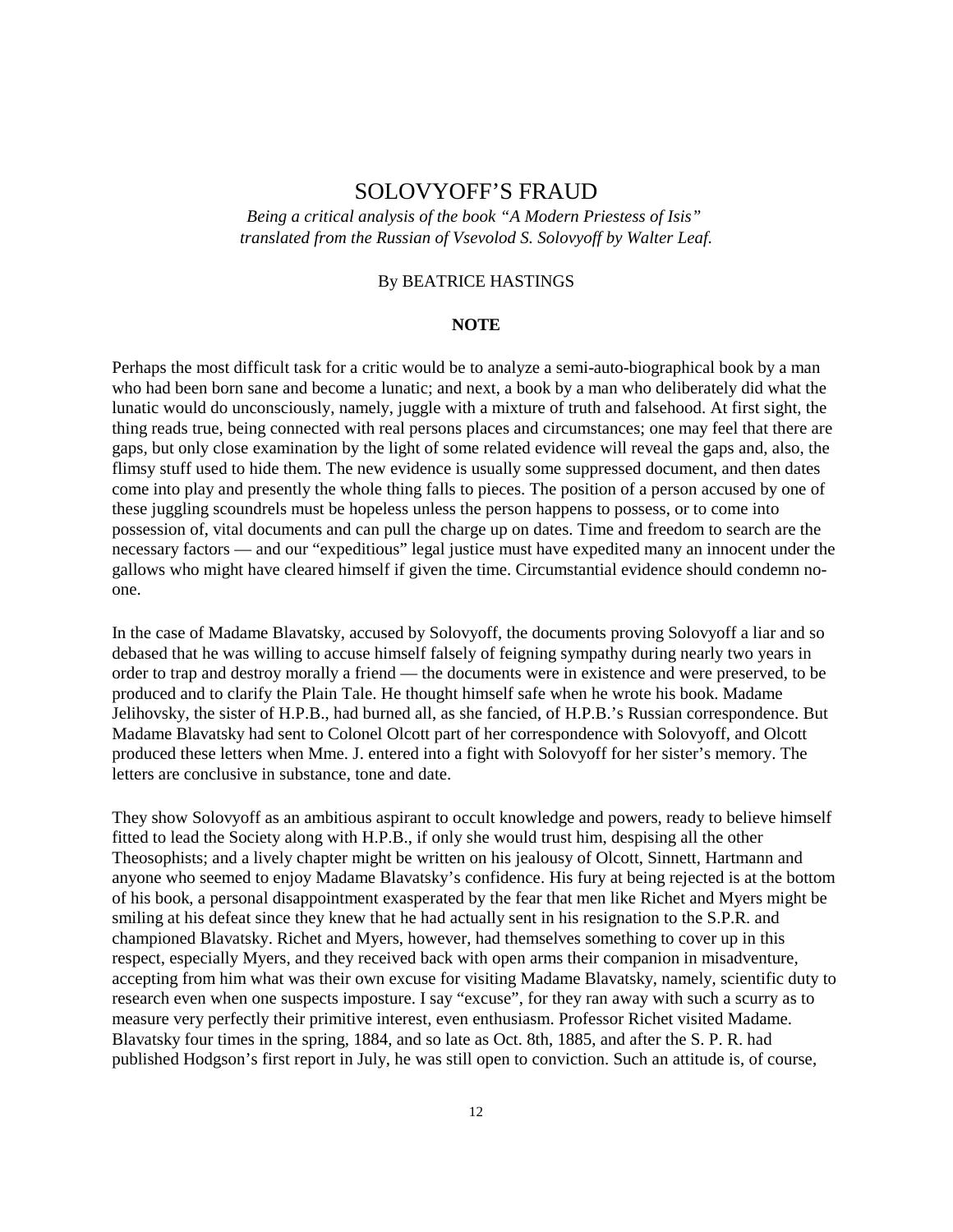# SOLOVYOFF'S FRAUD

*Being a critical analysis of the book "A Modern Priestess of Isis" translated from the Russian of Vsevolod S. Solovyoff by Walter Leaf.*

By BEATRICE HASTINGS

**NOTE**

Perhaps the most difficult task for a critic would be to analyze a semi-auto-biographical book by a man who had been born sane and become a lunatic; and next, a book by a man who deliberately did what the lunatic would do unconsciously, namely, juggle with a mixture of truth and falsehood. At first sight, the thing reads true, being connected with real persons places and circumstances; one may feel that there are gaps, but only close examination by the light of some related evidence will reveal the gaps and, also, the flimsy stuff used to hide them. The new evidence is usually some suppressed document, and then dates come into play and presently the whole thing falls to pieces. The position of a person accused by one of these juggling scoundrels must be hopeless unless the person happens to possess, or to come into possession of, vital documents and can pull the charge up on dates. Time and freedom to search are the necessary factors — and our "expeditious" legal justice must have expedited many an innocent under the gallows who might have cleared himself if given the time. Circumstantial evidence should condemn no-one.

In the case of Madame Blavatsky, accused by Solovyoff, the documents proving Solovyoff a liar and so debased that he was willing to accuse himself falsely of feigning sympathy during nearly two years in order to trap and destroy morally a friend — the documents were in existence and were preserved, to be produced and to clarify the Plain Tale. He thought himself safe when he wrote his book. Madame Jelihovsky, the sister of H.P.B., had burned all, as she fancied, of H.P.B.'s Russian correspondence. But Madame Blavatsky had sent to Colonel Olcott part of her correspondence with Solovyoff, and Olcott produced these letters when Mme. J. entered into a fight with Solovyoff for her sister's memory. The letters are conclusive in substance, tone and date.

They show Solovyoff as an ambitious aspirant to occult knowledge and powers, ready to believe himself fitted to lead the Society along with H.P.B., if only she would trust him, despising all the other Theosophists; and a lively chapter might be written on his jealousy of Olcott, Sinnett, Hartmann and anyone who seemed to enjoy Madame Blavatsky's confidence. His fury at being rejected is at the bottom of his book, a personal disappointment exasperated by the fear that men like Richet and Myers might be smiling at his defeat since they knew that he had actually sent in his resignation to the S.P.R. and championed Blavatsky. Richet and Myers, however, had themselves something to cover up in this respect, especially Myers, and they received back with open arms their companion in misadventure, accepting from him what was their own excuse for visiting Madame Blavatsky, namely, scientific duty to research even when one suspects imposture. I say "excuse", for they ran away with such a scurry as to measure very perfectly their primitive interest, even enthusiasm. Professor Richet visited Madame. Blavatsky four times in the spring, 1884, and so late as Oct. 8th, 1885, and after the S. P. R. had published Hodgson's first report in July, he was still open to conviction. Such an attitude is, of course,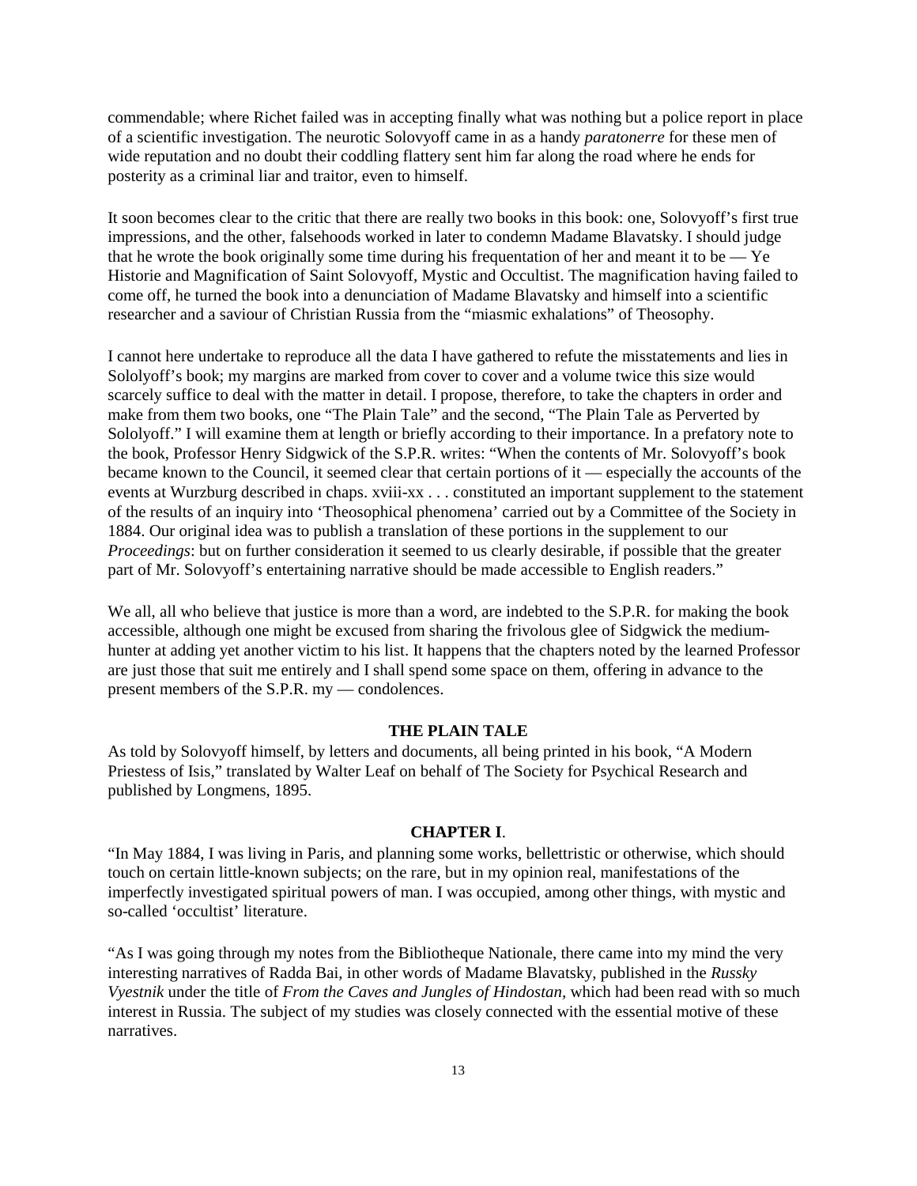commendable; where Richet failed was in accepting finally what was nothing but a police report in place of a scientific investigation. The neurotic Solovyoff came in as a handy *paratonerre* for these men of wide reputation and no doubt their coddling flattery sent him far along the road where he ends for posterity as a criminal liar and traitor, even to himself.

It soon becomes clear to the critic that there are really two books in this book: one, Solovyoff's first true impressions, and the other, falsehoods worked in later to condemn Madame Blavatsky. I should judge that he wrote the book originally some time during his frequentation of her and meant it to be — Ye Historie and Magnification of Saint Solovyoff, Mystic and Occultist. The magnification having failed to come off, he turned the book into a denunciation of Madame Blavatsky and himself into a scientific researcher and a saviour of Christian Russia from the "miasmic exhalations" of Theosophy.

I cannot here undertake to reproduce all the data I have gathered to refute the misstatements and lies in Sololyoff's book; my margins are marked from cover to cover and a volume twice this size would scarcely suffice to deal with the matter in detail. I propose, therefore, to take the chapters in order and make from them two books, one "The Plain Tale" and the second, "The Plain Tale as Perverted by Sololyoff." I will examine them at length or briefly according to their importance. In a prefatory note to the book, Professor Henry Sidgwick of the S.P.R. writes: "When the contents of Mr. Solovyoff's book became known to the Council, it seemed clear that certain portions of it — especially the accounts of the events at Wurzburg described in chaps. xviii-xx . . . constituted an important supplement to the statement of the results of an inquiry into 'Theosophical phenomena' carried out by a Committee of the Society in 1884. Our original idea was to publish a translation of these portions in the supplement to our *Proceedings*: but on further consideration it seemed to us clearly desirable, if possible that the greater part of Mr. Solovyoff's entertaining narrative should be made accessible to English readers."

We all, all who believe that justice is more than a word, are indebted to the S.P.R. for making the book accessible, although one might be excused from sharing the frivolous glee of Sidgwick the medium-hunter at adding yet another victim to his list. It happens that the chapters noted by the learned Professor are just those that suit me entirely and I shall spend some space on them, offering in advance to the present members of the S.P.R. my — condolences.

## THE PLAIN TALE

As told by Solovyoff himself, by letters and documents, all being printed in his book, "A Modern Priestess of Isis," translated by Walter Leaf on behalf of The Society for Psychical Research and published by Longmens, 1895.

### CHAPTER I.

"In May 1884, I was living in Paris, and planning some works, bellettristic or otherwise, which should touch on certain little-known subjects; on the rare, but in my opinion real, manifestations of the imperfectly investigated spiritual powers of man. I was occupied, among other things, with mystic and so-called 'occultist' literature.

"As I was going through my notes from the Bibliotheque Nationale, there came into my mind the very interesting narratives of Radda Bai, in other words of Madame Blavatsky, published in the *Russky Vyestnik* under the title of *From the Caves and Jungles of Hindostan*, which had been read with so much interest in Russia. The subject of my studies was closely connected with the essential motive of these narratives.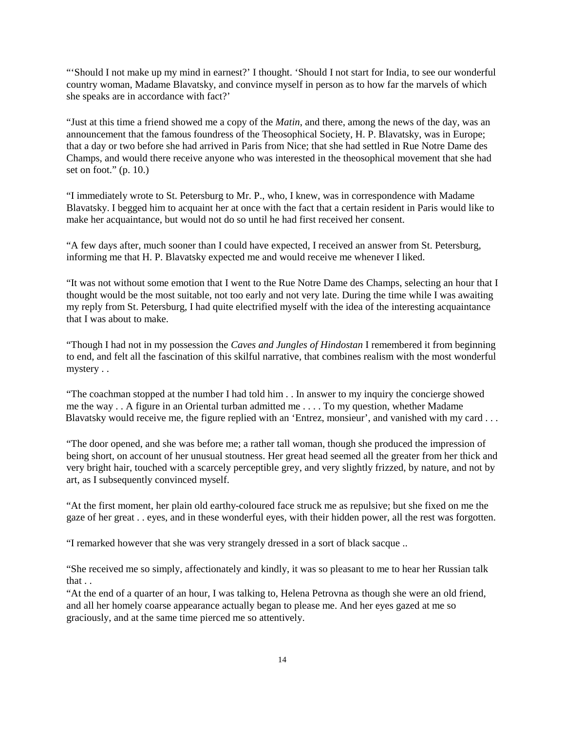"'Should I not make up my mind in earnest?' I thought. 'Should I not start for India, to see our wonderful country woman, Madame Blavatsky, and convince myself in person as to how far the marvels of which she speaks are in accordance with fact?'

"Just at this time a friend showed me a copy of the *Matin*, and there, among the news of the day, was an announcement that the famous foundress of the Theosophical Society, H. P. Blavatsky, was in Europe; that a day or two before she had arrived in Paris from Nice; that she had settled in Rue Notre Dame des Champs, and would there receive anyone who was interested in the theosophical movement that she had set on foot." (p. 10.)

"I immediately wrote to St. Petersburg to Mr. P., who, I knew, was in correspondence with Madame Blavatsky. I begged him to acquaint her at once with the fact that a certain resident in Paris would like to make her acquaintance, but would not do so until he had first received her consent.

"A few days after, much sooner than I could have expected, I received an answer from St. Petersburg, informing me that H. P. Blavatsky expected me and would receive me whenever I liked.

"It was not without some emotion that I went to the Rue Notre Dame des Champs, selecting an hour that I thought would be the most suitable, not too early and not very late. During the time while I was awaiting my reply from St. Petersburg, I had quite electrified myself with the idea of the interesting acquaintance that I was about to make.

"Though I had not in my possession the *Caves and Jungles of Hindostan* I remembered it from beginning to end, and felt all the fascination of this skilful narrative, that combines realism with the most wonderful mystery . .

"The coachman stopped at the number I had told him . . In answer to my inquiry the concierge showed me the way . . A figure in an Oriental turban admitted me . . . . To my question, whether Madame Blavatsky would receive me, the figure replied with an 'Entrez, monsieur', and vanished with my card . . .

"The door opened, and she was before me; a rather tall woman, though she produced the impression of being short, on account of her unusual stoutness. Her great head seemed all the greater from her thick and very bright hair, touched with a scarcely perceptible grey, and very slightly frizzed, by nature, and not by art, as I subsequently convinced myself.

"At the first moment, her plain old earthy-coloured face struck me as repulsive; but she fixed on me the gaze of her great . . eyes, and in these wonderful eyes, with their hidden power, all the rest was forgotten.

"I remarked however that she was very strangely dressed in a sort of black sacque ..

"She received me so simply, affectionately and kindly, it was so pleasant to me to hear her Russian talk that . .

"At the end of a quarter of an hour, I was talking to, Helena Petrovna as though she were an old friend, and all her homely coarse appearance actually began to please me. And her eyes gazed at me so graciously, and at the same time pierced me so attentively.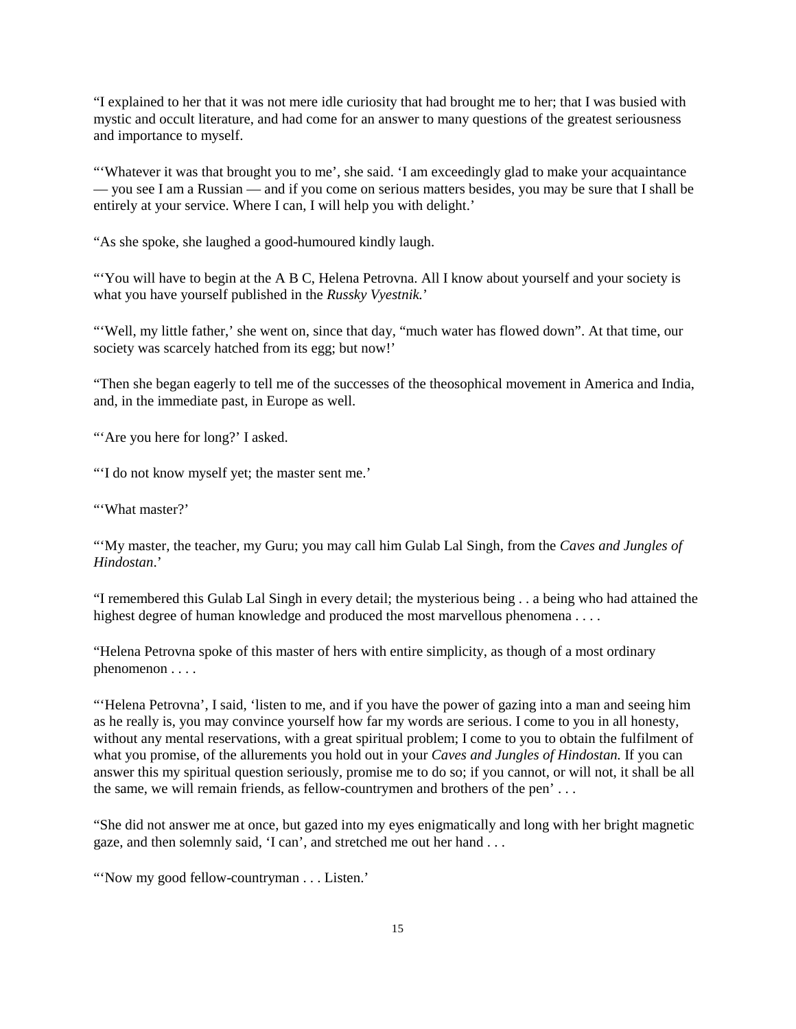"I explained to her that it was not mere idle curiosity that had brought me to her; that I was busied with mystic and occult literature, and had come for an answer to many questions of the greatest seriousness and importance to myself.

"'Whatever it was that brought you to me', she said. 'I am exceedingly glad to make your acquaintance — you see I am a Russian — and if you come on serious matters besides, you may be sure that I shall be entirely at your service. Where I can, I will help you with delight.'

"As she spoke, she laughed a good-humoured kindly laugh.

"'You will have to begin at the A B C, Helena Petrovna. All I know about yourself and your society is what you have yourself published in the *Russky Vyestnik.*'

"'Well, my little father,' she went on, since that day, "much water has flowed down". At that time, our society was scarcely hatched from its egg; but now!'

"Then she began eagerly to tell me of the successes of the theosophical movement in America and India, and, in the immediate past, in Europe as well.

"'Are you here for long?' I asked.

"'I do not know myself yet; the master sent me.'

"'What master?'

"'My master, the teacher, my Guru; you may call him Gulab Lal Singh, from the *Caves and Jungles of Hindostan*.'

"I remembered this Gulab Lal Singh in every detail; the mysterious being . . a being who had attained the highest degree of human knowledge and produced the most marvellous phenomena . . . .

"Helena Petrovna spoke of this master of hers with entire simplicity, as though of a most ordinary phenomenon . . . .

"'Helena Petrovna', I said, 'listen to me, and if you have the power of gazing into a man and seeing him as he really is, you may convince yourself how far my words are serious. I come to you in all honesty, without any mental reservations, with a great spiritual problem; I come to you to obtain the fulfilment of what you promise, of the allurements you hold out in your *Caves and Jungles of Hindostan.* If you can answer this my spiritual question seriously, promise me to do so; if you cannot, or will not, it shall be all the same, we will remain friends, as fellow-countrymen and brothers of the pen' . . .

"She did not answer me at once, but gazed into my eyes enigmatically and long with her bright magnetic gaze, and then solemnly said, 'I can', and stretched me out her hand . . .

"'Now my good fellow-countryman . . . Listen.'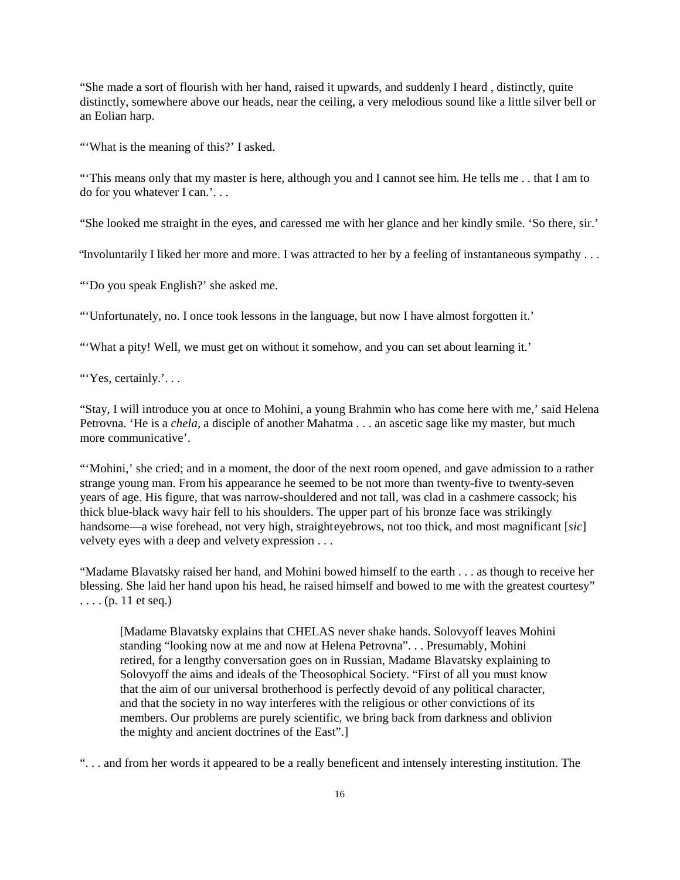"She made a sort of flourish with her hand, raised it upwards, and suddenly I heard , distinctly, quite distinctly, somewhere above our heads, near the ceiling, a very melodious sound like a little silver bell or an Eolian harp.

"'What is the meaning of this?' I asked.

"'This means only that my master is here, although you and I cannot see him. He tells me . . that I am to do for you whatever I can.'. . .

"She looked me straight in the eyes, and caressed me with her glance and her kindly smile. 'So there, sir.'

"Involuntarily I liked her more and more. I was attracted to her by a feeling of instantaneous sympathy . . .

"'Do you speak English?' she asked me.

"'Unfortunately, no. I once took lessons in the language, but now I have almost forgotten it.'

"'What a pity! Well, we must get on without it somehow, and you can set about learning it.'

"'Yes, certainly.'. . .

"Stay, I will introduce you at once to Mohini, a young Brahmin who has come here with me,' said Helena Petrovna. 'He is a *chela*, a disciple of another Mahatma . . . an ascetic sage like my master, but much more communicative'.

"'Mohini,' she cried; and in a moment, the door of the next room opened, and gave admission to a rather strange young man. From his appearance he seemed to be not more than twenty-five to twenty-seven years of age. His figure, that was narrow-shouldered and not tall, was clad in a cashmere cassock; his thick blue-black wavy hair fell to his shoulders. The upper part of his bronze face was strikingly handsome—a wise forehead, not very high, straight eyebrows, not too thick, and most magnificant [*sic*] velvety eyes with a deep and velvety expression . . .

"Madame Blavatsky raised her hand, and Mohini bowed himself to the earth . . . as though to receive her blessing. She laid her hand upon his head, he raised himself and bowed to me with the greatest courtesy" . . . . (p. 11 et seq.)

> [Madame Blavatsky explains that CHELAS never shake hands. Solovyoff leaves Mohini standing "looking now at me and now at Helena Petrovna". . . Presumably, Mohini retired, for a lengthy conversation goes on in Russian, Madame Blavatsky explaining to Solovyoff the aims and ideals of the Theosophical Society. "First of all you must know that the aim of our universal brotherhood is perfectly devoid of any political character, and that the society in no way interferes with the religious or other convictions of its members. Our problems are purely scientific, we bring back from darkness and oblivion the mighty and ancient doctrines of the East".]

". . . and from her words it appeared to be a really beneficent and intensely interesting institution. The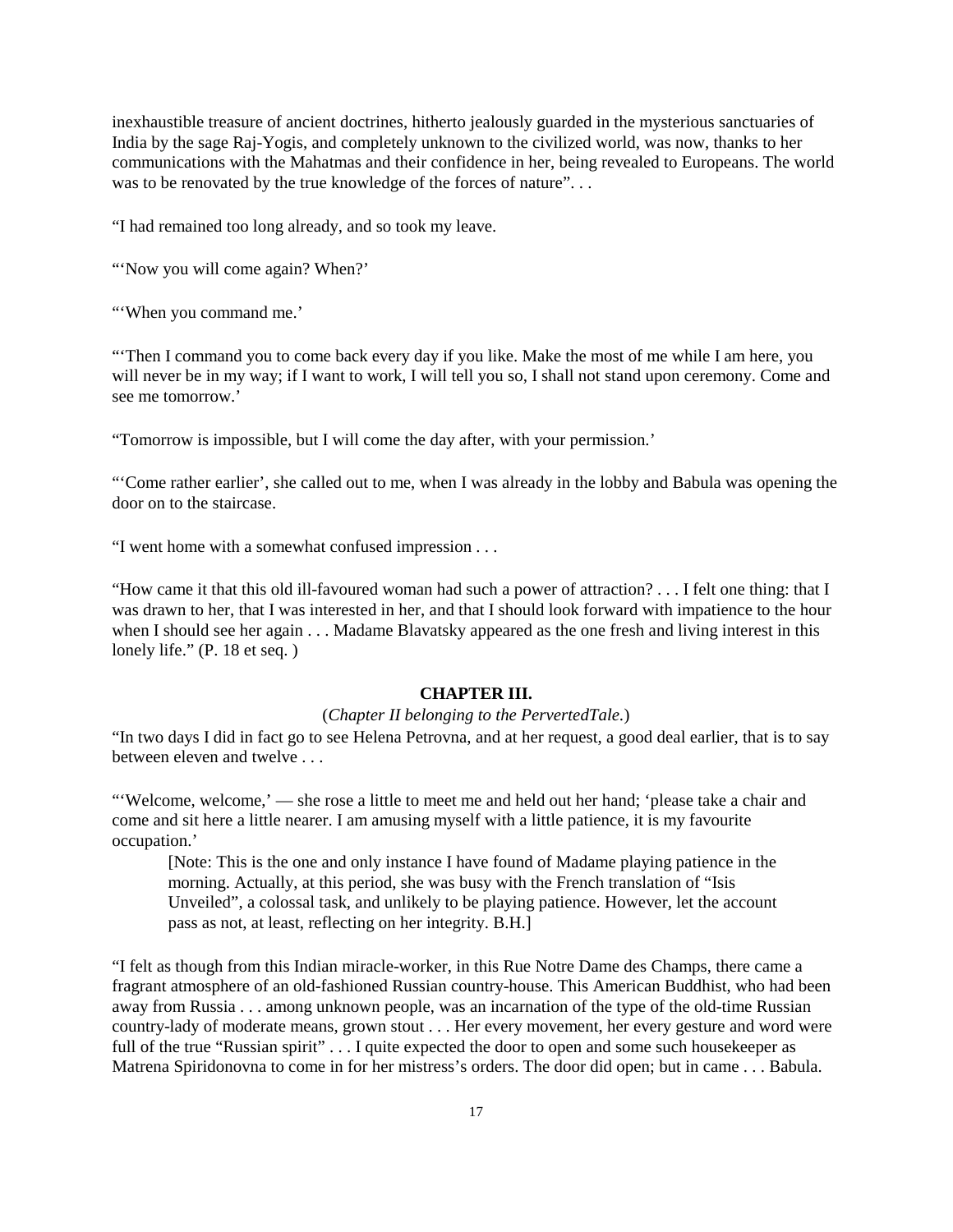inexhaustible treasure of ancient doctrines, hitherto jealously guarded in the mysterious sanctuaries of India by the sage Raj-Yogis, and completely unknown to the civilized world, was now, thanks to her communications with the Mahatmas and their confidence in her, being revealed to Europeans. The world was to be renovated by the true knowledge of the forces of nature". . .

"I had remained too long already, and so took my leave.

"'Now you will come again? When?'

"'When you command me.'

"'Then I command you to come back every day if you like. Make the most of me while I am here, you will never be in my way; if I want to work, I will tell you so, I shall not stand upon ceremony. Come and see me tomorrow.'

"Tomorrow is impossible, but I will come the day after, with your permission.'

"'Come rather earlier', she called out to me, when I was already in the lobby and Babula was opening the door on to the staircase.

"I went home with a somewhat confused impression . . .

"How came it that this old ill-favoured woman had such a power of attraction? . . . I felt one thing: that I was drawn to her, that I was interested in her, and that I should look forward with impatience to the hour when I should see her again . . . Madame Blavatsky appeared as the one fresh and living interest in this lonely life." (P. 18 et seq. )

**CHAPTER III.**

(*Chapter II belonging to the PervertedTale.*)

"In two days I did in fact go to see Helena Petrovna, and at her request, a good deal earlier, that is to say between eleven and twelve . . .

"'Welcome, welcome,' — she rose a little to meet me and held out her hand; 'please take a chair and come and sit here a little nearer. I am amusing myself with a little patience, it is my favourite occupation.'

> [Note: This is the one and only instance I have found of Madame playing patience in the morning. Actually, at this period, she was busy with the French translation of "Isis Unveiled", a colossal task, and unlikely to be playing patience. However, let the account pass as not, at least, reflecting on her integrity. B.H.]

"I felt as though from this Indian miracle-worker, in this Rue Notre Dame des Champs, there came a fragrant atmosphere of an old-fashioned Russian country-house. This American Buddhist, who had been away from Russia . . . among unknown people, was an incarnation of the type of the old-time Russian country-lady of moderate means, grown stout . . . Her every movement, her every gesture and word were full of the true "Russian spirit" . . . I quite expected the door to open and some such housekeeper as Matrena Spiridonovna to come in for her mistress's orders. The door did open; but in came . . . Babula.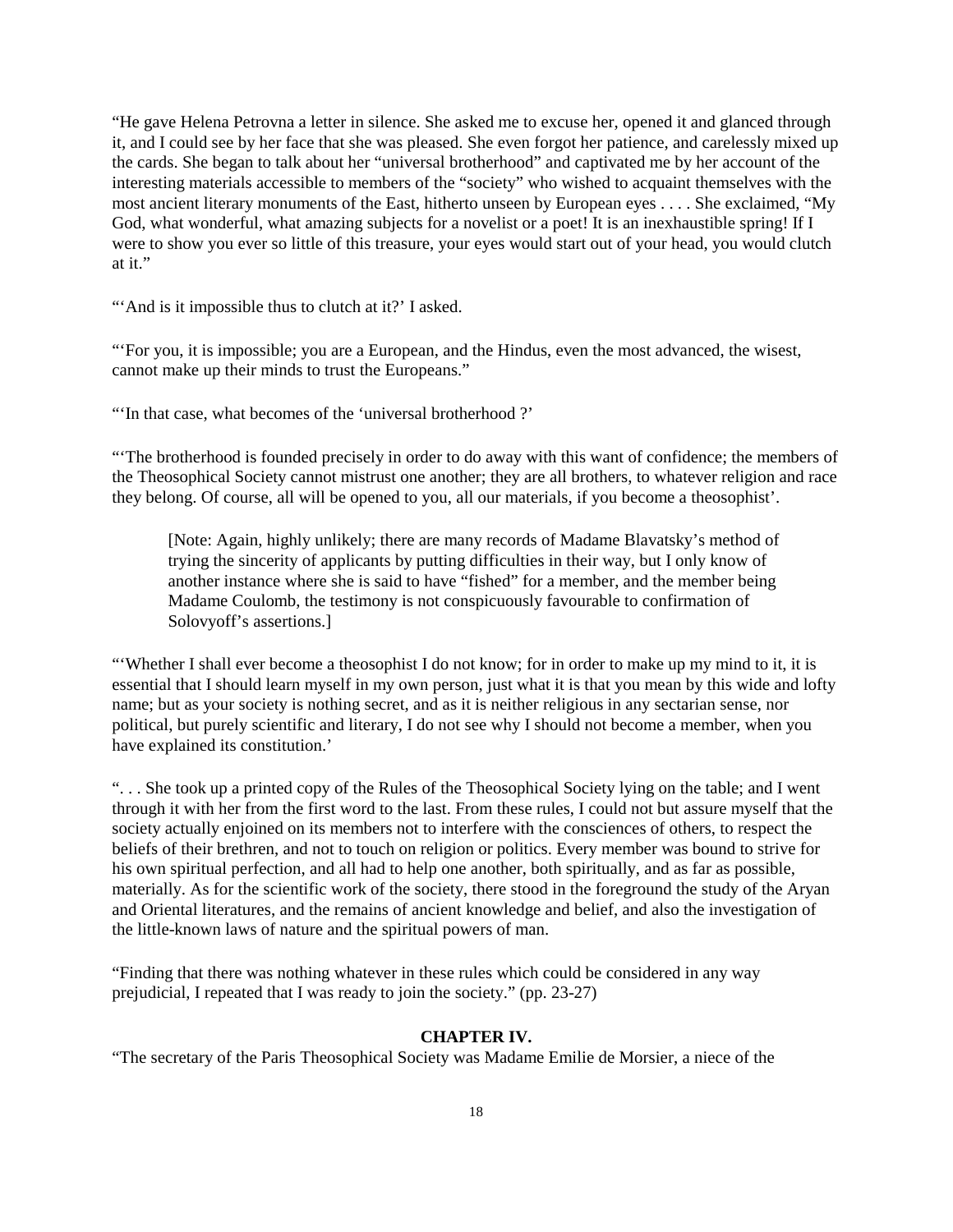"He gave Helena Petrovna a letter in silence. She asked me to excuse her, opened it and glanced through it, and I could see by her face that she was pleased. She even forgot her patience, and carelessly mixed up the cards. She began to talk about her "universal brotherhood" and captivated me by her account of the interesting materials accessible to members of the "society" who wished to acquaint themselves with the most ancient literary monuments of the East, hitherto unseen by European eyes . . . . She exclaimed, "My God, what wonderful, what amazing subjects for a novelist or a poet! It is an inexhaustible spring! If I were to show you ever so little of this treasure, your eyes would start out of your head, you would clutch at it."

"'And is it impossible thus to clutch at it?' I asked.

"'For you, it is impossible; you are a European, and the Hindus, even the most advanced, the wisest, cannot make up their minds to trust the Europeans."

"'In that case, what becomes of the 'universal brotherhood ?'

"'The brotherhood is founded precisely in order to do away with this want of confidence; the members of the Theosophical Society cannot mistrust one another; they are all brothers, to whatever religion and race they belong. Of course, all will be opened to you, all our materials, if you become a theosophist'.

> [Note: Again, highly unlikely; there are many records of Madame Blavatsky's method of trying the sincerity of applicants by putting difficulties in their way, but I only know of another instance where she is said to have "fished" for a member, and the member being Madame Coulomb, the testimony is not conspicuously favourable to confirmation of Solovyoff's assertions.]

"'Whether I shall ever become a theosophist I do not know; for in order to make up my mind to it, it is essential that I should learn myself in my own person, just what it is that you mean by this wide and lofty name; but as your society is nothing secret, and as it is neither religious in any sectarian sense, nor political, but purely scientific and literary, I do not see why I should not become a member, when you have explained its constitution.'

". . . She took up a printed copy of the Rules of the Theosophical Society lying on the table; and I went through it with her from the first word to the last. From these rules, I could not but assure myself that the society actually enjoined on its members not to interfere with the consciences of others, to respect the beliefs of their brethren, and not to touch on religion or politics. Every member was bound to strive for his own spiritual perfection, and all had to help one another, both spiritually, and as far as possible, materially. As for the scientific work of the society, there stood in the foreground the study of the Aryan and Oriental literatures, and the remains of ancient knowledge and belief, and also the investigation of the little-known laws of nature and the spiritual powers of man.

"Finding that there was nothing whatever in these rules which could be considered in any way prejudicial, I repeated that I was ready to join the society." (pp. 23-27)

## CHAPTER IV.

"The secretary of the Paris Theosophical Society was Madame Emilie de Morsier, a niece of the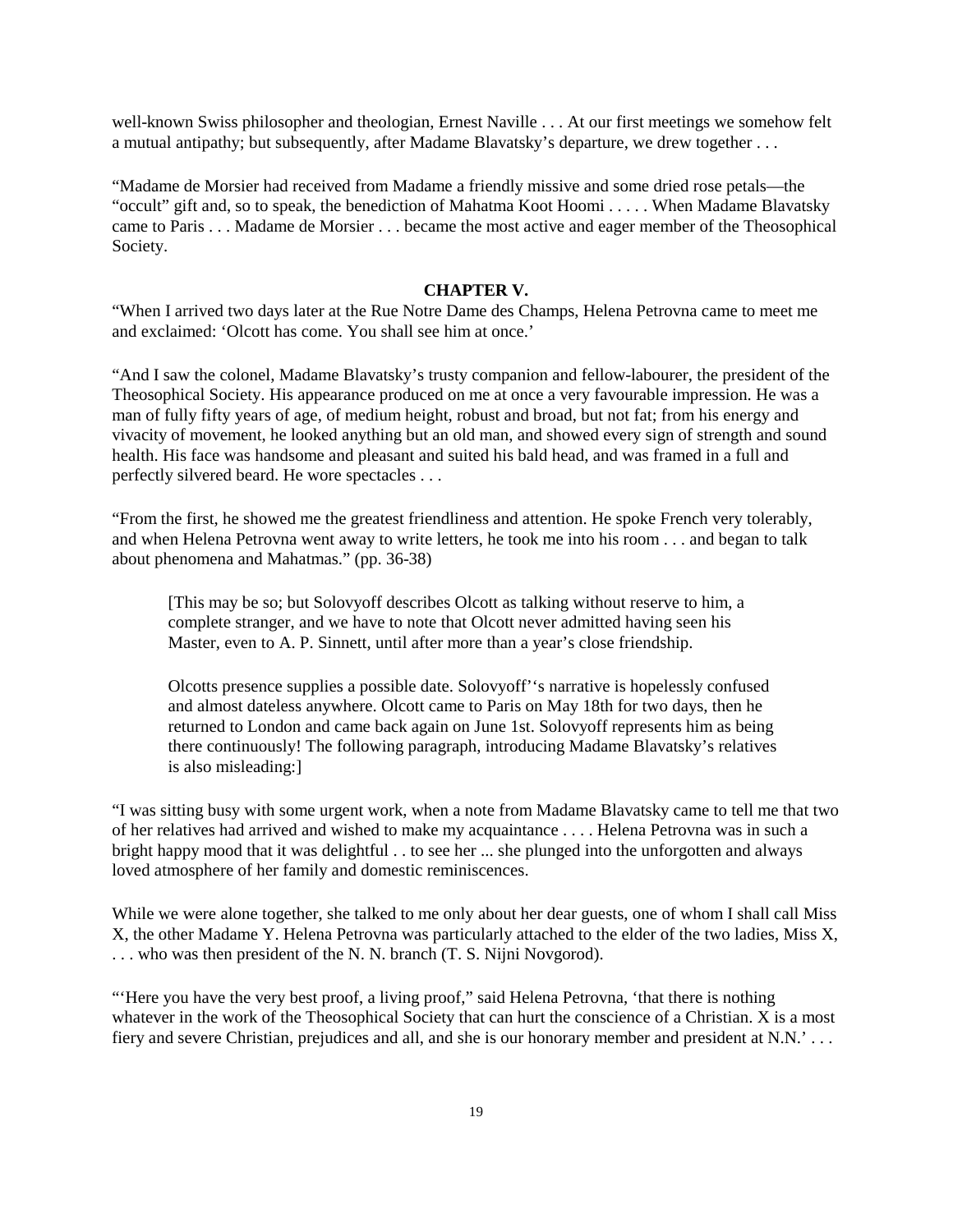well-known Swiss philosopher and theologian, Ernest Naville . . . At our first meetings we somehow felt a mutual antipathy; but subsequently, after Madame Blavatsky's departure, we drew together . . .

"Madame de Morsier had received from Madame a friendly missive and some dried rose petals—the "occult" gift and, so to speak, the benediction of Mahatma Koot Hoomi . . . . . When Madame Blavatsky came to Paris . . . Madame de Morsier . . . became the most active and eager member of the Theosophical Society.

**CHAPTER V.**

"When I arrived two days later at the Rue Notre Dame des Champs, Helena Petrovna came to meet me and exclaimed: 'Olcott has come. You shall see him at once.'

"And I saw the colonel, Madame Blavatsky's trusty companion and fellow-labourer, the president of the Theosophical Society. His appearance produced on me at once a very favourable impression. He was a man of fully fifty years of age, of medium height, robust and broad, but not fat; from his energy and vivacity of movement, he looked anything but an old man, and showed every sign of strength and sound health. His face was handsome and pleasant and suited his bald head, and was framed in a full and perfectly silvered beard. He wore spectacles . . .

"From the first, he showed me the greatest friendliness and attention. He spoke French very tolerably, and when Helena Petrovna went away to write letters, he took me into his room . . . and began to talk about phenomena and Mahatmas." (pp. 36-38)

> [This may be so; but Solovyoff describes Olcott as talking without reserve to him, a complete stranger, and we have to note that Olcott never admitted having seen his Master, even to A. P. Sinnett, until after more than a year's close friendship.
>
> Olcotts presence supplies a possible date. Solovyoff''s narrative is hopelessly confused and almost dateless anywhere. Olcott came to Paris on May 18th for two days, then he returned to London and came back again on June 1st. Solovyoff represents him as being there continuously! The following paragraph, introducing Madame Blavatsky's relatives is also misleading:]

"I was sitting busy with some urgent work, when a note from Madame Blavatsky came to tell me that two of her relatives had arrived and wished to make my acquaintance . . . . Helena Petrovna was in such a bright happy mood that it was delightful . . to see her ... she plunged into the unforgotten and always loved atmosphere of her family and domestic reminiscences.

While we were alone together, she talked to me only about her dear guests, one of whom I shall call Miss X, the other Madame Y. Helena Petrovna was particularly attached to the elder of the two ladies, Miss X, . . . who was then president of the N. N. branch (T. S. Nijni Novgorod).

"'Here you have the very best proof, a living proof," said Helena Petrovna, 'that there is nothing whatever in the work of the Theosophical Society that can hurt the conscience of a Christian. X is a most fiery and severe Christian, prejudices and all, and she is our honorary member and president at N.N.' . . .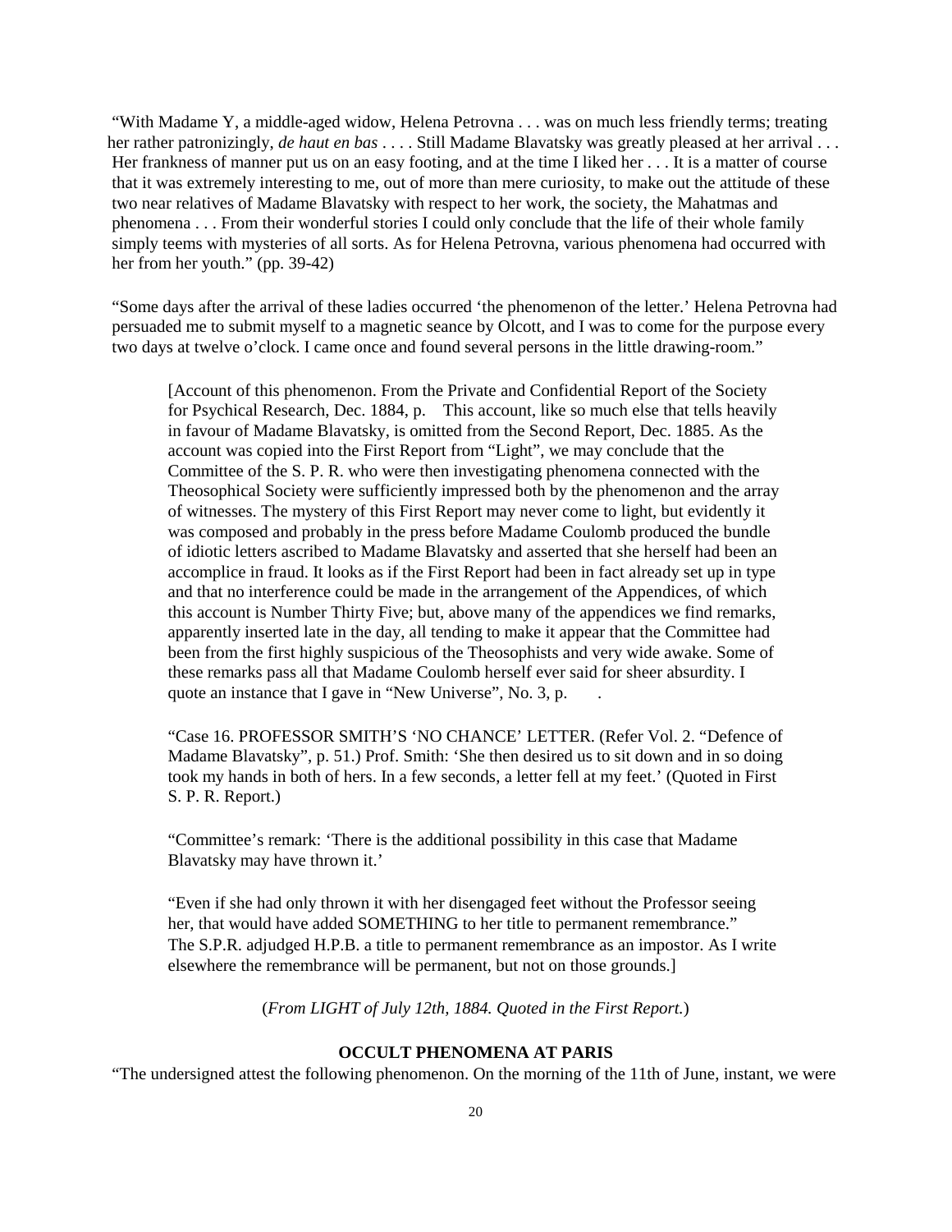"With Madame Y, a middle-aged widow, Helena Petrovna . . . was on much less friendly terms; treating her rather patronizingly, *de haut en bas* . . . . Still Madame Blavatsky was greatly pleased at her arrival . . . Her frankness of manner put us on an easy footing, and at the time I liked her . . . It is a matter of course that it was extremely interesting to me, out of more than mere curiosity, to make out the attitude of these two near relatives of Madame Blavatsky with respect to her work, the society, the Mahatmas and phenomena . . . From their wonderful stories I could only conclude that the life of their whole family simply teems with mysteries of all sorts. As for Helena Petrovna, various phenomena had occurred with her from her youth." (pp. 39-42)

"Some days after the arrival of these ladies occurred 'the phenomenon of the letter.' Helena Petrovna had persuaded me to submit myself to a magnetic seance by Olcott, and I was to come for the purpose every two days at twelve o'clock. I came once and found several persons in the little drawing-room."

> [Account of this phenomenon. From the Private and Confidential Report of the Society for Psychical Research, Dec. 1884, p.    This account, like so much else that tells heavily in favour of Madame Blavatsky, is omitted from the Second Report, Dec. 1885. As the account was copied into the First Report from "Light", we may conclude that the Committee of the S. P. R. who were then investigating phenomena connected with the Theosophical Society were sufficiently impressed both by the phenomenon and the array of witnesses. The mystery of this First Report may never come to light, but evidently it was composed and probably in the press before Madame Coulomb produced the bundle of idiotic letters ascribed to Madame Blavatsky and asserted that she herself had been an accomplice in fraud. It looks as if the First Report had been in fact already set up in type and that no interference could be made in the arrangement of the Appendices, of which this account is Number Thirty Five; but, above many of the appendices we find remarks, apparently inserted late in the day, all tending to make it appear that the Committee had been from the first highly suspicious of the Theosophists and very wide awake. Some of these remarks pass all that Madame Coulomb herself ever said for sheer absurdity. I quote an instance that I gave in "New Universe", No. 3, p.      .
>
> "Case 16. PROFESSOR SMITH'S 'NO CHANCE' LETTER. (Refer Vol. 2. "Defence of Madame Blavatsky", p. 51.) Prof. Smith: 'She then desired us to sit down and in so doing took my hands in both of hers. In a few seconds, a letter fell at my feet.' (Quoted in First S. P. R. Report.)
>
> "Committee's remark: 'There is the additional possibility in this case that Madame Blavatsky may have thrown it.'
>
> "Even if she had only thrown it with her disengaged feet without the Professor seeing her, that would have added SOMETHING to her title to permanent remembrance."
> The S.P.R. adjudged H.P.B. a title to permanent remembrance as an impostor. As I write elsewhere the remembrance will be permanent, but not on those grounds.]

(*From LIGHT of July 12th, 1884. Quoted in the First Report.*)

**OCCULT PHENOMENA AT PARIS**

"The undersigned attest the following phenomenon. On the morning of the 11th of June, instant, we were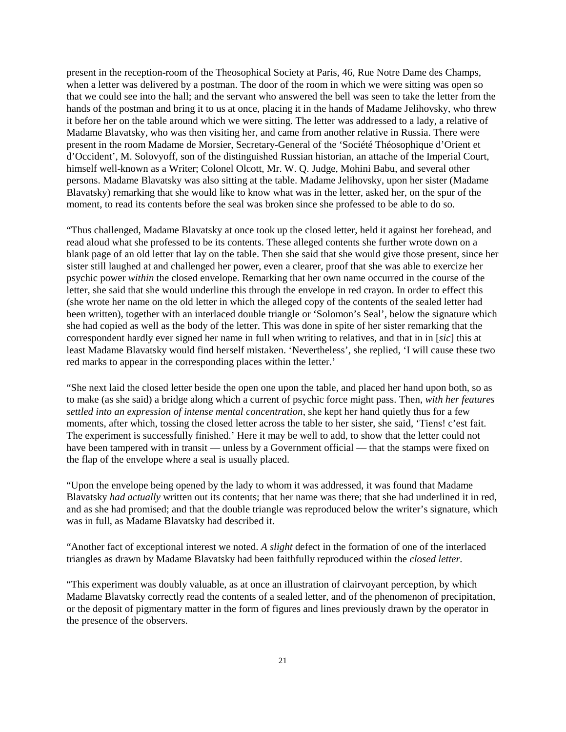present in the reception-room of the Theosophical Society at Paris, 46, Rue Notre Dame des Champs, when a letter was delivered by a postman. The door of the room in which we were sitting was open so that we could see into the hall; and the servant who answered the bell was seen to take the letter from the hands of the postman and bring it to us at once, placing it in the hands of Madame Jelihovsky, who threw it before her on the table around which we were sitting. The letter was addressed to a lady, a relative of Madame Blavatsky, who was then visiting her, and came from another relative in Russia. There were present in the room Madame de Morsier, Secretary-General of the 'Société Théosophique d'Orient et d'Occident', M. Solovyoff, son of the distinguished Russian historian, an attache of the Imperial Court, himself well-known as a Writer; Colonel Olcott, Mr. W. Q. Judge, Mohini Babu, and several other persons. Madame Blavatsky was also sitting at the table. Madame Jelihovsky, upon her sister (Madame Blavatsky) remarking that she would like to know what was in the letter, asked her, on the spur of the moment, to read its contents before the seal was broken since she professed to be able to do so.

"Thus challenged, Madame Blavatsky at once took up the closed letter, held it against her forehead, and read aloud what she professed to be its contents. These alleged contents she further wrote down on a blank page of an old letter that lay on the table. Then she said that she would give those present, since her sister still laughed at and challenged her power, even a clearer, proof that she was able to exercize her psychic power *within* the closed envelope. Remarking that her own name occurred in the course of the letter, she said that she would underline this through the envelope in red crayon. In order to effect this (she wrote her name on the old letter in which the alleged copy of the contents of the sealed letter had been written), together with an interlaced double triangle or 'Solomon's Seal', below the signature which she had copied as well as the body of the letter. This was done in spite of her sister remarking that the correspondent hardly ever signed her name in full when writing to relatives, and that in in [*sic*] this at least Madame Blavatsky would find herself mistaken. 'Nevertheless', she replied, 'I will cause these two red marks to appear in the corresponding places within the letter.'

"She next laid the closed letter beside the open one upon the table, and placed her hand upon both, so as to make (as she said) a bridge along which a current of psychic force might pass. Then, *with her features settled into an expression of intense mental concentration*, she kept her hand quietly thus for a few moments, after which, tossing the closed letter across the table to her sister, she said, 'Tiens! c'est fait. The experiment is successfully finished.' Here it may be well to add, to show that the letter could not have been tampered with in transit — unless by a Government official — that the stamps were fixed on the flap of the envelope where a seal is usually placed.

"Upon the envelope being opened by the lady to whom it was addressed, it was found that Madame Blavatsky *had actually* written out its contents; that her name was there; that she had underlined it in red, and as she had promised; and that the double triangle was reproduced below the writer's signature, which was in full, as Madame Blavatsky had described it.

"Another fact of exceptional interest we noted. *A slight* defect in the formation of one of the interlaced triangles as drawn by Madame Blavatsky had been faithfully reproduced within the *closed letter*.

"This experiment was doubly valuable, as at once an illustration of clairvoyant perception, by which Madame Blavatsky correctly read the contents of a sealed letter, and of the phenomenon of precipitation, or the deposit of pigmentary matter in the form of figures and lines previously drawn by the operator in the presence of the observers.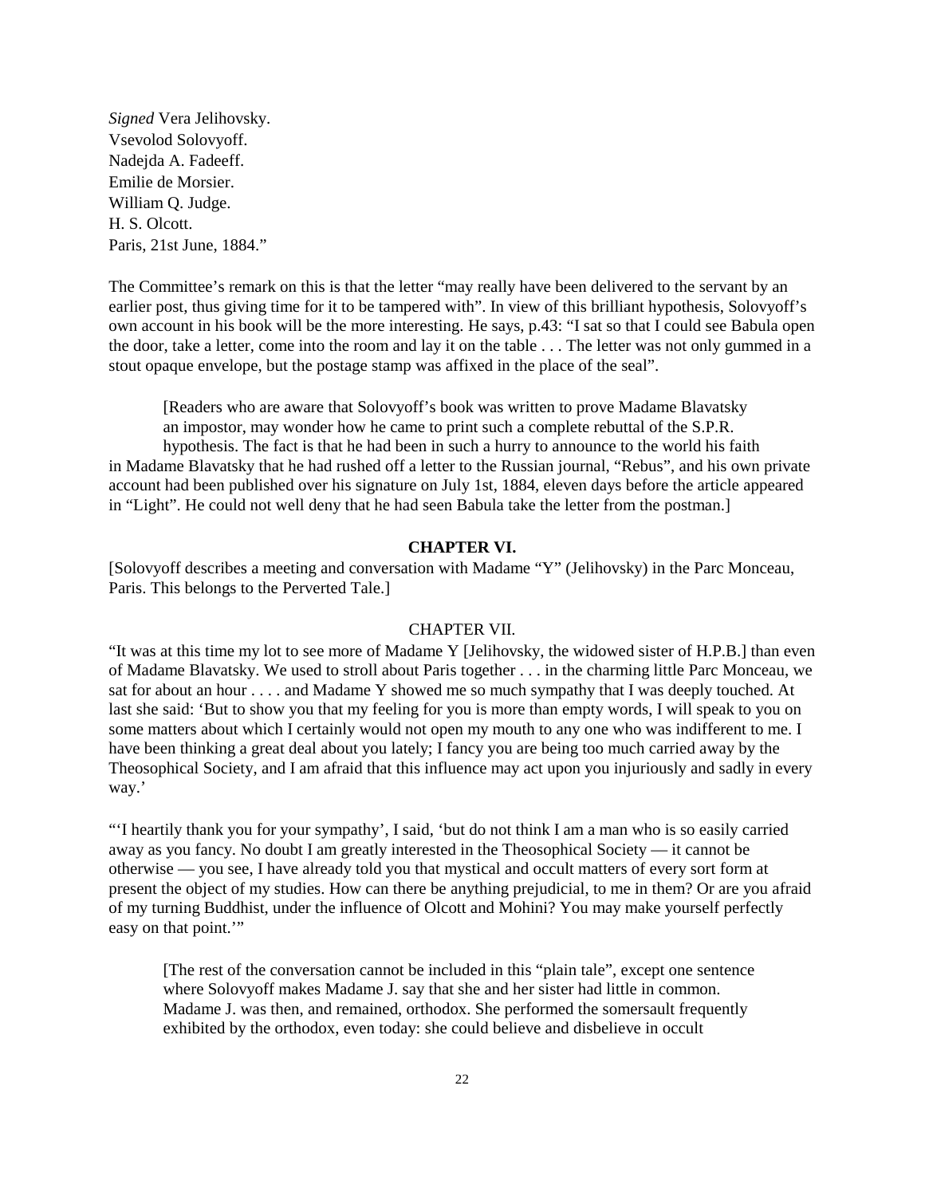*Signed* Vera Jelihovsky.
Vsevolod Solovyoff.
Nadejda A. Fadeeff.
Emilie de Morsier.
William Q. Judge.
H. S. Olcott.
Paris, 21st June, 1884."

The Committee's remark on this is that the letter "may really have been delivered to the servant by an earlier post, thus giving time for it to be tampered with". In view of this brilliant hypothesis, Solovyoff's own account in his book will be the more interesting. He says, p.43: "I sat so that I could see Babula open the door, take a letter, come into the room and lay it on the table . . . The letter was not only gummed in a stout opaque envelope, but the postage stamp was affixed in the place of the seal".

[Readers who are aware that Solovyoff's book was written to prove Madame Blavatsky an impostor, may wonder how he came to print such a complete rebuttal of the S.P.R. hypothesis. The fact is that he had been in such a hurry to announce to the world his faith in Madame Blavatsky that he had rushed off a letter to the Russian journal, "Rebus", and his own private account had been published over his signature on July 1st, 1884, eleven days before the article appeared in "Light". He could not well deny that he had seen Babula take the letter from the postman.]

## CHAPTER VI.

[Solovyoff describes a meeting and conversation with Madame "Y" (Jelihovsky) in the Parc Monceau, Paris. This belongs to the Perverted Tale.]

## CHAPTER VII.

"It was at this time my lot to see more of Madame Y [Jelihovsky, the widowed sister of H.P.B.] than even of Madame Blavatsky. We used to stroll about Paris together . . . in the charming little Parc Monceau, we sat for about an hour . . . . and Madame Y showed me so much sympathy that I was deeply touched. At last she said: 'But to show you that my feeling for you is more than empty words, I will speak to you on some matters about which I certainly would not open my mouth to any one who was indifferent to me. I have been thinking a great deal about you lately; I fancy you are being too much carried away by the Theosophical Society, and I am afraid that this influence may act upon you injuriously and sadly in every way.'

"'I heartily thank you for your sympathy', I said, 'but do not think I am a man who is so easily carried away as you fancy. No doubt I am greatly interested in the Theosophical Society — it cannot be otherwise — you see, I have already told you that mystical and occult matters of every sort form at present the object of my studies. How can there be anything prejudicial, to me in them? Or are you afraid of my turning Buddhist, under the influence of Olcott and Mohini? You may make yourself perfectly easy on that point.'"

[The rest of the conversation cannot be included in this "plain tale", except one sentence where Solovyoff makes Madame J. say that she and her sister had little in common. Madame J. was then, and remained, orthodox. She performed the somersault frequently exhibited by the orthodox, even today: she could believe and disbelieve in occult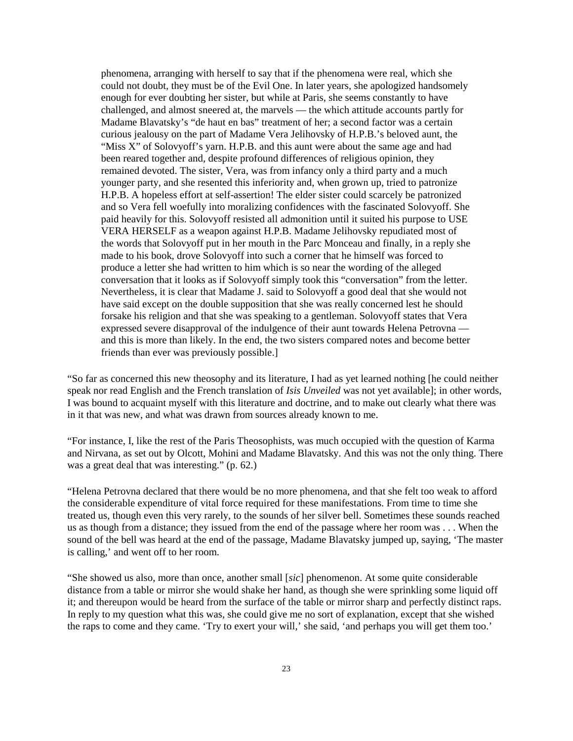> phenomena, arranging with herself to say that if the phenomena were real, which she could not doubt, they must be of the Evil One. In later years, she apologized handsomely enough for ever doubting her sister, but while at Paris, she seems constantly to have challenged, and almost sneered at, the marvels — the which attitude accounts partly for Madame Blavatsky's "de haut en bas" treatment of her; a second factor was a certain curious jealousy on the part of Madame Vera Jelihovsky of H.P.B.'s beloved aunt, the "Miss X" of Solovyoff's yarn. H.P.B. and this aunt were about the same age and had been reared together and, despite profound differences of religious opinion, they remained devoted. The sister, Vera, was from infancy only a third party and a much younger party, and she resented this inferiority and, when grown up, tried to patronize H.P.B. A hopeless effort at self-assertion! The elder sister could scarcely be patronized and so Vera fell woefully into moralizing confidences with the fascinated Solovyoff. She paid heavily for this. Solovyoff resisted all admonition until it suited his purpose to USE VERA HERSELF as a weapon against H.P.B. Madame Jelihovsky repudiated most of the words that Solovyoff put in her mouth in the Parc Monceau and finally, in a reply she made to his book, drove Solovyoff into such a corner that he himself was forced to produce a letter she had written to him which is so near the wording of the alleged conversation that it looks as if Solovyoff simply took this "conversation" from the letter. Nevertheless, it is clear that Madame J. said to Solovyoff a good deal that she would not have said except on the double supposition that she was really concerned lest he should forsake his religion and that she was speaking to a gentleman. Solovyoff states that Vera expressed severe disapproval of the indulgence of their aunt towards Helena Petrovna — and this is more than likely. In the end, the two sisters compared notes and become better friends than ever was previously possible.]

"So far as concerned this new theosophy and its literature, I had as yet learned nothing [he could neither speak nor read English and the French translation of *Isis Unveiled* was not yet available]; in other words, I was bound to acquaint myself with this literature and doctrine, and to make out clearly what there was in it that was new, and what was drawn from sources already known to me.

"For instance, I, like the rest of the Paris Theosophists, was much occupied with the question of Karma and Nirvana, as set out by Olcott, Mohini and Madame Blavatsky. And this was not the only thing. There was a great deal that was interesting." (p. 62.)

"Helena Petrovna declared that there would be no more phenomena, and that she felt too weak to afford the considerable expenditure of vital force required for these manifestations. From time to time she treated us, though even this very rarely, to the sounds of her silver bell. Sometimes these sounds reached us as though from a distance; they issued from the end of the passage where her room was . . . When the sound of the bell was heard at the end of the passage, Madame Blavatsky jumped up, saying, 'The master is calling,' and went off to her room.

"She showed us also, more than once, another small [*sic*] phenomenon. At some quite considerable distance from a table or mirror she would shake her hand, as though she were sprinkling some liquid off it; and thereupon would be heard from the surface of the table or mirror sharp and perfectly distinct raps. In reply to my question what this was, she could give me no sort of explanation, except that she wished the raps to come and they came. 'Try to exert your will,' she said, 'and perhaps you will get them too.'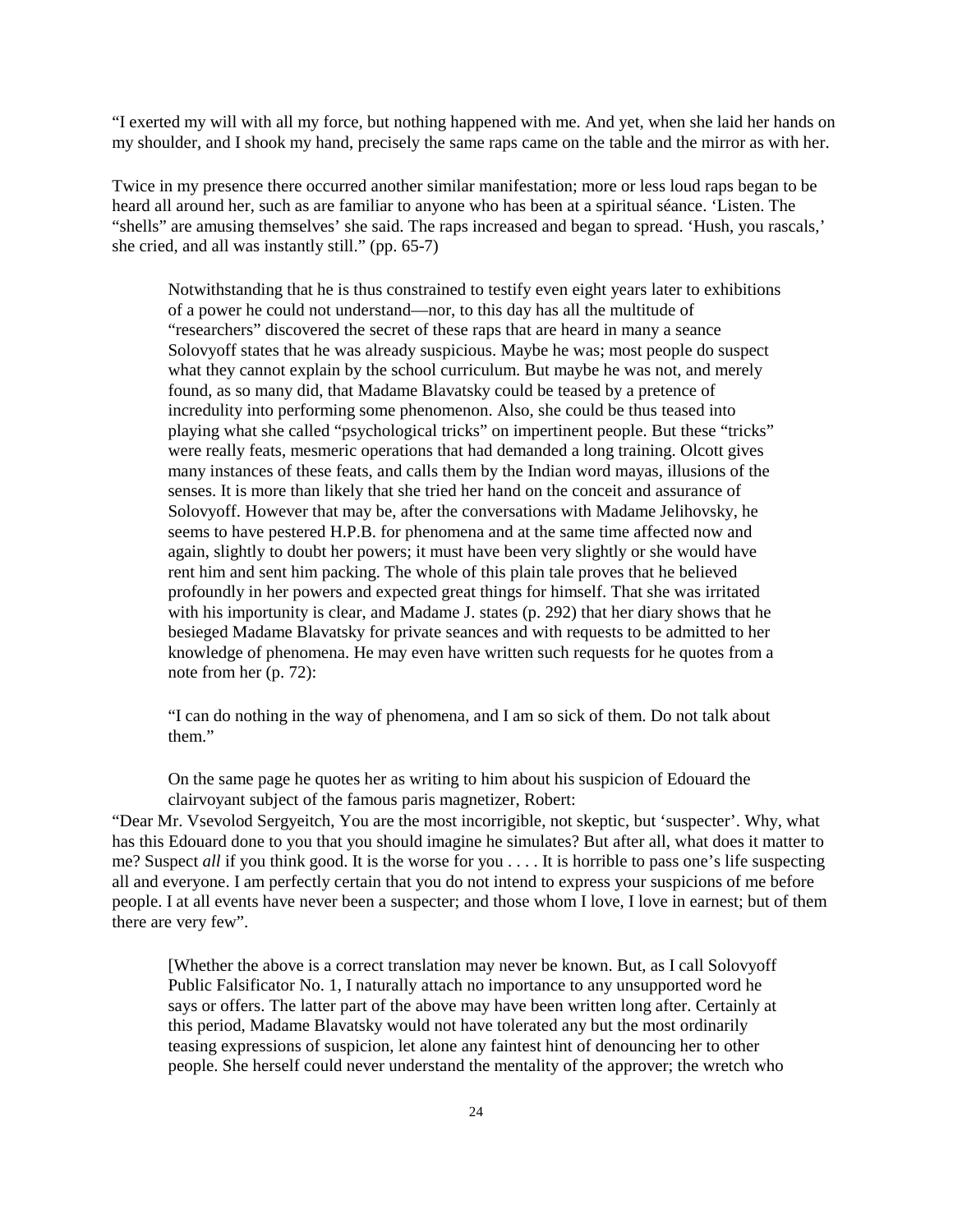"I exerted my will with all my force, but nothing happened with me. And yet, when she laid her hands on my shoulder, and I shook my hand, precisely the same raps came on the table and the mirror as with her.

Twice in my presence there occurred another similar manifestation; more or less loud raps began to be heard all around her, such as are familiar to anyone who has been at a spiritual séance. 'Listen. The "shells" are amusing themselves' she said. The raps increased and began to spread. 'Hush, you rascals,' she cried, and all was instantly still." (pp. 65-7)

> Notwithstanding that he is thus constrained to testify even eight years later to exhibitions of a power he could not understand—nor, to this day has all the multitude of "researchers" discovered the secret of these raps that are heard in many a seance Solovyoff states that he was already suspicious. Maybe he was; most people do suspect what they cannot explain by the school curriculum. But maybe he was not, and merely found, as so many did, that Madame Blavatsky could be teased by a pretence of incredulity into performing some phenomenon. Also, she could be thus teased into playing what she called "psychological tricks" on impertinent people. But these "tricks" were really feats, mesmeric operations that had demanded a long training. Olcott gives many instances of these feats, and calls them by the Indian word mayas, illusions of the senses. It is more than likely that she tried her hand on the conceit and assurance of Solovyoff. However that may be, after the conversations with Madame Jelihovsky, he seems to have pestered H.P.B. for phenomena and at the same time affected now and again, slightly to doubt her powers; it must have been very slightly or she would have rent him and sent him packing. The whole of this plain tale proves that he believed profoundly in her powers and expected great things for himself. That she was irritated with his importunity is clear, and Madame J. states (p. 292) that her diary shows that he besieged Madame Blavatsky for private seances and with requests to be admitted to her knowledge of phenomena. He may even have written such requests for he quotes from a note from her (p. 72):
>
> "I can do nothing in the way of phenomena, and I am so sick of them. Do not talk about them."
>
> On the same page he quotes her as writing to him about his suspicion of Edouard the clairvoyant subject of the famous paris magnetizer, Robert:

"Dear Mr. Vsevolod Sergyeitch, You are the most incorrigible, not skeptic, but 'suspecter'. Why, what has this Edouard done to you that you should imagine he simulates? But after all, what does it matter to me? Suspect *all* if you think good. It is the worse for you . . . . It is horrible to pass one's life suspecting all and everyone. I am perfectly certain that you do not intend to express your suspicions of me before people. I at all events have never been a suspecter; and those whom I love, I love in earnest; but of them there are very few".

> [Whether the above is a correct translation may never be known. But, as I call Solovyoff Public Falsificator No. 1, I naturally attach no importance to any unsupported word he says or offers. The latter part of the above may have been written long after. Certainly at this period, Madame Blavatsky would not have tolerated any but the most ordinarily teasing expressions of suspicion, let alone any faintest hint of denouncing her to other people. She herself could never understand the mentality of the approver; the wretch who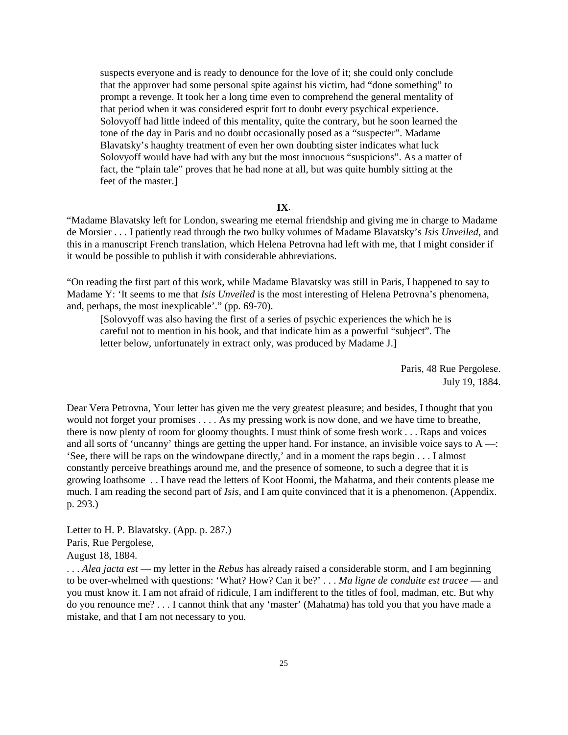suspects everyone and is ready to denounce for the love of it; she could only conclude that the approver had some personal spite against his victim, had "done something" to prompt a revenge. It took her a long time even to comprehend the general mentality of that period when it was considered esprit fort to doubt every psychical experience. Solovyoff had little indeed of this mentality, quite the contrary, but he soon learned the tone of the day in Paris and no doubt occasionally posed as a "suspecter". Madame Blavatsky's haughty treatment of even her own doubting sister indicates what luck Solovyoff would have had with any but the most innocuous "suspicions". As a matter of fact, the "plain tale" proves that he had none at all, but was quite humbly sitting at the feet of the master.]

**IX**.

"Madame Blavatsky left for London, swearing me eternal friendship and giving me in charge to Madame de Morsier . . . I patiently read through the two bulky volumes of Madame Blavatsky's *Isis Unveiled*, and this in a manuscript French translation, which Helena Petrovna had left with me, that I might consider if it would be possible to publish it with considerable abbreviations.

"On reading the first part of this work, while Madame Blavatsky was still in Paris, I happened to say to Madame Y: 'It seems to me that *Isis Unveiled* is the most interesting of Helena Petrovna's phenomena, and, perhaps, the most inexplicable'." (pp. 69-70).

[Solovyoff was also having the first of a series of psychic experiences the which he is careful not to mention in his book, and that indicate him as a powerful "subject". The letter below, unfortunately in extract only, was produced by Madame J.]

Paris, 48 Rue Pergolese.
July 19, 1884.

Dear Vera Petrovna, Your letter has given me the very greatest pleasure; and besides, I thought that you would not forget your promises . . . . As my pressing work is now done, and we have time to breathe, there is now plenty of room for gloomy thoughts. I must think of some fresh work . . . Raps and voices and all sorts of 'uncanny' things are getting the upper hand. For instance, an invisible voice says to A —: 'See, there will be raps on the windowpane directly,' and in a moment the raps begin . . . I almost constantly perceive breathings around me, and the presence of someone, to such a degree that it is growing loathsome . . I have read the letters of Koot Hoomi, the Mahatma, and their contents please me much. I am reading the second part of *Isis*, and I am quite convinced that it is a phenomenon. (Appendix. p. 293.)

Letter to H. P. Blavatsky. (App. p. 287.)
Paris, Rue Pergolese,
August 18, 1884.

. . . *Alea jacta est* — my letter in the *Rebus* has already raised a considerable storm, and I am beginning to be over-whelmed with questions: 'What? How? Can it be?' . . . *Ma ligne de conduite est tracee* — and you must know it. I am not afraid of ridicule, I am indifferent to the titles of fool, madman, etc. But why do you renounce me? . . . I cannot think that any 'master' (Mahatma) has told you that you have made a mistake, and that I am not necessary to you.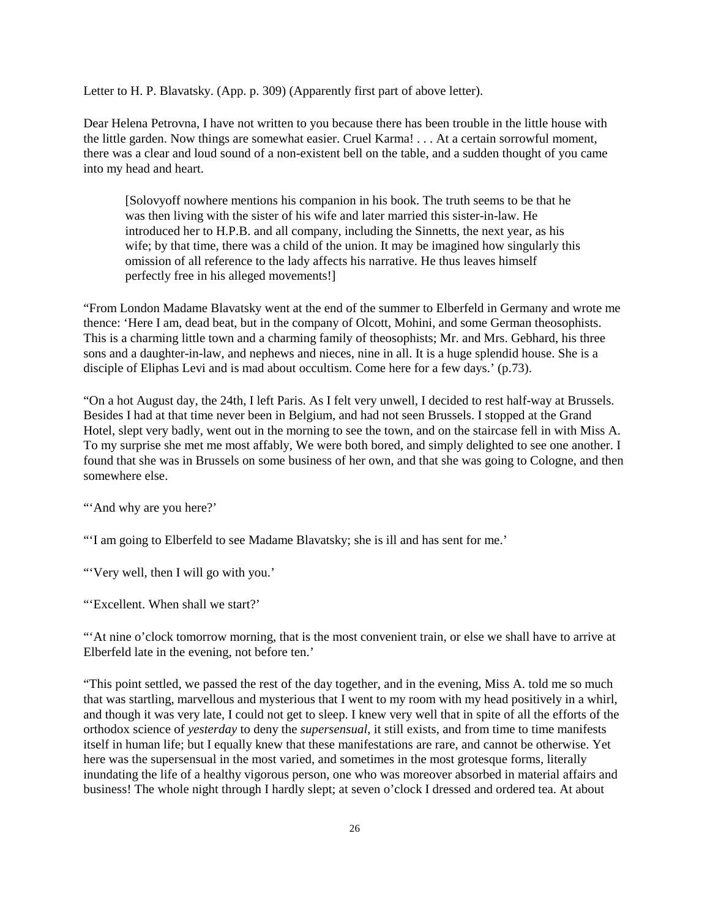Letter to H. P. Blavatsky. (App. p. 309) (Apparently first part of above letter).

Dear Helena Petrovna, I have not written to you because there has been trouble in the little house with the little garden. Now things are somewhat easier. Cruel Karma! . . . At a certain sorrowful moment, there was a clear and loud sound of a non-existent bell on the table, and a sudden thought of you came into my head and heart.

> [Solovyoff nowhere mentions his companion in his book. The truth seems to be that he was then living with the sister of his wife and later married this sister-in-law. He introduced her to H.P.B. and all company, including the Sinnetts, the next year, as his wife; by that time, there was a child of the union. It may be imagined how singularly this omission of all reference to the lady affects his narrative. He thus leaves himself perfectly free in his alleged movements!]

"From London Madame Blavatsky went at the end of the summer to Elberfeld in Germany and wrote me thence: 'Here I am, dead beat, but in the company of Olcott, Mohini, and some German theosophists. This is a charming little town and a charming family of theosophists; Mr. and Mrs. Gebhard, his three sons and a daughter-in-law, and nephews and nieces, nine in all. It is a huge splendid house. She is a disciple of Eliphas Levi and is mad about occultism. Come here for a few days.' (p.73).

"On a hot August day, the 24th, I left Paris. As I felt very unwell, I decided to rest half-way at Brussels. Besides I had at that time never been in Belgium, and had not seen Brussels. I stopped at the Grand Hotel, slept very badly, went out in the morning to see the town, and on the staircase fell in with Miss A. To my surprise she met me most affably, We were both bored, and simply delighted to see one another. I found that she was in Brussels on some business of her own, and that she was going to Cologne, and then somewhere else.

"'And why are you here?'

"'I am going to Elberfeld to see Madame Blavatsky; she is ill and has sent for me.'

"'Very well, then I will go with you.'

"'Excellent. When shall we start?'

"'At nine o'clock tomorrow morning, that is the most convenient train, or else we shall have to arrive at Elberfeld late in the evening, not before ten.'

"This point settled, we passed the rest of the day together, and in the evening, Miss A. told me so much that was startling, marvellous and mysterious that I went to my room with my head positively in a whirl, and though it was very late, I could not get to sleep. I knew very well that in spite of all the efforts of the orthodox science of *yesterday* to deny the *supersensual*, it still exists, and from time to time manifests itself in human life; but I equally knew that these manifestations are rare, and cannot be otherwise. Yet here was the supersensual in the most varied, and sometimes in the most grotesque forms, literally inundating the life of a healthy vigorous person, one who was moreover absorbed in material affairs and business! The whole night through I hardly slept; at seven o'clock I dressed and ordered tea. At about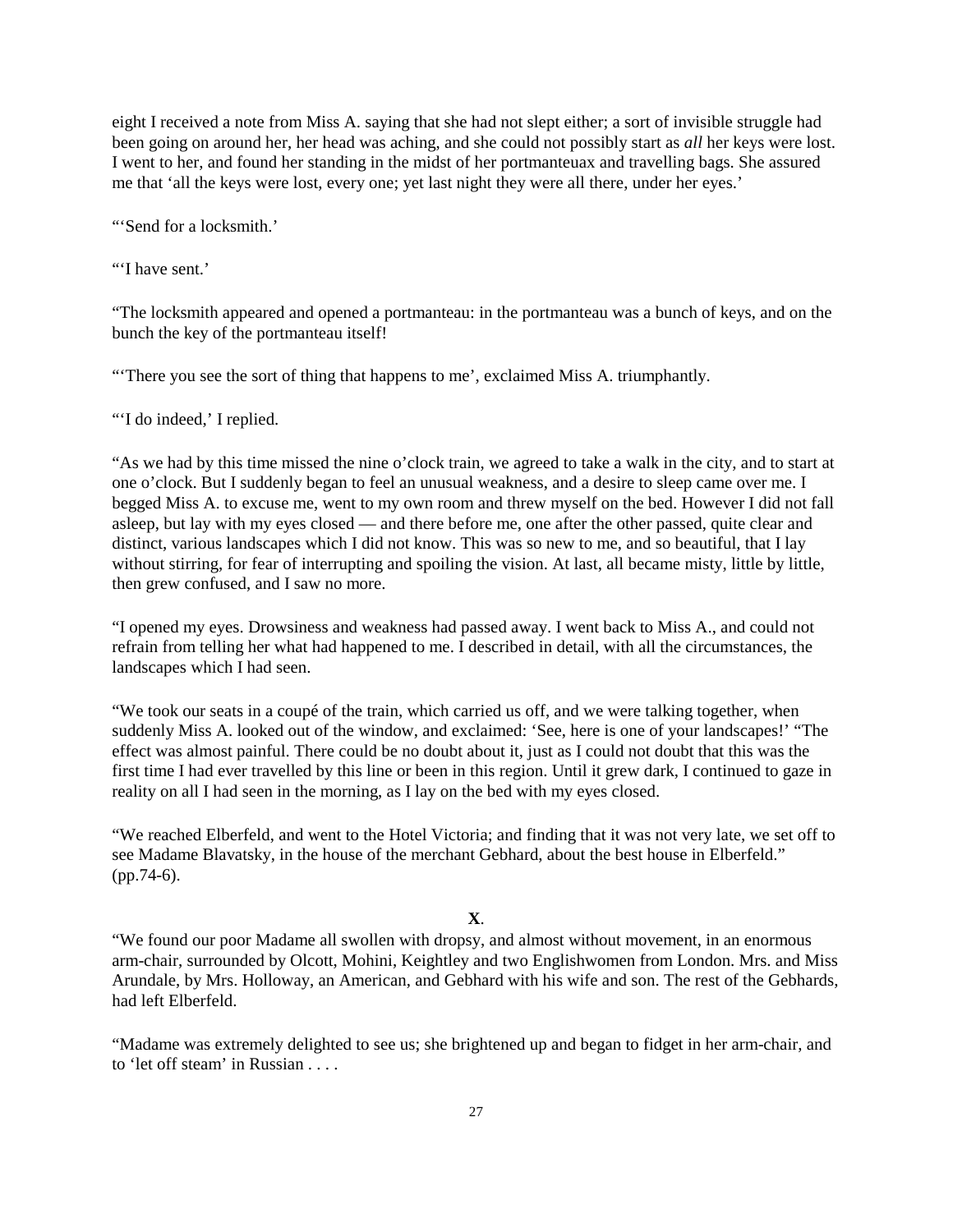eight I received a note from Miss A. saying that she had not slept either; a sort of invisible struggle had been going on around her, her head was aching, and she could not possibly start as *all* her keys were lost. I went to her, and found her standing in the midst of her portmanteuax and travelling bags. She assured me that 'all the keys were lost, every one; yet last night they were all there, under her eyes.'

"'Send for a locksmith.'

"'I have sent.'

"The locksmith appeared and opened a portmanteau: in the portmanteau was a bunch of keys, and on the bunch the key of the portmanteau itself!

"'There you see the sort of thing that happens to me', exclaimed Miss A. triumphantly.

"'I do indeed,' I replied.

"As we had by this time missed the nine o'clock train, we agreed to take a walk in the city, and to start at one o'clock. But I suddenly began to feel an unusual weakness, and a desire to sleep came over me. I begged Miss A. to excuse me, went to my own room and threw myself on the bed. However I did not fall asleep, but lay with my eyes closed — and there before me, one after the other passed, quite clear and distinct, various landscapes which I did not know. This was so new to me, and so beautiful, that I lay without stirring, for fear of interrupting and spoiling the vision. At last, all became misty, little by little, then grew confused, and I saw no more.

"I opened my eyes. Drowsiness and weakness had passed away. I went back to Miss A., and could not refrain from telling her what had happened to me. I described in detail, with all the circumstances, the landscapes which I had seen.

"We took our seats in a coupé of the train, which carried us off, and we were talking together, when suddenly Miss A. looked out of the window, and exclaimed: 'See, here is one of your landscapes!' "The effect was almost painful. There could be no doubt about it, just as I could not doubt that this was the first time I had ever travelled by this line or been in this region. Until it grew dark, I continued to gaze in reality on all I had seen in the morning, as I lay on the bed with my eyes closed.

"We reached Elberfeld, and went to the Hotel Victoria; and finding that it was not very late, we set off to see Madame Blavatsky, in the house of the merchant Gebhard, about the best house in Elberfeld." (pp.74-6).

**X**.

"We found our poor Madame all swollen with dropsy, and almost without movement, in an enormous arm-chair, surrounded by Olcott, Mohini, Keightley and two Englishwomen from London. Mrs. and Miss Arundale, by Mrs. Holloway, an American, and Gebhard with his wife and son. The rest of the Gebhards, had left Elberfeld.

"Madame was extremely delighted to see us; she brightened up and began to fidget in her arm-chair, and to 'let off steam' in Russian . . . .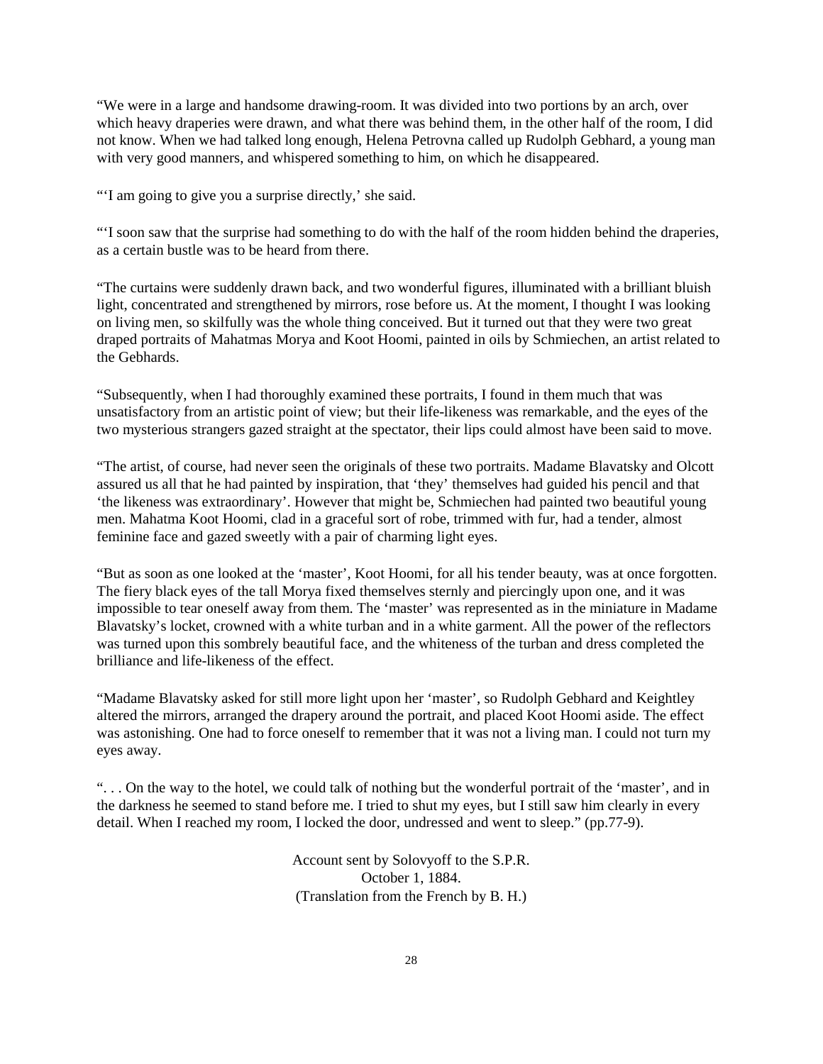"We were in a large and handsome drawing-room. It was divided into two portions by an arch, over which heavy draperies were drawn, and what there was behind them, in the other half of the room, I did not know. When we had talked long enough, Helena Petrovna called up Rudolph Gebhard, a young man with very good manners, and whispered something to him, on which he disappeared.

"'I am going to give you a surprise directly,' she said.

"'I soon saw that the surprise had something to do with the half of the room hidden behind the draperies, as a certain bustle was to be heard from there.

"The curtains were suddenly drawn back, and two wonderful figures, illuminated with a brilliant bluish light, concentrated and strengthened by mirrors, rose before us. At the moment, I thought I was looking on living men, so skilfully was the whole thing conceived. But it turned out that they were two great draped portraits of Mahatmas Morya and Koot Hoomi, painted in oils by Schmiechen, an artist related to the Gebhards.

"Subsequently, when I had thoroughly examined these portraits, I found in them much that was unsatisfactory from an artistic point of view; but their life-likeness was remarkable, and the eyes of the two mysterious strangers gazed straight at the spectator, their lips could almost have been said to move.

"The artist, of course, had never seen the originals of these two portraits. Madame Blavatsky and Olcott assured us all that he had painted by inspiration, that 'they' themselves had guided his pencil and that 'the likeness was extraordinary'. However that might be, Schmiechen had painted two beautiful young men. Mahatma Koot Hoomi, clad in a graceful sort of robe, trimmed with fur, had a tender, almost feminine face and gazed sweetly with a pair of charming light eyes.

"But as soon as one looked at the 'master', Koot Hoomi, for all his tender beauty, was at once forgotten. The fiery black eyes of the tall Morya fixed themselves sternly and piercingly upon one, and it was impossible to tear oneself away from them. The 'master' was represented as in the miniature in Madame Blavatsky's locket, crowned with a white turban and in a white garment. All the power of the reflectors was turned upon this sombrely beautiful face, and the whiteness of the turban and dress completed the brilliance and life-likeness of the effect.

"Madame Blavatsky asked for still more light upon her 'master', so Rudolph Gebhard and Keightley altered the mirrors, arranged the drapery around the portrait, and placed Koot Hoomi aside. The effect was astonishing. One had to force oneself to remember that it was not a living man. I could not turn my eyes away.

". . . On the way to the hotel, we could talk of nothing but the wonderful portrait of the 'master', and in the darkness he seemed to stand before me. I tried to shut my eyes, but I still saw him clearly in every detail. When I reached my room, I locked the door, undressed and went to sleep." (pp.77-9).

Account sent by Solovyoff to the S.P.R.
October 1, 1884.
(Translation from the French by B. H.)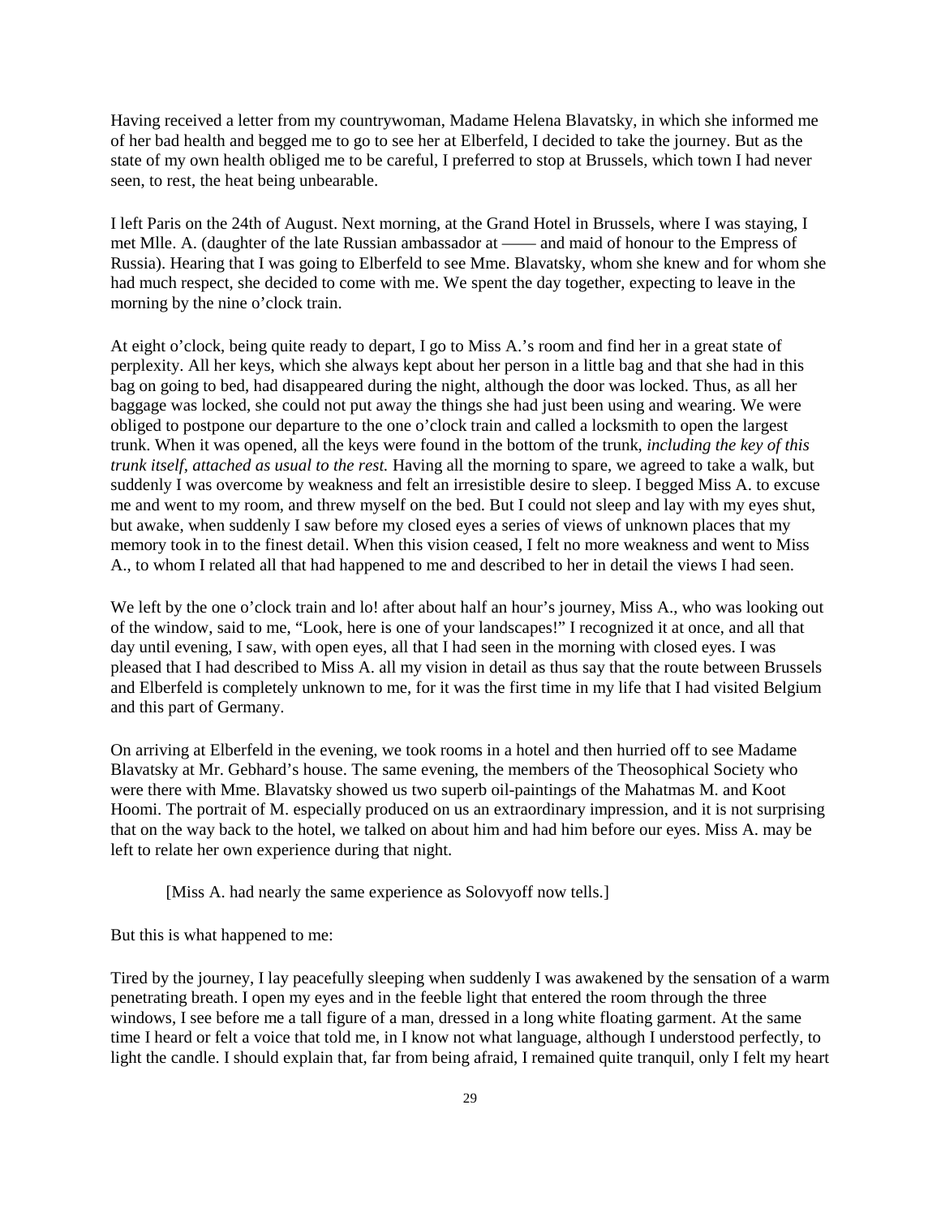Having received a letter from my countrywoman, Madame Helena Blavatsky, in which she informed me of her bad health and begged me to go to see her at Elberfeld, I decided to take the journey. But as the state of my own health obliged me to be careful, I preferred to stop at Brussels, which town I had never seen, to rest, the heat being unbearable.

I left Paris on the 24th of August. Next morning, at the Grand Hotel in Brussels, where I was staying, I met Mlle. A. (daughter of the late Russian ambassador at —— and maid of honour to the Empress of Russia). Hearing that I was going to Elberfeld to see Mme. Blavatsky, whom she knew and for whom she had much respect, she decided to come with me. We spent the day together, expecting to leave in the morning by the nine o'clock train.

At eight o'clock, being quite ready to depart, I go to Miss A.'s room and find her in a great state of perplexity. All her keys, which she always kept about her person in a little bag and that she had in this bag on going to bed, had disappeared during the night, although the door was locked. Thus, as all her baggage was locked, she could not put away the things she had just been using and wearing. We were obliged to postpone our departure to the one o'clock train and called a locksmith to open the largest trunk. When it was opened, all the keys were found in the bottom of the trunk, *including the key of this trunk itself, attached as usual to the rest.* Having all the morning to spare, we agreed to take a walk, but suddenly I was overcome by weakness and felt an irresistible desire to sleep. I begged Miss A. to excuse me and went to my room, and threw myself on the bed. But I could not sleep and lay with my eyes shut, but awake, when suddenly I saw before my closed eyes a series of views of unknown places that my memory took in to the finest detail. When this vision ceased, I felt no more weakness and went to Miss A., to whom I related all that had happened to me and described to her in detail the views I had seen.

We left by the one o'clock train and lo! after about half an hour's journey, Miss A., who was looking out of the window, said to me, "Look, here is one of your landscapes!" I recognized it at once, and all that day until evening, I saw, with open eyes, all that I had seen in the morning with closed eyes. I was pleased that I had described to Miss A. all my vision in detail as thus say that the route between Brussels and Elberfeld is completely unknown to me, for it was the first time in my life that I had visited Belgium and this part of Germany.

On arriving at Elberfeld in the evening, we took rooms in a hotel and then hurried off to see Madame Blavatsky at Mr. Gebhard's house. The same evening, the members of the Theosophical Society who were there with Mme. Blavatsky showed us two superb oil-paintings of the Mahatmas M. and Koot Hoomi. The portrait of M. especially produced on us an extraordinary impression, and it is not surprising that on the way back to the hotel, we talked on about him and had him before our eyes. Miss A. may be left to relate her own experience during that night.

> [Miss A. had nearly the same experience as Solovyoff now tells.]

But this is what happened to me:

Tired by the journey, I lay peacefully sleeping when suddenly I was awakened by the sensation of a warm penetrating breath. I open my eyes and in the feeble light that entered the room through the three windows, I see before me a tall figure of a man, dressed in a long white floating garment. At the same time I heard or felt a voice that told me, in I know not what language, although I understood perfectly, to light the candle. I should explain that, far from being afraid, I remained quite tranquil, only I felt my heart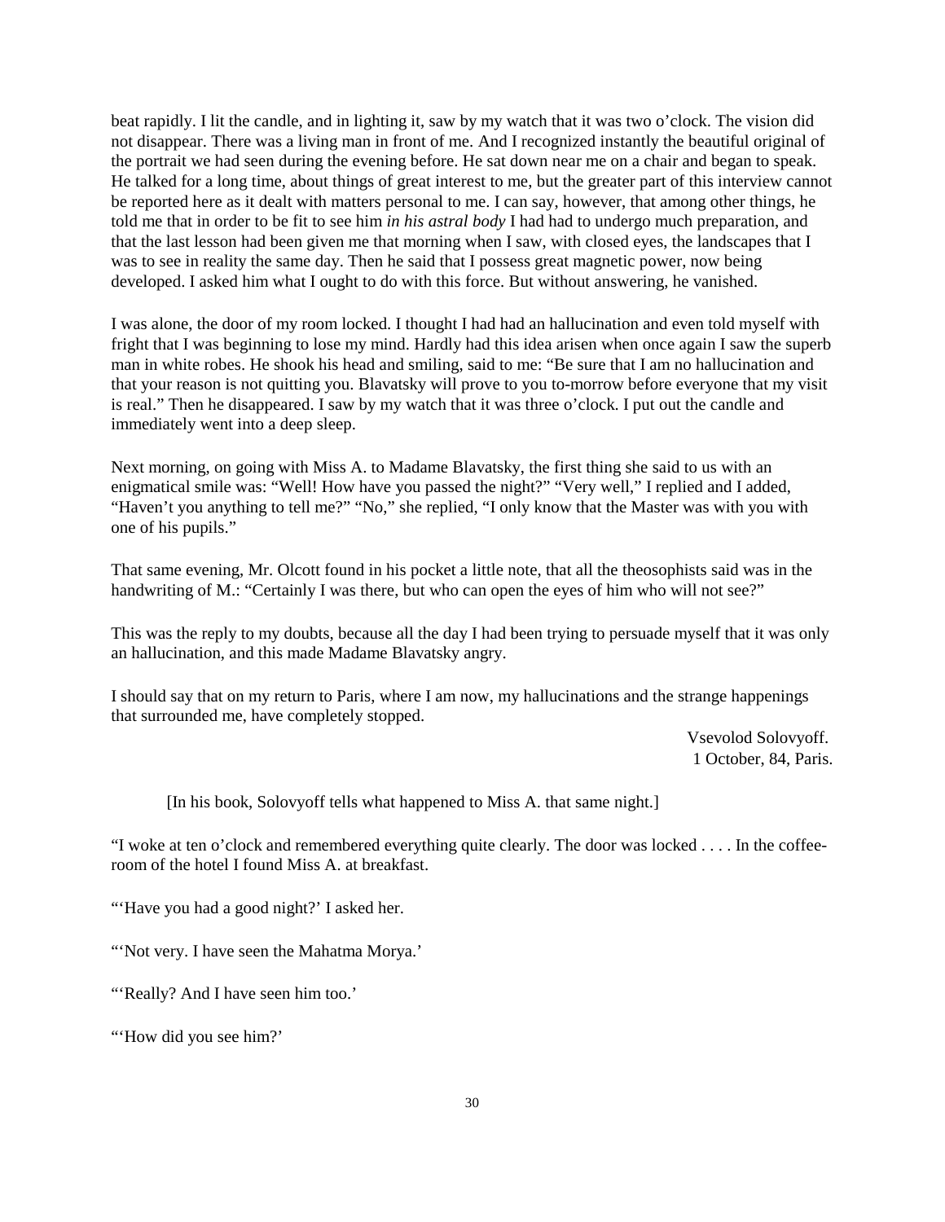beat rapidly. I lit the candle, and in lighting it, saw by my watch that it was two o'clock. The vision did not disappear. There was a living man in front of me. And I recognized instantly the beautiful original of the portrait we had seen during the evening before. He sat down near me on a chair and began to speak. He talked for a long time, about things of great interest to me, but the greater part of this interview cannot be reported here as it dealt with matters personal to me. I can say, however, that among other things, he told me that in order to be fit to see him *in his astral body* I had had to undergo much preparation, and that the last lesson had been given me that morning when I saw, with closed eyes, the landscapes that I was to see in reality the same day. Then he said that I possess great magnetic power, now being developed. I asked him what I ought to do with this force. But without answering, he vanished.

I was alone, the door of my room locked. I thought I had had an hallucination and even told myself with fright that I was beginning to lose my mind. Hardly had this idea arisen when once again I saw the superb man in white robes. He shook his head and smiling, said to me: "Be sure that I am no hallucination and that your reason is not quitting you. Blavatsky will prove to you to-morrow before everyone that my visit is real." Then he disappeared. I saw by my watch that it was three o'clock. I put out the candle and immediately went into a deep sleep.

Next morning, on going with Miss A. to Madame Blavatsky, the first thing she said to us with an enigmatical smile was: "Well! How have you passed the night?" "Very well," I replied and I added, "Haven't you anything to tell me?" "No," she replied, "I only know that the Master was with you with one of his pupils."

That same evening, Mr. Olcott found in his pocket a little note, that all the theosophists said was in the handwriting of M.: "Certainly I was there, but who can open the eyes of him who will not see?"

This was the reply to my doubts, because all the day I had been trying to persuade myself that it was only an hallucination, and this made Madame Blavatsky angry.

I should say that on my return to Paris, where I am now, my hallucinations and the strange happenings that surrounded me, have completely stopped.

Vsevolod Solovyoff.
1 October, 84, Paris.

[In his book, Solovyoff tells what happened to Miss A. that same night.]

"I woke at ten o'clock and remembered everything quite clearly. The door was locked . . . . In the coffee-room of the hotel I found Miss A. at breakfast.

"'Have you had a good night?' I asked her.

"'Not very. I have seen the Mahatma Morya.'

"'Really? And I have seen him too.'

"'How did you see him?'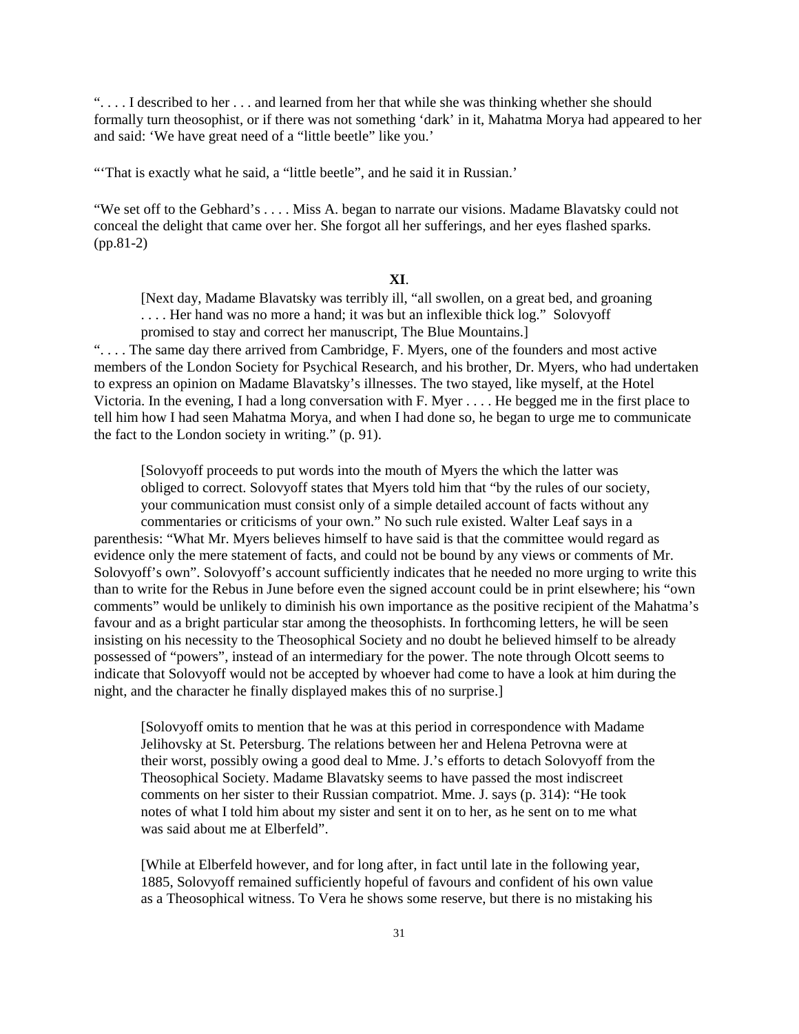". . . . I described to her . . . and learned from her that while she was thinking whether she should formally turn theosophist, or if there was not something 'dark' in it, Mahatma Morya had appeared to her and said: 'We have great need of a "little beetle" like you.'

"'That is exactly what he said, a "little beetle", and he said it in Russian.'

"We set off to the Gebhard's . . . . Miss A. began to narrate our visions. Madame Blavatsky could not conceal the delight that came over her. She forgot all her sufferings, and her eyes flashed sparks. (pp.81-2)

**XI**.

[Next day, Madame Blavatsky was terribly ill, "all swollen, on a great bed, and groaning . . . . Her hand was no more a hand; it was but an inflexible thick log." Solovyoff promised to stay and correct her manuscript, The Blue Mountains.]

". . . . The same day there arrived from Cambridge, F. Myers, one of the founders and most active members of the London Society for Psychical Research, and his brother, Dr. Myers, who had undertaken to express an opinion on Madame Blavatsky's illnesses. The two stayed, like myself, at the Hotel Victoria. In the evening, I had a long conversation with F. Myer . . . . He begged me in the first place to tell him how I had seen Mahatma Morya, and when I had done so, he began to urge me to communicate the fact to the London society in writing." (p. 91).

[Solovyoff proceeds to put words into the mouth of Myers the which the latter was obliged to correct. Solovyoff states that Myers told him that "by the rules of our society, your communication must consist only of a simple detailed account of facts without any commentaries or criticisms of your own." No such rule existed. Walter Leaf says in a parenthesis: "What Mr. Myers believes himself to have said is that the committee would regard as evidence only the mere statement of facts, and could not be bound by any views or comments of Mr. Solovyoff's own". Solovyoff's account sufficiently indicates that he needed no more urging to write this than to write for the Rebus in June before even the signed account could be in print elsewhere; his "own comments" would be unlikely to diminish his own importance as the positive recipient of the Mahatma's favour and as a bright particular star among the theosophists. In forthcoming letters, he will be seen insisting on his necessity to the Theosophical Society and no doubt he believed himself to be already possessed of "powers", instead of an intermediary for the power. The note through Olcott seems to indicate that Solovyoff would not be accepted by whoever had come to have a look at him during the night, and the character he finally displayed makes this of no surprise.]

[Solovyoff omits to mention that he was at this period in correspondence with Madame Jelihovsky at St. Petersburg. The relations between her and Helena Petrovna were at their worst, possibly owing a good deal to Mme. J.'s efforts to detach Solovyoff from the Theosophical Society. Madame Blavatsky seems to have passed the most indiscreet comments on her sister to their Russian compatriot. Mme. J. says (p. 314): "He took notes of what I told him about my sister and sent it on to her, as he sent on to me what was said about me at Elberfeld".

[While at Elberfeld however, and for long after, in fact until late in the following year, 1885, Solovyoff remained sufficiently hopeful of favours and confident of his own value as a Theosophical witness. To Vera he shows some reserve, but there is no mistaking his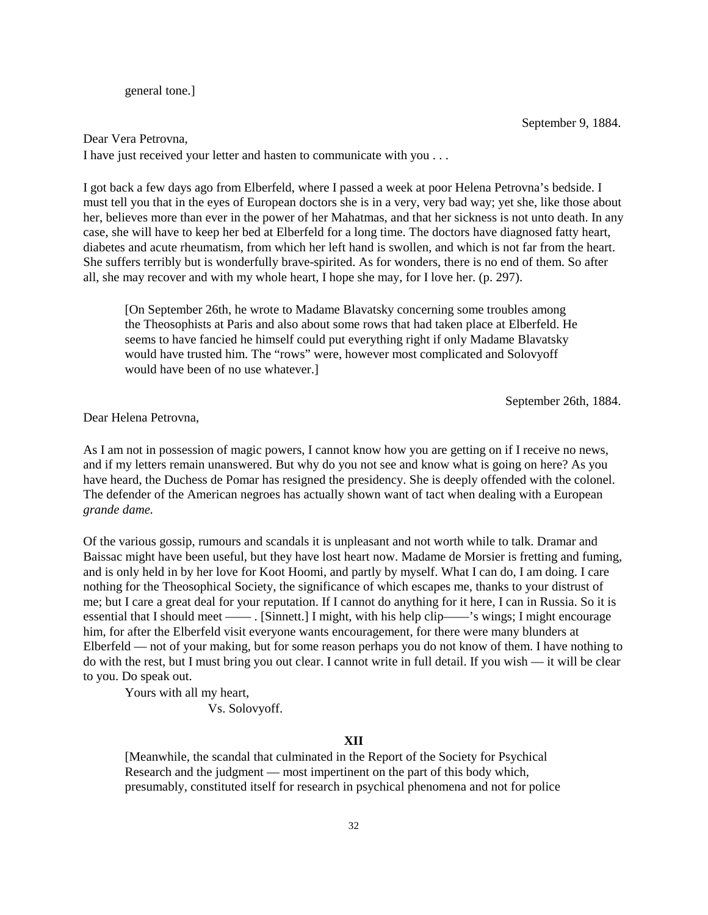general tone.]

September 9, 1884.

Dear Vera Petrovna,

I have just received your letter and hasten to communicate with you . . .

I got back a few days ago from Elberfeld, where I passed a week at poor Helena Petrovna's bedside. I must tell you that in the eyes of European doctors she is in a very, very bad way; yet she, like those about her, believes more than ever in the power of her Mahatmas, and that her sickness is not unto death. In any case, she will have to keep her bed at Elberfeld for a long time. The doctors have diagnosed fatty heart, diabetes and acute rheumatism, from which her left hand is swollen, and which is not far from the heart. She suffers terribly but is wonderfully brave-spirited. As for wonders, there is no end of them. So after all, she may recover and with my whole heart, I hope she may, for I love her. (p. 297).

> [On September 26th, he wrote to Madame Blavatsky concerning some troubles among the Theosophists at Paris and also about some rows that had taken place at Elberfeld. He seems to have fancied he himself could put everything right if only Madame Blavatsky would have trusted him. The "rows" were, however most complicated and Solovyoff would have been of no use whatever.]

September 26th, 1884.

Dear Helena Petrovna,

As I am not in possession of magic powers, I cannot know how you are getting on if I receive no news, and if my letters remain unanswered. But why do you not see and know what is going on here? As you have heard, the Duchess de Pomar has resigned the presidency. She is deeply offended with the colonel. The defender of the American negroes has actually shown want of tact when dealing with a European *grande dame.*

Of the various gossip, rumours and scandals it is unpleasant and not worth while to talk. Dramar and Baissac might have been useful, but they have lost heart now. Madame de Morsier is fretting and fuming, and is only held in by her love for Koot Hoomi, and partly by myself. What I can do, I am doing. I care nothing for the Theosophical Society, the significance of which escapes me, thanks to your distrust of me; but I care a great deal for your reputation. If I cannot do anything for it here, I can in Russia. So it is essential that I should meet —— . [Sinnett.] I might, with his help clip——'s wings; I might encourage him, for after the Elberfeld visit everyone wants encouragement, for there were many blunders at Elberfeld — not of your making, but for some reason perhaps you do not know of them. I have nothing to do with the rest, but I must bring you out clear. I cannot write in full detail. If you wish — it will be clear to you. Do speak out.

Yours with all my heart,

Vs. Solovyoff.

## XII

> [Meanwhile, the scandal that culminated in the Report of the Society for Psychical Research and the judgment — most impertinent on the part of this body which, presumably, constituted itself for research in psychical phenomena and not for police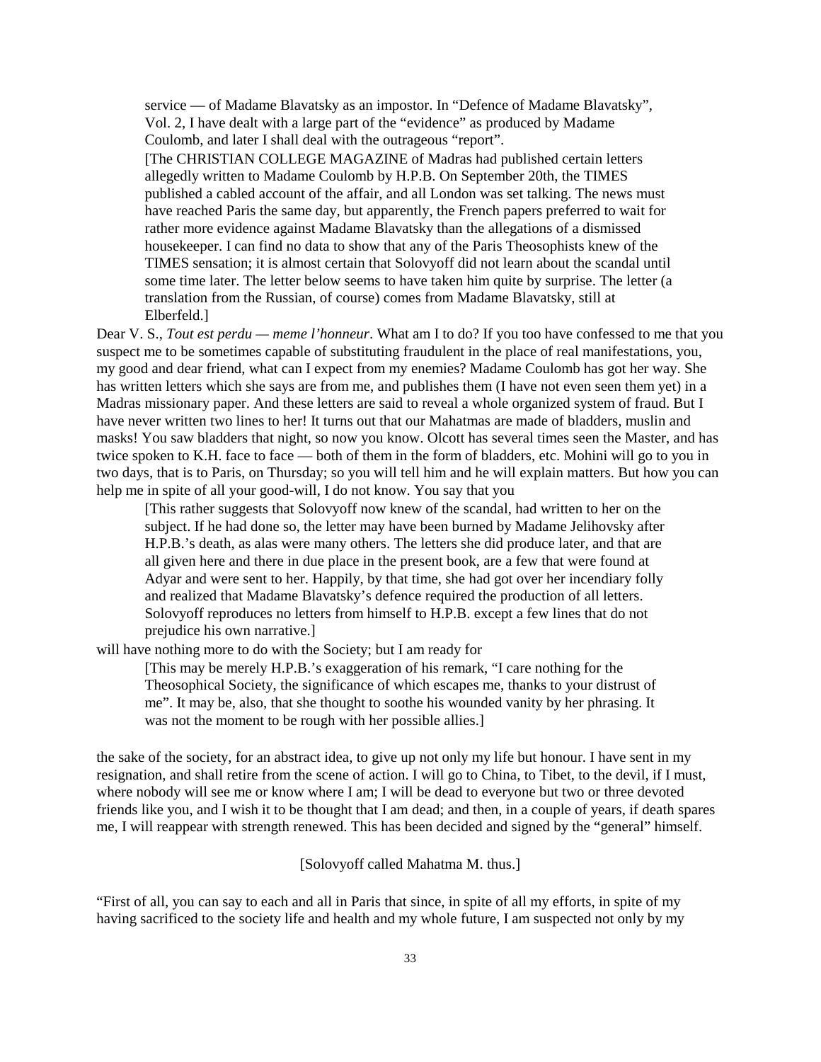service — of Madame Blavatsky as an impostor. In “Defence of Madame Blavatsky”, Vol. 2, I have dealt with a large part of the “evidence” as produced by Madame Coulomb, and later I shall deal with the outrageous “report”.

[The CHRISTIAN COLLEGE MAGAZINE of Madras had published certain letters allegedly written to Madame Coulomb by H.P.B. On September 20th, the TIMES published a cabled account of the affair, and all London was set talking. The news must have reached Paris the same day, but apparently, the French papers preferred to wait for rather more evidence against Madame Blavatsky than the allegations of a dismissed housekeeper. I can find no data to show that any of the Paris Theosophists knew of the TIMES sensation; it is almost certain that Solovyoff did not learn about the scandal until some time later. The letter below seems to have taken him quite by surprise. The letter (a translation from the Russian, of course) comes from Madame Blavatsky, still at Elberfeld.]

Dear V. S., *Tout est perdu — meme l’honneur*. What am I to do? If you too have confessed to me that you suspect me to be sometimes capable of substituting fraudulent in the place of real manifestations, you, my good and dear friend, what can I expect from my enemies? Madame Coulomb has got her way. She has written letters which she says are from me, and publishes them (I have not even seen them yet) in a Madras missionary paper. And these letters are said to reveal a whole organized system of fraud. But I have never written two lines to her! It turns out that our Mahatmas are made of bladders, muslin and masks! You saw bladders that night, so now you know. Olcott has several times seen the Master, and has twice spoken to K.H. face to face — both of them in the form of bladders, etc. Mohini will go to you in two days, that is to Paris, on Thursday; so you will tell him and he will explain matters. But how you can help me in spite of all your good-will, I do not know. You say that you

[This rather suggests that Solovyoff now knew of the scandal, had written to her on the subject. If he had done so, the letter may have been burned by Madame Jelihovsky after H.P.B.’s death, as alas were many others. The letters she did produce later, and that are all given here and there in due place in the present book, are a few that were found at Adyar and were sent to her. Happily, by that time, she had got over her incendiary folly and realized that Madame Blavatsky’s defence required the production of all letters. Solovyoff reproduces no letters from himself to H.P.B. except a few lines that do not prejudice his own narrative.]

will have nothing more to do with the Society; but I am ready for

[This may be merely H.P.B.’s exaggeration of his remark, “I care nothing for the Theosophical Society, the significance of which escapes me, thanks to your distrust of me”. It may be, also, that she thought to soothe his wounded vanity by her phrasing. It was not the moment to be rough with her possible allies.]

the sake of the society, for an abstract idea, to give up not only my life but honour. I have sent in my resignation, and shall retire from the scene of action. I will go to China, to Tibet, to the devil, if I must, where nobody will see me or know where I am; I will be dead to everyone but two or three devoted friends like you, and I wish it to be thought that I am dead; and then, in a couple of years, if death spares me, I will reappear with strength renewed. This has been decided and signed by the “general” himself.

[Solovyoff called Mahatma M. thus.]

“First of all, you can say to each and all in Paris that since, in spite of all my efforts, in spite of my having sacrificed to the society life and health and my whole future, I am suspected not only by my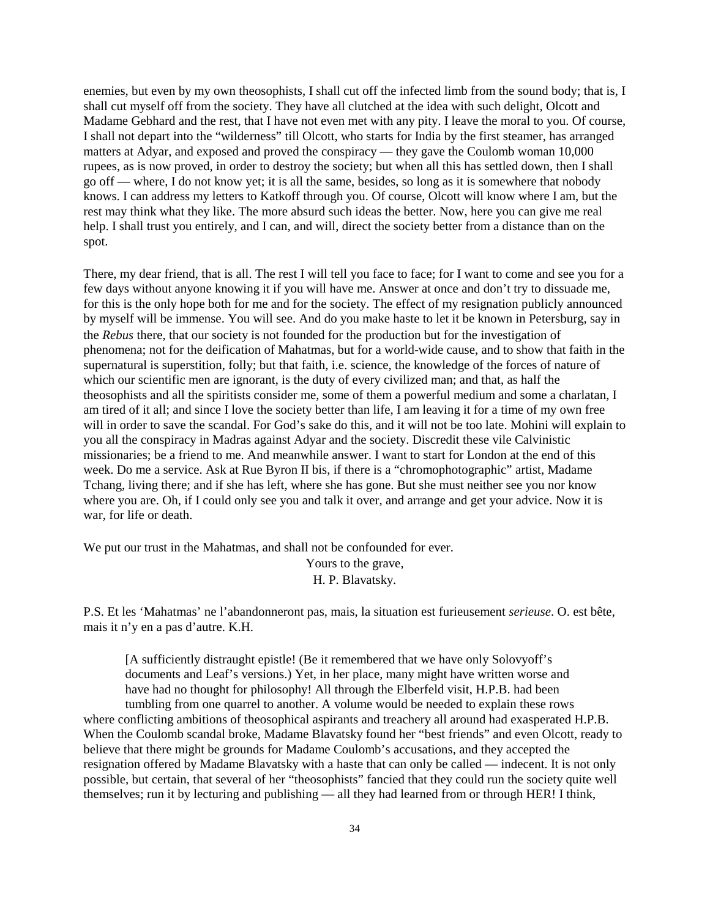enemies, but even by my own theosophists, I shall cut off the infected limb from the sound body; that is, I shall cut myself off from the society. They have all clutched at the idea with such delight, Olcott and Madame Gebhard and the rest, that I have not even met with any pity. I leave the moral to you. Of course, I shall not depart into the "wilderness" till Olcott, who starts for India by the first steamer, has arranged matters at Adyar, and exposed and proved the conspiracy — they gave the Coulomb woman 10,000 rupees, as is now proved, in order to destroy the society; but when all this has settled down, then I shall go off — where, I do not know yet; it is all the same, besides, so long as it is somewhere that nobody knows. I can address my letters to Katkoff through you. Of course, Olcott will know where I am, but the rest may think what they like. The more absurd such ideas the better. Now, here you can give me real help. I shall trust you entirely, and I can, and will, direct the society better from a distance than on the spot.

There, my dear friend, that is all. The rest I will tell you face to face; for I want to come and see you for a few days without anyone knowing it if you will have me. Answer at once and don't try to dissuade me, for this is the only hope both for me and for the society. The effect of my resignation publicly announced by myself will be immense. You will see. And do you make haste to let it be known in Petersburg, say in the *Rebus* there, that our society is not founded for the production but for the investigation of phenomena; not for the deification of Mahatmas, but for a world-wide cause, and to show that faith in the supernatural is superstition, folly; but that faith, i.e. science, the knowledge of the forces of nature of which our scientific men are ignorant, is the duty of every civilized man; and that, as half the theosophists and all the spiritists consider me, some of them a powerful medium and some a charlatan, I am tired of it all; and since I love the society better than life, I am leaving it for a time of my own free will in order to save the scandal. For God's sake do this, and it will not be too late. Mohini will explain to you all the conspiracy in Madras against Adyar and the society. Discredit these vile Calvinistic missionaries; be a friend to me. And meanwhile answer. I want to start for London at the end of this week. Do me a service. Ask at Rue Byron II bis, if there is a "chromophotographic" artist, Madame Tchang, living there; and if she has left, where she has gone. But she must neither see you nor know where you are. Oh, if I could only see you and talk it over, and arrange and get your advice. Now it is war, for life or death.

We put our trust in the Mahatmas, and shall not be confounded for ever.

Yours to the grave,
H. P. Blavatsky.

P.S. Et les 'Mahatmas' ne l'abandonneront pas, mais, la situation est furieusement *serieuse*. O. est bête, mais it n'y en a pas d'autre. K.H.

[A sufficiently distraught epistle! (Be it remembered that we have only Solovyoff's documents and Leaf's versions.) Yet, in her place, many might have written worse and have had no thought for philosophy! All through the Elberfeld visit, H.P.B. had been tumbling from one quarrel to another. A volume would be needed to explain these rows where conflicting ambitions of theosophical aspirants and treachery all around had exasperated H.P.B. When the Coulomb scandal broke, Madame Blavatsky found her "best friends" and even Olcott, ready to believe that there might be grounds for Madame Coulomb's accusations, and they accepted the resignation offered by Madame Blavatsky with a haste that can only be called — indecent. It is not only possible, but certain, that several of her "theosophists" fancied that they could run the society quite well themselves; run it by lecturing and publishing — all they had learned from or through HER! I think,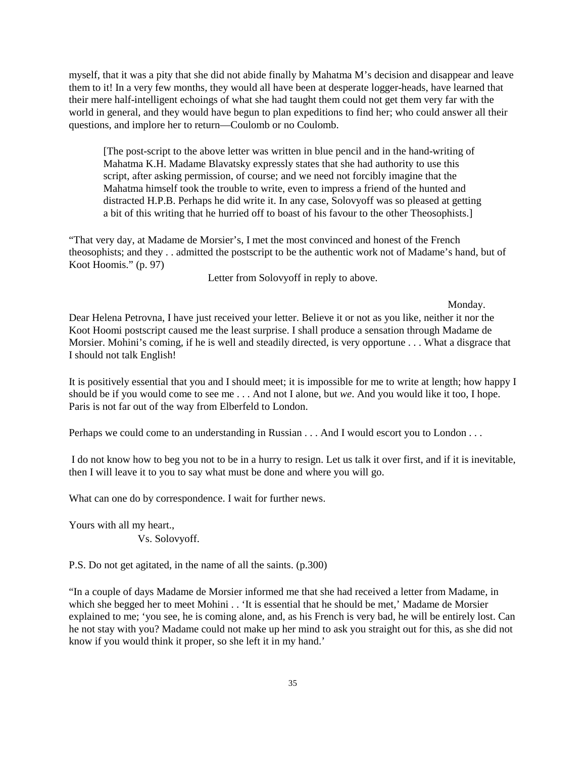myself, that it was a pity that she did not abide finally by Mahatma M's decision and disappear and leave them to it! In a very few months, they would all have been at desperate logger-heads, have learned that their mere half-intelligent echoings of what she had taught them could not get them very far with the world in general, and they would have begun to plan expeditions to find her; who could answer all their questions, and implore her to return—Coulomb or no Coulomb.

> [The post-script to the above letter was written in blue pencil and in the hand-writing of Mahatma K.H. Madame Blavatsky expressly states that she had authority to use this script, after asking permission, of course; and we need not forcibly imagine that the Mahatma himself took the trouble to write, even to impress a friend of the hunted and distracted H.P.B. Perhaps he did write it. In any case, Solovyoff was so pleased at getting a bit of this writing that he hurried off to boast of his favour to the other Theosophists.]

"That very day, at Madame de Morsier's, I met the most convinced and honest of the French theosophists; and they . . admitted the postscript to be the authentic work not of Madame's hand, but of Koot Hoomis." (p. 97)

Letter from Solovyoff in reply to above.

Monday.

Dear Helena Petrovna, I have just received your letter. Believe it or not as you like, neither it nor the Koot Hoomi postscript caused me the least surprise. I shall produce a sensation through Madame de Morsier. Mohini's coming, if he is well and steadily directed, is very opportune . . . What a disgrace that I should not talk English!

It is positively essential that you and I should meet; it is impossible for me to write at length; how happy I should be if you would come to see me . . . And not I alone, but *we*. And you would like it too, I hope. Paris is not far out of the way from Elberfeld to London.

Perhaps we could come to an understanding in Russian . . . And I would escort you to London . . .

I do not know how to beg you not to be in a hurry to resign. Let us talk it over first, and if it is inevitable, then I will leave it to you to say what must be done and where you will go.

What can one do by correspondence. I wait for further news.

Yours with all my heart.,
Vs. Solovyoff.

P.S. Do not get agitated, in the name of all the saints. (p.300)

"In a couple of days Madame de Morsier informed me that she had received a letter from Madame, in which she begged her to meet Mohini . . 'It is essential that he should be met,' Madame de Morsier explained to me; 'you see, he is coming alone, and, as his French is very bad, he will be entirely lost. Can he not stay with you? Madame could not make up her mind to ask you straight out for this, as she did not know if you would think it proper, so she left it in my hand.'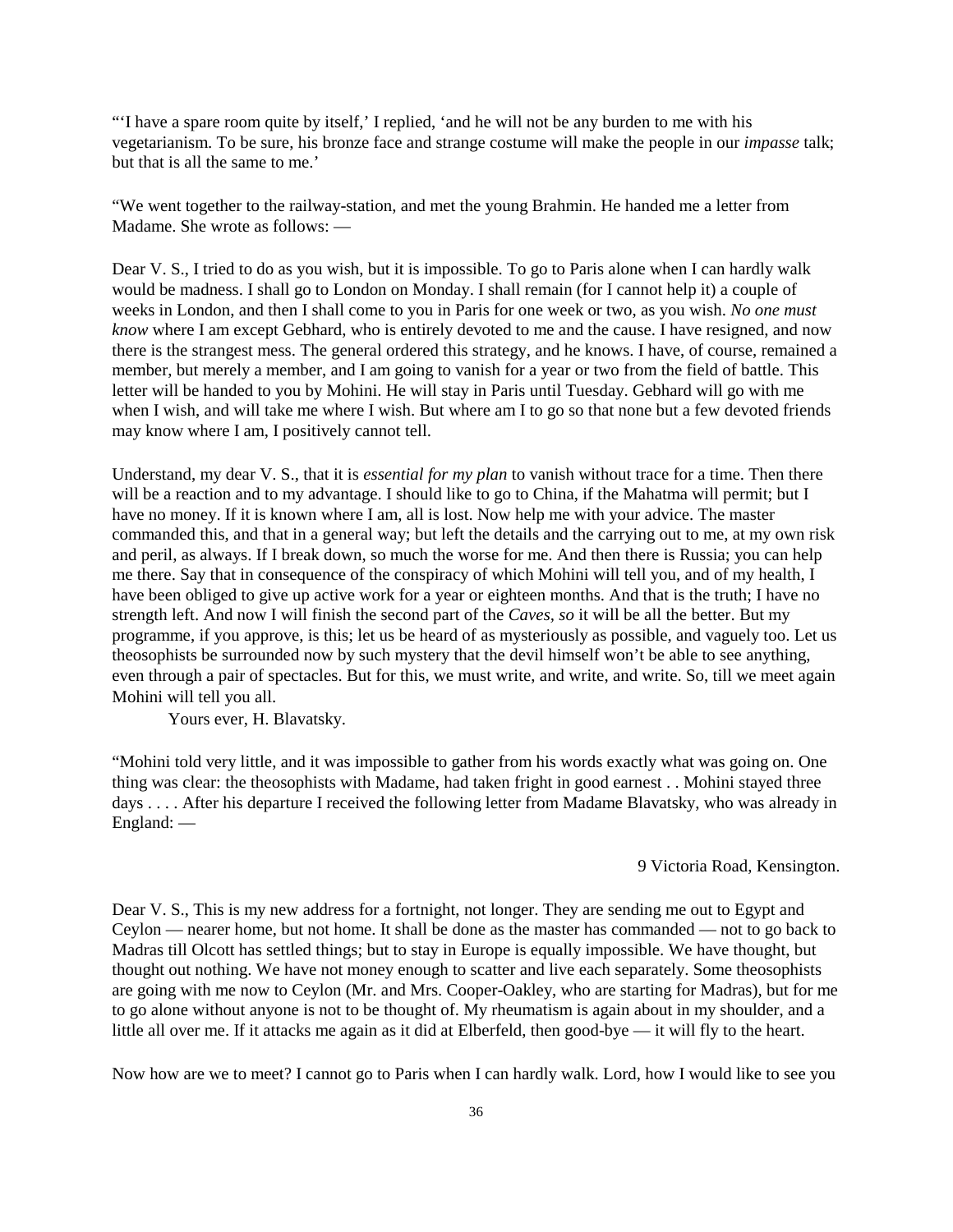"'I have a spare room quite by itself,' I replied, 'and he will not be any burden to me with his vegetarianism. To be sure, his bronze face and strange costume will make the people in our *impasse* talk; but that is all the same to me.'

"We went together to the railway-station, and met the young Brahmin. He handed me a letter from Madame. She wrote as follows: —

Dear V. S., I tried to do as you wish, but it is impossible. To go to Paris alone when I can hardly walk would be madness. I shall go to London on Monday. I shall remain (for I cannot help it) a couple of weeks in London, and then I shall come to you in Paris for one week or two, as you wish. *No one must know* where I am except Gebhard, who is entirely devoted to me and the cause. I have resigned, and now there is the strangest mess. The general ordered this strategy, and he knows. I have, of course, remained a member, but merely a member, and I am going to vanish for a year or two from the field of battle. This letter will be handed to you by Mohini. He will stay in Paris until Tuesday. Gebhard will go with me when I wish, and will take me where I wish. But where am I to go so that none but a few devoted friends may know where I am, I positively cannot tell.

Understand, my dear V. S., that it is *essential for my plan* to vanish without trace for a time. Then there will be a reaction and to my advantage. I should like to go to China, if the Mahatma will permit; but I have no money. If it is known where I am, all is lost. Now help me with your advice. The master commanded this, and that in a general way; but left the details and the carrying out to me, at my own risk and peril, as always. If I break down, so much the worse for me. And then there is Russia; you can help me there. Say that in consequence of the conspiracy of which Mohini will tell you, and of my health, I have been obliged to give up active work for a year or eighteen months. And that is the truth; I have no strength left. And now I will finish the second part of the *Caves, so* it will be all the better. But my programme, if you approve, is this; let us be heard of as mysteriously as possible, and vaguely too. Let us theosophists be surrounded now by such mystery that the devil himself won't be able to see anything, even through a pair of spectacles. But for this, we must write, and write, and write. So, till we meet again Mohini will tell you all.

Yours ever, H. Blavatsky.

"Mohini told very little, and it was impossible to gather from his words exactly what was going on. One thing was clear: the theosophists with Madame, had taken fright in good earnest . . Mohini stayed three days . . . . After his departure I received the following letter from Madame Blavatsky, who was already in England: —

9 Victoria Road, Kensington.

Dear V. S., This is my new address for a fortnight, not longer. They are sending me out to Egypt and Ceylon — nearer home, but not home. It shall be done as the master has commanded — not to go back to Madras till Olcott has settled things; but to stay in Europe is equally impossible. We have thought, but thought out nothing. We have not money enough to scatter and live each separately. Some theosophists are going with me now to Ceylon (Mr. and Mrs. Cooper-Oakley, who are starting for Madras), but for me to go alone without anyone is not to be thought of. My rheumatism is again about in my shoulder, and a little all over me. If it attacks me again as it did at Elberfeld, then good-bye — it will fly to the heart.

Now how are we to meet? I cannot go to Paris when I can hardly walk. Lord, how I would like to see you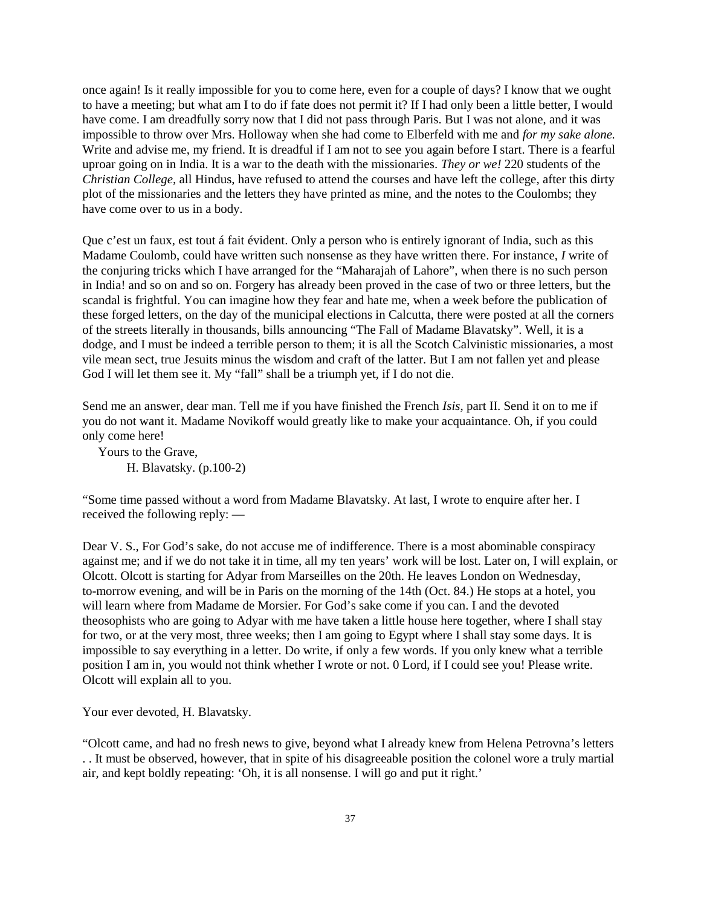once again! Is it really impossible for you to come here, even for a couple of days? I know that we ought to have a meeting; but what am I to do if fate does not permit it? If I had only been a little better, I would have come. I am dreadfully sorry now that I did not pass through Paris. But I was not alone, and it was impossible to throw over Mrs. Holloway when she had come to Elberfeld with me and *for my sake alone.* Write and advise me, my friend. It is dreadful if I am not to see you again before I start. There is a fearful uproar going on in India. It is a war to the death with the missionaries. *They or we!* 220 students of the *Christian College,* all Hindus, have refused to attend the courses and have left the college, after this dirty plot of the missionaries and the letters they have printed as mine, and the notes to the Coulombs; they have come over to us in a body.

Que c'est un faux, est tout á fait évident. Only a person who is entirely ignorant of India, such as this Madame Coulomb, could have written such nonsense as they have written there. For instance, *I* write of the conjuring tricks which I have arranged for the "Maharajah of Lahore", when there is no such person in India! and so on and so on. Forgery has already been proved in the case of two or three letters, but the scandal is frightful. You can imagine how they fear and hate me, when a week before the publication of these forged letters, on the day of the municipal elections in Calcutta, there were posted at all the corners of the streets literally in thousands, bills announcing "The Fall of Madame Blavatsky". Well, it is a dodge, and I must be indeed a terrible person to them; it is all the Scotch Calvinistic missionaries, a most vile mean sect, true Jesuits minus the wisdom and craft of the latter. But I am not fallen yet and please God I will let them see it. My "fall" shall be a triumph yet, if I do not die.

Send me an answer, dear man. Tell me if you have finished the French *Isis,* part II. Send it on to me if you do not want it. Madame Novikoff would greatly like to make your acquaintance. Oh, if you could only come here!

Yours to the Grave,
H. Blavatsky. (p.100-2)

"Some time passed without a word from Madame Blavatsky. At last, I wrote to enquire after her. I received the following reply: —

Dear V. S., For God's sake, do not accuse me of indifference. There is a most abominable conspiracy against me; and if we do not take it in time, all my ten years' work will be lost. Later on, I will explain, or Olcott. Olcott is starting for Adyar from Marseilles on the 20th. He leaves London on Wednesday, to-morrow evening, and will be in Paris on the morning of the 14th (Oct. 84.) He stops at a hotel, you will learn where from Madame de Morsier. For God's sake come if you can. I and the devoted theosophists who are going to Adyar with me have taken a little house here together, where I shall stay for two, or at the very most, three weeks; then I am going to Egypt where I shall stay some days. It is impossible to say everything in a letter. Do write, if only a few words. If you only knew what a terrible position I am in, you would not think whether I wrote or not. 0 Lord, if I could see you! Please write. Olcott will explain all to you.

Your ever devoted, H. Blavatsky.

"Olcott came, and had no fresh news to give, beyond what I already knew from Helena Petrovna's letters . . It must be observed, however, that in spite of his disagreeable position the colonel wore a truly martial air, and kept boldly repeating: 'Oh, it is all nonsense. I will go and put it right.'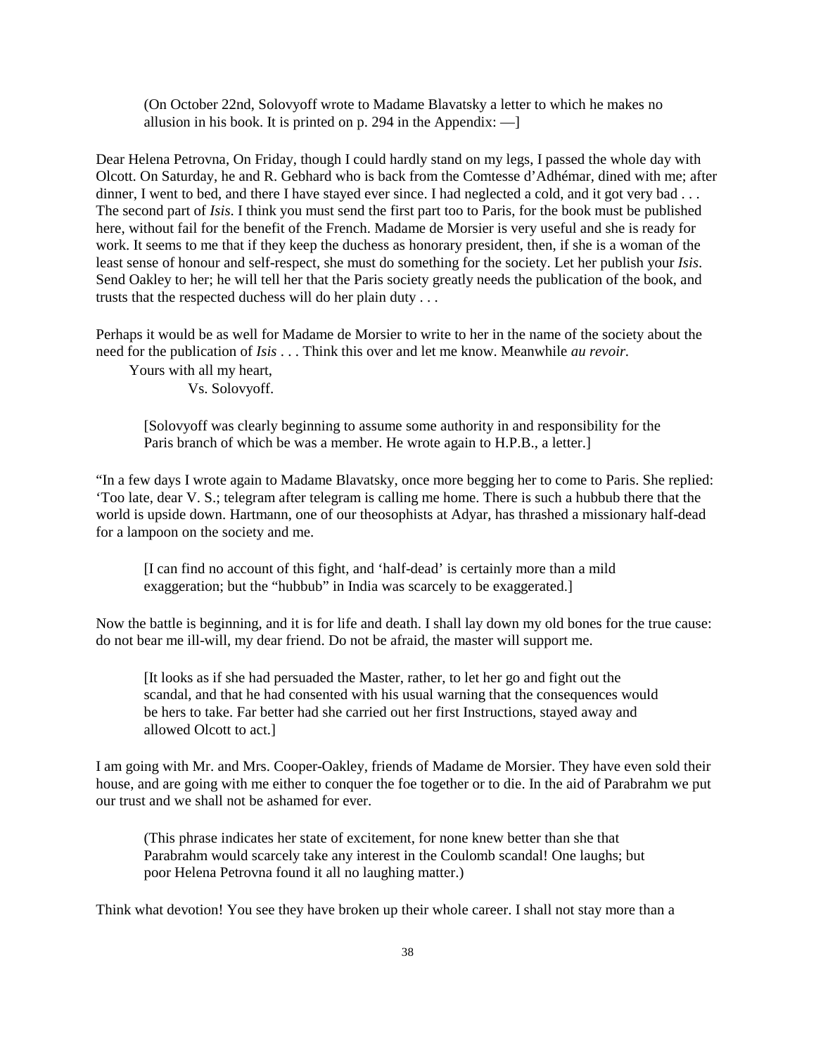(On October 22nd, Solovyoff wrote to Madame Blavatsky a letter to which he makes no allusion in his book. It is printed on p. 294 in the Appendix: —]

Dear Helena Petrovna, On Friday, though I could hardly stand on my legs, I passed the whole day with Olcott. On Saturday, he and R. Gebhard who is back from the Comtesse d'Adhémar, dined with me; after dinner, I went to bed, and there I have stayed ever since. I had neglected a cold, and it got very bad . . . The second part of *Isis*. I think you must send the first part too to Paris, for the book must be published here, without fail for the benefit of the French. Madame de Morsier is very useful and she is ready for work. It seems to me that if they keep the duchess as honorary president, then, if she is a woman of the least sense of honour and self-respect, she must do something for the society. Let her publish your *Isis*. Send Oakley to her; he will tell her that the Paris society greatly needs the publication of the book, and trusts that the respected duchess will do her plain duty . . .

Perhaps it would be as well for Madame de Morsier to write to her in the name of the society about the need for the publication of *Isis* . . . Think this over and let me know. Meanwhile *au revoir.*

Yours with all my heart,

Vs. Solovyoff.

[Solovyoff was clearly beginning to assume some authority in and responsibility for the Paris branch of which be was a member. He wrote again to H.P.B., a letter.]

"In a few days I wrote again to Madame Blavatsky, once more begging her to come to Paris. She replied: 'Too late, dear V. S.; telegram after telegram is calling me home. There is such a hubbub there that the world is upside down. Hartmann, one of our theosophists at Adyar, has thrashed a missionary half-dead for a lampoon on the society and me.

[I can find no account of this fight, and 'half-dead' is certainly more than a mild exaggeration; but the "hubbub" in India was scarcely to be exaggerated.]

Now the battle is beginning, and it is for life and death. I shall lay down my old bones for the true cause: do not bear me ill-will, my dear friend. Do not be afraid, the master will support me.

[It looks as if she had persuaded the Master, rather, to let her go and fight out the scandal, and that he had consented with his usual warning that the consequences would be hers to take. Far better had she carried out her first Instructions, stayed away and allowed Olcott to act.]

I am going with Mr. and Mrs. Cooper-Oakley, friends of Madame de Morsier. They have even sold their house, and are going with me either to conquer the foe together or to die. In the aid of Parabrahm we put our trust and we shall not be ashamed for ever.

(This phrase indicates her state of excitement, for none knew better than she that Parabrahm would scarcely take any interest in the Coulomb scandal! One laughs; but poor Helena Petrovna found it all no laughing matter.)

Think what devotion! You see they have broken up their whole career. I shall not stay more than a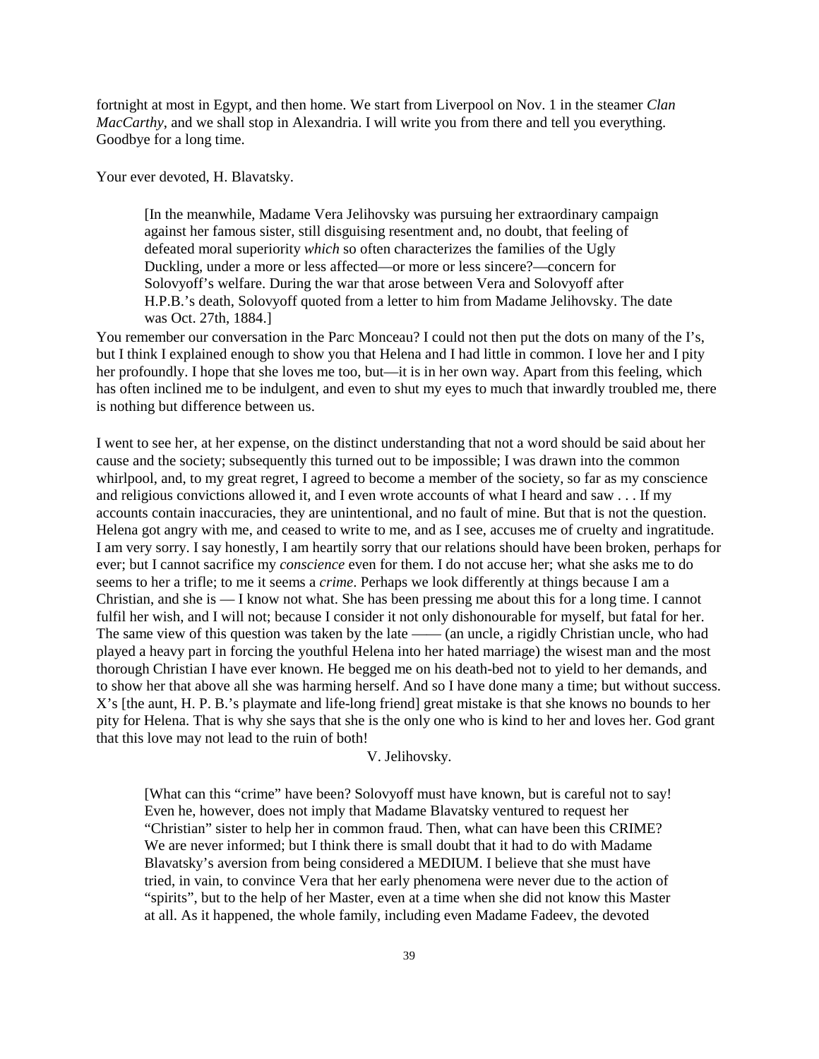fortnight at most in Egypt, and then home. We start from Liverpool on Nov. 1 in the steamer *Clan MacCarthy*, and we shall stop in Alexandria. I will write you from there and tell you everything. Goodbye for a long time.

Your ever devoted, H. Blavatsky.

> [In the meanwhile, Madame Vera Jelihovsky was pursuing her extraordinary campaign against her famous sister, still disguising resentment and, no doubt, that feeling of defeated moral superiority *which* so often characterizes the families of the Ugly Duckling, under a more or less affected—or more or less sincere?—concern for Solovyoff's welfare. During the war that arose between Vera and Solovyoff after H.P.B.'s death, Solovyoff quoted from a letter to him from Madame Jelihovsky. The date was Oct. 27th, 1884.]

You remember our conversation in the Parc Monceau? I could not then put the dots on many of the I's, but I think I explained enough to show you that Helena and I had little in common. I love her and I pity her profoundly. I hope that she loves me too, but—it is in her own way. Apart from this feeling, which has often inclined me to be indulgent, and even to shut my eyes to much that inwardly troubled me, there is nothing but difference between us.

I went to see her, at her expense, on the distinct understanding that not a word should be said about her cause and the society; subsequently this turned out to be impossible; I was drawn into the common whirlpool, and, to my great regret, I agreed to become a member of the society, so far as my conscience and religious convictions allowed it, and I even wrote accounts of what I heard and saw . . . If my accounts contain inaccuracies, they are unintentional, and no fault of mine. But that is not the question. Helena got angry with me, and ceased to write to me, and as I see, accuses me of cruelty and ingratitude. I am very sorry. I say honestly, I am heartily sorry that our relations should have been broken, perhaps for ever; but I cannot sacrifice my *conscience* even for them. I do not accuse her; what she asks me to do seems to her a trifle; to me it seems a *crime*. Perhaps we look differently at things because I am a Christian, and she is — I know not what. She has been pressing me about this for a long time. I cannot fulfil her wish, and I will not; because I consider it not only dishonourable for myself, but fatal for her. The same view of this question was taken by the late —— (an uncle, a rigidly Christian uncle, who had played a heavy part in forcing the youthful Helena into her hated marriage) the wisest man and the most thorough Christian I have ever known. He begged me on his death-bed not to yield to her demands, and to show her that above all she was harming herself. And so I have done many a time; but without success. X's [the aunt, H. P. B.'s playmate and life-long friend] great mistake is that she knows no bounds to her pity for Helena. That is why she says that she is the only one who is kind to her and loves her. God grant that this love may not lead to the ruin of both!

V. Jelihovsky.

> [What can this "crime" have been? Solovyoff must have known, but is careful not to say! Even he, however, does not imply that Madame Blavatsky ventured to request her "Christian" sister to help her in common fraud. Then, what can have been this CRIME? We are never informed; but I think there is small doubt that it had to do with Madame Blavatsky's aversion from being considered a MEDIUM. I believe that she must have tried, in vain, to convince Vera that her early phenomena were never due to the action of "spirits", but to the help of her Master, even at a time when she did not know this Master at all. As it happened, the whole family, including even Madame Fadeev, the devoted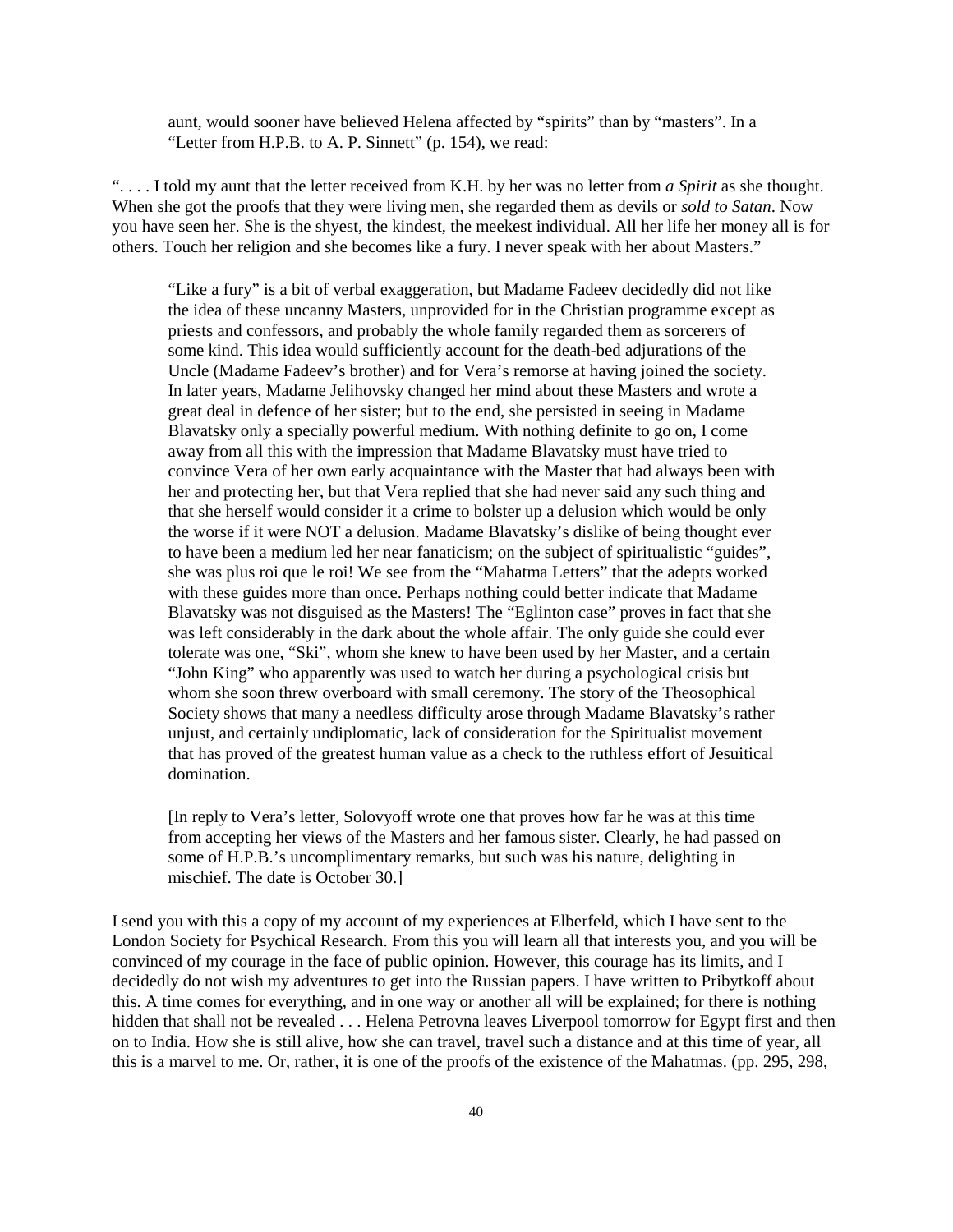aunt, would sooner have believed Helena affected by "spirits" than by "masters". In a "Letter from H.P.B. to A. P. Sinnett" (p. 154), we read:

". . . . I told my aunt that the letter received from K.H. by her was no letter from *a Spirit* as she thought. When she got the proofs that they were living men, she regarded them as devils or *sold to Satan*. Now you have seen her. She is the shyest, the kindest, the meekest individual. All her life her money all is for others. Touch her religion and she becomes like a fury. I never speak with her about Masters."

> "Like a fury" is a bit of verbal exaggeration, but Madame Fadeev decidedly did not like the idea of these uncanny Masters, unprovided for in the Christian programme except as priests and confessors, and probably the whole family regarded them as sorcerers of some kind. This idea would sufficiently account for the death-bed adjurations of the Uncle (Madame Fadeev's brother) and for Vera's remorse at having joined the society. In later years, Madame Jelihovsky changed her mind about these Masters and wrote a great deal in defence of her sister; but to the end, she persisted in seeing in Madame Blavatsky only a specially powerful medium. With nothing definite to go on, I come away from all this with the impression that Madame Blavatsky must have tried to convince Vera of her own early acquaintance with the Master that had always been with her and protecting her, but that Vera replied that she had never said any such thing and that she herself would consider it a crime to bolster up a delusion which would be only the worse if it were NOT a delusion. Madame Blavatsky's dislike of being thought ever to have been a medium led her near fanaticism; on the subject of spiritualistic "guides", she was plus roi que le roi! We see from the "Mahatma Letters" that the adepts worked with these guides more than once. Perhaps nothing could better indicate that Madame Blavatsky was not disguised as the Masters! The "Eglinton case" proves in fact that she was left considerably in the dark about the whole affair. The only guide she could ever tolerate was one, "Ski", whom she knew to have been used by her Master, and a certain "John King" who apparently was used to watch her during a psychological crisis but whom she soon threw overboard with small ceremony. The story of the Theosophical Society shows that many a needless difficulty arose through Madame Blavatsky's rather unjust, and certainly undiplomatic, lack of consideration for the Spiritualist movement that has proved of the greatest human value as a check to the ruthless effort of Jesuitical domination.
>
> [In reply to Vera's letter, Solovyoff wrote one that proves how far he was at this time from accepting her views of the Masters and her famous sister. Clearly, he had passed on some of H.P.B.'s uncomplimentary remarks, but such was his nature, delighting in mischief. The date is October 30.]

I send you with this a copy of my account of my experiences at Elberfeld, which I have sent to the London Society for Psychical Research. From this you will learn all that interests you, and you will be convinced of my courage in the face of public opinion. However, this courage has its limits, and I decidedly do not wish my adventures to get into the Russian papers. I have written to Pribytkoff about this. A time comes for everything, and in one way or another all will be explained; for there is nothing hidden that shall not be revealed . . . Helena Petrovna leaves Liverpool tomorrow for Egypt first and then on to India. How she is still alive, how she can travel, travel such a distance and at this time of year, all this is a marvel to me. Or, rather, it is one of the proofs of the existence of the Mahatmas. (pp. 295, 298,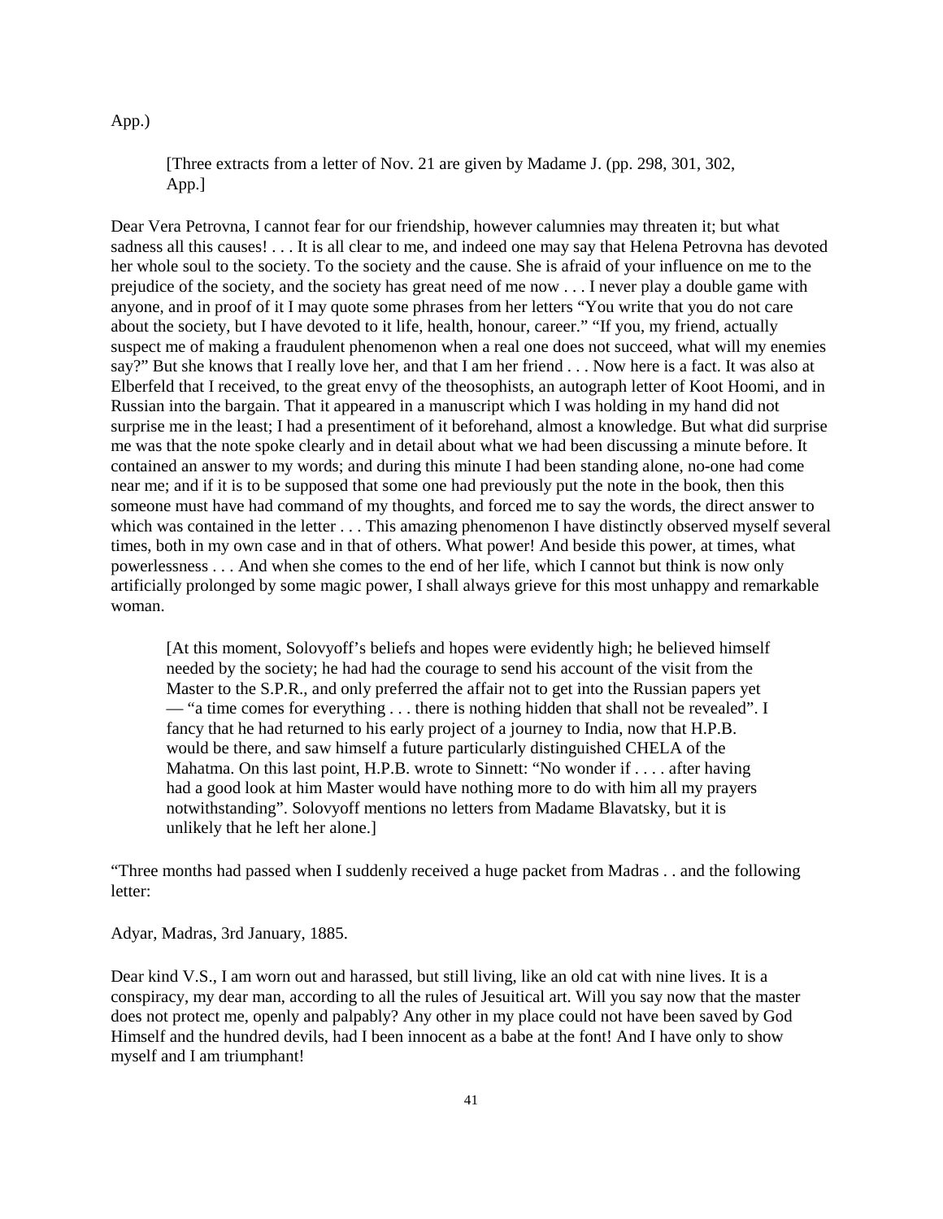App.)

> [Three extracts from a letter of Nov. 21 are given by Madame J. (pp. 298, 301, 302, App.]

Dear Vera Petrovna, I cannot fear for our friendship, however calumnies may threaten it; but what sadness all this causes! . . . It is all clear to me, and indeed one may say that Helena Petrovna has devoted her whole soul to the society. To the society and the cause. She is afraid of your influence on me to the prejudice of the society, and the society has great need of me now . . . I never play a double game with anyone, and in proof of it I may quote some phrases from her letters "You write that you do not care about the society, but I have devoted to it life, health, honour, career." "If you, my friend, actually suspect me of making a fraudulent phenomenon when a real one does not succeed, what will my enemies say?" But she knows that I really love her, and that I am her friend . . . Now here is a fact. It was also at Elberfeld that I received, to the great envy of the theosophists, an autograph letter of Koot Hoomi, and in Russian into the bargain. That it appeared in a manuscript which I was holding in my hand did not surprise me in the least; I had a presentiment of it beforehand, almost a knowledge. But what did surprise me was that the note spoke clearly and in detail about what we had been discussing a minute before. It contained an answer to my words; and during this minute I had been standing alone, no-one had come near me; and if it is to be supposed that some one had previously put the note in the book, then this someone must have had command of my thoughts, and forced me to say the words, the direct answer to which was contained in the letter . . . This amazing phenomenon I have distinctly observed myself several times, both in my own case and in that of others. What power! And beside this power, at times, what powerlessness . . . And when she comes to the end of her life, which I cannot but think is now only artificially prolonged by some magic power, I shall always grieve for this most unhappy and remarkable woman.

> [At this moment, Solovyoff's beliefs and hopes were evidently high; he believed himself needed by the society; he had had the courage to send his account of the visit from the Master to the S.P.R., and only preferred the affair not to get into the Russian papers yet — "a time comes for everything . . . there is nothing hidden that shall not be revealed". I fancy that he had returned to his early project of a journey to India, now that H.P.B. would be there, and saw himself a future particularly distinguished CHELA of the Mahatma. On this last point, H.P.B. wrote to Sinnett: "No wonder if . . . . after having had a good look at him Master would have nothing more to do with him all my prayers notwithstanding". Solovyoff mentions no letters from Madame Blavatsky, but it is unlikely that he left her alone.]

"Three months had passed when I suddenly received a huge packet from Madras . . and the following letter:

Adyar, Madras, 3rd January, 1885.

Dear kind V.S., I am worn out and harassed, but still living, like an old cat with nine lives. It is a conspiracy, my dear man, according to all the rules of Jesuitical art. Will you say now that the master does not protect me, openly and palpably? Any other in my place could not have been saved by God Himself and the hundred devils, had I been innocent as a babe at the font! And I have only to show myself and I am triumphant!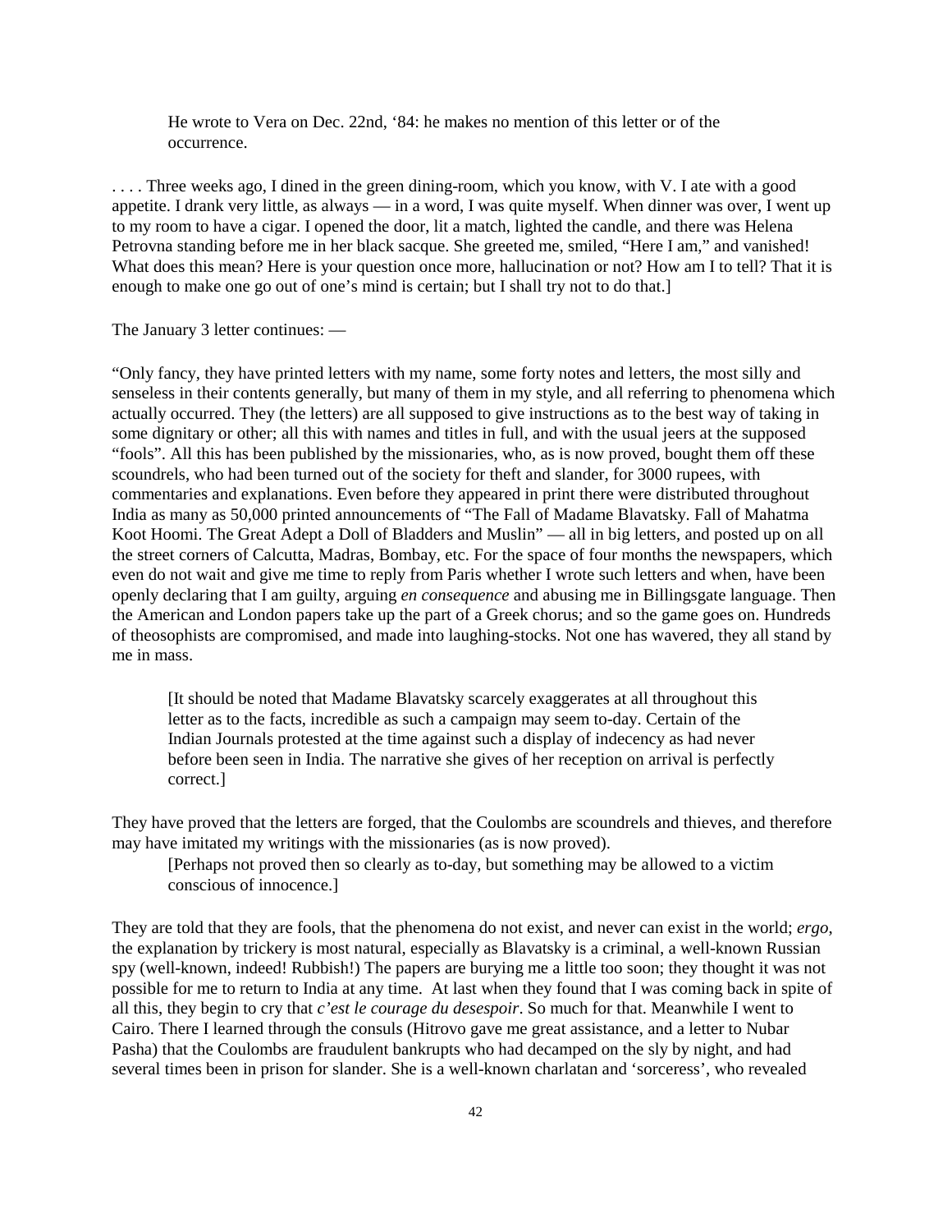> He wrote to Vera on Dec. 22nd, ‘84: he makes no mention of this letter or of the occurrence.

. . . . Three weeks ago, I dined in the green dining-room, which you know, with V. I ate with a good appetite. I drank very little, as always — in a word, I was quite myself. When dinner was over, I went up to my room to have a cigar. I opened the door, lit a match, lighted the candle, and there was Helena Petrovna standing before me in her black sacque. She greeted me, smiled, “Here I am,” and vanished! What does this mean? Here is your question once more, hallucination or not? How am I to tell? That it is enough to make one go out of one’s mind is certain; but I shall try not to do that.]

The January 3 letter continues: —

“Only fancy, they have printed letters with my name, some forty notes and letters, the most silly and senseless in their contents generally, but many of them in my style, and all referring to phenomena which actually occurred. They (the letters) are all supposed to give instructions as to the best way of taking in some dignitary or other; all this with names and titles in full, and with the usual jeers at the supposed “fools”. All this has been published by the missionaries, who, as is now proved, bought them off these scoundrels, who had been turned out of the society for theft and slander, for 3000 rupees, with commentaries and explanations. Even before they appeared in print there were distributed throughout India as many as 50,000 printed announcements of “The Fall of Madame Blavatsky. Fall of Mahatma Koot Hoomi. The Great Adept a Doll of Bladders and Muslin” — all in big letters, and posted up on all the street corners of Calcutta, Madras, Bombay, etc. For the space of four months the newspapers, which even do not wait and give me time to reply from Paris whether I wrote such letters and when, have been openly declaring that I am guilty, arguing *en consequence* and abusing me in Billingsgate language. Then the American and London papers take up the part of a Greek chorus; and so the game goes on. Hundreds of theosophists are compromised, and made into laughing-stocks. Not one has wavered, they all stand by me in mass.

> [It should be noted that Madame Blavatsky scarcely exaggerates at all throughout this letter as to the facts, incredible as such a campaign may seem to-day. Certain of the Indian Journals protested at the time against such a display of indecency as had never before been seen in India. The narrative she gives of her reception on arrival is perfectly correct.]

They have proved that the letters are forged, that the Coulombs are scoundrels and thieves, and therefore may have imitated my writings with the missionaries (as is now proved).

> [Perhaps not proved then so clearly as to-day, but something may be allowed to a victim conscious of innocence.]

They are told that they are fools, that the phenomena do not exist, and never can exist in the world; *ergo*, the explanation by trickery is most natural, especially as Blavatsky is a criminal, a well-known Russian spy (well-known, indeed! Rubbish!) The papers are burying me a little too soon; they thought it was not possible for me to return to India at any time. At last when they found that I was coming back in spite of all this, they begin to cry that *c’est le courage du desespoir*. So much for that. Meanwhile I went to Cairo. There I learned through the consuls (Hitrovo gave me great assistance, and a letter to Nubar Pasha) that the Coulombs are fraudulent bankrupts who had decamped on the sly by night, and had several times been in prison for slander. She is a well-known charlatan and ‘sorceress’, who revealed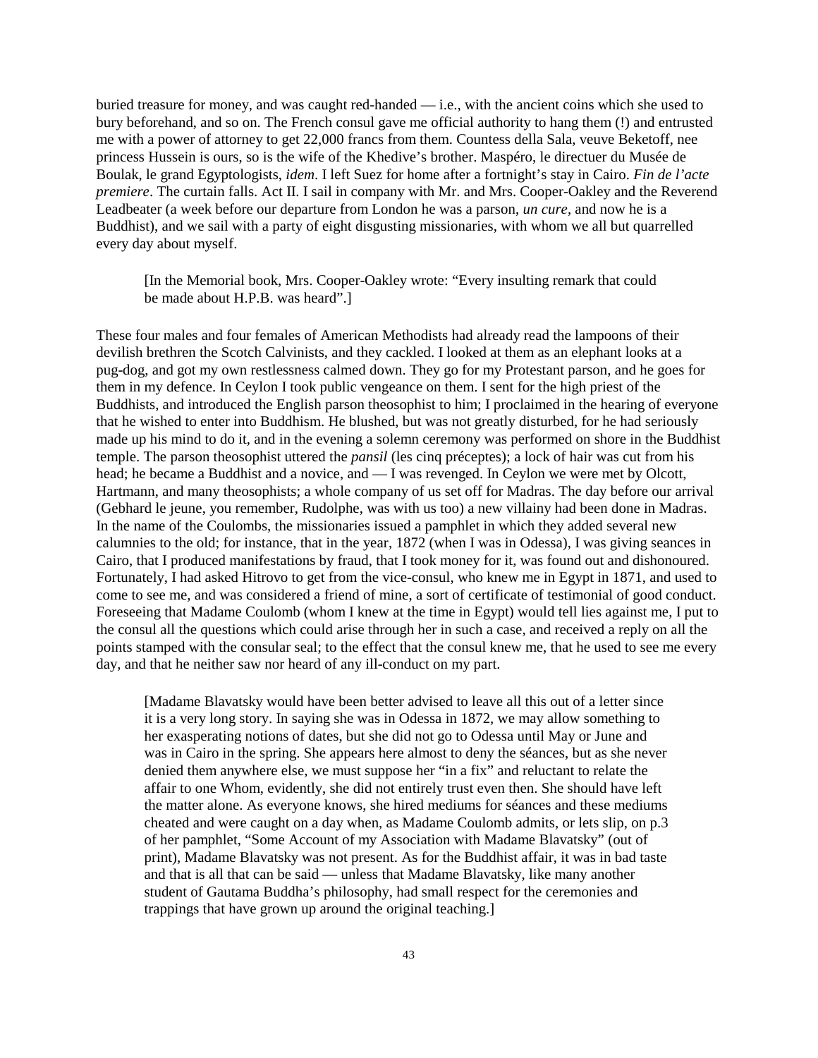buried treasure for money, and was caught red-handed — i.e., with the ancient coins which she used to bury beforehand, and so on. The French consul gave me official authority to hang them (!) and entrusted me with a power of attorney to get 22,000 francs from them. Countess della Sala, veuve Beketoff, nee princess Hussein is ours, so is the wife of the Khedive's brother. Maspéro, le directuer du Musée de Boulak, le grand Egyptologists, *idem*. I left Suez for home after a fortnight's stay in Cairo. *Fin de l'acte premiere*. The curtain falls. Act II. I sail in company with Mr. and Mrs. Cooper-Oakley and the Reverend Leadbeater (a week before our departure from London he was a parson, *un cure*, and now he is a Buddhist), and we sail with a party of eight disgusting missionaries, with whom we all but quarrelled every day about myself.

> [In the Memorial book, Mrs. Cooper-Oakley wrote: "Every insulting remark that could be made about H.P.B. was heard".]

These four males and four females of American Methodists had already read the lampoons of their devilish brethren the Scotch Calvinists, and they cackled. I looked at them as an elephant looks at a pug-dog, and got my own restlessness calmed down. They go for my Protestant parson, and he goes for them in my defence. In Ceylon I took public vengeance on them. I sent for the high priest of the Buddhists, and introduced the English parson theosophist to him; I proclaimed in the hearing of everyone that he wished to enter into Buddhism. He blushed, but was not greatly disturbed, for he had seriously made up his mind to do it, and in the evening a solemn ceremony was performed on shore in the Buddhist temple. The parson theosophist uttered the *pansil* (les cinq préceptes); a lock of hair was cut from his head; he became a Buddhist and a novice, and — I was revenged. In Ceylon we were met by Olcott, Hartmann, and many theosophists; a whole company of us set off for Madras. The day before our arrival (Gebhard le jeune, you remember, Rudolphe, was with us too) a new villainy had been done in Madras. In the name of the Coulombs, the missionaries issued a pamphlet in which they added several new calumnies to the old; for instance, that in the year, 1872 (when I was in Odessa), I was giving seances in Cairo, that I produced manifestations by fraud, that I took money for it, was found out and dishonoured. Fortunately, I had asked Hitrovo to get from the vice-consul, who knew me in Egypt in 1871, and used to come to see me, and was considered a friend of mine, a sort of certificate of testimonial of good conduct. Foreseeing that Madame Coulomb (whom I knew at the time in Egypt) would tell lies against me, I put to the consul all the questions which could arise through her in such a case, and received a reply on all the points stamped with the consular seal; to the effect that the consul knew me, that he used to see me every day, and that he neither saw nor heard of any ill-conduct on my part.

> [Madame Blavatsky would have been better advised to leave all this out of a letter since it is a very long story. In saying she was in Odessa in 1872, we may allow something to her exasperating notions of dates, but she did not go to Odessa until May or June and was in Cairo in the spring. She appears here almost to deny the séances, but as she never denied them anywhere else, we must suppose her "in a fix" and reluctant to relate the affair to one Whom, evidently, she did not entirely trust even then. She should have left the matter alone. As everyone knows, she hired mediums for séances and these mediums cheated and were caught on a day when, as Madame Coulomb admits, or lets slip, on p.3 of her pamphlet, "Some Account of my Association with Madame Blavatsky" (out of print), Madame Blavatsky was not present. As for the Buddhist affair, it was in bad taste and that is all that can be said — unless that Madame Blavatsky, like many another student of Gautama Buddha's philosophy, had small respect for the ceremonies and trappings that have grown up around the original teaching.]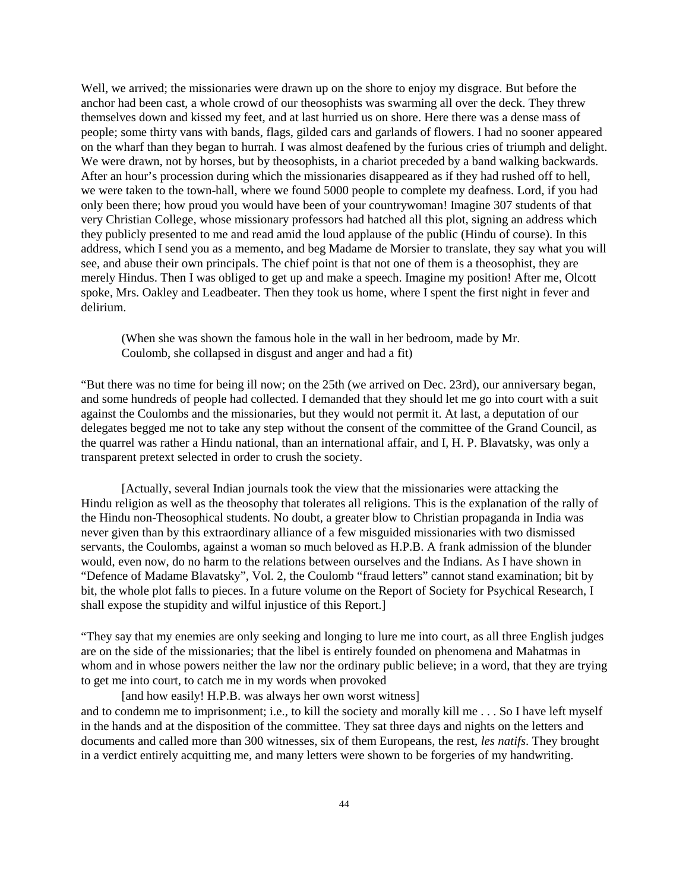Well, we arrived; the missionaries were drawn up on the shore to enjoy my disgrace. But before the anchor had been cast, a whole crowd of our theosophists was swarming all over the deck. They threw themselves down and kissed my feet, and at last hurried us on shore. Here there was a dense mass of people; some thirty vans with bands, flags, gilded cars and garlands of flowers. I had no sooner appeared on the wharf than they began to hurrah. I was almost deafened by the furious cries of triumph and delight. We were drawn, not by horses, but by theosophists, in a chariot preceded by a band walking backwards. After an hour's procession during which the missionaries disappeared as if they had rushed off to hell, we were taken to the town-hall, where we found 5000 people to complete my deafness. Lord, if you had only been there; how proud you would have been of your countrywoman! Imagine 307 students of that very Christian College, whose missionary professors had hatched all this plot, signing an address which they publicly presented to me and read amid the loud applause of the public (Hindu of course). In this address, which I send you as a memento, and beg Madame de Morsier to translate, they say what you will see, and abuse their own principals. The chief point is that not one of them is a theosophist, they are merely Hindus. Then I was obliged to get up and make a speech. Imagine my position! After me, Olcott spoke, Mrs. Oakley and Leadbeater. Then they took us home, where I spent the first night in fever and delirium.

> (When she was shown the famous hole in the wall in her bedroom, made by Mr. Coulomb, she collapsed in disgust and anger and had a fit)

"But there was no time for being ill now; on the 25th (we arrived on Dec. 23rd), our anniversary began, and some hundreds of people had collected. I demanded that they should let me go into court with a suit against the Coulombs and the missionaries, but they would not permit it. At last, a deputation of our delegates begged me not to take any step without the consent of the committee of the Grand Council, as the quarrel was rather a Hindu national, than an international affair, and I, H. P. Blavatsky, was only a transparent pretext selected in order to crush the society.

[Actually, several Indian journals took the view that the missionaries were attacking the Hindu religion as well as the theosophy that tolerates all religions. This is the explanation of the rally of the Hindu non-Theosophical students. No doubt, a greater blow to Christian propaganda in India was never given than by this extraordinary alliance of a few misguided missionaries with two dismissed servants, the Coulombs, against a woman so much beloved as H.P.B. A frank admission of the blunder would, even now, do no harm to the relations between ourselves and the Indians. As I have shown in "Defence of Madame Blavatsky", Vol. 2, the Coulomb "fraud letters" cannot stand examination; bit by bit, the whole plot falls to pieces. In a future volume on the Report of Society for Psychical Research, I shall expose the stupidity and wilful injustice of this Report.]

"They say that my enemies are only seeking and longing to lure me into court, as all three English judges are on the side of the missionaries; that the libel is entirely founded on phenomena and Mahatmas in whom and in whose powers neither the law nor the ordinary public believe; in a word, that they are trying to get me into court, to catch me in my words when provoked

[and how easily! H.P.B. was always her own worst witness]

and to condemn me to imprisonment; i.e., to kill the society and morally kill me . . . So I have left myself in the hands and at the disposition of the committee. They sat three days and nights on the letters and documents and called more than 300 witnesses, six of them Europeans, the rest, *les natifs*. They brought in a verdict entirely acquitting me, and many letters were shown to be forgeries of my handwriting.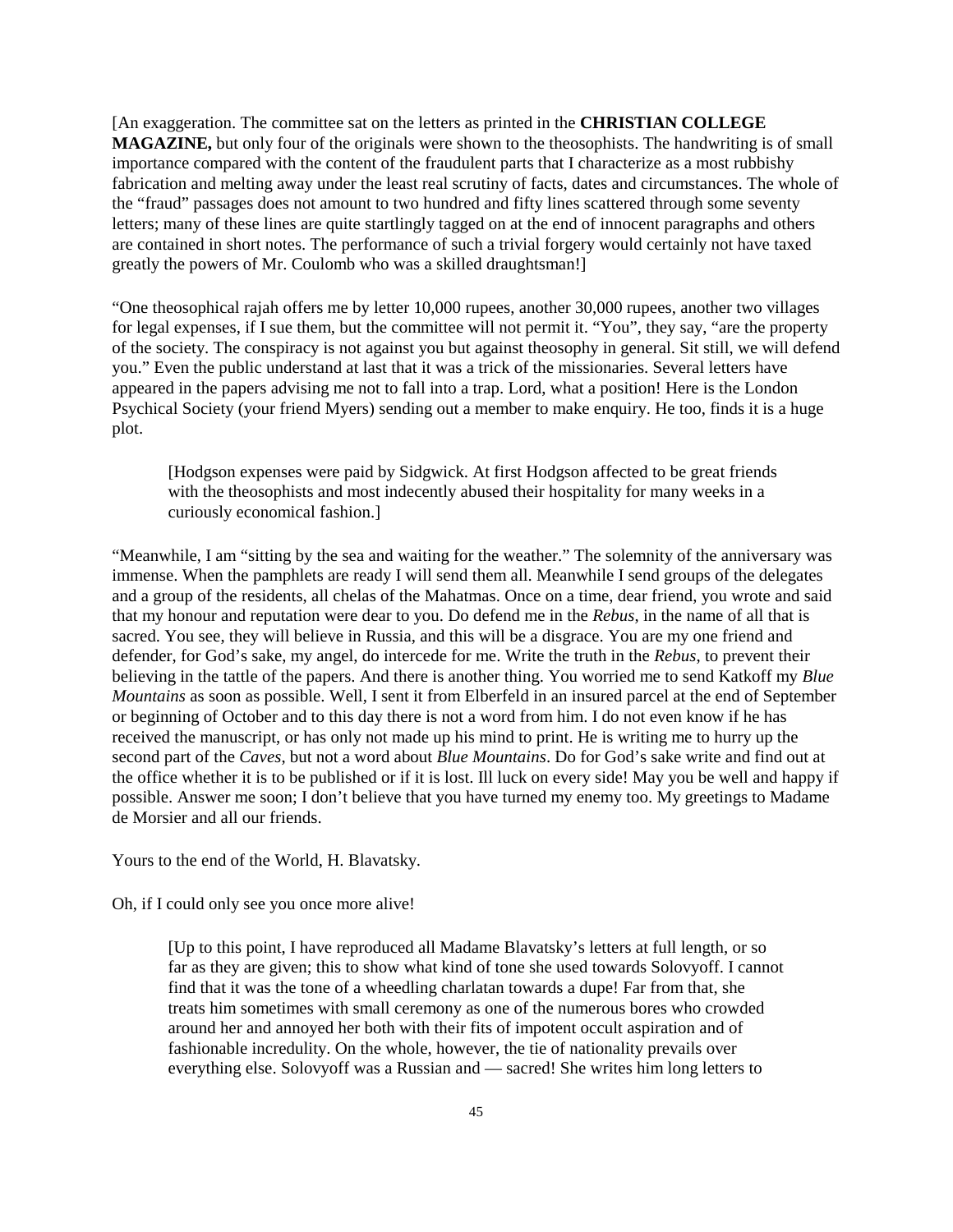[An exaggeration. The committee sat on the letters as printed in the **CHRISTIAN COLLEGE MAGAZINE,** but only four of the originals were shown to the theosophists. The handwriting is of small importance compared with the content of the fraudulent parts that I characterize as a most rubbishy fabrication and melting away under the least real scrutiny of facts, dates and circumstances. The whole of the "fraud" passages does not amount to two hundred and fifty lines scattered through some seventy letters; many of these lines are quite startlingly tagged on at the end of innocent paragraphs and others are contained in short notes. The performance of such a trivial forgery would certainly not have taxed greatly the powers of Mr. Coulomb who was a skilled draughtsman!]

"One theosophical rajah offers me by letter 10,000 rupees, another 30,000 rupees, another two villages for legal expenses, if I sue them, but the committee will not permit it. "You", they say, "are the property of the society. The conspiracy is not against you but against theosophy in general. Sit still, we will defend you." Even the public understand at last that it was a trick of the missionaries. Several letters have appeared in the papers advising me not to fall into a trap. Lord, what a position! Here is the London Psychical Society (your friend Myers) sending out a member to make enquiry. He too, finds it is a huge plot.

> [Hodgson expenses were paid by Sidgwick. At first Hodgson affected to be great friends with the theosophists and most indecently abused their hospitality for many weeks in a curiously economical fashion.]

"Meanwhile, I am "sitting by the sea and waiting for the weather." The solemnity of the anniversary was immense. When the pamphlets are ready I will send them all. Meanwhile I send groups of the delegates and a group of the residents, all chelas of the Mahatmas. Once on a time, dear friend, you wrote and said that my honour and reputation were dear to you. Do defend me in the *Rebus*, in the name of all that is sacred. You see, they will believe in Russia, and this will be a disgrace. You are my one friend and defender, for God's sake, my angel, do intercede for me. Write the truth in the *Rebus*, to prevent their believing in the tattle of the papers. And there is another thing. You worried me to send Katkoff my *Blue Mountains* as soon as possible. Well, I sent it from Elberfeld in an insured parcel at the end of September or beginning of October and to this day there is not a word from him. I do not even know if he has received the manuscript, or has only not made up his mind to print. He is writing me to hurry up the second part of the *Caves*, but not a word about *Blue Mountains*. Do for God's sake write and find out at the office whether it is to be published or if it is lost. Ill luck on every side! May you be well and happy if possible. Answer me soon; I don't believe that you have turned my enemy too. My greetings to Madame de Morsier and all our friends.

Yours to the end of the World, H. Blavatsky.

Oh, if I could only see you once more alive!

> [Up to this point, I have reproduced all Madame Blavatsky's letters at full length, or so far as they are given; this to show what kind of tone she used towards Solovyoff. I cannot find that it was the tone of a wheedling charlatan towards a dupe! Far from that, she treats him sometimes with small ceremony as one of the numerous bores who crowded around her and annoyed her both with their fits of impotent occult aspiration and of fashionable incredulity. On the whole, however, the tie of nationality prevails over everything else. Solovyoff was a Russian and — sacred! She writes him long letters to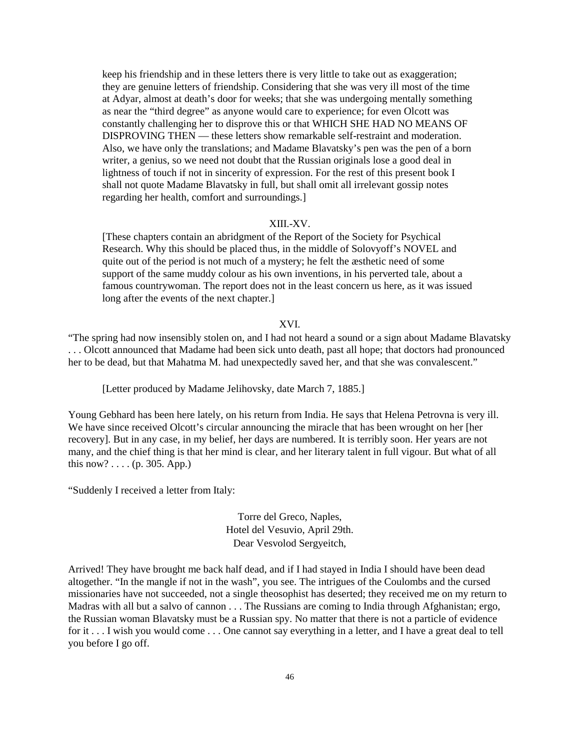keep his friendship and in these letters there is very little to take out as exaggeration; they are genuine letters of friendship. Considering that she was very ill most of the time at Adyar, almost at death's door for weeks; that she was undergoing mentally something as near the "third degree" as anyone would care to experience; for even Olcott was constantly challenging her to disprove this or that WHICH SHE HAD NO MEANS OF DISPROVING THEN — these letters show remarkable self-restraint and moderation. Also, we have only the translations; and Madame Blavatsky's pen was the pen of a born writer, a genius, so we need not doubt that the Russian originals lose a good deal in lightness of touch if not in sincerity of expression. For the rest of this present book I shall not quote Madame Blavatsky in full, but shall omit all irrelevant gossip notes regarding her health, comfort and surroundings.]

XIII.-XV.

[These chapters contain an abridgment of the Report of the Society for Psychical Research. Why this should be placed thus, in the middle of Solovyoff's NOVEL and quite out of the period is not much of a mystery; he felt the æsthetic need of some support of the same muddy colour as his own inventions, in his perverted tale, about a famous countrywoman. The report does not in the least concern us here, as it was issued long after the events of the next chapter.]

XVI.

"The spring had now insensibly stolen on, and I had not heard a sound or a sign about Madame Blavatsky . . . Olcott announced that Madame had been sick unto death, past all hope; that doctors had pronounced her to be dead, but that Mahatma M. had unexpectedly saved her, and that she was convalescent."

[Letter produced by Madame Jelihovsky, date March 7, 1885.]

Young Gebhard has been here lately, on his return from India. He says that Helena Petrovna is very ill. We have since received Olcott's circular announcing the miracle that has been wrought on her [her recovery]. But in any case, in my belief, her days are numbered. It is terribly soon. Her years are not many, and the chief thing is that her mind is clear, and her literary talent in full vigour. But what of all this now? . . . . (p. 305. App.)

"Suddenly I received a letter from Italy:

Torre del Greco, Naples,
Hotel del Vesuvio, April 29th.
Dear Vesvolod Sergyeitch,

Arrived! They have brought me back half dead, and if I had stayed in India I should have been dead altogether. "In the mangle if not in the wash", you see. The intrigues of the Coulombs and the cursed missionaries have not succeeded, not a single theosophist has deserted; they received me on my return to Madras with all but a salvo of cannon . . . The Russians are coming to India through Afghanistan; ergo, the Russian woman Blavatsky must be a Russian spy. No matter that there is not a particle of evidence for it . . . I wish you would come . . . One cannot say everything in a letter, and I have a great deal to tell you before I go off.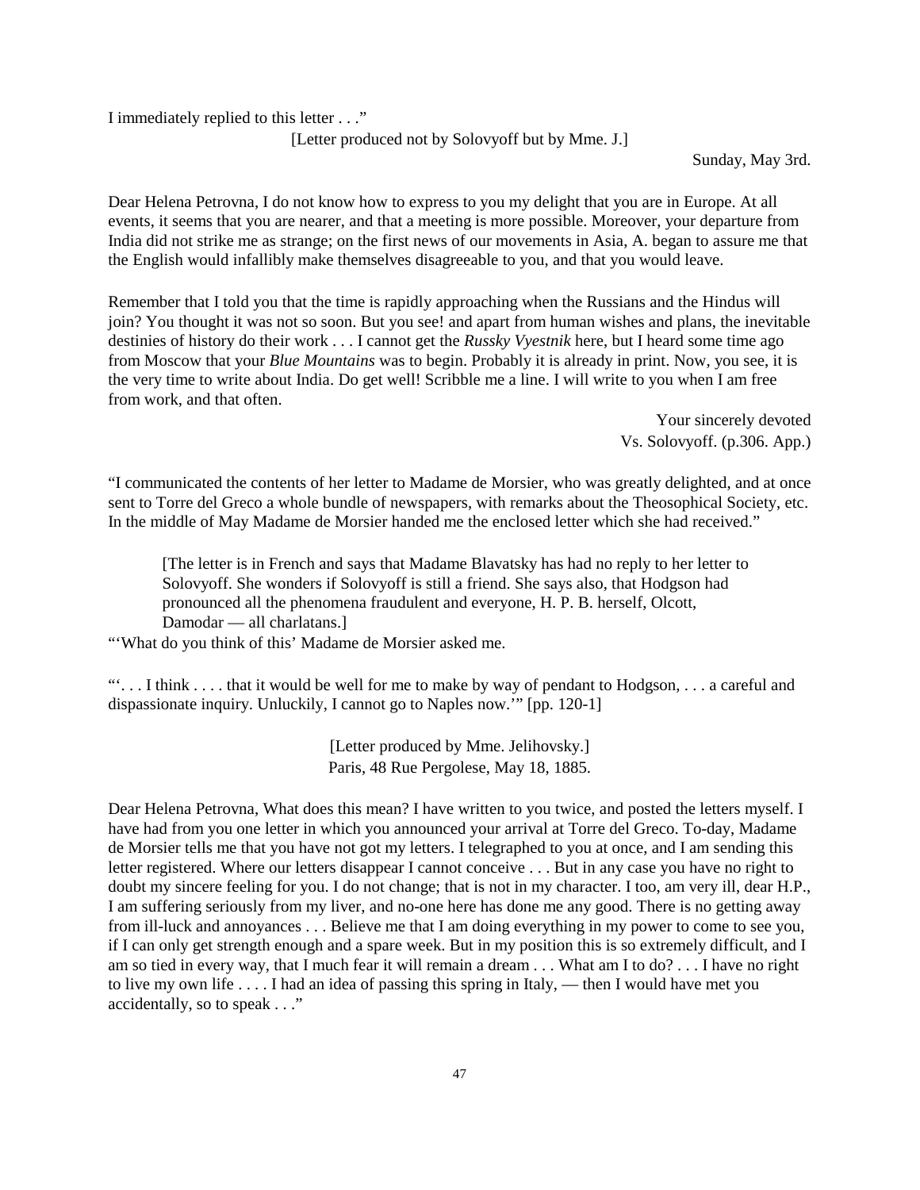I immediately replied to this letter . . ."

[Letter produced not by Solovyoff but by Mme. J.]

Sunday, May 3rd.

Dear Helena Petrovna, I do not know how to express to you my delight that you are in Europe. At all events, it seems that you are nearer, and that a meeting is more possible. Moreover, your departure from India did not strike me as strange; on the first news of our movements in Asia, A. began to assure me that the English would infallibly make themselves disagreeable to you, and that you would leave.

Remember that I told you that the time is rapidly approaching when the Russians and the Hindus will join? You thought it was not so soon. But you see! and apart from human wishes and plans, the inevitable destinies of history do their work . . . I cannot get the *Russky Vyestnik* here, but I heard some time ago from Moscow that your *Blue Mountains* was to begin. Probably it is already in print. Now, you see, it is the very time to write about India. Do get well! Scribble me a line. I will write to you when I am free from work, and that often.

Your sincerely devoted
Vs. Solovyoff. (p.306. App.)

"I communicated the contents of her letter to Madame de Morsier, who was greatly delighted, and at once sent to Torre del Greco a whole bundle of newspapers, with remarks about the Theosophical Society, etc. In the middle of May Madame de Morsier handed me the enclosed letter which she had received."

> [The letter is in French and says that Madame Blavatsky has had no reply to her letter to Solovyoff. She wonders if Solovyoff is still a friend. She says also, that Hodgson had pronounced all the phenomena fraudulent and everyone, H. P. B. herself, Olcott, Damodar — all charlatans.]

"'What do you think of this' Madame de Morsier asked me.

"'. . . I think . . . . that it would be well for me to make by way of pendant to Hodgson, . . . a careful and dispassionate inquiry. Unluckily, I cannot go to Naples now.'" [pp. 120-1]

[Letter produced by Mme. Jelihovsky.]
Paris, 48 Rue Pergolese, May 18, 1885.

Dear Helena Petrovna, What does this mean? I have written to you twice, and posted the letters myself. I have had from you one letter in which you announced your arrival at Torre del Greco. To-day, Madame de Morsier tells me that you have not got my letters. I telegraphed to you at once, and I am sending this letter registered. Where our letters disappear I cannot conceive . . . But in any case you have no right to doubt my sincere feeling for you. I do not change; that is not in my character. I too, am very ill, dear H.P., I am suffering seriously from my liver, and no-one here has done me any good. There is no getting away from ill-luck and annoyances . . . Believe me that I am doing everything in my power to come to see you, if I can only get strength enough and a spare week. But in my position this is so extremely difficult, and I am so tied in every way, that I much fear it will remain a dream . . . What am I to do? . . . I have no right to live my own life . . . . I had an idea of passing this spring in Italy, — then I would have met you accidentally, so to speak . . ."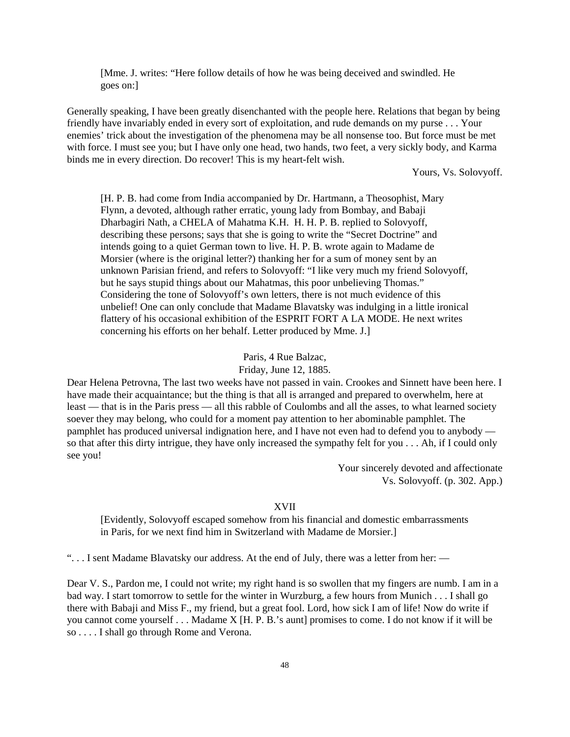[Mme. J. writes: "Here follow details of how he was being deceived and swindled. He goes on:]

Generally speaking, I have been greatly disenchanted with the people here. Relations that began by being friendly have invariably ended in every sort of exploitation, and rude demands on my purse . . . Your enemies' trick about the investigation of the phenomena may be all nonsense too. But force must be met with force. I must see you; but I have only one head, two hands, two feet, a very sickly body, and Karma binds me in every direction. Do recover! This is my heart-felt wish.

Yours, Vs. Solovyoff.

[H. P. B. had come from India accompanied by Dr. Hartmann, a Theosophist, Mary Flynn, a devoted, although rather erratic, young lady from Bombay, and Babaji Dharbagiri Nath, a CHELA of Mahatma K.H. H. H. P. B. replied to Solovyoff, describing these persons; says that she is going to write the "Secret Doctrine" and intends going to a quiet German town to live. H. P. B. wrote again to Madame de Morsier (where is the original letter?) thanking her for a sum of money sent by an unknown Parisian friend, and refers to Solovyoff: "I like very much my friend Solovyoff, but he says stupid things about our Mahatmas, this poor unbelieving Thomas." Considering the tone of Solovyoff's own letters, there is not much evidence of this unbelief! One can only conclude that Madame Blavatsky was indulging in a little ironical flattery of his occasional exhibition of the ESPRIT FORT A LA MODE. He next writes concerning his efforts on her behalf. Letter produced by Mme. J.]

Paris, 4 Rue Balzac,
Friday, June 12, 1885.

Dear Helena Petrovna, The last two weeks have not passed in vain. Crookes and Sinnett have been here. I have made their acquaintance; but the thing is that all is arranged and prepared to overwhelm, here at least — that is in the Paris press — all this rabble of Coulombs and all the asses, to what learned society soever they may belong, who could for a moment pay attention to her abominable pamphlet. The pamphlet has produced universal indignation here, and I have not even had to defend you to anybody — so that after this dirty intrigue, they have only increased the sympathy felt for you . . . Ah, if I could only see you!

Your sincerely devoted and affectionate
Vs. Solovyoff. (p. 302. App.)

XVII

[Evidently, Solovyoff escaped somehow from his financial and domestic embarrassments in Paris, for we next find him in Switzerland with Madame de Morsier.]

". . . I sent Madame Blavatsky our address. At the end of July, there was a letter from her: —

Dear V. S., Pardon me, I could not write; my right hand is so swollen that my fingers are numb. I am in a bad way. I start tomorrow to settle for the winter in Wurzburg, a few hours from Munich . . . I shall go there with Babaji and Miss F., my friend, but a great fool. Lord, how sick I am of life! Now do write if you cannot come yourself . . . Madame X [H. P. B.'s aunt] promises to come. I do not know if it will be so . . . . I shall go through Rome and Verona.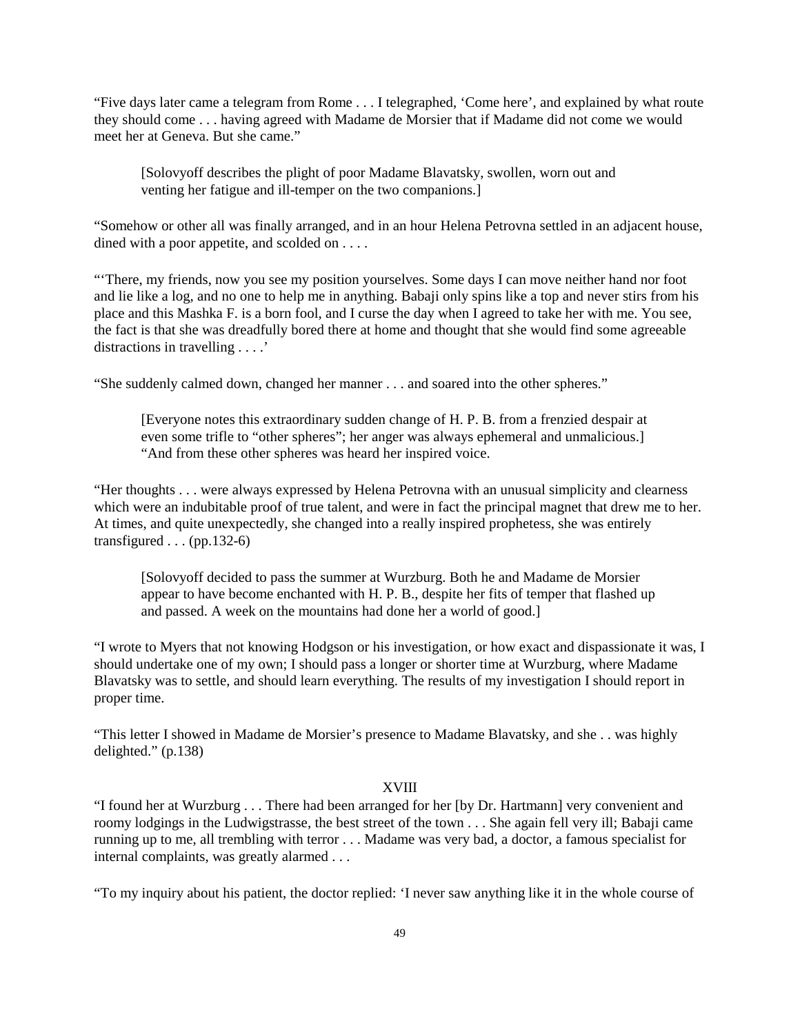"Five days later came a telegram from Rome . . . I telegraphed, 'Come here', and explained by what route they should come . . . having agreed with Madame de Morsier that if Madame did not come we would meet her at Geneva. But she came."

> [Solovyoff describes the plight of poor Madame Blavatsky, swollen, worn out and venting her fatigue and ill-temper on the two companions.]

"Somehow or other all was finally arranged, and in an hour Helena Petrovna settled in an adjacent house, dined with a poor appetite, and scolded on . . . .

"'There, my friends, now you see my position yourselves. Some days I can move neither hand nor foot and lie like a log, and no one to help me in anything. Babaji only spins like a top and never stirs from his place and this Mashka F. is a born fool, and I curse the day when I agreed to take her with me. You see, the fact is that she was dreadfully bored there at home and thought that she would find some agreeable distractions in travelling . . . .'

"She suddenly calmed down, changed her manner . . . and soared into the other spheres."

> [Everyone notes this extraordinary sudden change of H. P. B. from a frenzied despair at even some trifle to "other spheres"; her anger was always ephemeral and unmalicious.]
> "And from these other spheres was heard her inspired voice.

"Her thoughts . . . were always expressed by Helena Petrovna with an unusual simplicity and clearness which were an indubitable proof of true talent, and were in fact the principal magnet that drew me to her. At times, and quite unexpectedly, she changed into a really inspired prophetess, she was entirely transfigured . . . (pp.132-6)

> [Solovyoff decided to pass the summer at Wurzburg. Both he and Madame de Morsier appear to have become enchanted with H. P. B., despite her fits of temper that flashed up and passed. A week on the mountains had done her a world of good.]

"I wrote to Myers that not knowing Hodgson or his investigation, or how exact and dispassionate it was, I should undertake one of my own; I should pass a longer or shorter time at Wurzburg, where Madame Blavatsky was to settle, and should learn everything. The results of my investigation I should report in proper time.

"This letter I showed in Madame de Morsier's presence to Madame Blavatsky, and she . . was highly delighted." (p.138)

## XVIII

"I found her at Wurzburg . . . There had been arranged for her [by Dr. Hartmann] very convenient and roomy lodgings in the Ludwigstrasse, the best street of the town . . . She again fell very ill; Babaji came running up to me, all trembling with terror . . . Madame was very bad, a doctor, a famous specialist for internal complaints, was greatly alarmed . . .

"To my inquiry about his patient, the doctor replied: 'I never saw anything like it in the whole course of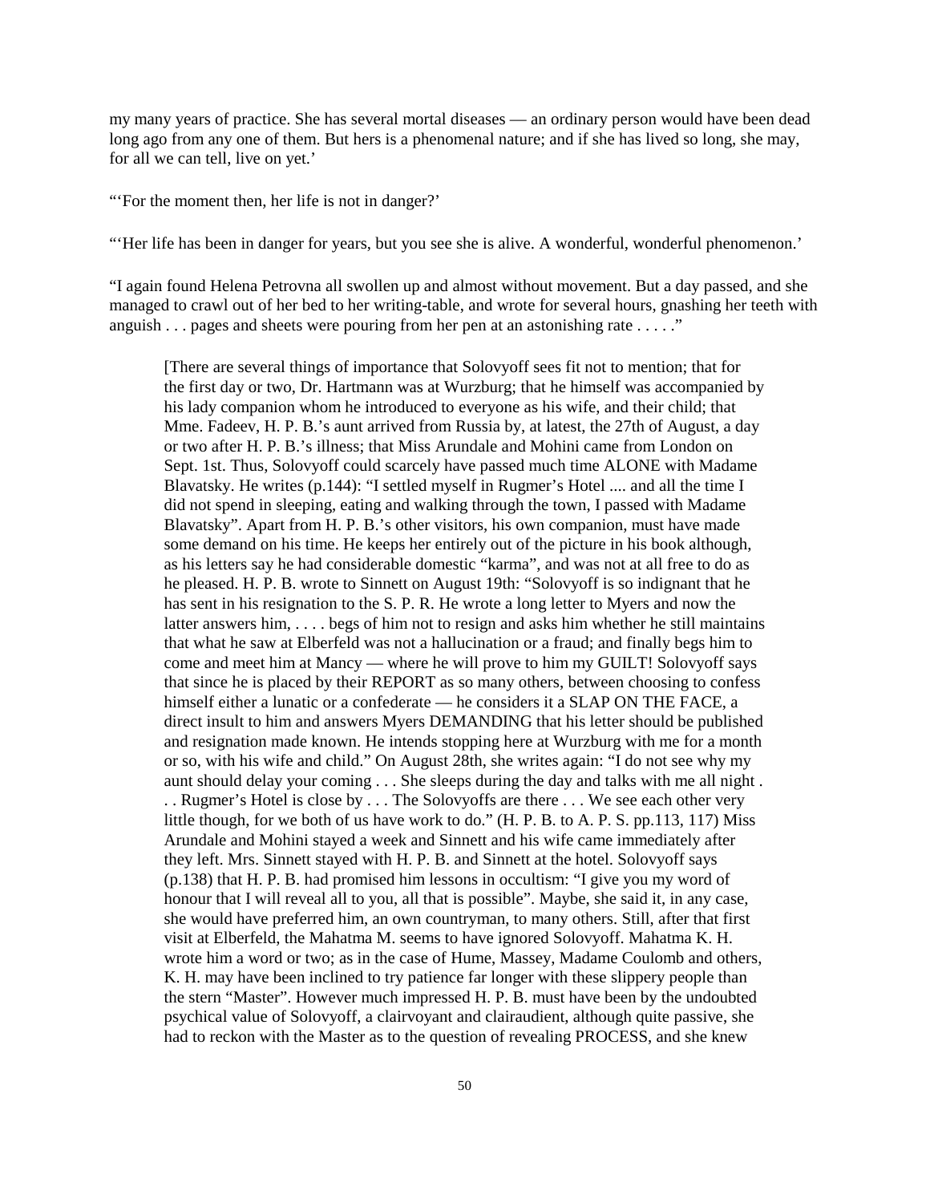my many years of practice. She has several mortal diseases — an ordinary person would have been dead long ago from any one of them. But hers is a phenomenal nature; and if she has lived so long, she may, for all we can tell, live on yet.'

"'For the moment then, her life is not in danger?'

"'Her life has been in danger for years, but you see she is alive. A wonderful, wonderful phenomenon.'

"I again found Helena Petrovna all swollen up and almost without movement. But a day passed, and she managed to crawl out of her bed to her writing-table, and wrote for several hours, gnashing her teeth with anguish . . . pages and sheets were pouring from her pen at an astonishing rate . . . . ."

> [There are several things of importance that Solovyoff sees fit not to mention; that for the first day or two, Dr. Hartmann was at Wurzburg; that he himself was accompanied by his lady companion whom he introduced to everyone as his wife, and their child; that Mme. Fadeev, H. P. B.'s aunt arrived from Russia by, at latest, the 27th of August, a day or two after H. P. B.'s illness; that Miss Arundale and Mohini came from London on Sept. 1st. Thus, Solovyoff could scarcely have passed much time ALONE with Madame Blavatsky. He writes (p.144): "I settled myself in Rugmer's Hotel .... and all the time I did not spend in sleeping, eating and walking through the town, I passed with Madame Blavatsky". Apart from H. P. B.'s other visitors, his own companion, must have made some demand on his time. He keeps her entirely out of the picture in his book although, as his letters say he had considerable domestic "karma", and was not at all free to do as he pleased. H. P. B. wrote to Sinnett on August 19th: "Solovyoff is so indignant that he has sent in his resignation to the S. P. R. He wrote a long letter to Myers and now the latter answers him, . . . . begs of him not to resign and asks him whether he still maintains that what he saw at Elberfeld was not a hallucination or a fraud; and finally begs him to come and meet him at Mancy — where he will prove to him my GUILT! Solovyoff says that since he is placed by their REPORT as so many others, between choosing to confess himself either a lunatic or a confederate — he considers it a SLAP ON THE FACE, a direct insult to him and answers Myers DEMANDING that his letter should be published and resignation made known. He intends stopping here at Wurzburg with me for a month or so, with his wife and child." On August 28th, she writes again: "I do not see why my aunt should delay your coming . . . She sleeps during the day and talks with me all night . . . Rugmer's Hotel is close by . . . The Solovyoffs are there . . . We see each other very little though, for we both of us have work to do." (H. P. B. to A. P. S. pp.113, 117) Miss Arundale and Mohini stayed a week and Sinnett and his wife came immediately after they left. Mrs. Sinnett stayed with H. P. B. and Sinnett at the hotel. Solovyoff says (p.138) that H. P. B. had promised him lessons in occultism: "I give you my word of honour that I will reveal all to you, all that is possible". Maybe, she said it, in any case, she would have preferred him, an own countryman, to many others. Still, after that first visit at Elberfeld, the Mahatma M. seems to have ignored Solovyoff. Mahatma K. H. wrote him a word or two; as in the case of Hume, Massey, Madame Coulomb and others, K. H. may have been inclined to try patience far longer with these slippery people than the stern "Master". However much impressed H. P. B. must have been by the undoubted psychical value of Solovyoff, a clairvoyant and clairaudient, although quite passive, she had to reckon with the Master as to the question of revealing PROCESS, and she knew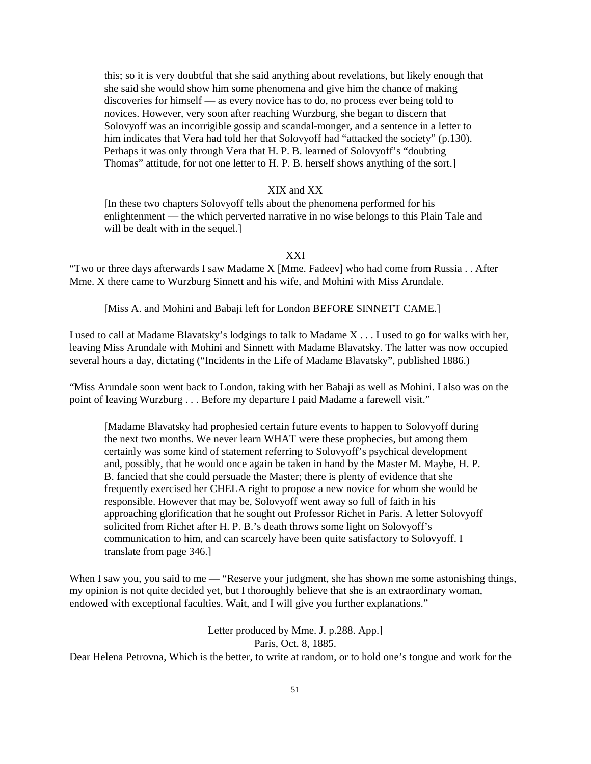> this; so it is very doubtful that she said anything about revelations, but likely enough that she said she would show him some phenomena and give him the chance of making discoveries for himself — as every novice has to do, no process ever being told to novices. However, very soon after reaching Wurzburg, she began to discern that Solovyoff was an incorrigible gossip and scandal-monger, and a sentence in a letter to him indicates that Vera had told her that Solovyoff had "attacked the society" (p.130). Perhaps it was only through Vera that H. P. B. learned of Solovyoff's "doubting Thomas" attitude, for not one letter to H. P. B. herself shows anything of the sort.]

XIX and XX

> [In these two chapters Solovyoff tells about the phenomena performed for his enlightenment — the which perverted narrative in no wise belongs to this Plain Tale and will be dealt with in the sequel.]

XXI

"Two or three days afterwards I saw Madame X [Mme. Fadeev] who had come from Russia . . After Mme. X there came to Wurzburg Sinnett and his wife, and Mohini with Miss Arundale.

> [Miss A. and Mohini and Babaji left for London BEFORE SINNETT CAME.]

I used to call at Madame Blavatsky's lodgings to talk to Madame X . . . I used to go for walks with her, leaving Miss Arundale with Mohini and Sinnett with Madame Blavatsky. The latter was now occupied several hours a day, dictating ("Incidents in the Life of Madame Blavatsky", published 1886.)

"Miss Arundale soon went back to London, taking with her Babaji as well as Mohini. I also was on the point of leaving Wurzburg . . . Before my departure I paid Madame a farewell visit."

> [Madame Blavatsky had prophesied certain future events to happen to Solovyoff during the next two months. We never learn WHAT were these prophecies, but among them certainly was some kind of statement referring to Solovyoff's psychical development and, possibly, that he would once again be taken in hand by the Master M. Maybe, H. P. B. fancied that she could persuade the Master; there is plenty of evidence that she frequently exercised her CHELA right to propose a new novice for whom she would be responsible. However that may be, Solovyoff went away so full of faith in his approaching glorification that he sought out Professor Richet in Paris. A letter Solovyoff solicited from Richet after H. P. B.'s death throws some light on Solovyoff's communication to him, and can scarcely have been quite satisfactory to Solovyoff. I translate from page 346.]

When I saw you, you said to me — "Reserve your judgment, she has shown me some astonishing things, my opinion is not quite decided yet, but I thoroughly believe that she is an extraordinary woman, endowed with exceptional faculties. Wait, and I will give you further explanations."

Letter produced by Mme. J. p.288. App.]

Paris, Oct. 8, 1885.

Dear Helena Petrovna, Which is the better, to write at random, or to hold one's tongue and work for the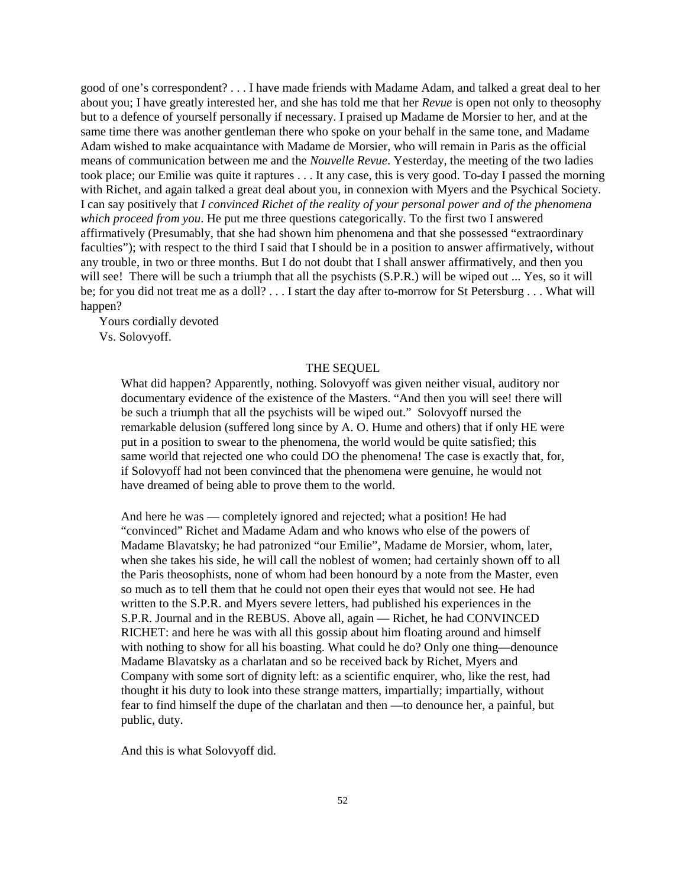good of one's correspondent? . . . I have made friends with Madame Adam, and talked a great deal to her about you; I have greatly interested her, and she has told me that her *Revue* is open not only to theosophy but to a defence of yourself personally if necessary. I praised up Madame de Morsier to her, and at the same time there was another gentleman there who spoke on your behalf in the same tone, and Madame Adam wished to make acquaintance with Madame de Morsier, who will remain in Paris as the official means of communication between me and the *Nouvelle Revue*. Yesterday, the meeting of the two ladies took place; our Emilie was quite it raptures . . . It any case, this is very good. To-day I passed the morning with Richet, and again talked a great deal about you, in connexion with Myers and the Psychical Society. I can say positively that *I convinced Richet of the reality of your personal power and of the phenomena which proceed from you*. He put me three questions categorically. To the first two I answered affirmatively (Presumably, that she had shown him phenomena and that she possessed "extraordinary faculties"); with respect to the third I said that I should be in a position to answer affirmatively, without any trouble, in two or three months. But I do not doubt that I shall answer affirmatively, and then you will see! There will be such a triumph that all the psychists (S.P.R.) will be wiped out ... Yes, so it will be; for you did not treat me as a doll? . . . I start the day after to-morrow for St Petersburg . . . What will happen?

Yours cordially devoted

Vs. Solovyoff.

## THE SEQUEL

What did happen? Apparently, nothing. Solovyoff was given neither visual, auditory nor documentary evidence of the existence of the Masters. "And then you will see! there will be such a triumph that all the psychists will be wiped out." Solovyoff nursed the remarkable delusion (suffered long since by A. O. Hume and others) that if only HE were put in a position to swear to the phenomena, the world would be quite satisfied; this same world that rejected one who could DO the phenomena! The case is exactly that, for, if Solovyoff had not been convinced that the phenomena were genuine, he would not have dreamed of being able to prove them to the world.

And here he was — completely ignored and rejected; what a position! He had "convinced" Richet and Madame Adam and who knows who else of the powers of Madame Blavatsky; he had patronized "our Emilie", Madame de Morsier, whom, later, when she takes his side, he will call the noblest of women; had certainly shown off to all the Paris theosophists, none of whom had been honourd by a note from the Master, even so much as to tell them that he could not open their eyes that would not see. He had written to the S.P.R. and Myers severe letters, had published his experiences in the S.P.R. Journal and in the REBUS. Above all, again — Richet, he had CONVINCED RICHET: and here he was with all this gossip about him floating around and himself with nothing to show for all his boasting. What could he do? Only one thing—denounce Madame Blavatsky as a charlatan and so be received back by Richet, Myers and Company with some sort of dignity left: as a scientific enquirer, who, like the rest, had thought it his duty to look into these strange matters, impartially; impartially, without fear to find himself the dupe of the charlatan and then —to denounce her, a painful, but public, duty.

And this is what Solovyoff did.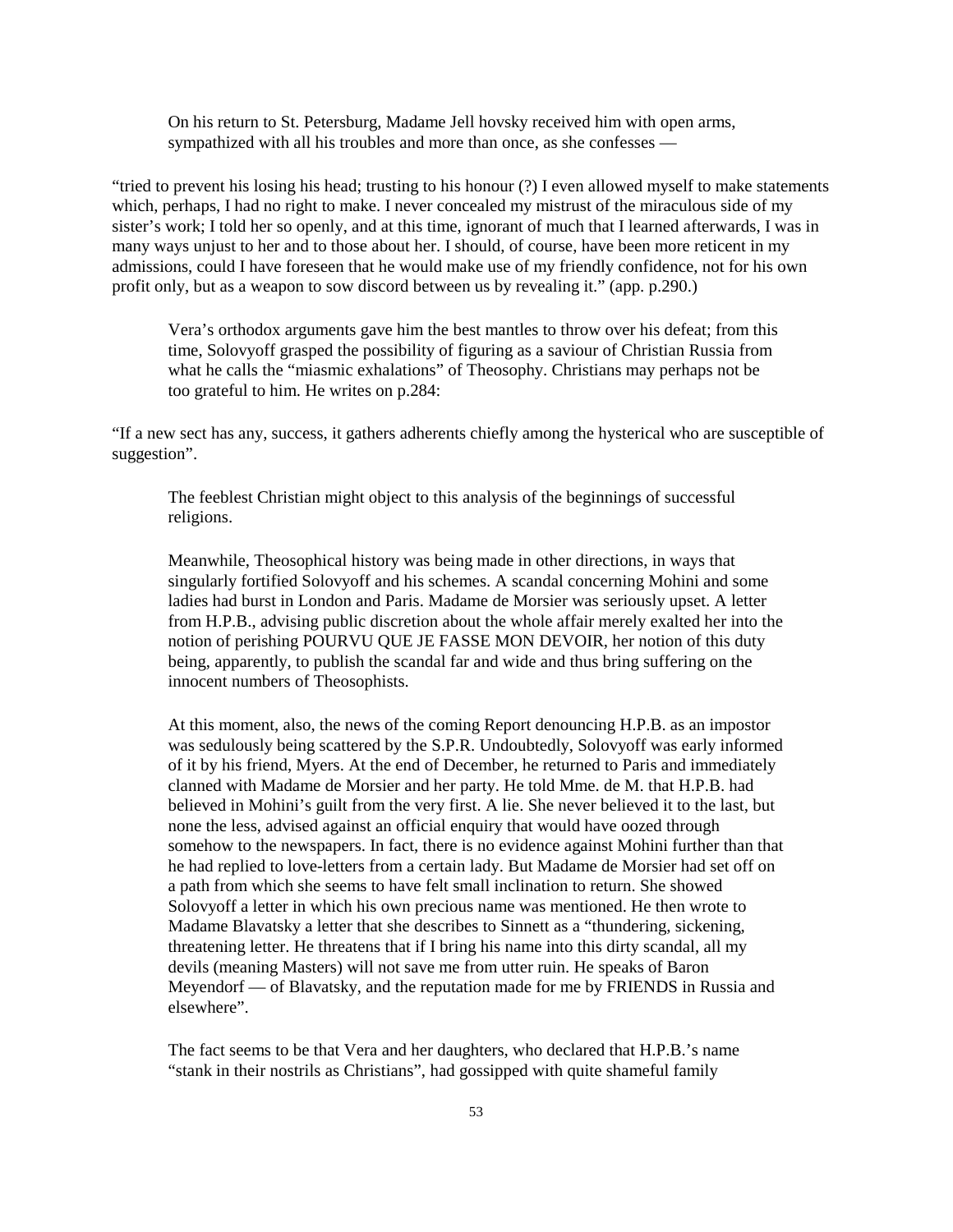On his return to St. Petersburg, Madame Jell hovsky received him with open arms, sympathized with all his troubles and more than once, as she confesses —

"tried to prevent his losing his head; trusting to his honour (?) I even allowed myself to make statements which, perhaps, I had no right to make. I never concealed my mistrust of the miraculous side of my sister's work; I told her so openly, and at this time, ignorant of much that I learned afterwards, I was in many ways unjust to her and to those about her. I should, of course, have been more reticent in my admissions, could I have foreseen that he would make use of my friendly confidence, not for his own profit only, but as a weapon to sow discord between us by revealing it." (app. p.290.)

Vera's orthodox arguments gave him the best mantles to throw over his defeat; from this time, Solovyoff grasped the possibility of figuring as a saviour of Christian Russia from what he calls the "miasmic exhalations" of Theosophy. Christians may perhaps not be too grateful to him. He writes on p.284:

"If a new sect has any, success, it gathers adherents chiefly among the hysterical who are susceptible of suggestion".

The feeblest Christian might object to this analysis of the beginnings of successful religions.

Meanwhile, Theosophical history was being made in other directions, in ways that singularly fortified Solovyoff and his schemes. A scandal concerning Mohini and some ladies had burst in London and Paris. Madame de Morsier was seriously upset. A letter from H.P.B., advising public discretion about the whole affair merely exalted her into the notion of perishing POURVU QUE JE FASSE MON DEVOIR, her notion of this duty being, apparently, to publish the scandal far and wide and thus bring suffering on the innocent numbers of Theosophists.

At this moment, also, the news of the coming Report denouncing H.P.B. as an impostor was sedulously being scattered by the S.P.R. Undoubtedly, Solovyoff was early informed of it by his friend, Myers. At the end of December, he returned to Paris and immediately clanned with Madame de Morsier and her party. He told Mme. de M. that H.P.B. had believed in Mohini's guilt from the very first. A lie. She never believed it to the last, but none the less, advised against an official enquiry that would have oozed through somehow to the newspapers. In fact, there is no evidence against Mohini further than that he had replied to love-letters from a certain lady. But Madame de Morsier had set off on a path from which she seems to have felt small inclination to return. She showed Solovyoff a letter in which his own precious name was mentioned. He then wrote to Madame Blavatsky a letter that she describes to Sinnett as a "thundering, sickening, threatening letter. He threatens that if I bring his name into this dirty scandal, all my devils (meaning Masters) will not save me from utter ruin. He speaks of Baron Meyendorf — of Blavatsky, and the reputation made for me by FRIENDS in Russia and elsewhere".

The fact seems to be that Vera and her daughters, who declared that H.P.B.'s name "stank in their nostrils as Christians", had gossipped with quite shameful family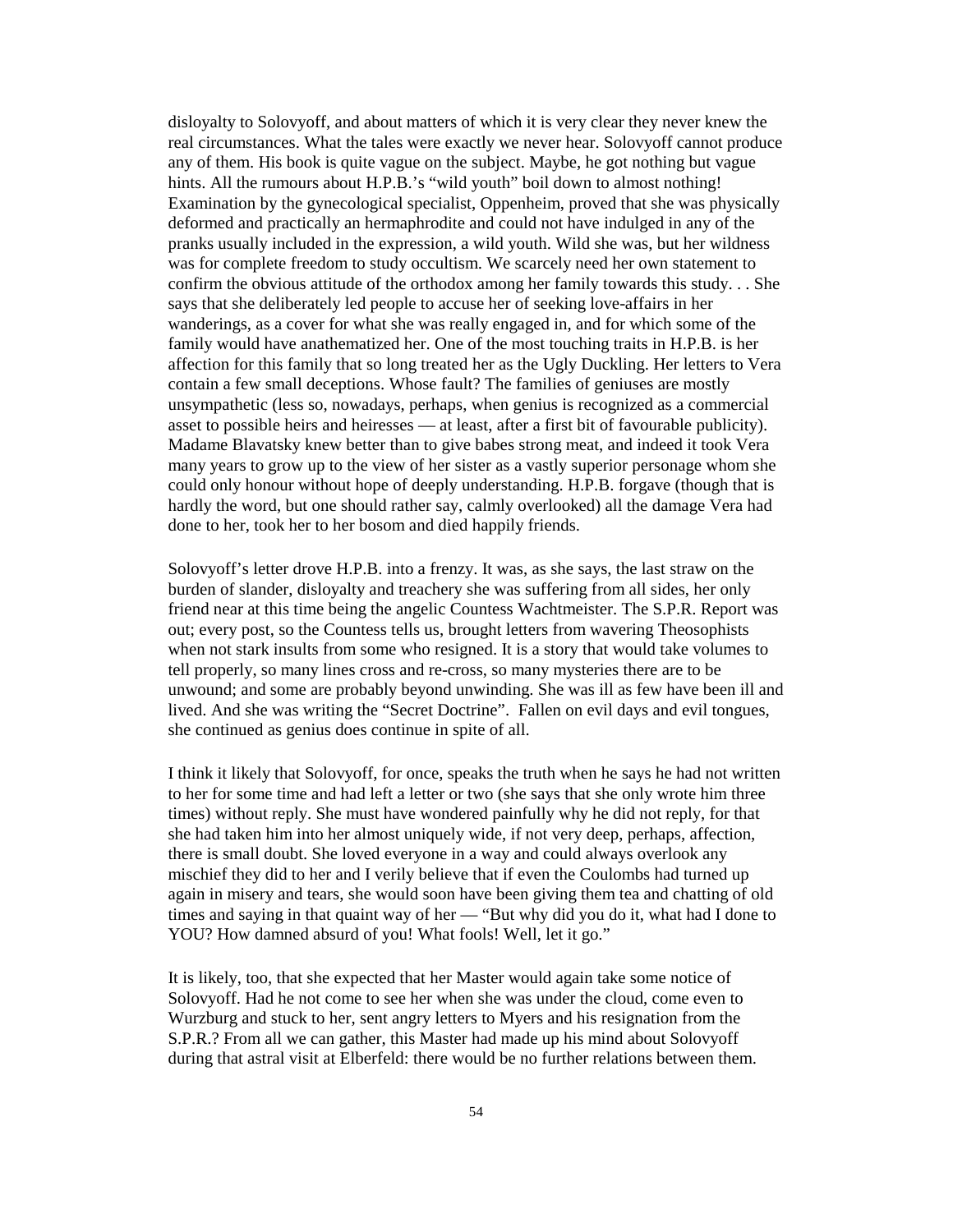disloyalty to Solovyoff, and about matters of which it is very clear they never knew the real circumstances. What the tales were exactly we never hear. Solovyoff cannot produce any of them. His book is quite vague on the subject. Maybe, he got nothing but vague hints. All the rumours about H.P.B.'s "wild youth" boil down to almost nothing! Examination by the gynecological specialist, Oppenheim, proved that she was physically deformed and practically an hermaphrodite and could not have indulged in any of the pranks usually included in the expression, a wild youth. Wild she was, but her wildness was for complete freedom to study occultism. We scarcely need her own statement to confirm the obvious attitude of the orthodox among her family towards this study. . . She says that she deliberately led people to accuse her of seeking love-affairs in her wanderings, as a cover for what she was really engaged in, and for which some of the family would have anathematized her. One of the most touching traits in H.P.B. is her affection for this family that so long treated her as the Ugly Duckling. Her letters to Vera contain a few small deceptions. Whose fault? The families of geniuses are mostly unsympathetic (less so, nowadays, perhaps, when genius is recognized as a commercial asset to possible heirs and heiresses — at least, after a first bit of favourable publicity). Madame Blavatsky knew better than to give babes strong meat, and indeed it took Vera many years to grow up to the view of her sister as a vastly superior personage whom she could only honour without hope of deeply understanding. H.P.B. forgave (though that is hardly the word, but one should rather say, calmly overlooked) all the damage Vera had done to her, took her to her bosom and died happily friends.

Solovyoff's letter drove H.P.B. into a frenzy. It was, as she says, the last straw on the burden of slander, disloyalty and treachery she was suffering from all sides, her only friend near at this time being the angelic Countess Wachtmeister. The S.P.R. Report was out; every post, so the Countess tells us, brought letters from wavering Theosophists when not stark insults from some who resigned. It is a story that would take volumes to tell properly, so many lines cross and re-cross, so many mysteries there are to be unwound; and some are probably beyond unwinding. She was ill as few have been ill and lived. And she was writing the "Secret Doctrine". Fallen on evil days and evil tongues, she continued as genius does continue in spite of all.

I think it likely that Solovyoff, for once, speaks the truth when he says he had not written to her for some time and had left a letter or two (she says that she only wrote him three times) without reply. She must have wondered painfully why he did not reply, for that she had taken him into her almost uniquely wide, if not very deep, perhaps, affection, there is small doubt. She loved everyone in a way and could always overlook any mischief they did to her and I verily believe that if even the Coulombs had turned up again in misery and tears, she would soon have been giving them tea and chatting of old times and saying in that quaint way of her — "But why did you do it, what had I done to YOU? How damned absurd of you! What fools! Well, let it go."

It is likely, too, that she expected that her Master would again take some notice of Solovyoff. Had he not come to see her when she was under the cloud, come even to Wurzburg and stuck to her, sent angry letters to Myers and his resignation from the S.P.R.? From all we can gather, this Master had made up his mind about Solovyoff during that astral visit at Elberfeld: there would be no further relations between them.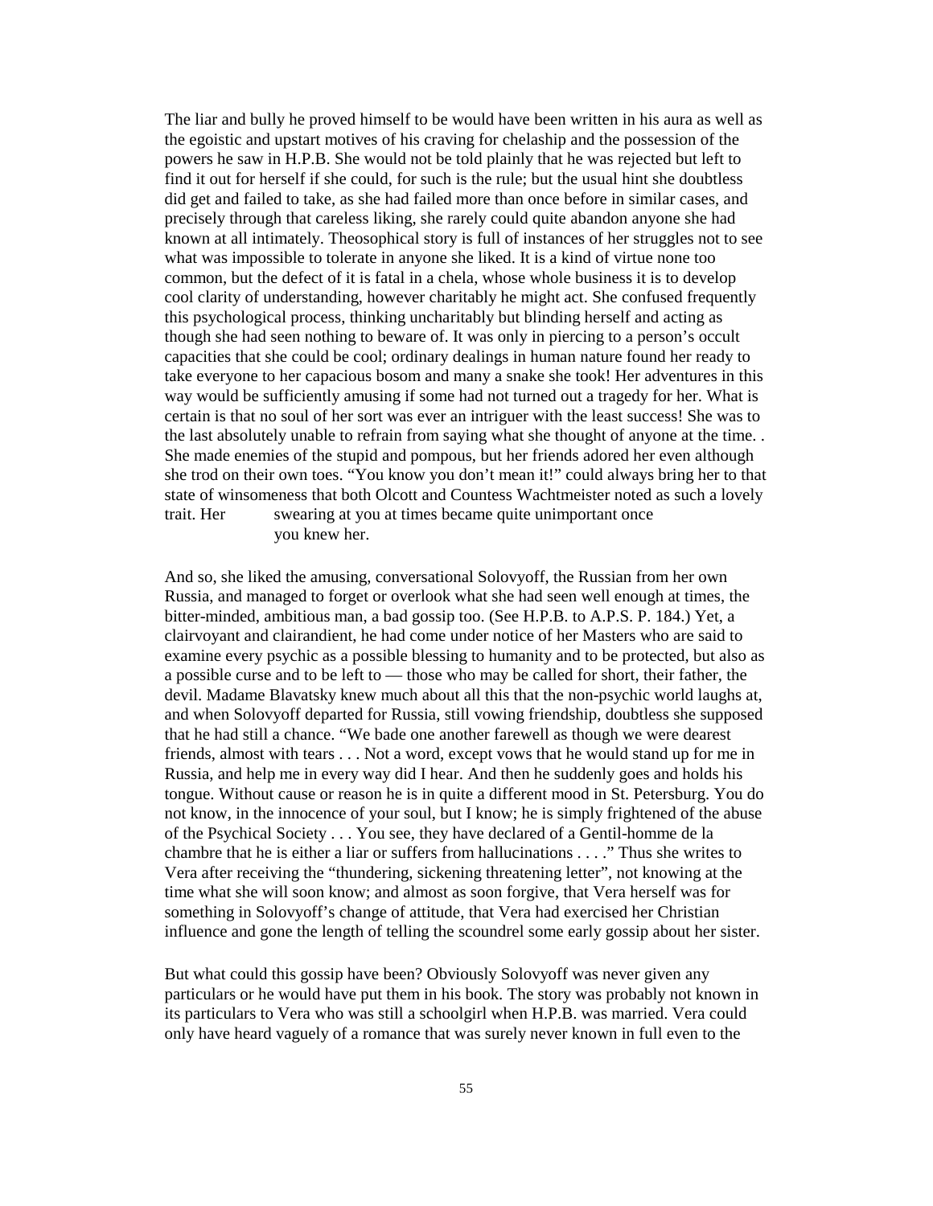The liar and bully he proved himself to be would have been written in his aura as well as the egoistic and upstart motives of his craving for chelaship and the possession of the powers he saw in H.P.B. She would not be told plainly that he was rejected but left to find it out for herself if she could, for such is the rule; but the usual hint she doubtless did get and failed to take, as she had failed more than once before in similar cases, and precisely through that careless liking, she rarely could quite abandon anyone she had known at all intimately. Theosophical story is full of instances of her struggles not to see what was impossible to tolerate in anyone she liked. It is a kind of virtue none too common, but the defect of it is fatal in a chela, whose whole business it is to develop cool clarity of understanding, however charitably he might act. She confused frequently this psychological process, thinking uncharitably but blinding herself and acting as though she had seen nothing to beware of. It was only in piercing to a person's occult capacities that she could be cool; ordinary dealings in human nature found her ready to take everyone to her capacious bosom and many a snake she took! Her adventures in this way would be sufficiently amusing if some had not turned out a tragedy for her. What is certain is that no soul of her sort was ever an intriguer with the least success! She was to the last absolutely unable to refrain from saying what she thought of anyone at the time. . She made enemies of the stupid and pompous, but her friends adored her even although she trod on their own toes. "You know you don't mean it!" could always bring her to that state of winsomeness that both Olcott and Countess Wachtmeister noted as such a lovely trait. Her swearing at you at times became quite unimportant once you knew her.

And so, she liked the amusing, conversational Solovyoff, the Russian from her own Russia, and managed to forget or overlook what she had seen well enough at times, the bitter-minded, ambitious man, a bad gossip too. (See H.P.B. to A.P.S. P. 184.) Yet, a clairvoyant and clairandient, he had come under notice of her Masters who are said to examine every psychic as a possible blessing to humanity and to be protected, but also as a possible curse and to be left to — those who may be called for short, their father, the devil. Madame Blavatsky knew much about all this that the non-psychic world laughs at, and when Solovyoff departed for Russia, still vowing friendship, doubtless she supposed that he had still a chance. "We bade one another farewell as though we were dearest friends, almost with tears . . . Not a word, except vows that he would stand up for me in Russia, and help me in every way did I hear. And then he suddenly goes and holds his tongue. Without cause or reason he is in quite a different mood in St. Petersburg. You do not know, in the innocence of your soul, but I know; he is simply frightened of the abuse of the Psychical Society . . . You see, they have declared of a Gentil-homme de la chambre that he is either a liar or suffers from hallucinations . . . ." Thus she writes to Vera after receiving the "thundering, sickening threatening letter", not knowing at the time what she will soon know; and almost as soon forgive, that Vera herself was for something in Solovyoff's change of attitude, that Vera had exercised her Christian influence and gone the length of telling the scoundrel some early gossip about her sister.

But what could this gossip have been? Obviously Solovyoff was never given any particulars or he would have put them in his book. The story was probably not known in its particulars to Vera who was still a schoolgirl when H.P.B. was married. Vera could only have heard vaguely of a romance that was surely never known in full even to the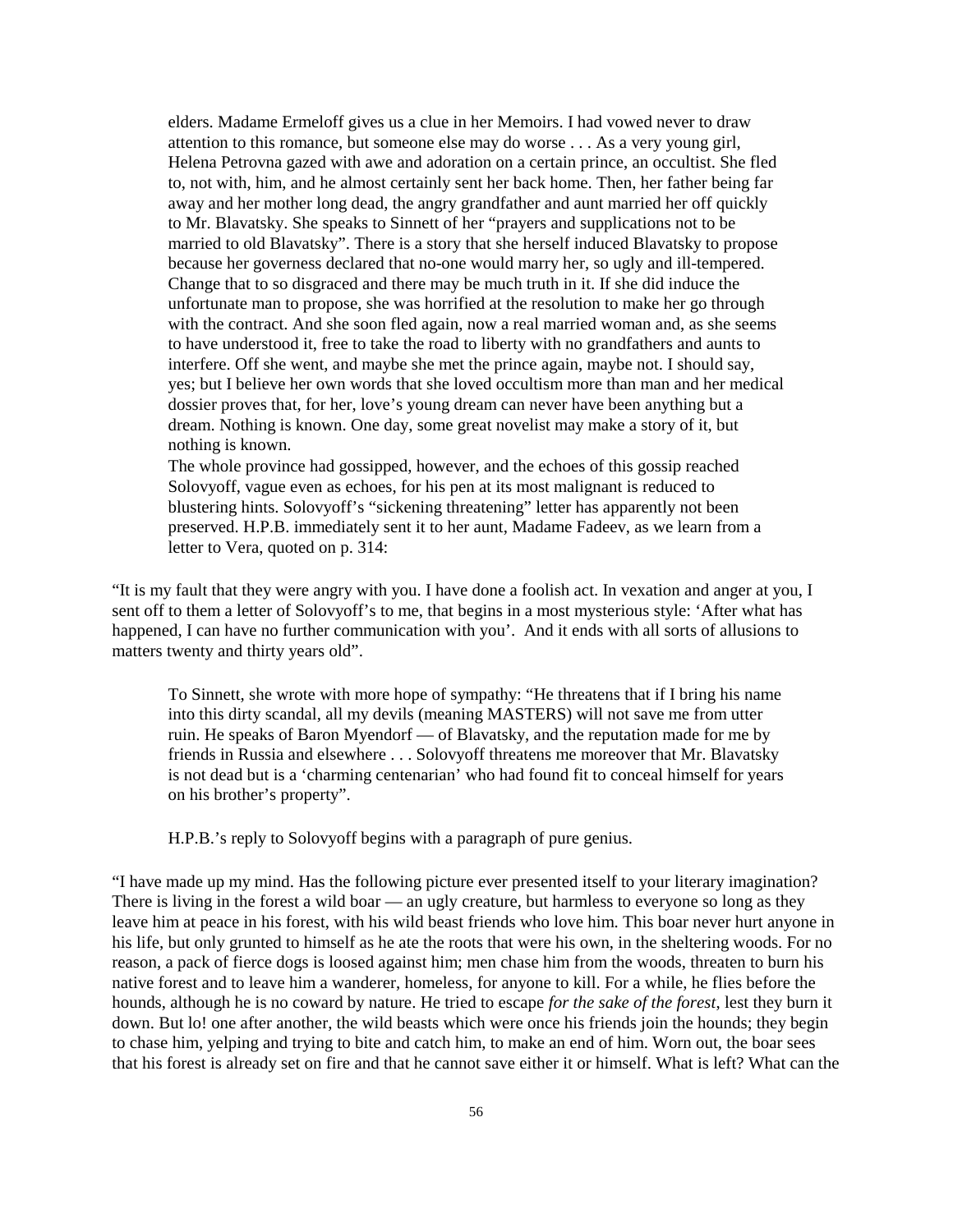elders. Madame Ermeloff gives us a clue in her Memoirs. I had vowed never to draw attention to this romance, but someone else may do worse . . . As a very young girl, Helena Petrovna gazed with awe and adoration on a certain prince, an occultist. She fled to, not with, him, and he almost certainly sent her back home. Then, her father being far away and her mother long dead, the angry grandfather and aunt married her off quickly to Mr. Blavatsky. She speaks to Sinnett of her "prayers and supplications not to be married to old Blavatsky". There is a story that she herself induced Blavatsky to propose because her governess declared that no-one would marry her, so ugly and ill-tempered. Change that to so disgraced and there may be much truth in it. If she did induce the unfortunate man to propose, she was horrified at the resolution to make her go through with the contract. And she soon fled again, now a real married woman and, as she seems to have understood it, free to take the road to liberty with no grandfathers and aunts to interfere. Off she went, and maybe she met the prince again, maybe not. I should say, yes; but I believe her own words that she loved occultism more than man and her medical dossier proves that, for her, love's young dream can never have been anything but a dream. Nothing is known. One day, some great novelist may make a story of it, but nothing is known.

The whole province had gossipped, however, and the echoes of this gossip reached Solovyoff, vague even as echoes, for his pen at its most malignant is reduced to blustering hints. Solovyoff's "sickening threatening" letter has apparently not been preserved. H.P.B. immediately sent it to her aunt, Madame Fadeev, as we learn from a letter to Vera, quoted on p. 314:

"It is my fault that they were angry with you. I have done a foolish act. In vexation and anger at you, I sent off to them a letter of Solovyoff's to me, that begins in a most mysterious style: 'After what has happened, I can have no further communication with you'. And it ends with all sorts of allusions to matters twenty and thirty years old".

To Sinnett, she wrote with more hope of sympathy: "He threatens that if I bring his name into this dirty scandal, all my devils (meaning MASTERS) will not save me from utter ruin. He speaks of Baron Myendorf — of Blavatsky, and the reputation made for me by friends in Russia and elsewhere . . . Solovyoff threatens me moreover that Mr. Blavatsky is not dead but is a 'charming centenarian' who had found fit to conceal himself for years on his brother's property".

H.P.B.'s reply to Solovyoff begins with a paragraph of pure genius.

"I have made up my mind. Has the following picture ever presented itself to your literary imagination? There is living in the forest a wild boar — an ugly creature, but harmless to everyone so long as they leave him at peace in his forest, with his wild beast friends who love him. This boar never hurt anyone in his life, but only grunted to himself as he ate the roots that were his own, in the sheltering woods. For no reason, a pack of fierce dogs is loosed against him; men chase him from the woods, threaten to burn his native forest and to leave him a wanderer, homeless, for anyone to kill. For a while, he flies before the hounds, although he is no coward by nature. He tried to escape *for the sake of the forest*, lest they burn it down. But lo! one after another, the wild beasts which were once his friends join the hounds; they begin to chase him, yelping and trying to bite and catch him, to make an end of him. Worn out, the boar sees that his forest is already set on fire and that he cannot save either it or himself. What is left? What can the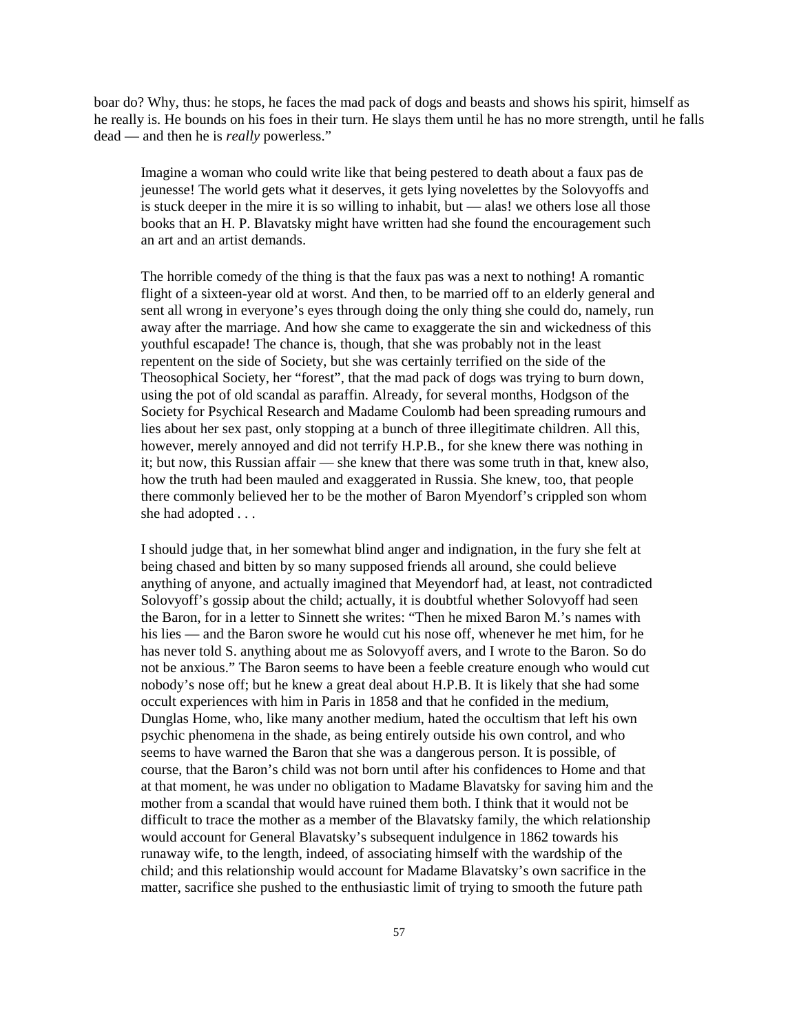boar do? Why, thus: he stops, he faces the mad pack of dogs and beasts and shows his spirit, himself as he really is. He bounds on his foes in their turn. He slays them until he has no more strength, until he falls dead — and then he is *really* powerless."

> Imagine a woman who could write like that being pestered to death about a faux pas de jeunesse! The world gets what it deserves, it gets lying novelettes by the Solovyoffs and is stuck deeper in the mire it is so willing to inhabit, but — alas! we others lose all those books that an H. P. Blavatsky might have written had she found the encouragement such an art and an artist demands.
>
> The horrible comedy of the thing is that the faux pas was a next to nothing! A romantic flight of a sixteen-year old at worst. And then, to be married off to an elderly general and sent all wrong in everyone's eyes through doing the only thing she could do, namely, run away after the marriage. And how she came to exaggerate the sin and wickedness of this youthful escapade! The chance is, though, that she was probably not in the least repentent on the side of Society, but she was certainly terrified on the side of the Theosophical Society, her "forest", that the mad pack of dogs was trying to burn down, using the pot of old scandal as paraffin. Already, for several months, Hodgson of the Society for Psychical Research and Madame Coulomb had been spreading rumours and lies about her sex past, only stopping at a bunch of three illegitimate children. All this, however, merely annoyed and did not terrify H.P.B., for she knew there was nothing in it; but now, this Russian affair — she knew that there was some truth in that, knew also, how the truth had been mauled and exaggerated in Russia. She knew, too, that people there commonly believed her to be the mother of Baron Myendorf's crippled son whom she had adopted . . .
>
> I should judge that, in her somewhat blind anger and indignation, in the fury she felt at being chased and bitten by so many supposed friends all around, she could believe anything of anyone, and actually imagined that Meyendorf had, at least, not contradicted Solovyoff's gossip about the child; actually, it is doubtful whether Solovyoff had seen the Baron, for in a letter to Sinnett she writes: "Then he mixed Baron M.'s names with his lies — and the Baron swore he would cut his nose off, whenever he met him, for he has never told S. anything about me as Solovyoff avers, and I wrote to the Baron. So do not be anxious." The Baron seems to have been a feeble creature enough who would cut nobody's nose off; but he knew a great deal about H.P.B. It is likely that she had some occult experiences with him in Paris in 1858 and that he confided in the medium, Dunglas Home, who, like many another medium, hated the occultism that left his own psychic phenomena in the shade, as being entirely outside his own control, and who seems to have warned the Baron that she was a dangerous person. It is possible, of course, that the Baron's child was not born until after his confidences to Home and that at that moment, he was under no obligation to Madame Blavatsky for saving him and the mother from a scandal that would have ruined them both. I think that it would not be difficult to trace the mother as a member of the Blavatsky family, the which relationship would account for General Blavatsky's subsequent indulgence in 1862 towards his runaway wife, to the length, indeed, of associating himself with the wardship of the child; and this relationship would account for Madame Blavatsky's own sacrifice in the matter, sacrifice she pushed to the enthusiastic limit of trying to smooth the future path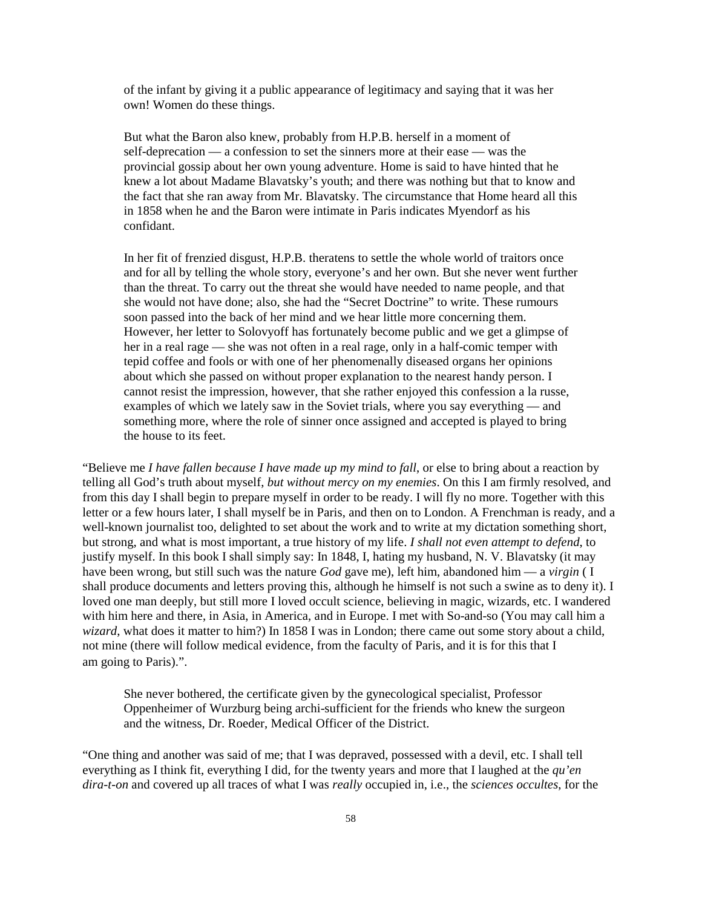> of the infant by giving it a public appearance of legitimacy and saying that it was her own! Women do these things.
>
> But what the Baron also knew, probably from H.P.B. herself in a moment of self-deprecation — a confession to set the sinners more at their ease — was the provincial gossip about her own young adventure. Home is said to have hinted that he knew a lot about Madame Blavatsky's youth; and there was nothing but that to know and the fact that she ran away from Mr. Blavatsky. The circumstance that Home heard all this in 1858 when he and the Baron were intimate in Paris indicates Myendorf as his confidant.
>
> In her fit of frenzied disgust, H.P.B. theratens to settle the whole world of traitors once and for all by telling the whole story, everyone's and her own. But she never went further than the threat. To carry out the threat she would have needed to name people, and that she would not have done; also, she had the "Secret Doctrine" to write. These rumours soon passed into the back of her mind and we hear little more concerning them. However, her letter to Solovyoff has fortunately become public and we get a glimpse of her in a real rage — she was not often in a real rage, only in a half-comic temper with tepid coffee and fools or with one of her phenomenally diseased organs her opinions about which she passed on without proper explanation to the nearest handy person. I cannot resist the impression, however, that she rather enjoyed this confession a la russe, examples of which we lately saw in the Soviet trials, where you say everything — and something more, where the role of sinner once assigned and accepted is played to bring the house to its feet.

"Believe me *I have fallen because I have made up my mind to fall*, or else to bring about a reaction by telling all God's truth about myself, *but without mercy on my enemies*. On this I am firmly resolved, and from this day I shall begin to prepare myself in order to be ready. I will fly no more. Together with this letter or a few hours later, I shall myself be in Paris, and then on to London. A Frenchman is ready, and a well-known journalist too, delighted to set about the work and to write at my dictation something short, but strong, and what is most important, a true history of my life. *I shall not even attempt to defend*, to justify myself. In this book I shall simply say: In 1848, I, hating my husband, N. V. Blavatsky (it may have been wrong, but still such was the nature *God* gave me), left him, abandoned him — a *virgin* ( I shall produce documents and letters proving this, although he himself is not such a swine as to deny it). I loved one man deeply, but still more I loved occult science, believing in magic, wizards, etc. I wandered with him here and there, in Asia, in America, and in Europe. I met with So-and-so (You may call him a *wizard*, what does it matter to him?) In 1858 I was in London; there came out some story about a child, not mine (there will follow medical evidence, from the faculty of Paris, and it is for this that I am going to Paris).".

> She never bothered, the certificate given by the gynecological specialist, Professor Oppenheimer of Wurzburg being archi-sufficient for the friends who knew the surgeon and the witness, Dr. Roeder, Medical Officer of the District.

"One thing and another was said of me; that I was depraved, possessed with a devil, etc. I shall tell everything as I think fit, everything I did, for the twenty years and more that I laughed at the *qu'en dira-t-on* and covered up all traces of what I was *really* occupied in, i.e., the *sciences occultes*, for the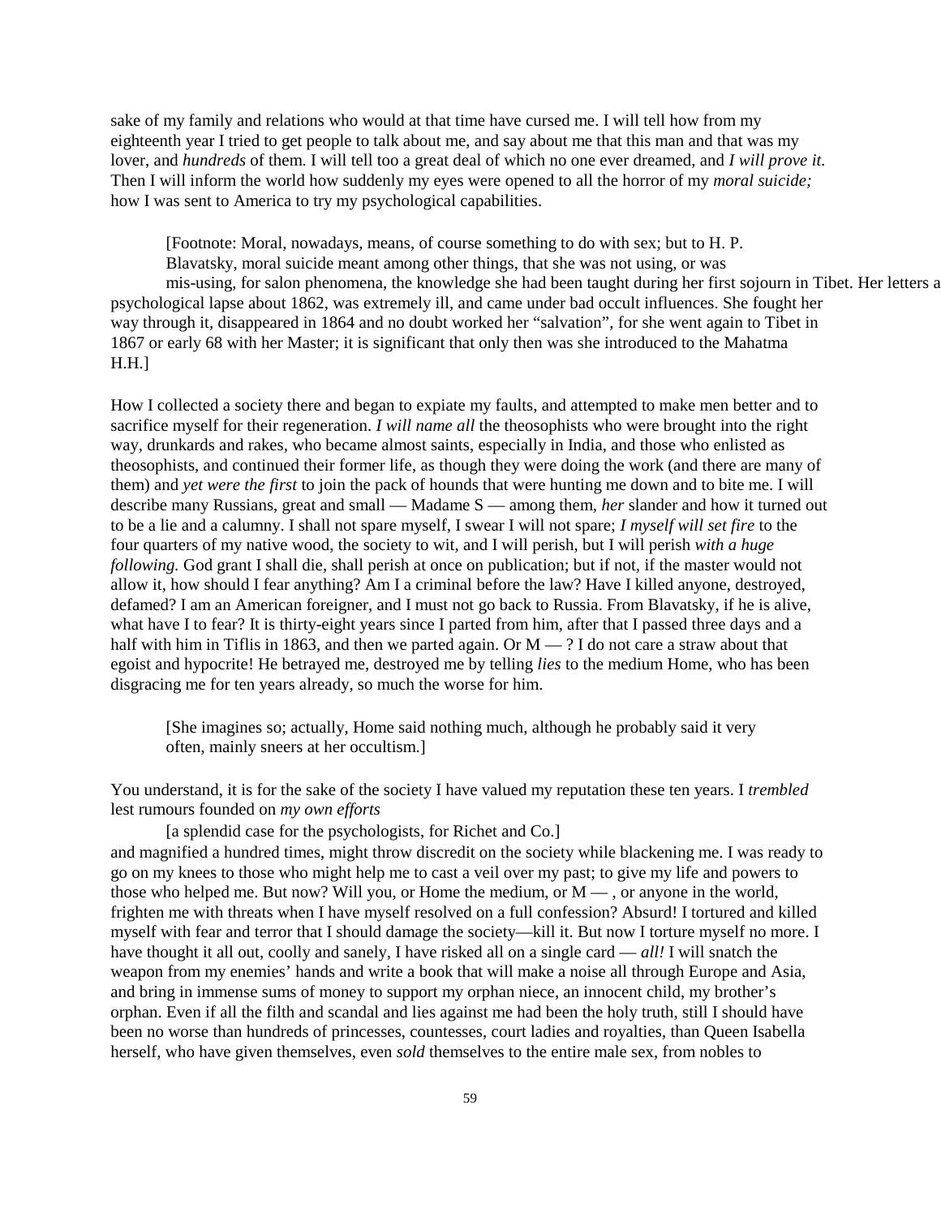sake of my family and relations who would at that time have cursed me. I will tell how from my eighteenth year I tried to get people to talk about me, and say about me that this man and that was my lover, and *hundreds* of them. I will tell too a great deal of which no one ever dreamed, and *I will prove it.* Then I will inform the world how suddenly my eyes were opened to all the horror of my *moral suicide;* how I was sent to America to try my psychological capabilities.

> [Footnote: Moral, nowadays, means, of course something to do with sex; but to H. P. Blavatsky, moral suicide meant among other things, that she was not using, or was mis-using, for salon phenomena, the knowledge she had been taught during her first sojourn in Tibet. Her letters a psychological lapse about 1862, was extremely ill, and came under bad occult influences. She fought her way through it, disappeared in 1864 and no doubt worked her "salvation", for she went again to Tibet in 1867 or early 68 with her Master; it is significant that only then was she introduced to the Mahatma H.H.]

How I collected a society there and began to expiate my faults, and attempted to make men better and to sacrifice myself for their regeneration. *I will name all* the theosophists who were brought into the right way, drunkards and rakes, who became almost saints, especially in India, and those who enlisted as theosophists, and continued their former life, as though they were doing the work (and there are many of them) and *yet were the first* to join the pack of hounds that were hunting me down and to bite me. I will describe many Russians, great and small — Madame S — among them, *her* slander and how it turned out to be a lie and a calumny. I shall not spare myself, I swear I will not spare; *I myself will set fire* to the four quarters of my native wood, the society to wit, and I will perish, but I will perish *with a huge following.* God grant I shall die, shall perish at once on publication; but if not, if the master would not allow it, how should I fear anything? Am I a criminal before the law? Have I killed anyone, destroyed, defamed? I am an American foreigner, and I must not go back to Russia. From Blavatsky, if he is alive, what have I to fear? It is thirty-eight years since I parted from him, after that I passed three days and a half with him in Tiflis in 1863, and then we parted again. Or M — ? I do not care a straw about that egoist and hypocrite! He betrayed me, destroyed me by telling *lies* to the medium Home, who has been disgracing me for ten years already, so much the worse for him.

> [She imagines so; actually, Home said nothing much, although he probably said it very often, mainly sneers at her occultism.]

You understand, it is for the sake of the society I have valued my reputation these ten years. I *trembled* lest rumours founded on *my own efforts*

> [a splendid case for the psychologists, for Richet and Co.]

and magnified a hundred times, might throw discredit on the society while blackening me. I was ready to go on my knees to those who might help me to cast a veil over my past; to give my life and powers to those who helped me. But now? Will you, or Home the medium, or M — , or anyone in the world, frighten me with threats when I have myself resolved on a full confession? Absurd! I tortured and killed myself with fear and terror that I should damage the society—kill it. But now I torture myself no more. I have thought it all out, coolly and sanely, I have risked all on a single card — *all!* I will snatch the weapon from my enemies' hands and write a book that will make a noise all through Europe and Asia, and bring in immense sums of money to support my orphan niece, an innocent child, my brother's orphan. Even if all the filth and scandal and lies against me had been the holy truth, still I should have been no worse than hundreds of princesses, countesses, court ladies and royalties, than Queen Isabella herself, who have given themselves, even *sold* themselves to the entire male sex, from nobles to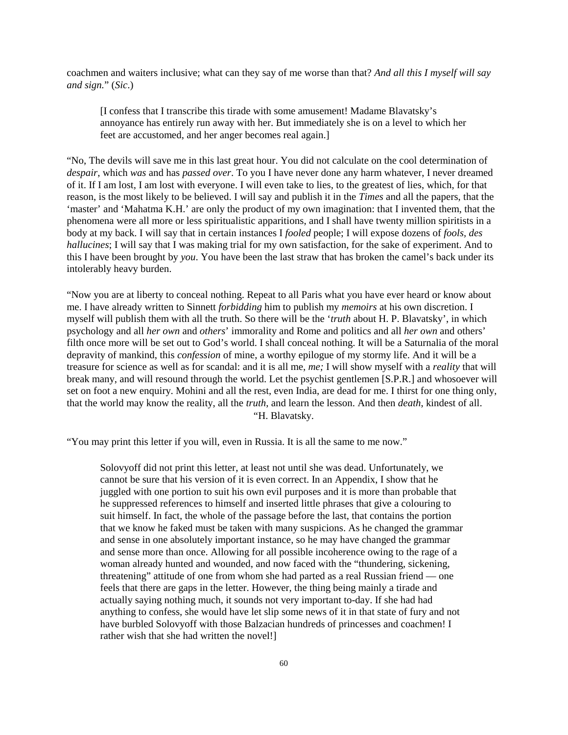coachmen and waiters inclusive; what can they say of me worse than that? *And all this I myself will say and sign.*" (*Sic*.)

> [I confess that I transcribe this tirade with some amusement! Madame Blavatsky's annoyance has entirely run away with her. But immediately she is on a level to which her feet are accustomed, and her anger becomes real again.]

"No, The devils will save me in this last great hour. You did not calculate on the cool determination of *despair*, which *was* and has *passed over*. To you I have never done any harm whatever, I never dreamed of it. If I am lost, I am lost with everyone. I will even take to lies, to the greatest of lies, which, for that reason, is the most likely to be believed. I will say and publish it in the *Times* and all the papers, that the 'master' and 'Mahatma K.H.' are only the product of my own imagination: that I invented them, that the phenomena were all more or less spiritualistic apparitions, and I shall have twenty million spiritists in a body at my back. I will say that in certain instances I *fooled* people; I will expose dozens of *fools, des hallucines*; I will say that I was making trial for my own satisfaction, for the sake of experiment. And to this I have been brought by *you*. You have been the last straw that has broken the camel's back under its intolerably heavy burden.

"Now you are at liberty to conceal nothing. Repeat to all Paris what you have ever heard or know about me. I have already written to Sinnett *forbidding* him to publish my *memoirs* at his own discretion. I myself will publish them with all the truth. So there will be the '*truth* about H. P. Blavatsky', in which psychology and all *her own* and *others*' immorality and Rome and politics and all *her own* and others' filth once more will be set out to God's world. I shall conceal nothing. It will be a Saturnalia of the moral depravity of mankind, this *confession* of mine, a worthy epilogue of my stormy life. And it will be a treasure for science as well as for scandal: and it is all me, *me;* I will show myself with a *reality* that will break many, and will resound through the world. Let the psychist gentlemen [S.P.R.] and whosoever will set on foot a new enquiry. Mohini and all the rest, even India, are dead for me. I thirst for one thing only, that the world may know the reality, all the *truth*, and learn the lesson. And then *death*, kindest of all.

"H. Blavatsky.

"You may print this letter if you will, even in Russia. It is all the same to me now."

> Solovyoff did not print this letter, at least not until she was dead. Unfortunately, we cannot be sure that his version of it is even correct. In an Appendix, I show that he juggled with one portion to suit his own evil purposes and it is more than probable that he suppressed references to himself and inserted little phrases that give a colouring to suit himself. In fact, the whole of the passage before the last, that contains the portion that we know he faked must be taken with many suspicions. As he changed the grammar and sense in one absolutely important instance, so he may have changed the grammar and sense more than once. Allowing for all possible incoherence owing to the rage of a woman already hunted and wounded, and now faced with the "thundering, sickening, threatening" attitude of one from whom she had parted as a real Russian friend — one feels that there are gaps in the letter. However, the thing being mainly a tirade and actually saying nothing much, it sounds not very important to-day. If she had had anything to confess, she would have let slip some news of it in that state of fury and not have burbled Solovyoff with those Balzacian hundreds of princesses and coachmen! I rather wish that she had written the novel!]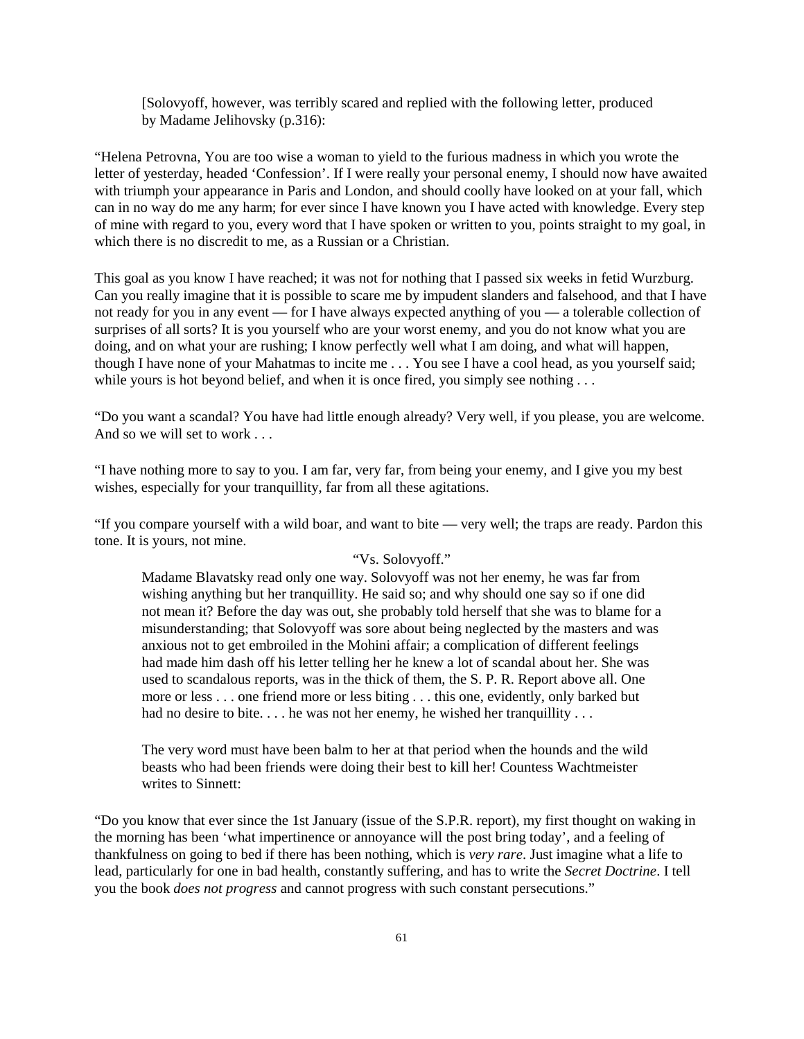[Solovyoff, however, was terribly scared and replied with the following letter, produced by Madame Jelihovsky (p.316):

"Helena Petrovna, You are too wise a woman to yield to the furious madness in which you wrote the letter of yesterday, headed 'Confession'. If I were really your personal enemy, I should now have awaited with triumph your appearance in Paris and London, and should coolly have looked on at your fall, which can in no way do me any harm; for ever since I have known you I have acted with knowledge. Every step of mine with regard to you, every word that I have spoken or written to you, points straight to my goal, in which there is no discredit to me, as a Russian or a Christian.

This goal as you know I have reached; it was not for nothing that I passed six weeks in fetid Wurzburg. Can you really imagine that it is possible to scare me by impudent slanders and falsehood, and that I have not ready for you in any event — for I have always expected anything of you — a tolerable collection of surprises of all sorts? It is you yourself who are your worst enemy, and you do not know what you are doing, and on what your are rushing; I know perfectly well what I am doing, and what will happen, though I have none of your Mahatmas to incite me . . . You see I have a cool head, as you yourself said; while yours is hot beyond belief, and when it is once fired, you simply see nothing . . .

"Do you want a scandal? You have had little enough already? Very well, if you please, you are welcome. And so we will set to work . . .

"I have nothing more to say to you. I am far, very far, from being your enemy, and I give you my best wishes, especially for your tranquillity, far from all these agitations.

"If you compare yourself with a wild boar, and want to bite — very well; the traps are ready. Pardon this tone. It is yours, not mine.

"Vs. Solovyoff."

Madame Blavatsky read only one way. Solovyoff was not her enemy, he was far from wishing anything but her tranquillity. He said so; and why should one say so if one did not mean it? Before the day was out, she probably told herself that she was to blame for a misunderstanding; that Solovyoff was sore about being neglected by the masters and was anxious not to get embroiled in the Mohini affair; a complication of different feelings had made him dash off his letter telling her he knew a lot of scandal about her. She was used to scandalous reports, was in the thick of them, the S. P. R. Report above all. One more or less . . . one friend more or less biting . . . this one, evidently, only barked but had no desire to bite. . . . he was not her enemy, he wished her tranquillity . . .

The very word must have been balm to her at that period when the hounds and the wild beasts who had been friends were doing their best to kill her! Countess Wachtmeister writes to Sinnett:

"Do you know that ever since the 1st January (issue of the S.P.R. report), my first thought on waking in the morning has been 'what impertinence or annoyance will the post bring today', and a feeling of thankfulness on going to bed if there has been nothing, which is *very rare*. Just imagine what a life to lead, particularly for one in bad health, constantly suffering, and has to write the *Secret Doctrine*. I tell you the book *does not progress* and cannot progress with such constant persecutions."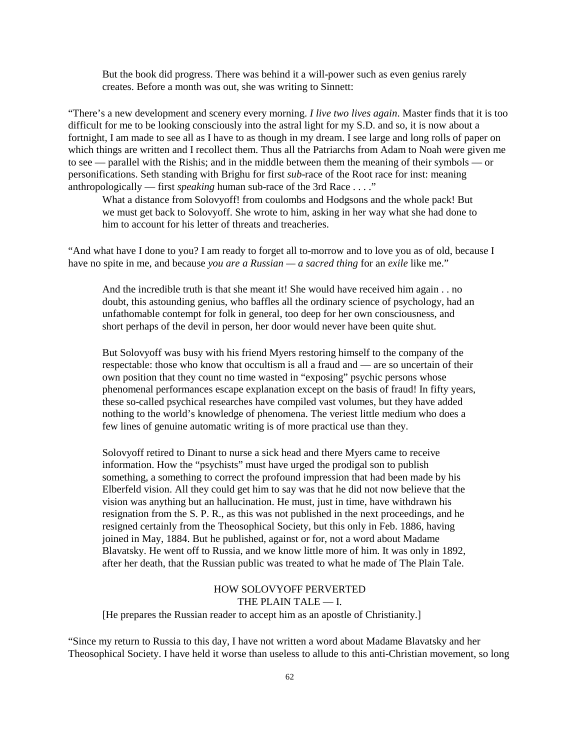But the book did progress. There was behind it a will-power such as even genius rarely creates. Before a month was out, she was writing to Sinnett:

"There's a new development and scenery every morning. *I live two lives again*. Master finds that it is too difficult for me to be looking consciously into the astral light for my S.D. and so, it is now about a fortnight, I am made to see all as I have to as though in my dream. I see large and long rolls of paper on which things are written and I recollect them. Thus all the Patriarchs from Adam to Noah were given me to see — parallel with the Rishis; and in the middle between them the meaning of their symbols — or personifications. Seth standing with Brighu for first *sub*-race of the Root race for inst: meaning anthropologically — first *speaking* human sub-race of the 3rd Race . . . ."

What a distance from Solovyoff! from coulombs and Hodgsons and the whole pack! But we must get back to Solovyoff. She wrote to him, asking in her way what she had done to him to account for his letter of threats and treacheries.

"And what have I done to you? I am ready to forget all to-morrow and to love you as of old, because I have no spite in me, and because *you are a Russian — a sacred thing* for an *exile* like me."

And the incredible truth is that she meant it! She would have received him again . . no doubt, this astounding genius, who baffles all the ordinary science of psychology, had an unfathomable contempt for folk in general, too deep for her own consciousness, and short perhaps of the devil in person, her door would never have been quite shut.

But Solovyoff was busy with his friend Myers restoring himself to the company of the respectable: those who know that occultism is all a fraud and — are so uncertain of their own position that they count no time wasted in "exposing" psychic persons whose phenomenal performances escape explanation except on the basis of fraud! In fifty years, these so-called psychical researches have compiled vast volumes, but they have added nothing to the world's knowledge of phenomena. The veriest little medium who does a few lines of genuine automatic writing is of more practical use than they.

Solovyoff retired to Dinant to nurse a sick head and there Myers came to receive information. How the "psychists" must have urged the prodigal son to publish something, a something to correct the profound impression that had been made by his Elberfeld vision. All they could get him to say was that he did not now believe that the vision was anything but an hallucination. He must, just in time, have withdrawn his resignation from the S. P. R., as this was not published in the next proceedings, and he resigned certainly from the Theosophical Society, but this only in Feb. 1886, having joined in May, 1884. But he published, against or for, not a word about Madame Blavatsky. He went off to Russia, and we know little more of him. It was only in 1892, after her death, that the Russian public was treated to what he made of The Plain Tale.

## HOW SOLOVYOFF PERVERTED THE PLAIN TALE — I.

[He prepares the Russian reader to accept him as an apostle of Christianity.]

"Since my return to Russia to this day, I have not written a word about Madame Blavatsky and her Theosophical Society. I have held it worse than useless to allude to this anti-Christian movement, so long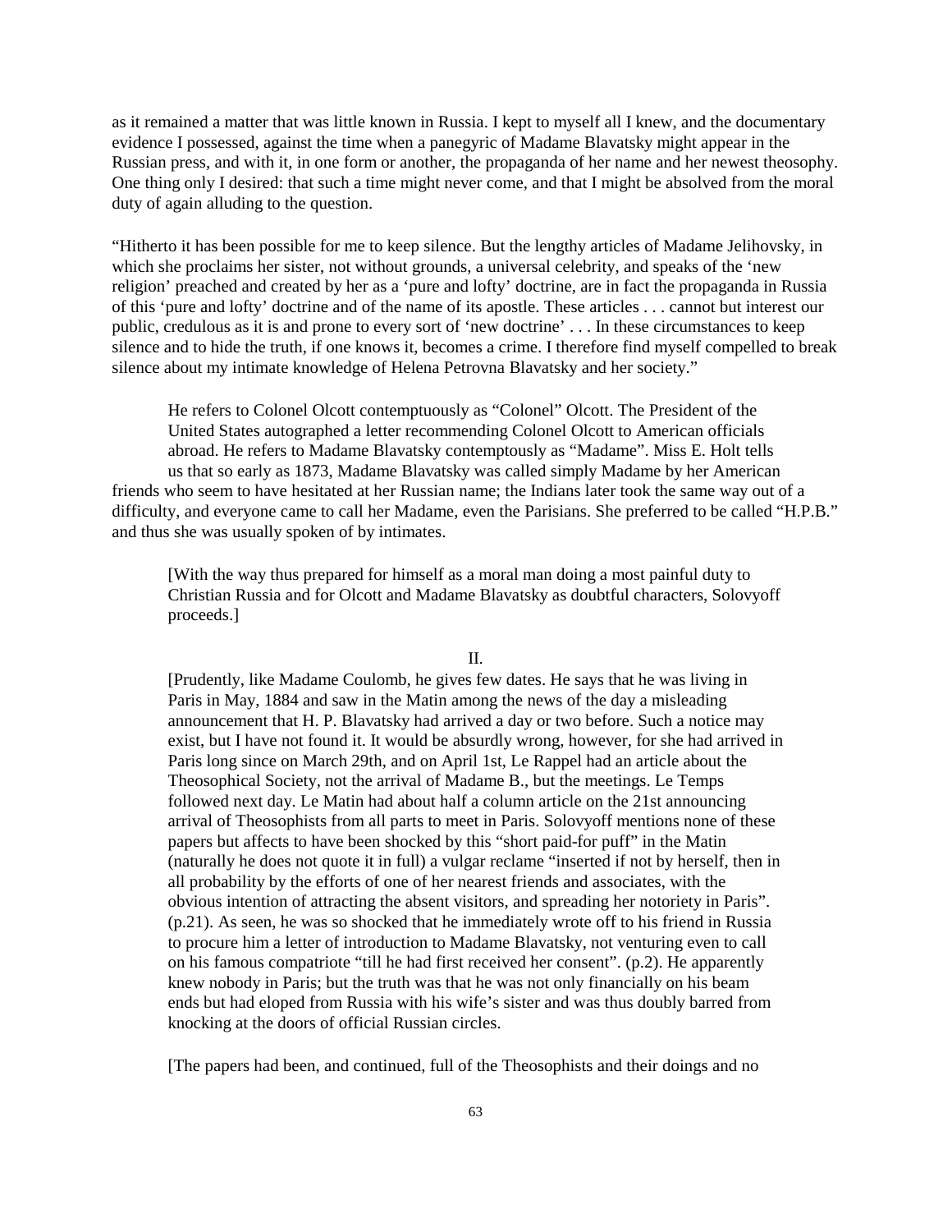as it remained a matter that was little known in Russia. I kept to myself all I knew, and the documentary evidence I possessed, against the time when a panegyric of Madame Blavatsky might appear in the Russian press, and with it, in one form or another, the propaganda of her name and her newest theosophy. One thing only I desired: that such a time might never come, and that I might be absolved from the moral duty of again alluding to the question.

"Hitherto it has been possible for me to keep silence. But the lengthy articles of Madame Jelihovsky, in which she proclaims her sister, not without grounds, a universal celebrity, and speaks of the 'new religion' preached and created by her as a 'pure and lofty' doctrine, are in fact the propaganda in Russia of this 'pure and lofty' doctrine and of the name of its apostle. These articles . . . cannot but interest our public, credulous as it is and prone to every sort of 'new doctrine' . . . In these circumstances to keep silence and to hide the truth, if one knows it, becomes a crime. I therefore find myself compelled to break silence about my intimate knowledge of Helena Petrovna Blavatsky and her society."

He refers to Colonel Olcott contemptuously as "Colonel" Olcott. The President of the United States autographed a letter recommending Colonel Olcott to American officials abroad. He refers to Madame Blavatsky contemptously as "Madame". Miss E. Holt tells us that so early as 1873, Madame Blavatsky was called simply Madame by her American friends who seem to have hesitated at her Russian name; the Indians later took the same way out of a difficulty, and everyone came to call her Madame, even the Parisians. She preferred to be called "H.P.B." and thus she was usually spoken of by intimates.

[With the way thus prepared for himself as a moral man doing a most painful duty to Christian Russia and for Olcott and Madame Blavatsky as doubtful characters, Solovyoff proceeds.]

II.

[Prudently, like Madame Coulomb, he gives few dates. He says that he was living in Paris in May, 1884 and saw in the Matin among the news of the day a misleading announcement that H. P. Blavatsky had arrived a day or two before. Such a notice may exist, but I have not found it. It would be absurdly wrong, however, for she had arrived in Paris long since on March 29th, and on April 1st, Le Rappel had an article about the Theosophical Society, not the arrival of Madame B., but the meetings. Le Temps followed next day. Le Matin had about half a column article on the 21st announcing arrival of Theosophists from all parts to meet in Paris. Solovyoff mentions none of these papers but affects to have been shocked by this "short paid-for puff" in the Matin (naturally he does not quote it in full) a vulgar reclame "inserted if not by herself, then in all probability by the efforts of one of her nearest friends and associates, with the obvious intention of attracting the absent visitors, and spreading her notoriety in Paris". (p.21). As seen, he was so shocked that he immediately wrote off to his friend in Russia to procure him a letter of introduction to Madame Blavatsky, not venturing even to call on his famous compatriote "till he had first received her consent". (p.2). He apparently knew nobody in Paris; but the truth was that he was not only financially on his beam ends but had eloped from Russia with his wife's sister and was thus doubly barred from knocking at the doors of official Russian circles.

[The papers had been, and continued, full of the Theosophists and their doings and no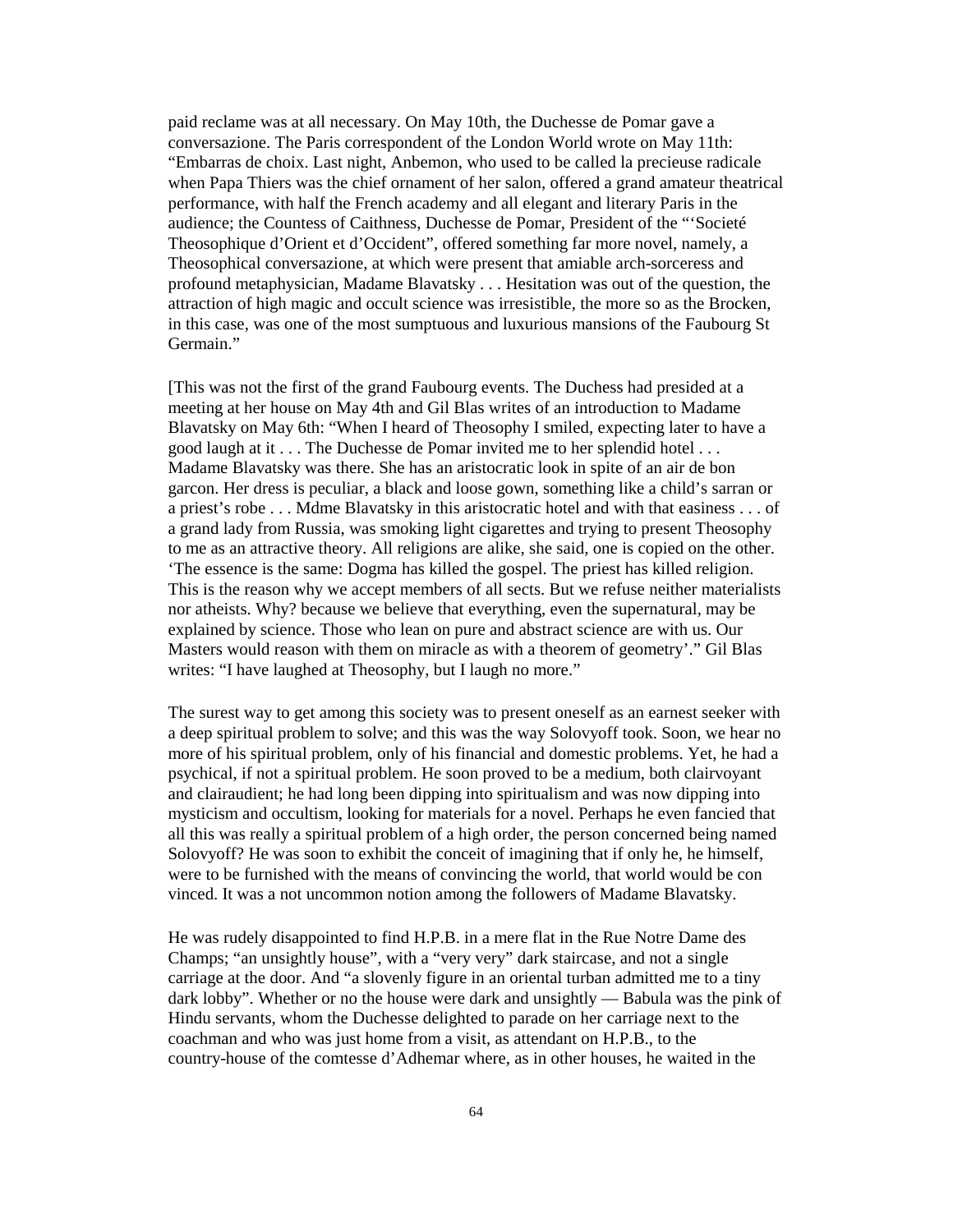paid reclame was at all necessary. On May 10th, the Duchesse de Pomar gave a conversazione. The Paris correspondent of the London World wrote on May 11th: "Embarras de choix. Last night, Anbemon, who used to be called la precieuse radicale when Papa Thiers was the chief ornament of her salon, offered a grand amateur theatrical performance, with half the French academy and all elegant and literary Paris in the audience; the Countess of Caithness, Duchesse de Pomar, President of the "'Societé Theosophique d'Orient et d'Occident", offered something far more novel, namely, a Theosophical conversazione, at which were present that amiable arch-sorceress and profound metaphysician, Madame Blavatsky . . . Hesitation was out of the question, the attraction of high magic and occult science was irresistible, the more so as the Brocken, in this case, was one of the most sumptuous and luxurious mansions of the Faubourg St Germain."

[This was not the first of the grand Faubourg events. The Duchess had presided at a meeting at her house on May 4th and Gil Blas writes of an introduction to Madame Blavatsky on May 6th: "When I heard of Theosophy I smiled, expecting later to have a good laugh at it . . . The Duchesse de Pomar invited me to her splendid hotel . . . Madame Blavatsky was there. She has an aristocratic look in spite of an air de bon garcon. Her dress is peculiar, a black and loose gown, something like a child's sarran or a priest's robe . . . Mdme Blavatsky in this aristocratic hotel and with that easiness . . . of a grand lady from Russia, was smoking light cigarettes and trying to present Theosophy to me as an attractive theory. All religions are alike, she said, one is copied on the other. 'The essence is the same: Dogma has killed the gospel. The priest has killed religion. This is the reason why we accept members of all sects. But we refuse neither materialists nor atheists. Why? because we believe that everything, even the supernatural, may be explained by science. Those who lean on pure and abstract science are with us. Our Masters would reason with them on miracle as with a theorem of geometry'." Gil Blas writes: "I have laughed at Theosophy, but I laugh no more."

The surest way to get among this society was to present oneself as an earnest seeker with a deep spiritual problem to solve; and this was the way Solovyoff took. Soon, we hear no more of his spiritual problem, only of his financial and domestic problems. Yet, he had a psychical, if not a spiritual problem. He soon proved to be a medium, both clairvoyant and clairaudient; he had long been dipping into spiritualism and was now dipping into mysticism and occultism, looking for materials for a novel. Perhaps he even fancied that all this was really a spiritual problem of a high order, the person concerned being named Solovyoff? He was soon to exhibit the conceit of imagining that if only he, he himself, were to be furnished with the means of convincing the world, that world would be con vinced. It was a not uncommon notion among the followers of Madame Blavatsky.

He was rudely disappointed to find H.P.B. in a mere flat in the Rue Notre Dame des Champs; "an unsightly house", with a "very very" dark staircase, and not a single carriage at the door. And "a slovenly figure in an oriental turban admitted me to a tiny dark lobby". Whether or no the house were dark and unsightly — Babula was the pink of Hindu servants, whom the Duchesse delighted to parade on her carriage next to the coachman and who was just home from a visit, as attendant on H.P.B., to the country-house of the comtesse d'Adhemar where, as in other houses, he waited in the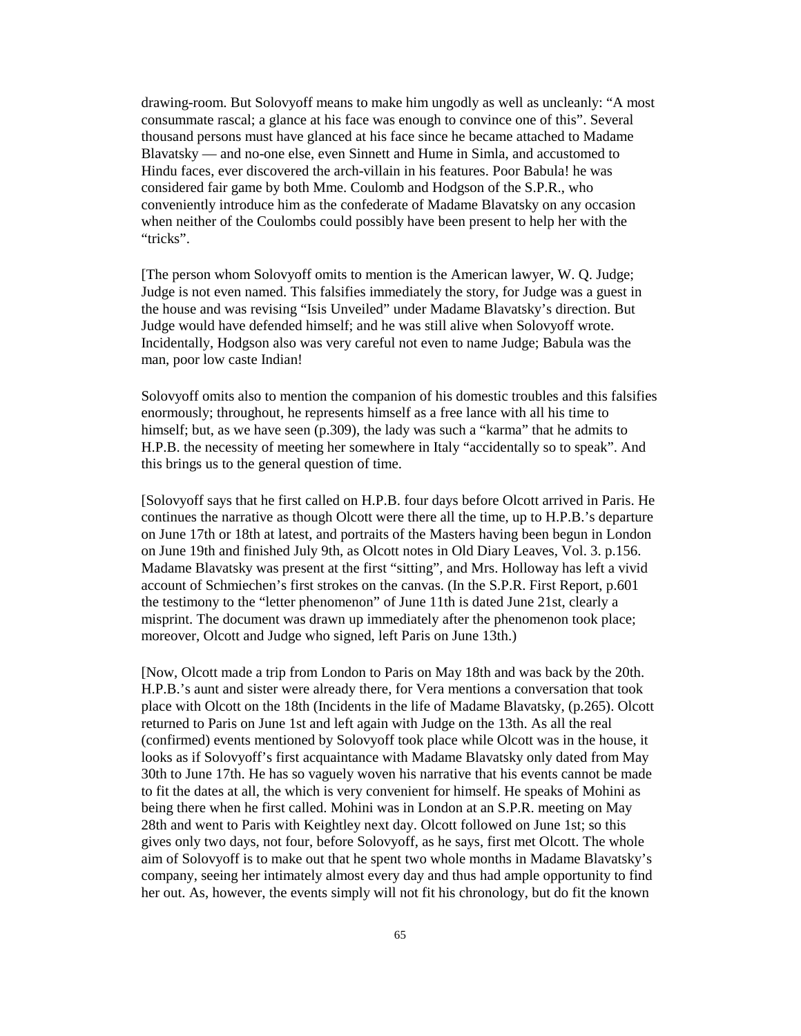drawing-room. But Solovyoff means to make him ungodly as well as uncleanly: "A most consummate rascal; a glance at his face was enough to convince one of this". Several thousand persons must have glanced at his face since he became attached to Madame Blavatsky — and no-one else, even Sinnett and Hume in Simla, and accustomed to Hindu faces, ever discovered the arch-villain in his features. Poor Babula! he was considered fair game by both Mme. Coulomb and Hodgson of the S.P.R., who conveniently introduce him as the confederate of Madame Blavatsky on any occasion when neither of the Coulombs could possibly have been present to help her with the "tricks".

[The person whom Solovyoff omits to mention is the American lawyer, W. Q. Judge; Judge is not even named. This falsifies immediately the story, for Judge was a guest in the house and was revising "Isis Unveiled" under Madame Blavatsky's direction. But Judge would have defended himself; and he was still alive when Solovyoff wrote. Incidentally, Hodgson also was very careful not even to name Judge; Babula was the man, poor low caste Indian!

Solovyoff omits also to mention the companion of his domestic troubles and this falsifies enormously; throughout, he represents himself as a free lance with all his time to himself; but, as we have seen (p.309), the lady was such a "karma" that he admits to H.P.B. the necessity of meeting her somewhere in Italy "accidentally so to speak". And this brings us to the general question of time.

[Solovyoff says that he first called on H.P.B. four days before Olcott arrived in Paris. He continues the narrative as though Olcott were there all the time, up to H.P.B.'s departure on June 17th or 18th at latest, and portraits of the Masters having been begun in London on June 19th and finished July 9th, as Olcott notes in Old Diary Leaves, Vol. 3. p.156. Madame Blavatsky was present at the first "sitting", and Mrs. Holloway has left a vivid account of Schmiechen's first strokes on the canvas. (In the S.P.R. First Report, p.601 the testimony to the "letter phenomenon" of June 11th is dated June 21st, clearly a misprint. The document was drawn up immediately after the phenomenon took place; moreover, Olcott and Judge who signed, left Paris on June 13th.)

[Now, Olcott made a trip from London to Paris on May 18th and was back by the 20th. H.P.B.'s aunt and sister were already there, for Vera mentions a conversation that took place with Olcott on the 18th (Incidents in the life of Madame Blavatsky, (p.265). Olcott returned to Paris on June 1st and left again with Judge on the 13th. As all the real (confirmed) events mentioned by Solovyoff took place while Olcott was in the house, it looks as if Solovyoff's first acquaintance with Madame Blavatsky only dated from May 30th to June 17th. He has so vaguely woven his narrative that his events cannot be made to fit the dates at all, the which is very convenient for himself. He speaks of Mohini as being there when he first called. Mohini was in London at an S.P.R. meeting on May 28th and went to Paris with Keightley next day. Olcott followed on June 1st; so this gives only two days, not four, before Solovyoff, as he says, first met Olcott. The whole aim of Solovyoff is to make out that he spent two whole months in Madame Blavatsky's company, seeing her intimately almost every day and thus had ample opportunity to find her out. As, however, the events simply will not fit his chronology, but do fit the known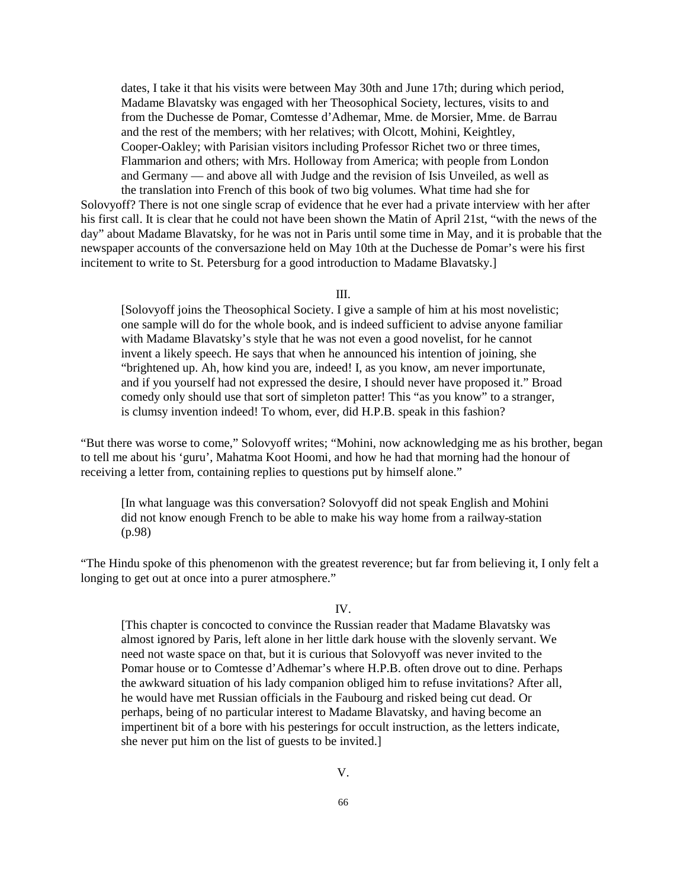dates, I take it that his visits were between May 30th and June 17th; during which period, Madame Blavatsky was engaged with her Theosophical Society, lectures, visits to and from the Duchesse de Pomar, Comtesse d'Adhemar, Mme. de Morsier, Mme. de Barrau and the rest of the members; with her relatives; with Olcott, Mohini, Keightley, Cooper-Oakley; with Parisian visitors including Professor Richet two or three times, Flammarion and others; with Mrs. Holloway from America; with people from London and Germany — and above all with Judge and the revision of Isis Unveiled, as well as the translation into French of this book of two big volumes. What time had she for Solovyoff? There is not one single scrap of evidence that he ever had a private interview with her after his first call. It is clear that he could not have been shown the Matin of April 21st, "with the news of the day" about Madame Blavatsky, for he was not in Paris until some time in May, and it is probable that the newspaper accounts of the conversazione held on May 10th at the Duchesse de Pomar's were his first incitement to write to St. Petersburg for a good introduction to Madame Blavatsky.]

III.

[Solovyoff joins the Theosophical Society. I give a sample of him at his most novelistic; one sample will do for the whole book, and is indeed sufficient to advise anyone familiar with Madame Blavatsky's style that he was not even a good novelist, for he cannot invent a likely speech. He says that when he announced his intention of joining, she "brightened up. Ah, how kind you are, indeed! I, as you know, am never importunate, and if you yourself had not expressed the desire, I should never have proposed it." Broad comedy only should use that sort of simpleton patter! This "as you know" to a stranger, is clumsy invention indeed! To whom, ever, did H.P.B. speak in this fashion?

"But there was worse to come," Solovyoff writes; "Mohini, now acknowledging me as his brother, began to tell me about his 'guru', Mahatma Koot Hoomi, and how he had that morning had the honour of receiving a letter from, containing replies to questions put by himself alone."

[In what language was this conversation? Solovyoff did not speak English and Mohini did not know enough French to be able to make his way home from a railway-station (p.98)

"The Hindu spoke of this phenomenon with the greatest reverence; but far from believing it, I only felt a longing to get out at once into a purer atmosphere."

IV.

[This chapter is concocted to convince the Russian reader that Madame Blavatsky was almost ignored by Paris, left alone in her little dark house with the slovenly servant. We need not waste space on that, but it is curious that Solovyoff was never invited to the Pomar house or to Comtesse d'Adhemar's where H.P.B. often drove out to dine. Perhaps the awkward situation of his lady companion obliged him to refuse invitations? After all, he would have met Russian officials in the Faubourg and risked being cut dead. Or perhaps, being of no particular interest to Madame Blavatsky, and having become an impertinent bit of a bore with his pesterings for occult instruction, as the letters indicate, she never put him on the list of guests to be invited.]

V.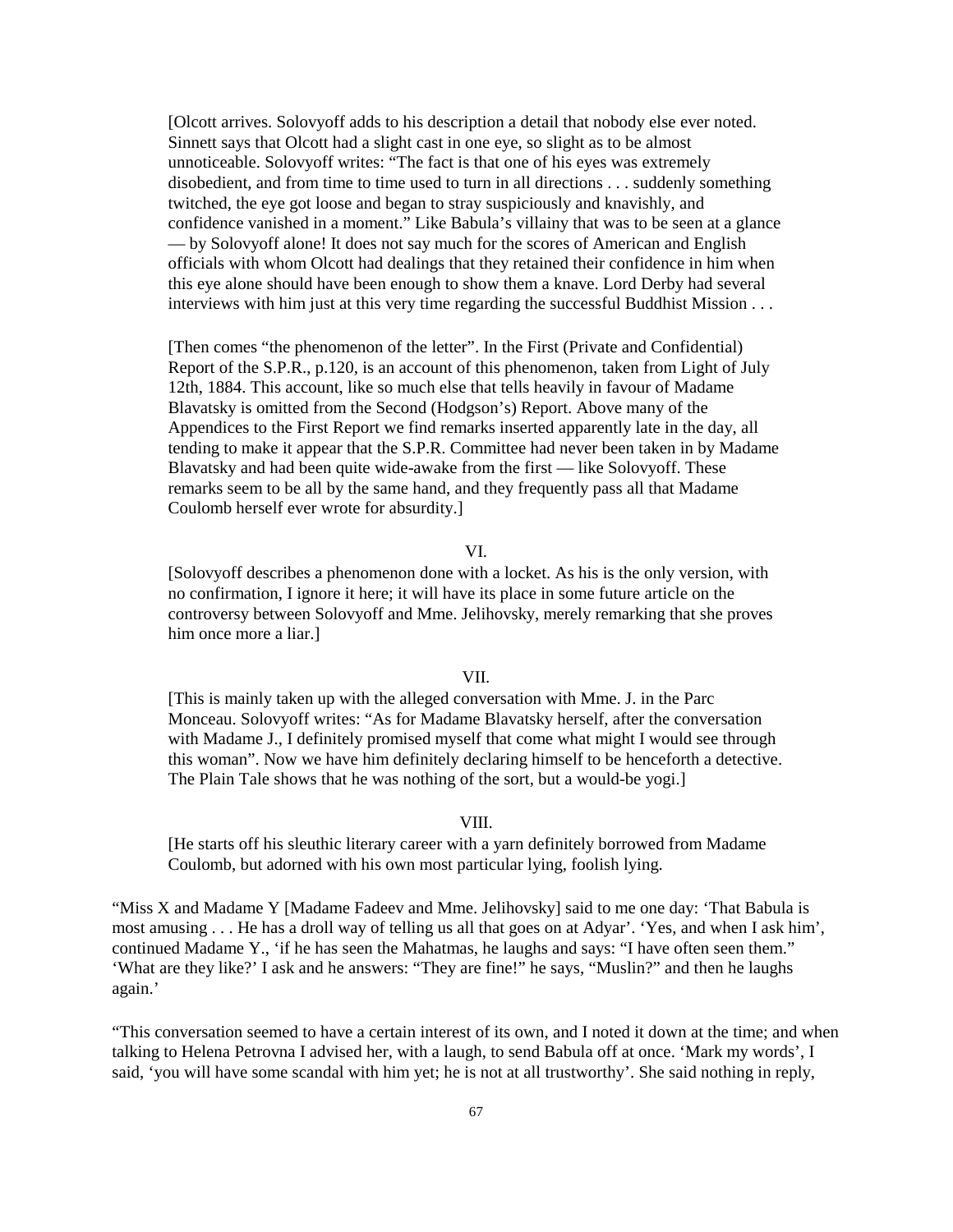[Olcott arrives. Solovyoff adds to his description a detail that nobody else ever noted. Sinnett says that Olcott had a slight cast in one eye, so slight as to be almost unnoticeable. Solovyoff writes: "The fact is that one of his eyes was extremely disobedient, and from time to time used to turn in all directions . . . suddenly something twitched, the eye got loose and began to stray suspiciously and knavishly, and confidence vanished in a moment." Like Babula's villainy that was to be seen at a glance — by Solovyoff alone! It does not say much for the scores of American and English officials with whom Olcott had dealings that they retained their confidence in him when this eye alone should have been enough to show them a knave. Lord Derby had several interviews with him just at this very time regarding the successful Buddhist Mission . . .

[Then comes "the phenomenon of the letter". In the First (Private and Confidential) Report of the S.P.R., p.120, is an account of this phenomenon, taken from Light of July 12th, 1884. This account, like so much else that tells heavily in favour of Madame Blavatsky is omitted from the Second (Hodgson's) Report. Above many of the Appendices to the First Report we find remarks inserted apparently late in the day, all tending to make it appear that the S.P.R. Committee had never been taken in by Madame Blavatsky and had been quite wide-awake from the first — like Solovyoff. These remarks seem to be all by the same hand, and they frequently pass all that Madame Coulomb herself ever wrote for absurdity.]

VI.

[Solovyoff describes a phenomenon done with a locket. As his is the only version, with no confirmation, I ignore it here; it will have its place in some future article on the controversy between Solovyoff and Mme. Jelihovsky, merely remarking that she proves him once more a liar.]

VII.

[This is mainly taken up with the alleged conversation with Mme. J. in the Parc Monceau. Solovyoff writes: "As for Madame Blavatsky herself, after the conversation with Madame J., I definitely promised myself that come what might I would see through this woman". Now we have him definitely declaring himself to be henceforth a detective. The Plain Tale shows that he was nothing of the sort, but a would-be yogi.]

VIII.

[He starts off his sleuthic literary career with a yarn definitely borrowed from Madame Coulomb, but adorned with his own most particular lying, foolish lying.

"Miss X and Madame Y [Madame Fadeev and Mme. Jelihovsky] said to me one day: 'That Babula is most amusing . . . He has a droll way of telling us all that goes on at Adyar'. 'Yes, and when I ask him', continued Madame Y., 'if he has seen the Mahatmas, he laughs and says: "I have often seen them." 'What are they like?' I ask and he answers: "They are fine!" he says, "Muslin?" and then he laughs again.'

"This conversation seemed to have a certain interest of its own, and I noted it down at the time; and when talking to Helena Petrovna I advised her, with a laugh, to send Babula off at once. 'Mark my words', I said, 'you will have some scandal with him yet; he is not at all trustworthy'. She said nothing in reply,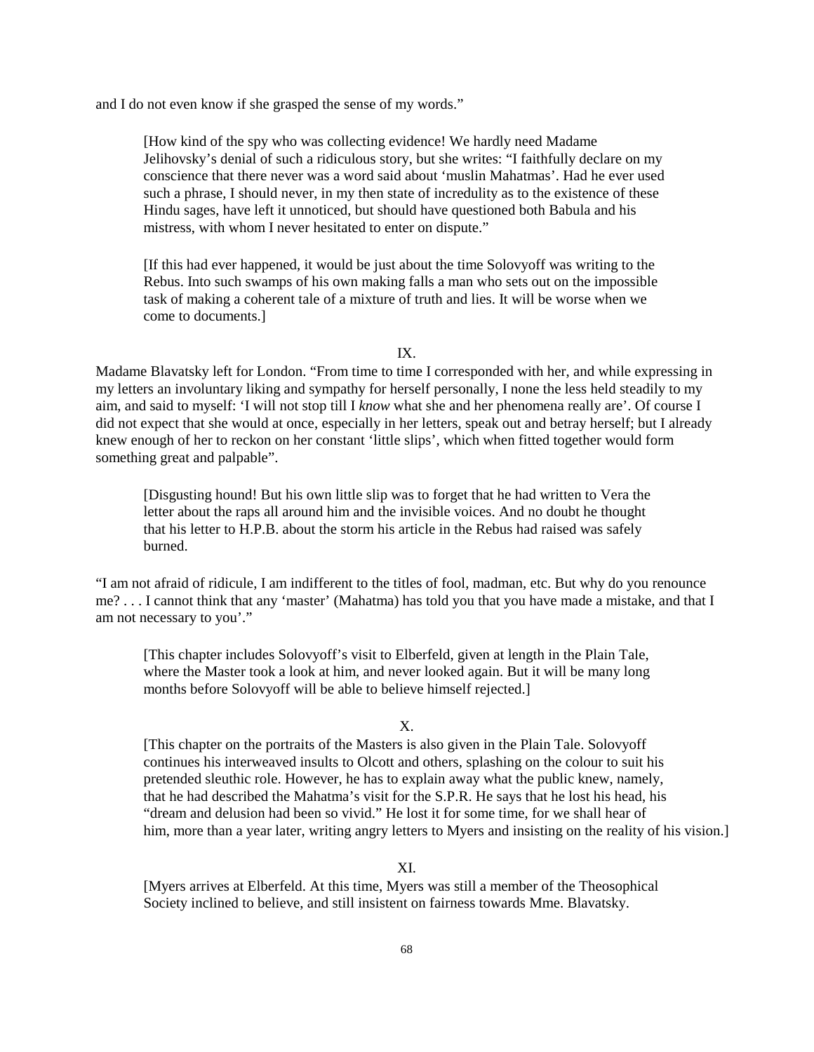and I do not even know if she grasped the sense of my words."

> [How kind of the spy who was collecting evidence! We hardly need Madame Jelihovsky's denial of such a ridiculous story, but she writes: "I faithfully declare on my conscience that there never was a word said about 'muslin Mahatmas'. Had he ever used such a phrase, I should never, in my then state of incredulity as to the existence of these Hindu sages, have left it unnoticed, but should have questioned both Babula and his mistress, with whom I never hesitated to enter on dispute."
>
> [If this had ever happened, it would be just about the time Solovyoff was writing to the Rebus. Into such swamps of his own making falls a man who sets out on the impossible task of making a coherent tale of a mixture of truth and lies. It will be worse when we come to documents.]

IX.

Madame Blavatsky left for London. "From time to time I corresponded with her, and while expressing in my letters an involuntary liking and sympathy for herself personally, I none the less held steadily to my aim, and said to myself: 'I will not stop till I *know* what she and her phenomena really are'. Of course I did not expect that she would at once, especially in her letters, speak out and betray herself; but I already knew enough of her to reckon on her constant 'little slips', which when fitted together would form something great and palpable".

> [Disgusting hound! But his own little slip was to forget that he had written to Vera the letter about the raps all around him and the invisible voices. And no doubt he thought that his letter to H.P.B. about the storm his article in the Rebus had raised was safely burned.

"I am not afraid of ridicule, I am indifferent to the titles of fool, madman, etc. But why do you renounce me? . . . I cannot think that any 'master' (Mahatma) has told you that you have made a mistake, and that I am not necessary to you'."

> [This chapter includes Solovyoff's visit to Elberfeld, given at length in the Plain Tale, where the Master took a look at him, and never looked again. But it will be many long months before Solovyoff will be able to believe himself rejected.]

X.

> [This chapter on the portraits of the Masters is also given in the Plain Tale. Solovyoff continues his interweaved insults to Olcott and others, splashing on the colour to suit his pretended sleuthic role. However, he has to explain away what the public knew, namely, that he had described the Mahatma's visit for the S.P.R. He says that he lost his head, his "dream and delusion had been so vivid." He lost it for some time, for we shall hear of him, more than a year later, writing angry letters to Myers and insisting on the reality of his vision.]

XI.

> [Myers arrives at Elberfeld. At this time, Myers was still a member of the Theosophical Society inclined to believe, and still insistent on fairness towards Mme. Blavatsky.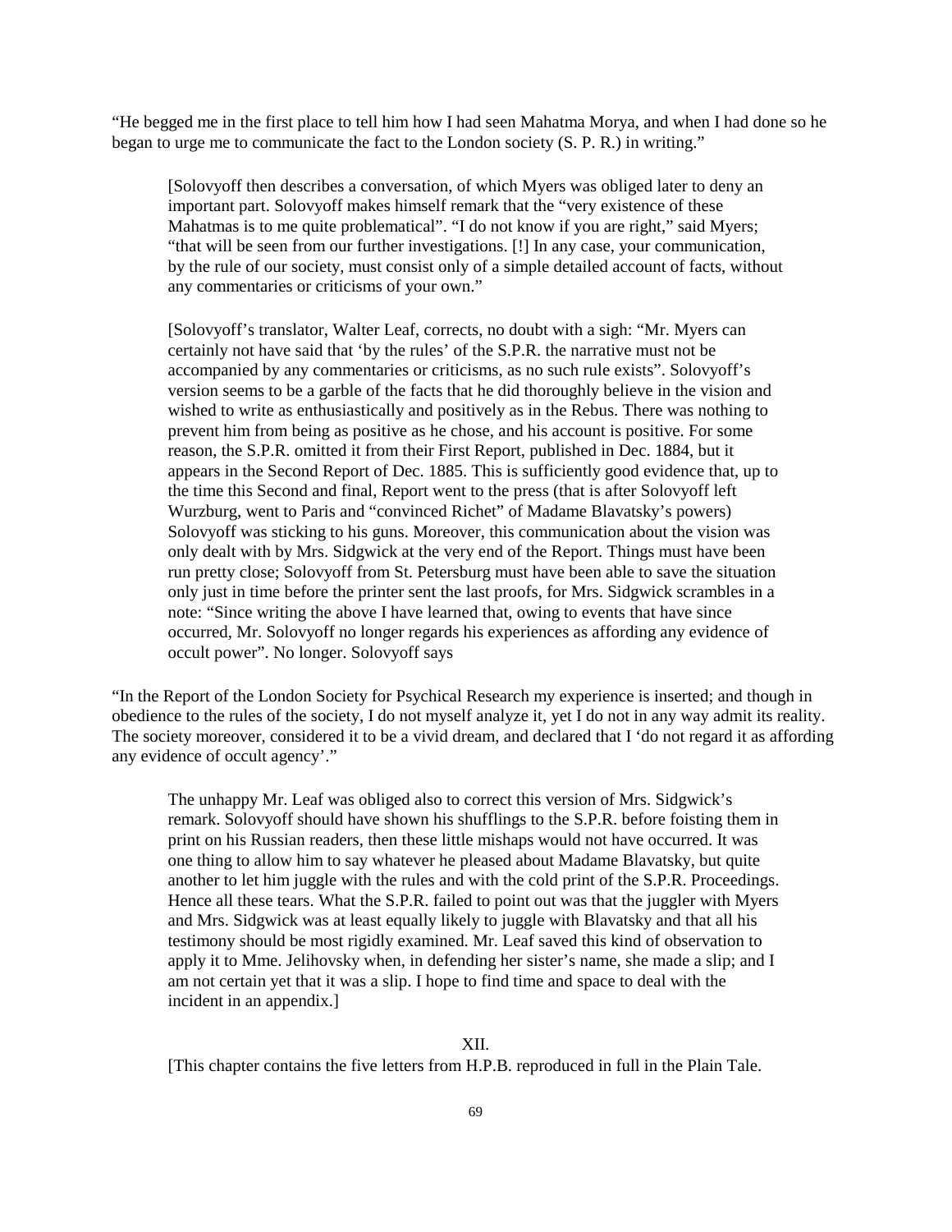"He begged me in the first place to tell him how I had seen Mahatma Morya, and when I had done so he began to urge me to communicate the fact to the London society (S. P. R.) in writing."

> [Solovyoff then describes a conversation, of which Myers was obliged later to deny an important part. Solovyoff makes himself remark that the "very existence of these Mahatmas is to me quite problematical". "I do not know if you are right," said Myers; "that will be seen from our further investigations. [!] In any case, your communication, by the rule of our society, must consist only of a simple detailed account of facts, without any commentaries or criticisms of your own."
>
> [Solovyoff's translator, Walter Leaf, corrects, no doubt with a sigh: "Mr. Myers can certainly not have said that 'by the rules' of the S.P.R. the narrative must not be accompanied by any commentaries or criticisms, as no such rule exists". Solovyoff's version seems to be a garble of the facts that he did thoroughly believe in the vision and wished to write as enthusiastically and positively as in the Rebus. There was nothing to prevent him from being as positive as he chose, and his account is positive. For some reason, the S.P.R. omitted it from their First Report, published in Dec. 1884, but it appears in the Second Report of Dec. 1885. This is sufficiently good evidence that, up to the time this Second and final, Report went to the press (that is after Solovyoff left Wurzburg, went to Paris and "convinced Richet" of Madame Blavatsky's powers) Solovyoff was sticking to his guns. Moreover, this communication about the vision was only dealt with by Mrs. Sidgwick at the very end of the Report. Things must have been run pretty close; Solovyoff from St. Petersburg must have been able to save the situation only just in time before the printer sent the last proofs, for Mrs. Sidgwick scrambles in a note: "Since writing the above I have learned that, owing to events that have since occurred, Mr. Solovyoff no longer regards his experiences as affording any evidence of occult power". No longer. Solovyoff says

"In the Report of the London Society for Psychical Research my experience is inserted; and though in obedience to the rules of the society, I do not myself analyze it, yet I do not in any way admit its reality. The society moreover, considered it to be a vivid dream, and declared that I 'do not regard it as affording any evidence of occult agency'."

> The unhappy Mr. Leaf was obliged also to correct this version of Mrs. Sidgwick's remark. Solovyoff should have shown his shufflings to the S.P.R. before foisting them in print on his Russian readers, then these little mishaps would not have occurred. It was one thing to allow him to say whatever he pleased about Madame Blavatsky, but quite another to let him juggle with the rules and with the cold print of the S.P.R. Proceedings. Hence all these tears. What the S.P.R. failed to point out was that the juggler with Myers and Mrs. Sidgwick was at least equally likely to juggle with Blavatsky and that all his testimony should be most rigidly examined. Mr. Leaf saved this kind of observation to apply it to Mme. Jelihovsky when, in defending her sister's name, she made a slip; and I am not certain yet that it was a slip. I hope to find time and space to deal with the incident in an appendix.]

XII.

[This chapter contains the five letters from H.P.B. reproduced in full in the Plain Tale.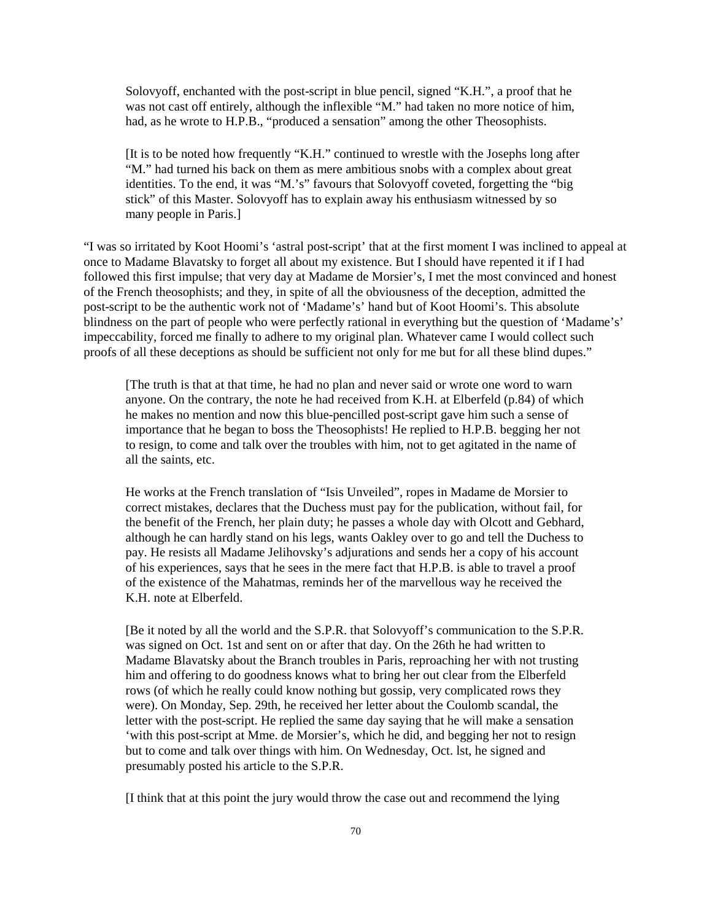> Solovyoff, enchanted with the post-script in blue pencil, signed "K.H.", a proof that he was not cast off entirely, although the inflexible "M." had taken no more notice of him, had, as he wrote to H.P.B., "produced a sensation" among the other Theosophists.
>
> [It is to be noted how frequently "K.H." continued to wrestle with the Josephs long after "M." had turned his back on them as mere ambitious snobs with a complex about great identities. To the end, it was "M.'s" favours that Solovyoff coveted, forgetting the "big stick" of this Master. Solovyoff has to explain away his enthusiasm witnessed by so many people in Paris.]

"I was so irritated by Koot Hoomi's 'astral post-script' that at the first moment I was inclined to appeal at once to Madame Blavatsky to forget all about my existence. But I should have repented it if I had followed this first impulse; that very day at Madame de Morsier's, I met the most convinced and honest of the French theosophists; and they, in spite of all the obviousness of the deception, admitted the post-script to be the authentic work not of 'Madame's' hand but of Koot Hoomi's. This absolute blindness on the part of people who were perfectly rational in everything but the question of 'Madame's' impeccability, forced me finally to adhere to my original plan. Whatever came I would collect such proofs of all these deceptions as should be sufficient not only for me but for all these blind dupes."

> [The truth is that at that time, he had no plan and never said or wrote one word to warn anyone. On the contrary, the note he had received from K.H. at Elberfeld (p.84) of which he makes no mention and now this blue-pencilled post-script gave him such a sense of importance that he began to boss the Theosophists! He replied to H.P.B. begging her not to resign, to come and talk over the troubles with him, not to get agitated in the name of all the saints, etc.
>
> He works at the French translation of "Isis Unveiled", ropes in Madame de Morsier to correct mistakes, declares that the Duchess must pay for the publication, without fail, for the benefit of the French, her plain duty; he passes a whole day with Olcott and Gebhard, although he can hardly stand on his legs, wants Oakley over to go and tell the Duchess to pay. He resists all Madame Jelihovsky's adjurations and sends her a copy of his account of his experiences, says that he sees in the mere fact that H.P.B. is able to travel a proof of the existence of the Mahatmas, reminds her of the marvellous way he received the K.H. note at Elberfeld.
>
> [Be it noted by all the world and the S.P.R. that Solovyoff's communication to the S.P.R. was signed on Oct. 1st and sent on or after that day. On the 26th he had written to Madame Blavatsky about the Branch troubles in Paris, reproaching her with not trusting him and offering to do goodness knows what to bring her out clear from the Elberfeld rows (of which he really could know nothing but gossip, very complicated rows they were). On Monday, Sep. 29th, he received her letter about the Coulomb scandal, the letter with the post-script. He replied the same day saying that he will make a sensation 'with this post-script at Mme. de Morsier's, which he did, and begging her not to resign but to come and talk over things with him. On Wednesday, Oct. lst, he signed and presumably posted his article to the S.P.R.
>
> [I think that at this point the jury would throw the case out and recommend the lying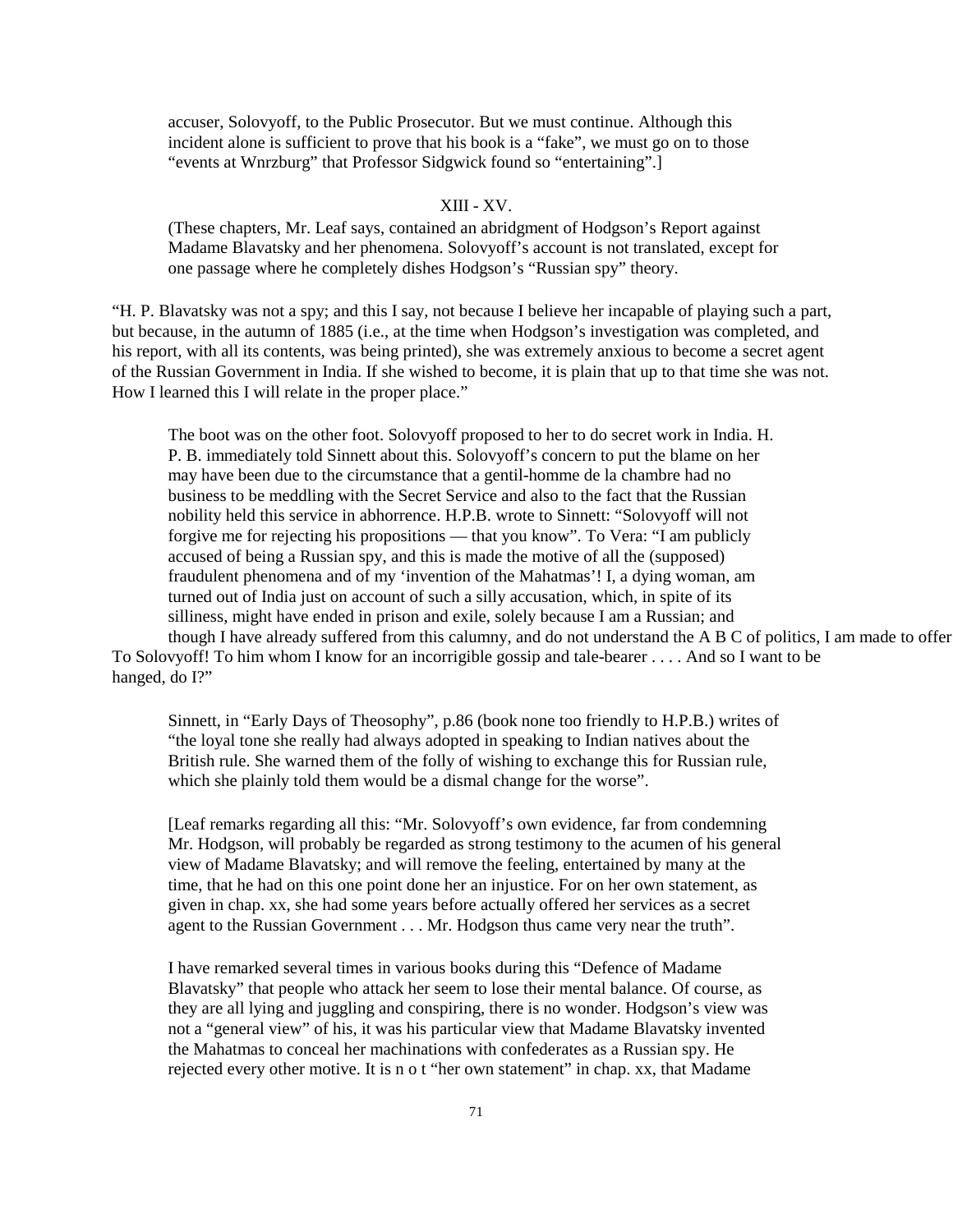accuser, Solovyoff, to the Public Prosecutor. But we must continue. Although this incident alone is sufficient to prove that his book is a "fake", we must go on to those "events at Wnrzburg" that Professor Sidgwick found so "entertaining".]

XIII - XV.

(These chapters, Mr. Leaf says, contained an abridgment of Hodgson's Report against Madame Blavatsky and her phenomena. Solovyoff's account is not translated, except for one passage where he completely dishes Hodgson's "Russian spy" theory.

"H. P. Blavatsky was not a spy; and this I say, not because I believe her incapable of playing such a part, but because, in the autumn of 1885 (i.e., at the time when Hodgson's investigation was completed, and his report, with all its contents, was being printed), she was extremely anxious to become a secret agent of the Russian Government in India. If she wished to become, it is plain that up to that time she was not. How I learned this I will relate in the proper place."

The boot was on the other foot. Solovyoff proposed to her to do secret work in India. H. P. B. immediately told Sinnett about this. Solovyoff's concern to put the blame on her may have been due to the circumstance that a gentil-homme de la chambre had no business to be meddling with the Secret Service and also to the fact that the Russian nobility held this service in abhorrence. H.P.B. wrote to Sinnett: "Solovyoff will not forgive me for rejecting his propositions — that you know". To Vera: "I am publicly accused of being a Russian spy, and this is made the motive of all the (supposed) fraudulent phenomena and of my 'invention of the Mahatmas'! I, a dying woman, am turned out of India just on account of such a silly accusation, which, in spite of its silliness, might have ended in prison and exile, solely because I am a Russian; and though I have already suffered from this calumny, and do not understand the A B C of politics, I am made to offer To Solovyoff! To him whom I know for an incorrigible gossip and tale-bearer . . . . And so I want to be hanged, do I?"

Sinnett, in "Early Days of Theosophy", p.86 (book none too friendly to H.P.B.) writes of "the loyal tone she really had always adopted in speaking to Indian natives about the British rule. She warned them of the folly of wishing to exchange this for Russian rule, which she plainly told them would be a dismal change for the worse".

[Leaf remarks regarding all this: "Mr. Solovyoff's own evidence, far from condemning Mr. Hodgson, will probably be regarded as strong testimony to the acumen of his general view of Madame Blavatsky; and will remove the feeling, entertained by many at the time, that he had on this one point done her an injustice. For on her own statement, as given in chap. xx, she had some years before actually offered her services as a secret agent to the Russian Government . . . Mr. Hodgson thus came very near the truth".

I have remarked several times in various books during this "Defence of Madame Blavatsky" that people who attack her seem to lose their mental balance. Of course, as they are all lying and juggling and conspiring, there is no wonder. Hodgson's view was not a "general view" of his, it was his particular view that Madame Blavatsky invented the Mahatmas to conceal her machinations with confederates as a Russian spy. He rejected every other motive. It is n o t "her own statement" in chap. xx, that Madame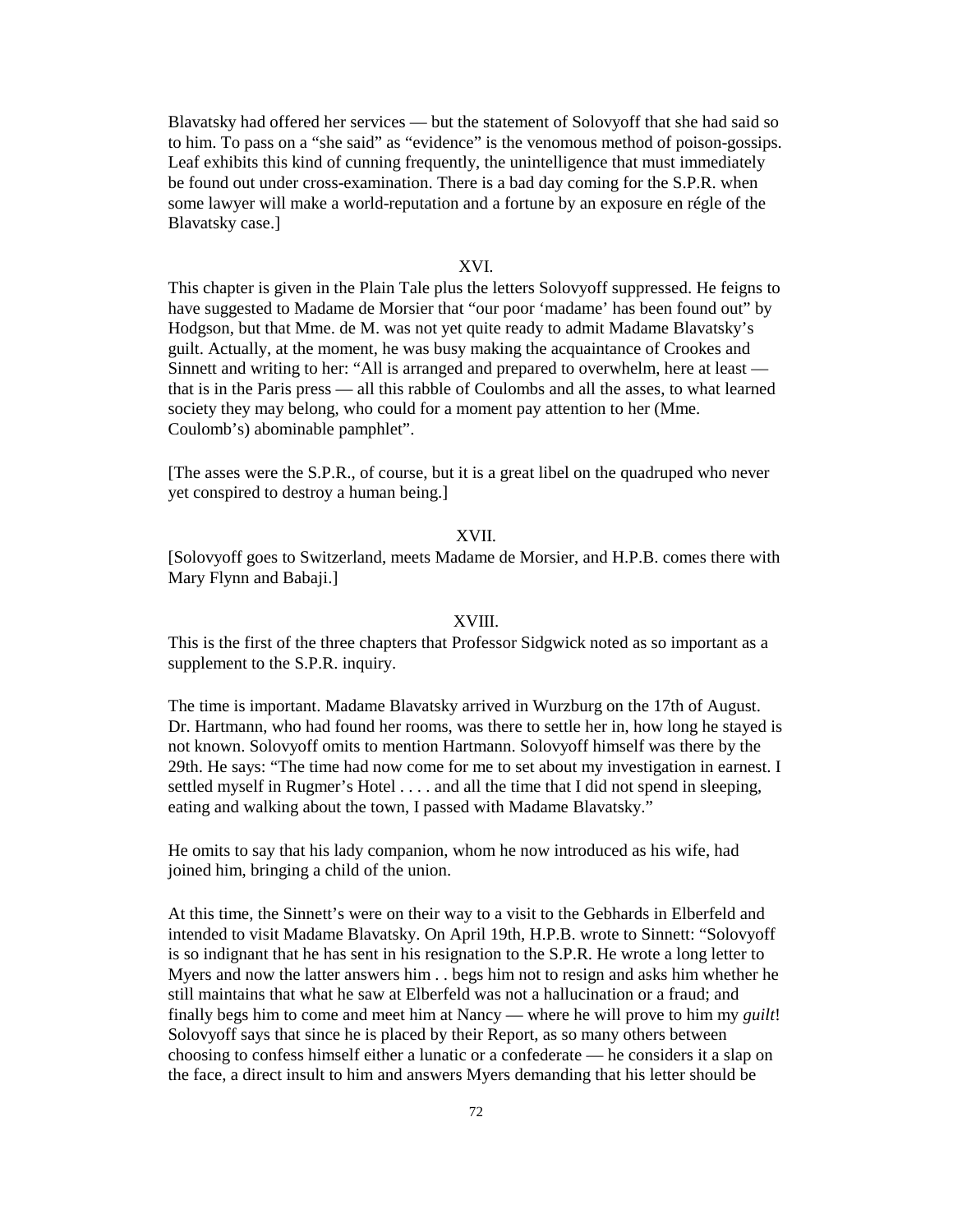Blavatsky had offered her services — but the statement of Solovyoff that she had said so to him. To pass on a "she said" as "evidence" is the venomous method of poison-gossips. Leaf exhibits this kind of cunning frequently, the unintelligence that must immediately be found out under cross-examination. There is a bad day coming for the S.P.R. when some lawyer will make a world-reputation and a fortune by an exposure en régle of the Blavatsky case.]

XVI.

This chapter is given in the Plain Tale plus the letters Solovyoff suppressed. He feigns to have suggested to Madame de Morsier that "our poor 'madame' has been found out" by Hodgson, but that Mme. de M. was not yet quite ready to admit Madame Blavatsky's guilt. Actually, at the moment, he was busy making the acquaintance of Crookes and Sinnett and writing to her: "All is arranged and prepared to overwhelm, here at least — that is in the Paris press — all this rabble of Coulombs and all the asses, to what learned society they may belong, who could for a moment pay attention to her (Mme. Coulomb's) abominable pamphlet".

[The asses were the S.P.R., of course, but it is a great libel on the quadruped who never yet conspired to destroy a human being.]

XVII.

[Solovyoff goes to Switzerland, meets Madame de Morsier, and H.P.B. comes there with Mary Flynn and Babaji.]

XVIII.

This is the first of the three chapters that Professor Sidgwick noted as so important as a supplement to the S.P.R. inquiry.

The time is important. Madame Blavatsky arrived in Wurzburg on the 17th of August. Dr. Hartmann, who had found her rooms, was there to settle her in, how long he stayed is not known. Solovyoff omits to mention Hartmann. Solovyoff himself was there by the 29th. He says: "The time had now come for me to set about my investigation in earnest. I settled myself in Rugmer's Hotel . . . . and all the time that I did not spend in sleeping, eating and walking about the town, I passed with Madame Blavatsky."

He omits to say that his lady companion, whom he now introduced as his wife, had joined him, bringing a child of the union.

At this time, the Sinnett's were on their way to a visit to the Gebhards in Elberfeld and intended to visit Madame Blavatsky. On April 19th, H.P.B. wrote to Sinnett: "Solovyoff is so indignant that he has sent in his resignation to the S.P.R. He wrote a long letter to Myers and now the latter answers him . . begs him not to resign and asks him whether he still maintains that what he saw at Elberfeld was not a hallucination or a fraud; and finally begs him to come and meet him at Nancy — where he will prove to him my *guilt*! Solovyoff says that since he is placed by their Report, as so many others between choosing to confess himself either a lunatic or a confederate — he considers it a slap on the face, a direct insult to him and answers Myers demanding that his letter should be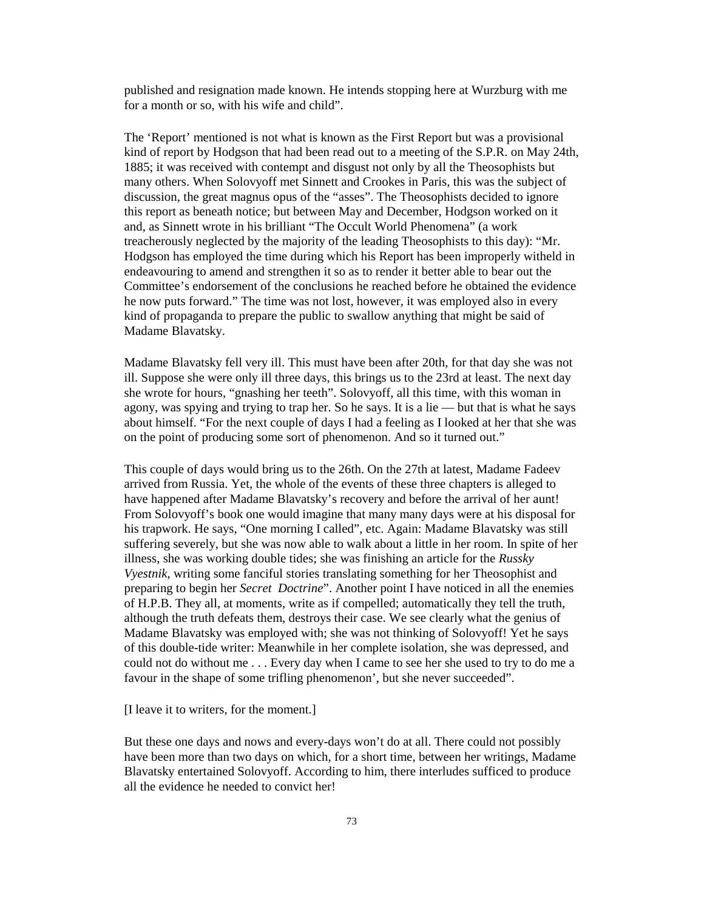published and resignation made known. He intends stopping here at Wurzburg with me for a month or so, with his wife and child".

The 'Report' mentioned is not what is known as the First Report but was a provisional kind of report by Hodgson that had been read out to a meeting of the S.P.R. on May 24th, 1885; it was received with contempt and disgust not only by all the Theosophists but many others. When Solovyoff met Sinnett and Crookes in Paris, this was the subject of discussion, the great magnus opus of the "asses". The Theosophists decided to ignore this report as beneath notice; but between May and December, Hodgson worked on it and, as Sinnett wrote in his brilliant "The Occult World Phenomena" (a work treacherously neglected by the majority of the leading Theosophists to this day): "Mr. Hodgson has employed the time during which his Report has been improperly witheld in endeavouring to amend and strengthen it so as to render it better able to bear out the Committee's endorsement of the conclusions he reached before he obtained the evidence he now puts forward." The time was not lost, however, it was employed also in every kind of propaganda to prepare the public to swallow anything that might be said of Madame Blavatsky.

Madame Blavatsky fell very ill. This must have been after 20th, for that day she was not ill. Suppose she were only ill three days, this brings us to the 23rd at least. The next day she wrote for hours, "gnashing her teeth". Solovyoff, all this time, with this woman in agony, was spying and trying to trap her. So he says. It is a lie — but that is what he says about himself. "For the next couple of days I had a feeling as I looked at her that she was on the point of producing some sort of phenomenon. And so it turned out."

This couple of days would bring us to the 26th. On the 27th at latest, Madame Fadeev arrived from Russia. Yet, the whole of the events of these three chapters is alleged to have happened after Madame Blavatsky's recovery and before the arrival of her aunt! From Solovyoff's book one would imagine that many many days were at his disposal for his trapwork. He says, "One morning I called", etc. Again: Madame Blavatsky was still suffering severely, but she was now able to walk about a little in her room. In spite of her illness, she was working double tides; she was finishing an article for the *Russky Vyestnik*, writing some fanciful stories translating something for her Theosophist and preparing to begin her *Secret Doctrine*". Another point I have noticed in all the enemies of H.P.B. They all, at moments, write as if compelled; automatically they tell the truth, although the truth defeats them, destroys their case. We see clearly what the genius of Madame Blavatsky was employed with; she was not thinking of Solovyoff! Yet he says of this double-tide writer: Meanwhile in her complete isolation, she was depressed, and could not do without me . . . Every day when I came to see her she used to try to do me a favour in the shape of some trifling phenomenon', but she never succeeded".

[I leave it to writers, for the moment.]

But these one days and nows and every-days won't do at all. There could not possibly have been more than two days on which, for a short time, between her writings, Madame Blavatsky entertained Solovyoff. According to him, there interludes sufficed to produce all the evidence he needed to convict her!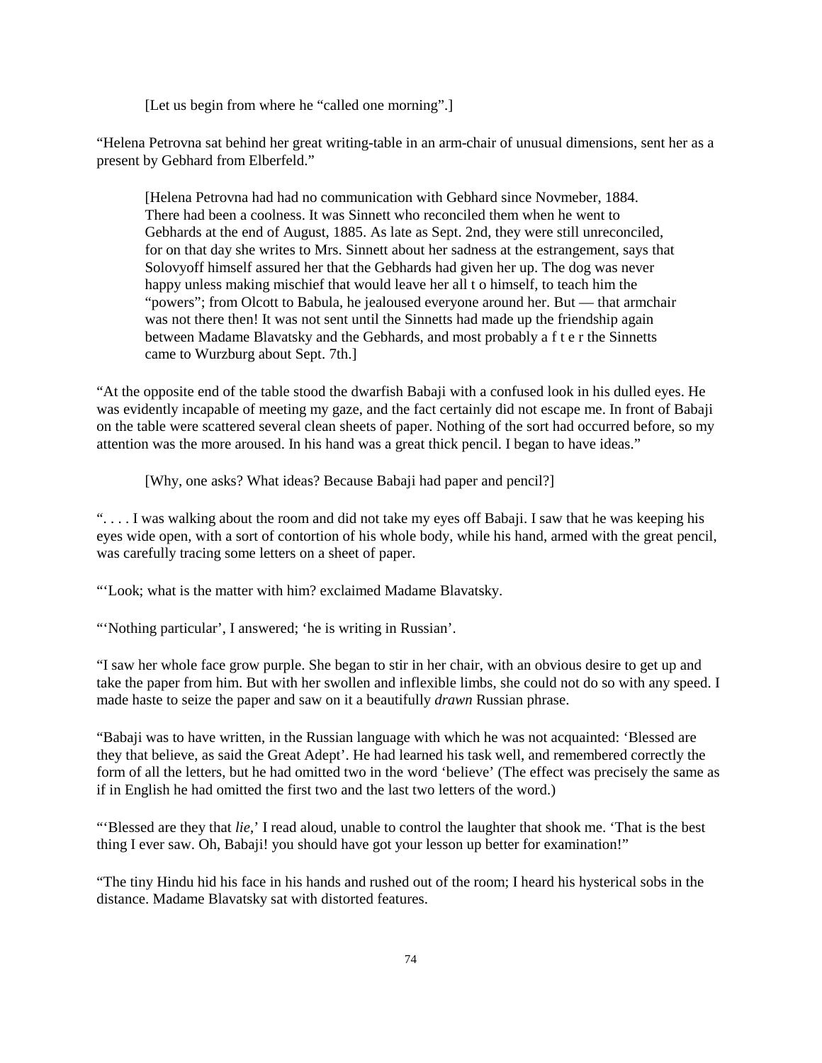[Let us begin from where he "called one morning".]

"Helena Petrovna sat behind her great writing-table in an arm-chair of unusual dimensions, sent her as a present by Gebhard from Elberfeld."

> [Helena Petrovna had had no communication with Gebhard since Novmeber, 1884. There had been a coolness. It was Sinnett who reconciled them when he went to Gebhards at the end of August, 1885. As late as Sept. 2nd, they were still unreconciled, for on that day she writes to Mrs. Sinnett about her sadness at the estrangement, says that Solovyoff himself assured her that the Gebhards had given her up. The dog was never happy unless making mischief that would leave her all t o himself, to teach him the "powers"; from Olcott to Babula, he jealoused everyone around her. But — that armchair was not there then! It was not sent until the Sinnetts had made up the friendship again between Madame Blavatsky and the Gebhards, and most probably a f t e r the Sinnetts came to Wurzburg about Sept. 7th.]

"At the opposite end of the table stood the dwarfish Babaji with a confused look in his dulled eyes. He was evidently incapable of meeting my gaze, and the fact certainly did not escape me. In front of Babaji on the table were scattered several clean sheets of paper. Nothing of the sort had occurred before, so my attention was the more aroused. In his hand was a great thick pencil. I began to have ideas."

> [Why, one asks? What ideas? Because Babaji had paper and pencil?]

". . . . I was walking about the room and did not take my eyes off Babaji. I saw that he was keeping his eyes wide open, with a sort of contortion of his whole body, while his hand, armed with the great pencil, was carefully tracing some letters on a sheet of paper.

"'Look; what is the matter with him? exclaimed Madame Blavatsky.

"'Nothing particular', I answered; 'he is writing in Russian'.

"I saw her whole face grow purple. She began to stir in her chair, with an obvious desire to get up and take the paper from him. But with her swollen and inflexible limbs, she could not do so with any speed. I made haste to seize the paper and saw on it a beautifully *drawn* Russian phrase.

"Babaji was to have written, in the Russian language with which he was not acquainted: 'Blessed are they that believe, as said the Great Adept'. He had learned his task well, and remembered correctly the form of all the letters, but he had omitted two in the word 'believe' (The effect was precisely the same as if in English he had omitted the first two and the last two letters of the word.)

"'Blessed are they that *lie*,' I read aloud, unable to control the laughter that shook me. 'That is the best thing I ever saw. Oh, Babaji! you should have got your lesson up better for examination!"

"The tiny Hindu hid his face in his hands and rushed out of the room; I heard his hysterical sobs in the distance. Madame Blavatsky sat with distorted features.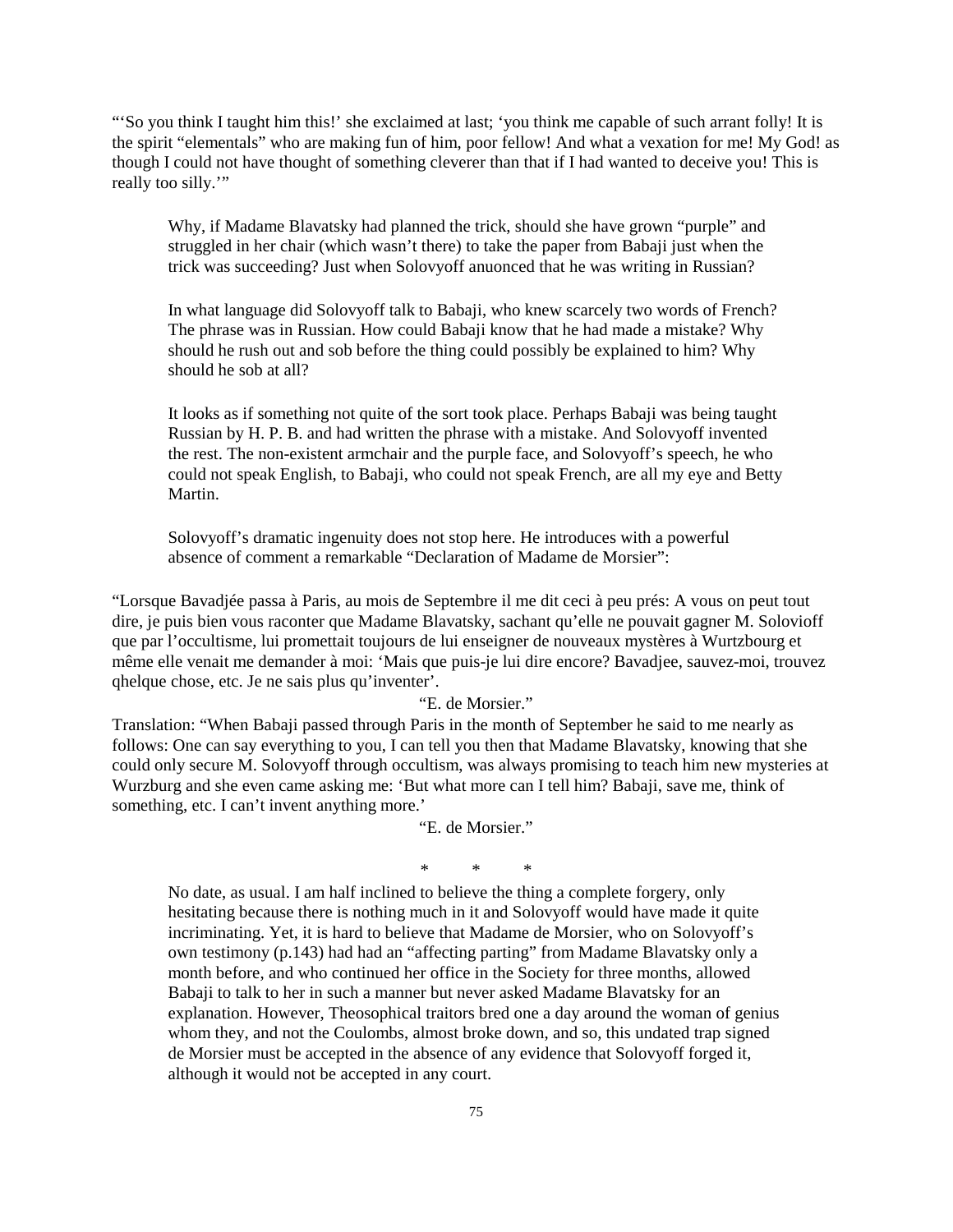"'So you think I taught him this!' she exclaimed at last; 'you think me capable of such arrant folly! It is the spirit "elementals" who are making fun of him, poor fellow! And what a vexation for me! My God! as though I could not have thought of something cleverer than that if I had wanted to deceive you! This is really too silly.'"

> Why, if Madame Blavatsky had planned the trick, should she have grown "purple" and struggled in her chair (which wasn't there) to take the paper from Babaji just when the trick was succeeding? Just when Solovyoff anuonced that he was writing in Russian?
>
> In what language did Solovyoff talk to Babaji, who knew scarcely two words of French? The phrase was in Russian. How could Babaji know that he had made a mistake? Why should he rush out and sob before the thing could possibly be explained to him? Why should he sob at all?
>
> It looks as if something not quite of the sort took place. Perhaps Babaji was being taught Russian by H. P. B. and had written the phrase with a mistake. And Solovyoff invented the rest. The non-existent armchair and the purple face, and Solovyoff's speech, he who could not speak English, to Babaji, who could not speak French, are all my eye and Betty Martin.
>
> Solovyoff's dramatic ingenuity does not stop here. He introduces with a powerful absence of comment a remarkable "Declaration of Madame de Morsier":

"Lorsque Bavadjée passa à Paris, au mois de Septembre il me dit ceci à peu prés: A vous on peut tout dire, je puis bien vous raconter que Madame Blavatsky, sachant qu'elle ne pouvait gagner M. Solovioff que par l'occultisme, lui promettait toujours de lui enseigner de nouveaux mystères à Wurtzbourg et même elle venait me demander à moi: 'Mais que puis-je lui dire encore? Bavadjee, sauvez-moi, trouvez qhelque chose, etc. Je ne sais plus qu'inventer'.

"E. de Morsier."

Translation: "When Babaji passed through Paris in the month of September he said to me nearly as follows: One can say everything to you, I can tell you then that Madame Blavatsky, knowing that she could only secure M. Solovyoff through occultism, was always promising to teach him new mysteries at Wurzburg and she even came asking me: 'But what more can I tell him? Babaji, save me, think of something, etc. I can't invent anything more.'

"E. de Morsier."

\*　　\*　　\*

> No date, as usual. I am half inclined to believe the thing a complete forgery, only hesitating because there is nothing much in it and Solovyoff would have made it quite incriminating. Yet, it is hard to believe that Madame de Morsier, who on Solovyoff's own testimony (p.143) had had an "affecting parting" from Madame Blavatsky only a month before, and who continued her office in the Society for three months, allowed Babaji to talk to her in such a manner but never asked Madame Blavatsky for an explanation. However, Theosophical traitors bred one a day around the woman of genius whom they, and not the Coulombs, almost broke down, and so, this undated trap signed de Morsier must be accepted in the absence of any evidence that Solovyoff forged it, although it would not be accepted in any court.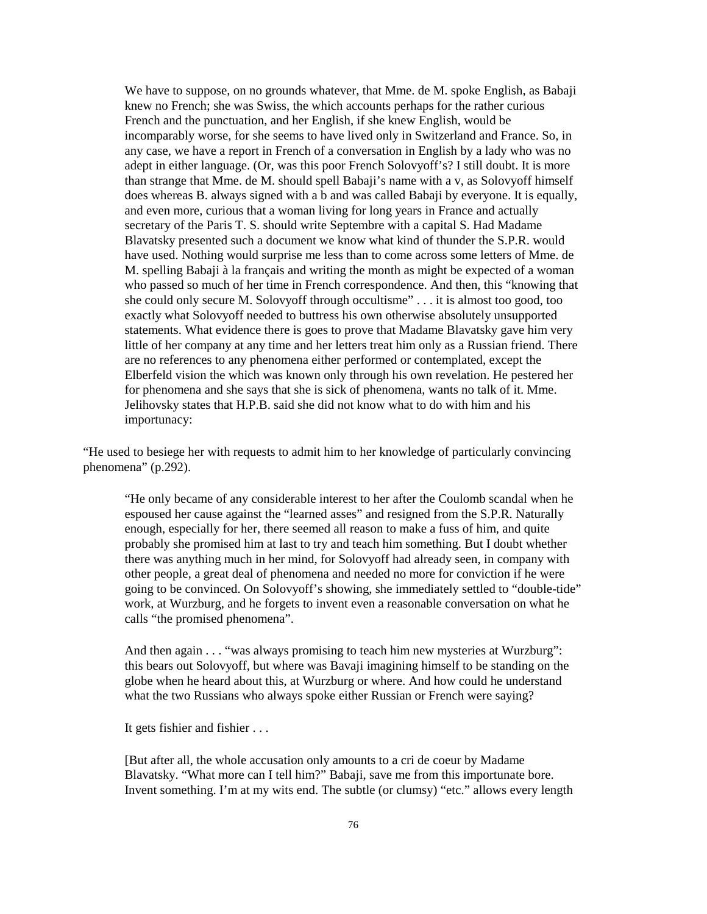> We have to suppose, on no grounds whatever, that Mme. de M. spoke English, as Babaji knew no French; she was Swiss, the which accounts perhaps for the rather curious French and the punctuation, and her English, if she knew English, would be incomparably worse, for she seems to have lived only in Switzerland and France. So, in any case, we have a report in French of a conversation in English by a lady who was no adept in either language. (Or, was this poor French Solovyoff's? I still doubt. It is more than strange that Mme. de M. should spell Babaji's name with a v, as Solovyoff himself does whereas B. always signed with a b and was called Babaji by everyone. It is equally, and even more, curious that a woman living for long years in France and actually secretary of the Paris T. S. should write Septembre with a capital S. Had Madame Blavatsky presented such a document we know what kind of thunder the S.P.R. would have used. Nothing would surprise me less than to come across some letters of Mme. de M. spelling Babaji à la français and writing the month as might be expected of a woman who passed so much of her time in French correspondence. And then, this "knowing that she could only secure M. Solovyoff through occultisme" . . . it is almost too good, too exactly what Solovyoff needed to buttress his own otherwise absolutely unsupported statements. What evidence there is goes to prove that Madame Blavatsky gave him very little of her company at any time and her letters treat him only as a Russian friend. There are no references to any phenomena either performed or contemplated, except the Elberfeld vision the which was known only through his own revelation. He pestered her for phenomena and she says that she is sick of phenomena, wants no talk of it. Mme. Jelihovsky states that H.P.B. said she did not know what to do with him and his importunacy:

"He used to besiege her with requests to admit him to her knowledge of particularly convincing phenomena" (p.292).

> "He only became of any considerable interest to her after the Coulomb scandal when he espoused her cause against the "learned asses" and resigned from the S.P.R. Naturally enough, especially for her, there seemed all reason to make a fuss of him, and quite probably she promised him at last to try and teach him something. But I doubt whether there was anything much in her mind, for Solovyoff had already seen, in company with other people, a great deal of phenomena and needed no more for conviction if he were going to be convinced. On Solovyoff's showing, she immediately settled to "double-tide" work, at Wurzburg, and he forgets to invent even a reasonable conversation on what he calls "the promised phenomena".
>
> And then again . . . "was always promising to teach him new mysteries at Wurzburg": this bears out Solovyoff, but where was Bavaji imagining himself to be standing on the globe when he heard about this, at Wurzburg or where. And how could he understand what the two Russians who always spoke either Russian or French were saying?
>
> It gets fishier and fishier . . .
>
> [But after all, the whole accusation only amounts to a cri de coeur by Madame Blavatsky. "What more can I tell him?" Babaji, save me from this importunate bore. Invent something. I'm at my wits end. The subtle (or clumsy) "etc." allows every length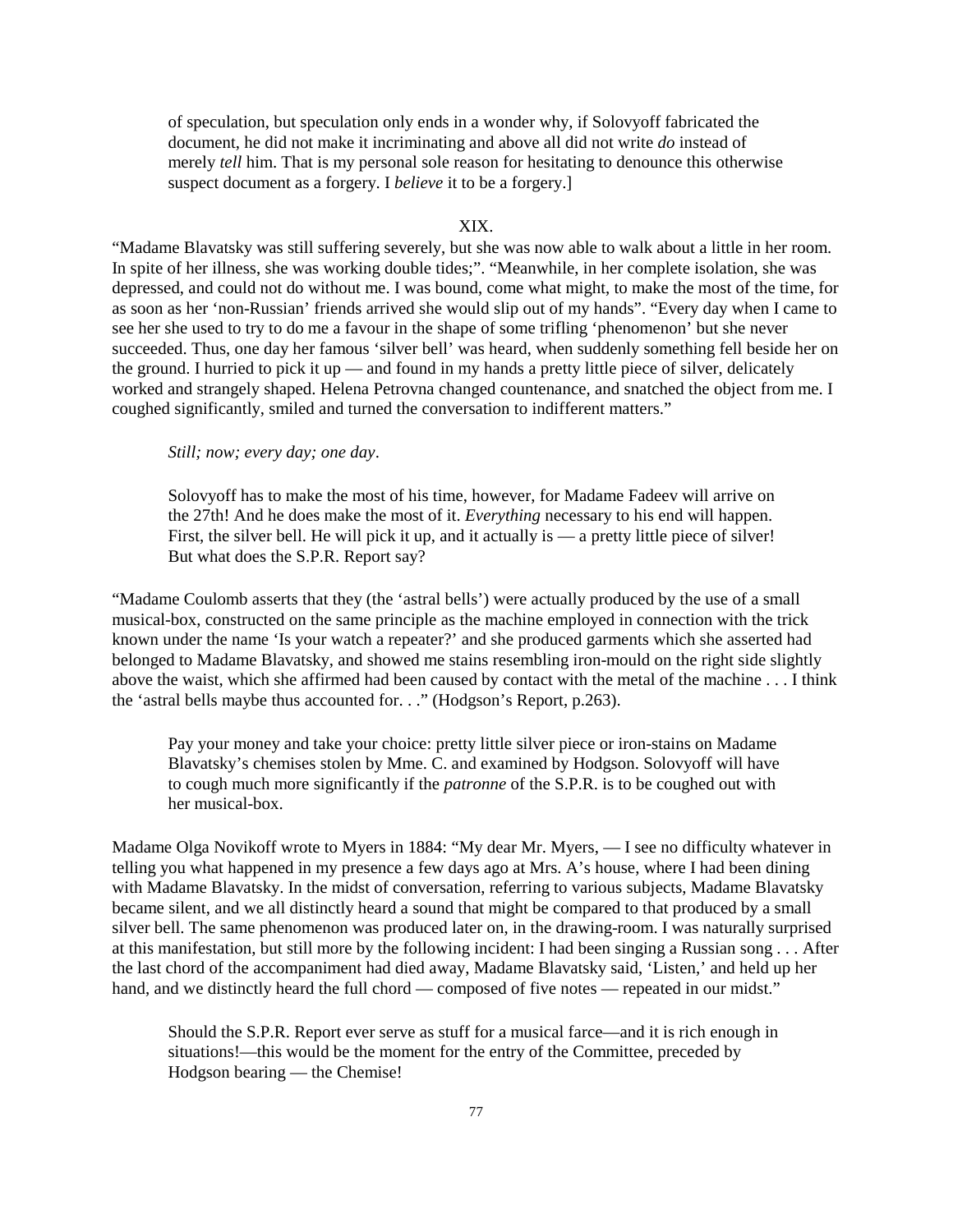of speculation, but speculation only ends in a wonder why, if Solovyoff fabricated the document, he did not make it incriminating and above all did not write *do* instead of merely *tell* him. That is my personal sole reason for hesitating to denounce this otherwise suspect document as a forgery. I *believe* it to be a forgery.]

XIX.

"Madame Blavatsky was still suffering severely, but she was now able to walk about a little in her room. In spite of her illness, she was working double tides;". "Meanwhile, in her complete isolation, she was depressed, and could not do without me. I was bound, come what might, to make the most of the time, for as soon as her 'non-Russian' friends arrived she would slip out of my hands". "Every day when I came to see her she used to try to do me a favour in the shape of some trifling 'phenomenon' but she never succeeded. Thus, one day her famous 'silver bell' was heard, when suddenly something fell beside her on the ground. I hurried to pick it up — and found in my hands a pretty little piece of silver, delicately worked and strangely shaped. Helena Petrovna changed countenance, and snatched the object from me. I coughed significantly, smiled and turned the conversation to indifferent matters."

*Still; now; every day; one day*.

Solovyoff has to make the most of his time, however, for Madame Fadeev will arrive on the 27th! And he does make the most of it. *Everything* necessary to his end will happen. First, the silver bell. He will pick it up, and it actually is — a pretty little piece of silver! But what does the S.P.R. Report say?

"Madame Coulomb asserts that they (the 'astral bells') were actually produced by the use of a small musical-box, constructed on the same principle as the machine employed in connection with the trick known under the name 'Is your watch a repeater?' and she produced garments which she asserted had belonged to Madame Blavatsky, and showed me stains resembling iron-mould on the right side slightly above the waist, which she affirmed had been caused by contact with the metal of the machine . . . I think the 'astral bells maybe thus accounted for. . ." (Hodgson's Report, p.263).

Pay your money and take your choice: pretty little silver piece or iron-stains on Madame Blavatsky's chemises stolen by Mme. C. and examined by Hodgson. Solovyoff will have to cough much more significantly if the *patronne* of the S.P.R. is to be coughed out with her musical-box.

Madame Olga Novikoff wrote to Myers in 1884: "My dear Mr. Myers, — I see no difficulty whatever in telling you what happened in my presence a few days ago at Mrs. A's house, where I had been dining with Madame Blavatsky. In the midst of conversation, referring to various subjects, Madame Blavatsky became silent, and we all distinctly heard a sound that might be compared to that produced by a small silver bell. The same phenomenon was produced later on, in the drawing-room. I was naturally surprised at this manifestation, but still more by the following incident: I had been singing a Russian song . . . After the last chord of the accompaniment had died away, Madame Blavatsky said, 'Listen,' and held up her hand, and we distinctly heard the full chord — composed of five notes — repeated in our midst."

Should the S.P.R. Report ever serve as stuff for a musical farce—and it is rich enough in situations!—this would be the moment for the entry of the Committee, preceded by Hodgson bearing — the Chemise!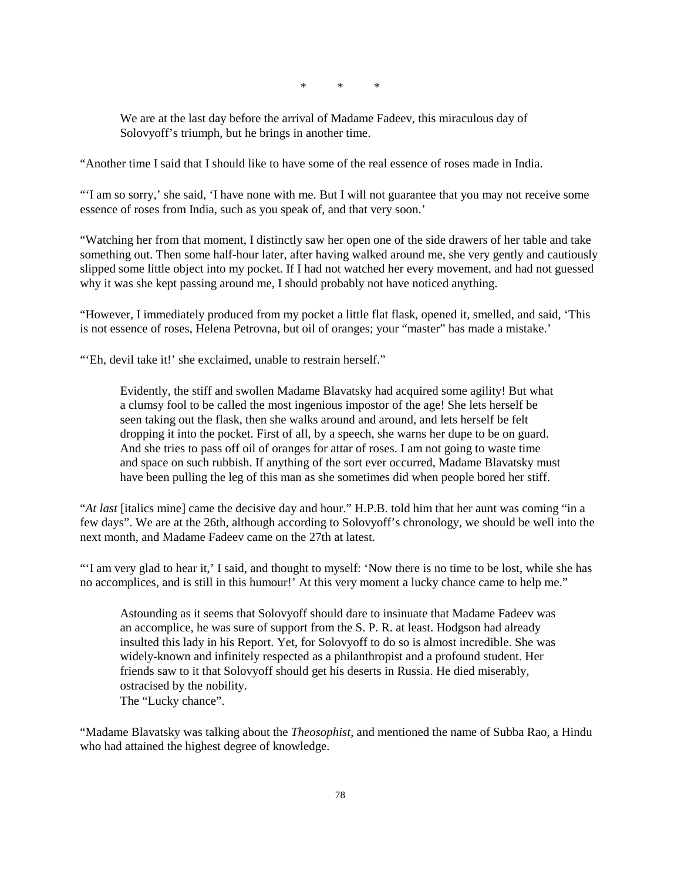\*  \*  \*

> We are at the last day before the arrival of Madame Fadeev, this miraculous day of Solovyoff's triumph, but he brings in another time.

"Another time I said that I should like to have some of the real essence of roses made in India.

"'I am so sorry,' she said, 'I have none with me. But I will not guarantee that you may not receive some essence of roses from India, such as you speak of, and that very soon.'

"Watching her from that moment, I distinctly saw her open one of the side drawers of her table and take something out. Then some half-hour later, after having walked around me, she very gently and cautiously slipped some little object into my pocket. If I had not watched her every movement, and had not guessed why it was she kept passing around me, I should probably not have noticed anything.

"However, I immediately produced from my pocket a little flat flask, opened it, smelled, and said, 'This is not essence of roses, Helena Petrovna, but oil of oranges; your "master" has made a mistake.'

"'Eh, devil take it!' she exclaimed, unable to restrain herself."

> Evidently, the stiff and swollen Madame Blavatsky had acquired some agility! But what a clumsy fool to be called the most ingenious impostor of the age! She lets herself be seen taking out the flask, then she walks around and around, and lets herself be felt dropping it into the pocket. First of all, by a speech, she warns her dupe to be on guard. And she tries to pass off oil of oranges for attar of roses. I am not going to waste time and space on such rubbish. If anything of the sort ever occurred, Madame Blavatsky must have been pulling the leg of this man as she sometimes did when people bored her stiff.

"*At last* [italics mine] came the decisive day and hour." H.P.B. told him that her aunt was coming "in a few days". We are at the 26th, although according to Solovyoff's chronology, we should be well into the next month, and Madame Fadeev came on the 27th at latest.

"'I am very glad to hear it,' I said, and thought to myself: 'Now there is no time to be lost, while she has no accomplices, and is still in this humour!' At this very moment a lucky chance came to help me."

> Astounding as it seems that Solovyoff should dare to insinuate that Madame Fadeev was an accomplice, he was sure of support from the S. P. R. at least. Hodgson had already insulted this lady in his Report. Yet, for Solovyoff to do so is almost incredible. She was widely-known and infinitely respected as a philanthropist and a profound student. Her friends saw to it that Solovyoff should get his deserts in Russia. He died miserably, ostracised by the nobility.
> The "Lucky chance".

"Madame Blavatsky was talking about the *Theosophist*, and mentioned the name of Subba Rao, a Hindu who had attained the highest degree of knowledge.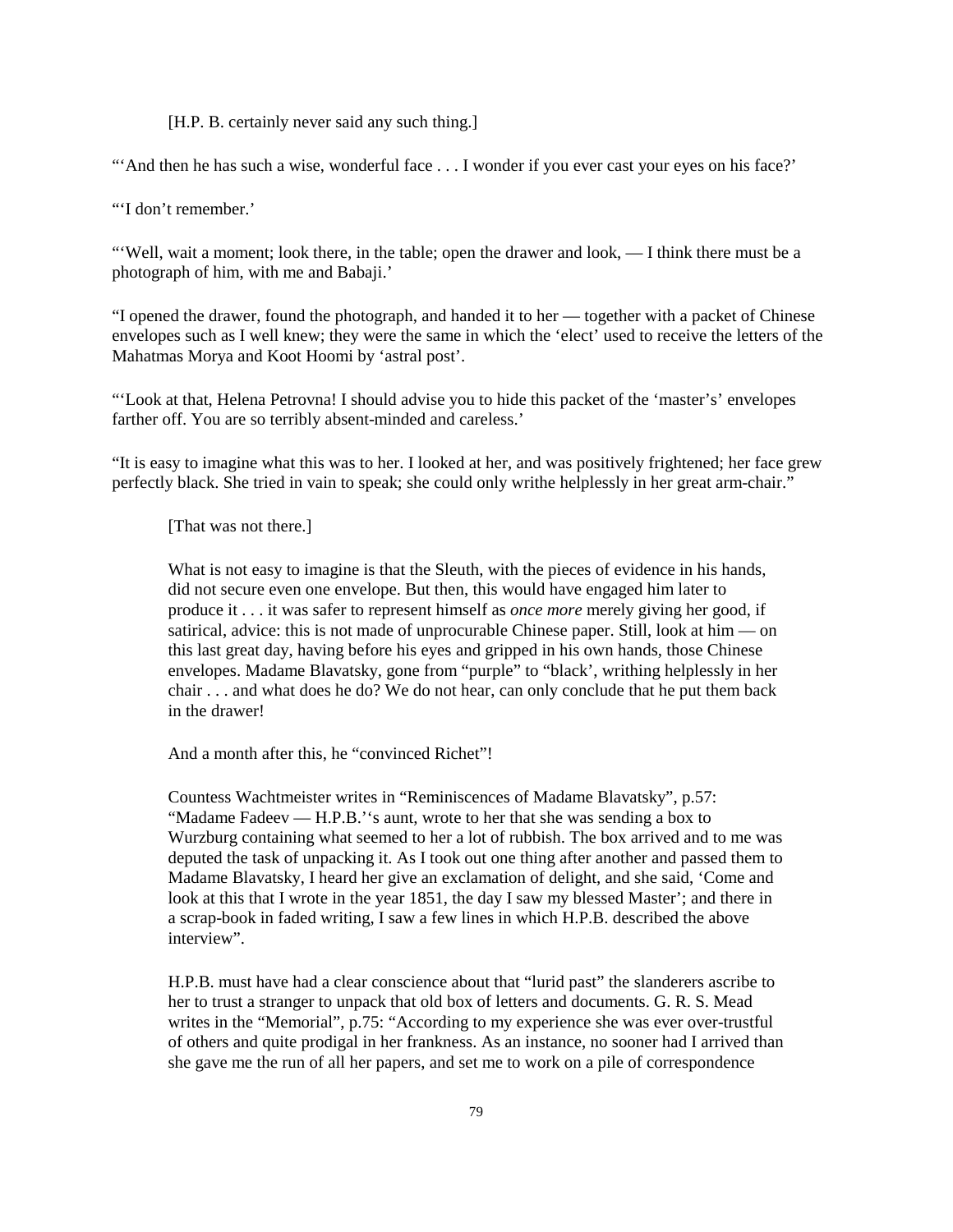[H.P. B. certainly never said any such thing.]

"'And then he has such a wise, wonderful face . . . I wonder if you ever cast your eyes on his face?'

"'I don't remember.'

"'Well, wait a moment; look there, in the table; open the drawer and look, — I think there must be a photograph of him, with me and Babaji.'

"I opened the drawer, found the photograph, and handed it to her — together with a packet of Chinese envelopes such as I well knew; they were the same in which the 'elect' used to receive the letters of the Mahatmas Morya and Koot Hoomi by 'astral post'.

"'Look at that, Helena Petrovna! I should advise you to hide this packet of the 'master's' envelopes farther off. You are so terribly absent-minded and careless.'

"It is easy to imagine what this was to her. I looked at her, and was positively frightened; her face grew perfectly black. She tried in vain to speak; she could only writhe helplessly in her great arm-chair."

> [That was not there.]
>
> What is not easy to imagine is that the Sleuth, with the pieces of evidence in his hands, did not secure even one envelope. But then, this would have engaged him later to produce it . . . it was safer to represent himself as *once more* merely giving her good, if satirical, advice: this is not made of unprocurable Chinese paper. Still, look at him — on this last great day, having before his eyes and gripped in his own hands, those Chinese envelopes. Madame Blavatsky, gone from "purple" to "black', writhing helplessly in her chair . . . and what does he do? We do not hear, can only conclude that he put them back in the drawer!
>
> And a month after this, he "convinced Richet"!
>
> Countess Wachtmeister writes in "Reminiscences of Madame Blavatsky", p.57: "Madame Fadeev — H.P.B.''s aunt, wrote to her that she was sending a box to Wurzburg containing what seemed to her a lot of rubbish. The box arrived and to me was deputed the task of unpacking it. As I took out one thing after another and passed them to Madame Blavatsky, I heard her give an exclamation of delight, and she said, 'Come and look at this that I wrote in the year 1851, the day I saw my blessed Master'; and there in a scrap-book in faded writing, I saw a few lines in which H.P.B. described the above interview".
>
> H.P.B. must have had a clear conscience about that "lurid past" the slanderers ascribe to her to trust a stranger to unpack that old box of letters and documents. G. R. S. Mead writes in the "Memorial", p.75: "According to my experience she was ever over-trustful of others and quite prodigal in her frankness. As an instance, no sooner had I arrived than she gave me the run of all her papers, and set me to work on a pile of correspondence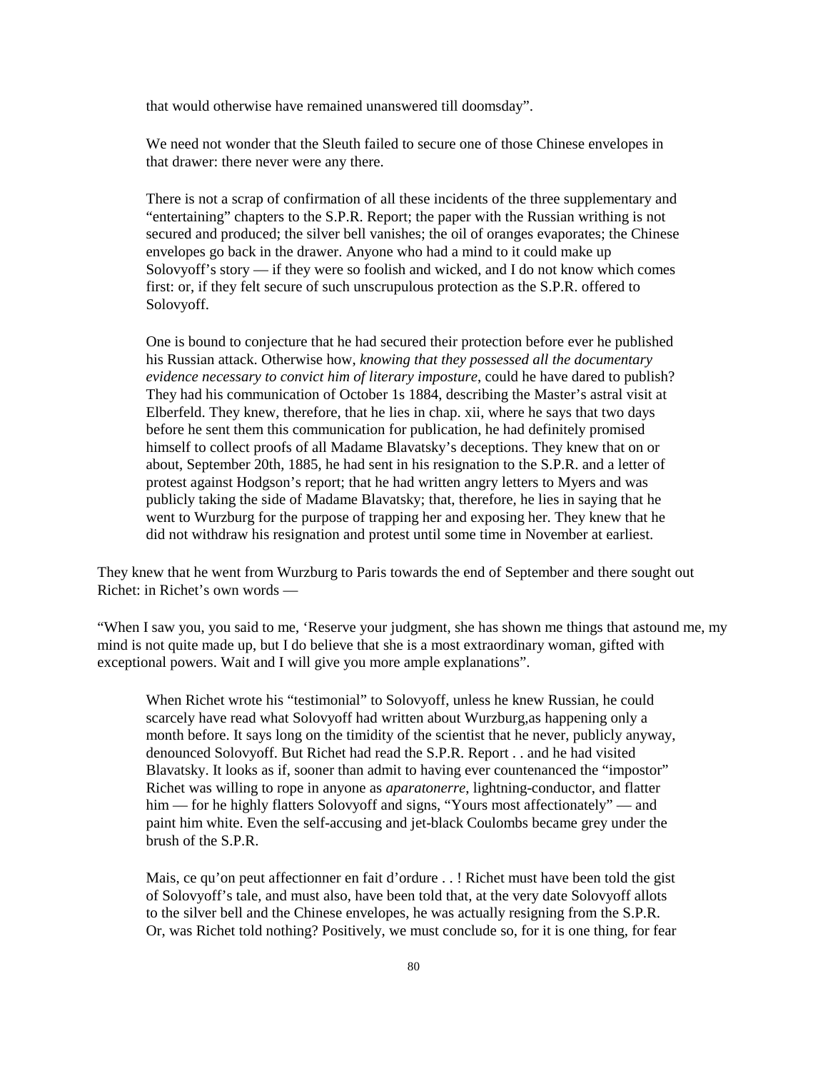that would otherwise have remained unanswered till doomsday".

We need not wonder that the Sleuth failed to secure one of those Chinese envelopes in that drawer: there never were any there.

There is not a scrap of confirmation of all these incidents of the three supplementary and "entertaining" chapters to the S.P.R. Report; the paper with the Russian writhing is not secured and produced; the silver bell vanishes; the oil of oranges evaporates; the Chinese envelopes go back in the drawer. Anyone who had a mind to it could make up Solovyoff's story — if they were so foolish and wicked, and I do not know which comes first: or, if they felt secure of such unscrupulous protection as the S.P.R. offered to Solovyoff.

One is bound to conjecture that he had secured their protection before ever he published his Russian attack. Otherwise how, *knowing that they possessed all the documentary evidence necessary to convict him of literary imposture*, could he have dared to publish? They had his communication of October 1s 1884, describing the Master's astral visit at Elberfeld. They knew, therefore, that he lies in chap. xii, where he says that two days before he sent them this communication for publication, he had definitely promised himself to collect proofs of all Madame Blavatsky's deceptions. They knew that on or about, September 20th, 1885, he had sent in his resignation to the S.P.R. and a letter of protest against Hodgson's report; that he had written angry letters to Myers and was publicly taking the side of Madame Blavatsky; that, therefore, he lies in saying that he went to Wurzburg for the purpose of trapping her and exposing her. They knew that he did not withdraw his resignation and protest until some time in November at earliest.

They knew that he went from Wurzburg to Paris towards the end of September and there sought out Richet: in Richet's own words —

"When I saw you, you said to me, 'Reserve your judgment, she has shown me things that astound me, my mind is not quite made up, but I do believe that she is a most extraordinary woman, gifted with exceptional powers. Wait and I will give you more ample explanations".

When Richet wrote his "testimonial" to Solovyoff, unless he knew Russian, he could scarcely have read what Solovyoff had written about Wurzburg,as happening only a month before. It says long on the timidity of the scientist that he never, publicly anyway, denounced Solovyoff. But Richet had read the S.P.R. Report . . and he had visited Blavatsky. It looks as if, sooner than admit to having ever countenanced the "impostor" Richet was willing to rope in anyone as *aparatonerre*, lightning-conductor, and flatter him — for he highly flatters Solovyoff and signs, "Yours most affectionately" — and paint him white. Even the self-accusing and jet-black Coulombs became grey under the brush of the S.P.R.

Mais, ce qu'on peut affectionner en fait d'ordure . . ! Richet must have been told the gist of Solovyoff's tale, and must also, have been told that, at the very date Solovyoff allots to the silver bell and the Chinese envelopes, he was actually resigning from the S.P.R. Or, was Richet told nothing? Positively, we must conclude so, for it is one thing, for fear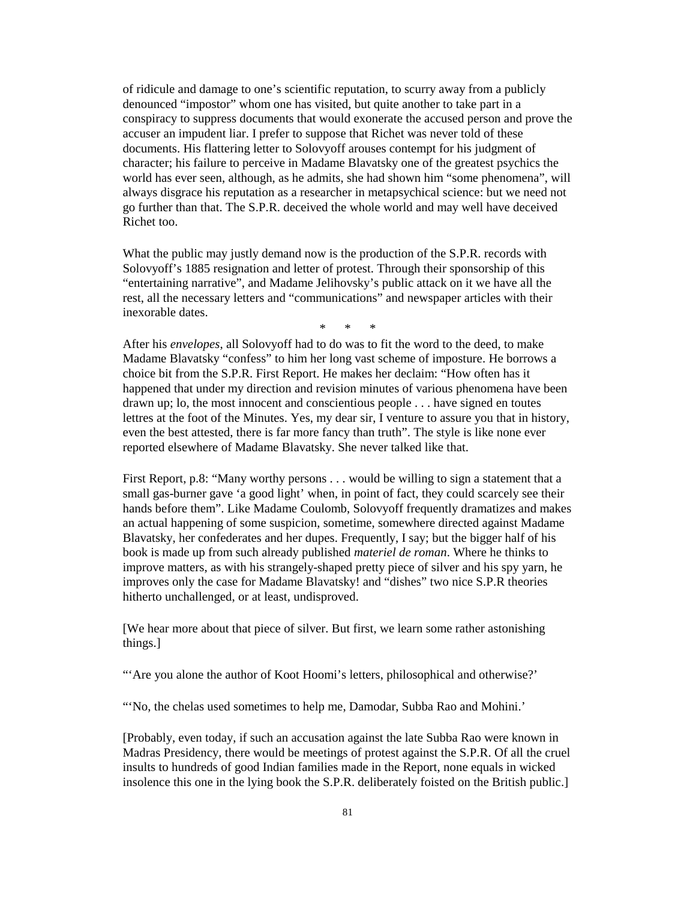of ridicule and damage to one's scientific reputation, to scurry away from a publicly denounced "impostor" whom one has visited, but quite another to take part in a conspiracy to suppress documents that would exonerate the accused person and prove the accuser an impudent liar. I prefer to suppose that Richet was never told of these documents. His flattering letter to Solovyoff arouses contempt for his judgment of character; his failure to perceive in Madame Blavatsky one of the greatest psychics the world has ever seen, although, as he admits, she had shown him "some phenomena", will always disgrace his reputation as a researcher in metapsychical science: but we need not go further than that. The S.P.R. deceived the whole world and may well have deceived Richet too.

What the public may justly demand now is the production of the S.P.R. records with Solovyoff's 1885 resignation and letter of protest. Through their sponsorship of this "entertaining narrative", and Madame Jelihovsky's public attack on it we have all the rest, all the necessary letters and "communications" and newspaper articles with their inexorable dates.

\* \* \*

After his *envelopes*, all Solovyoff had to do was to fit the word to the deed, to make Madame Blavatsky "confess" to him her long vast scheme of imposture. He borrows a choice bit from the S.P.R. First Report. He makes her declaim: "How often has it happened that under my direction and revision minutes of various phenomena have been drawn up; lo, the most innocent and conscientious people . . . have signed en toutes lettres at the foot of the Minutes. Yes, my dear sir, I venture to assure you that in history, even the best attested, there is far more fancy than truth". The style is like none ever reported elsewhere of Madame Blavatsky. She never talked like that.

First Report, p.8: "Many worthy persons . . . would be willing to sign a statement that a small gas-burner gave 'a good light' when, in point of fact, they could scarcely see their hands before them". Like Madame Coulomb, Solovyoff frequently dramatizes and makes an actual happening of some suspicion, sometime, somewhere directed against Madame Blavatsky, her confederates and her dupes. Frequently, I say; but the bigger half of his book is made up from such already published *materiel de roman*. Where he thinks to improve matters, as with his strangely-shaped pretty piece of silver and his spy yarn, he improves only the case for Madame Blavatsky! and "dishes" two nice S.P.R theories hitherto unchallenged, or at least, undisproved.

[We hear more about that piece of silver. But first, we learn some rather astonishing things.]

"'Are you alone the author of Koot Hoomi's letters, philosophical and otherwise?'

"'No, the chelas used sometimes to help me, Damodar, Subba Rao and Mohini.'

[Probably, even today, if such an accusation against the late Subba Rao were known in Madras Presidency, there would be meetings of protest against the S.P.R. Of all the cruel insults to hundreds of good Indian families made in the Report, none equals in wicked insolence this one in the lying book the S.P.R. deliberately foisted on the British public.]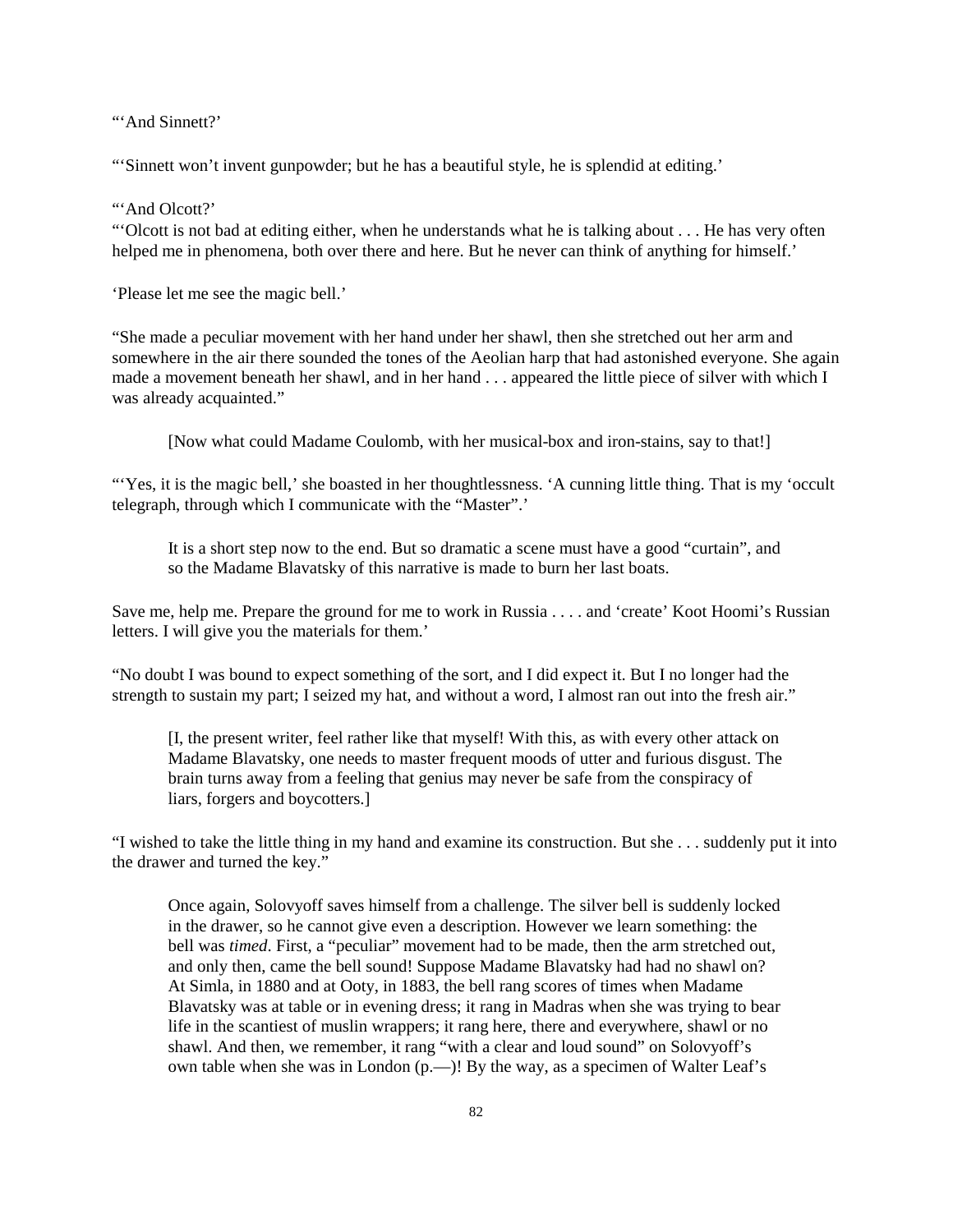"'And Sinnett?'

"'Sinnett won't invent gunpowder; but he has a beautiful style, he is splendid at editing.'

"'And Olcott?'

"'Olcott is not bad at editing either, when he understands what he is talking about . . . He has very often helped me in phenomena, both over there and here. But he never can think of anything for himself.'

'Please let me see the magic bell.'

"She made a peculiar movement with her hand under her shawl, then she stretched out her arm and somewhere in the air there sounded the tones of the Aeolian harp that had astonished everyone. She again made a movement beneath her shawl, and in her hand . . . appeared the little piece of silver with which I was already acquainted."

> [Now what could Madame Coulomb, with her musical-box and iron-stains, say to that!]

"'Yes, it is the magic bell,' she boasted in her thoughtlessness. 'A cunning little thing. That is my 'occult telegraph, through which I communicate with the "Master".'

> It is a short step now to the end. But so dramatic a scene must have a good "curtain", and so the Madame Blavatsky of this narrative is made to burn her last boats.

Save me, help me. Prepare the ground for me to work in Russia . . . . and 'create' Koot Hoomi's Russian letters. I will give you the materials for them.'

"No doubt I was bound to expect something of the sort, and I did expect it. But I no longer had the strength to sustain my part; I seized my hat, and without a word, I almost ran out into the fresh air."

> [I, the present writer, feel rather like that myself! With this, as with every other attack on Madame Blavatsky, one needs to master frequent moods of utter and furious disgust. The brain turns away from a feeling that genius may never be safe from the conspiracy of liars, forgers and boycotters.]

"I wished to take the little thing in my hand and examine its construction. But she . . . suddenly put it into the drawer and turned the key."

> Once again, Solovyoff saves himself from a challenge. The silver bell is suddenly locked in the drawer, so he cannot give even a description. However we learn something: the bell was *timed*. First, a "peculiar" movement had to be made, then the arm stretched out, and only then, came the bell sound! Suppose Madame Blavatsky had had no shawl on? At Simla, in 1880 and at Ooty, in 1883, the bell rang scores of times when Madame Blavatsky was at table or in evening dress; it rang in Madras when she was trying to bear life in the scantiest of muslin wrappers; it rang here, there and everywhere, shawl or no shawl. And then, we remember, it rang "with a clear and loud sound" on Solovyoff's own table when she was in London (p.—)! By the way, as a specimen of Walter Leaf's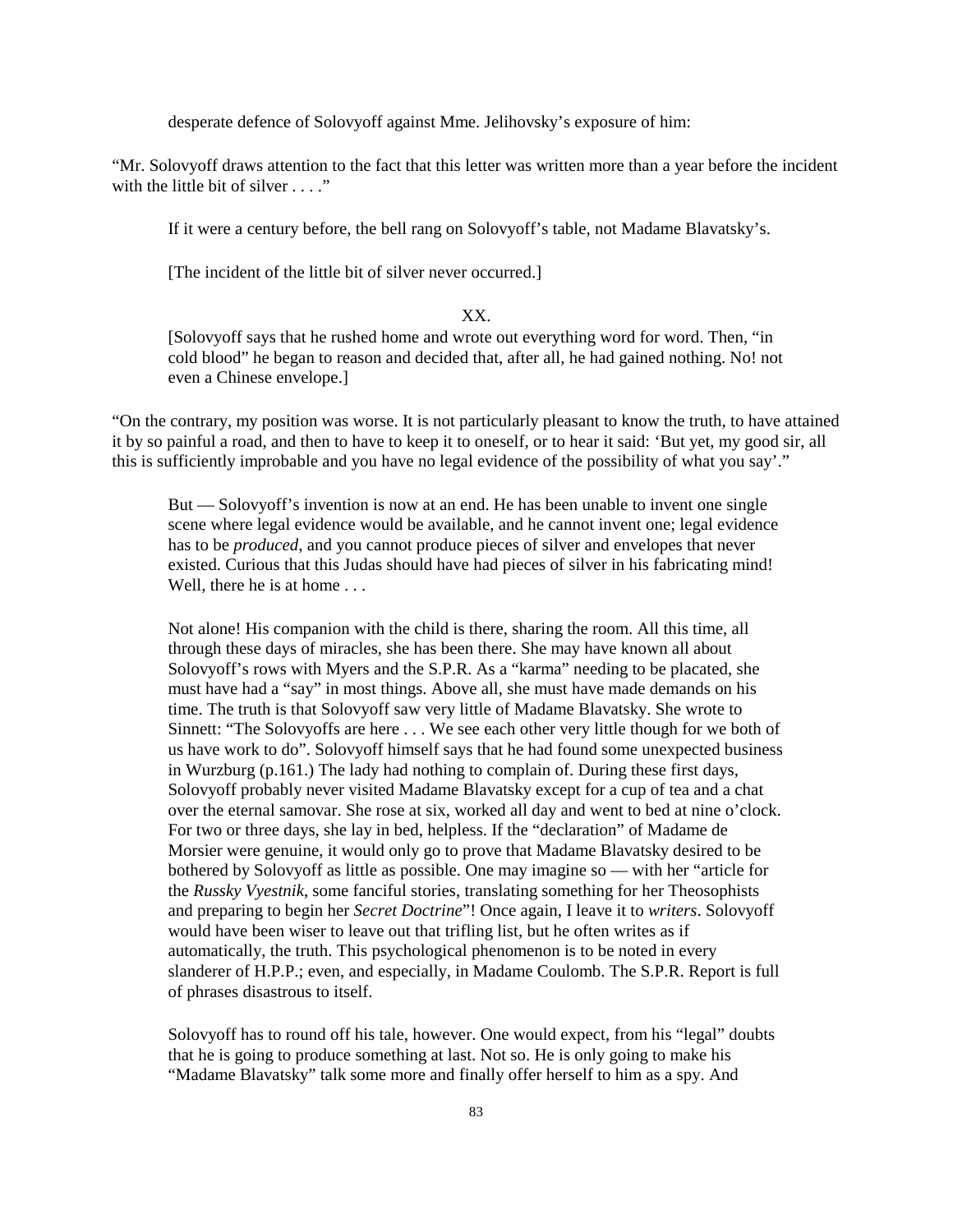desperate defence of Solovyoff against Mme. Jelihovsky's exposure of him:

"Mr. Solovyoff draws attention to the fact that this letter was written more than a year before the incident with the little bit of silver . . . ."

If it were a century before, the bell rang on Solovyoff's table, not Madame Blavatsky's.

[The incident of the little bit of silver never occurred.]

XX.

[Solovyoff says that he rushed home and wrote out everything word for word. Then, "in cold blood" he began to reason and decided that, after all, he had gained nothing. No! not even a Chinese envelope.]

"On the contrary, my position was worse. It is not particularly pleasant to know the truth, to have attained it by so painful a road, and then to have to keep it to oneself, or to hear it said: 'But yet, my good sir, all this is sufficiently improbable and you have no legal evidence of the possibility of what you say'."

But — Solovyoff's invention is now at an end. He has been unable to invent one single scene where legal evidence would be available, and he cannot invent one; legal evidence has to be *produced*, and you cannot produce pieces of silver and envelopes that never existed. Curious that this Judas should have had pieces of silver in his fabricating mind! Well, there he is at home . . .

Not alone! His companion with the child is there, sharing the room. All this time, all through these days of miracles, she has been there. She may have known all about Solovyoff's rows with Myers and the S.P.R. As a "karma" needing to be placated, she must have had a "say" in most things. Above all, she must have made demands on his time. The truth is that Solovyoff saw very little of Madame Blavatsky. She wrote to Sinnett: "The Solovyoffs are here . . . We see each other very little though for we both of us have work to do". Solovyoff himself says that he had found some unexpected business in Wurzburg (p.161.) The lady had nothing to complain of. During these first days, Solovyoff probably never visited Madame Blavatsky except for a cup of tea and a chat over the eternal samovar. She rose at six, worked all day and went to bed at nine o'clock. For two or three days, she lay in bed, helpless. If the "declaration" of Madame de Morsier were genuine, it would only go to prove that Madame Blavatsky desired to be bothered by Solovyoff as little as possible. One may imagine so — with her "article for the *Russky Vyestnik*, some fanciful stories, translating something for her Theosophists and preparing to begin her *Secret Doctrine*"! Once again, I leave it to *writers*. Solovyoff would have been wiser to leave out that trifling list, but he often writes as if automatically, the truth. This psychological phenomenon is to be noted in every slanderer of H.P.P.; even, and especially, in Madame Coulomb. The S.P.R. Report is full of phrases disastrous to itself.

Solovyoff has to round off his tale, however. One would expect, from his "legal" doubts that he is going to produce something at last. Not so. He is only going to make his "Madame Blavatsky" talk some more and finally offer herself to him as a spy. And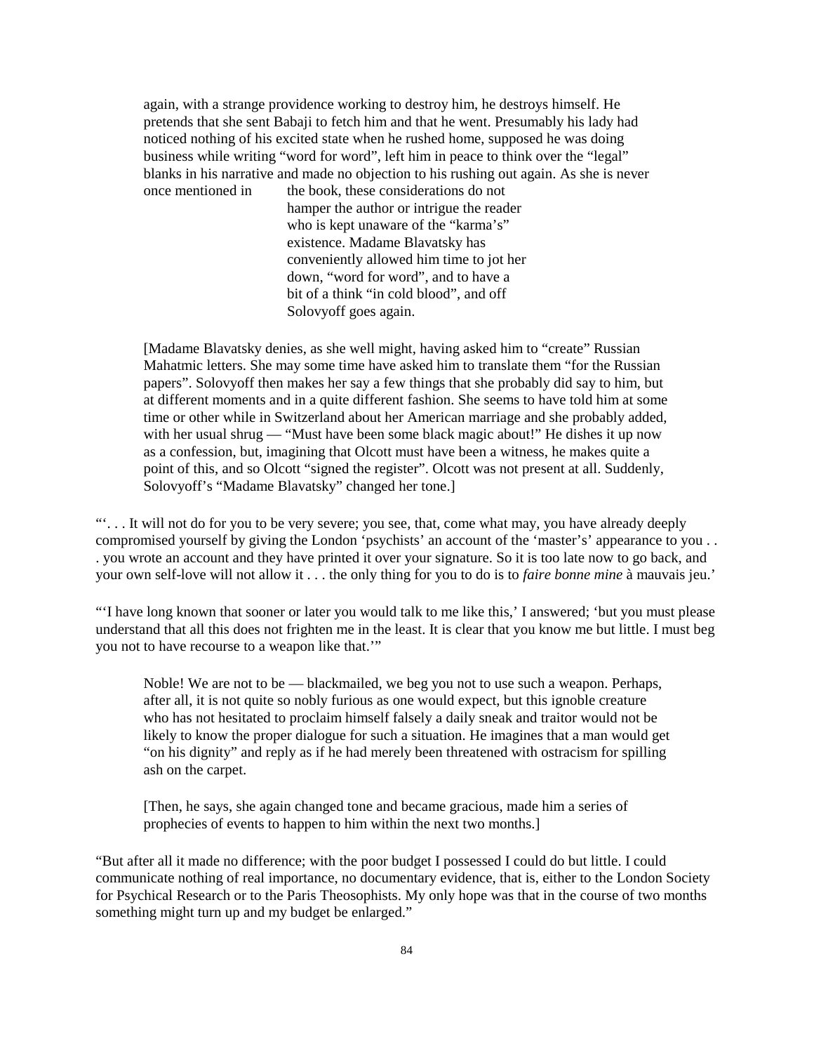again, with a strange providence working to destroy him, he destroys himself. He pretends that she sent Babaji to fetch him and that he went. Presumably his lady had noticed nothing of his excited state when he rushed home, supposed he was doing business while writing "word for word", left him in peace to think over the "legal" blanks in his narrative and made no objection to his rushing out again. As she is never once mentioned in the book, these considerations do not hamper the author or intrigue the reader who is kept unaware of the "karma's" existence. Madame Blavatsky has conveniently allowed him time to jot her down, "word for word", and to have a bit of a think "in cold blood", and off Solovyoff goes again.

[Madame Blavatsky denies, as she well might, having asked him to "create" Russian Mahatmic letters. She may some time have asked him to translate them "for the Russian papers". Solovyoff then makes her say a few things that she probably did say to him, but at different moments and in a quite different fashion. She seems to have told him at some time or other while in Switzerland about her American marriage and she probably added, with her usual shrug — "Must have been some black magic about!" He dishes it up now as a confession, but, imagining that Olcott must have been a witness, he makes quite a point of this, and so Olcott "signed the register". Olcott was not present at all. Suddenly, Solovyoff's "Madame Blavatsky" changed her tone.]

"'. . . It will not do for you to be very severe; you see, that, come what may, you have already deeply compromised yourself by giving the London 'psychists' an account of the 'master's' appearance to you . . . you wrote an account and they have printed it over your signature. So it is too late now to go back, and your own self-love will not allow it . . . the only thing for you to do is to *faire bonne mine* à mauvais jeu.'

"'I have long known that sooner or later you would talk to me like this,' I answered; 'but you must please understand that all this does not frighten me in the least. It is clear that you know me but little. I must beg you not to have recourse to a weapon like that.'"

Noble! We are not to be — blackmailed, we beg you not to use such a weapon. Perhaps, after all, it is not quite so nobly furious as one would expect, but this ignoble creature who has not hesitated to proclaim himself falsely a daily sneak and traitor would not be likely to know the proper dialogue for such a situation. He imagines that a man would get "on his dignity" and reply as if he had merely been threatened with ostracism for spilling ash on the carpet.

[Then, he says, she again changed tone and became gracious, made him a series of prophecies of events to happen to him within the next two months.]

"But after all it made no difference; with the poor budget I possessed I could do but little. I could communicate nothing of real importance, no documentary evidence, that is, either to the London Society for Psychical Research or to the Paris Theosophists. My only hope was that in the course of two months something might turn up and my budget be enlarged."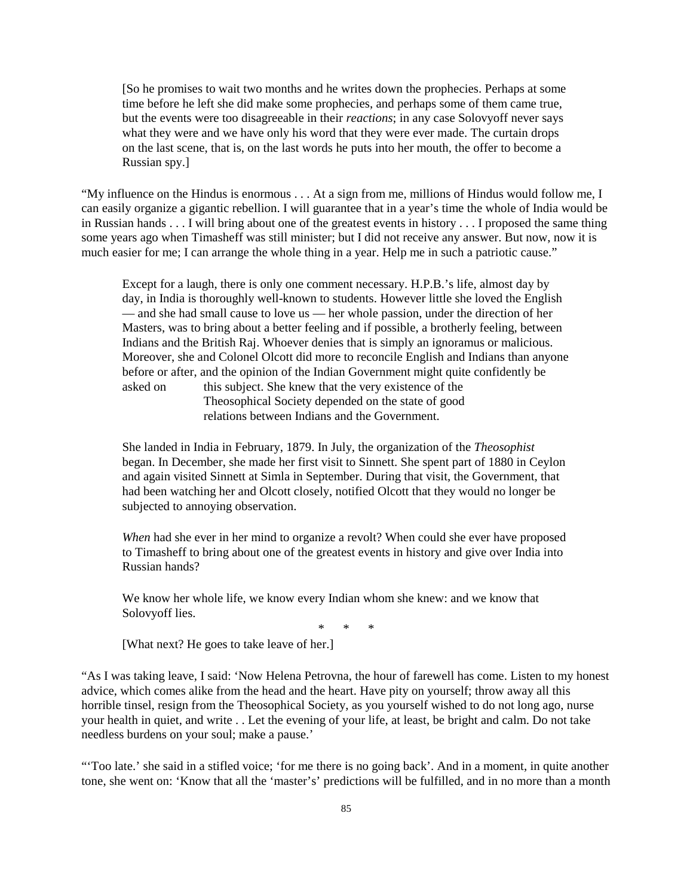[So he promises to wait two months and he writes down the prophecies. Perhaps at some time before he left she did make some prophecies, and perhaps some of them came true, but the events were too disagreeable in their *reactions*; in any case Solovyoff never says what they were and we have only his word that they were ever made. The curtain drops on the last scene, that is, on the last words he puts into her mouth, the offer to become a Russian spy.]

"My influence on the Hindus is enormous . . . At a sign from me, millions of Hindus would follow me, I can easily organize a gigantic rebellion. I will guarantee that in a year's time the whole of India would be in Russian hands . . . I will bring about one of the greatest events in history . . . I proposed the same thing some years ago when Timasheff was still minister; but I did not receive any answer. But now, now it is much easier for me; I can arrange the whole thing in a year. Help me in such a patriotic cause."

Except for a laugh, there is only one comment necessary. H.P.B.'s life, almost day by day, in India is thoroughly well-known to students. However little she loved the English — and she had small cause to love us — her whole passion, under the direction of her Masters, was to bring about a better feeling and if possible, a brotherly feeling, between Indians and the British Raj. Whoever denies that is simply an ignoramus or malicious. Moreover, she and Colonel Olcott did more to reconcile English and Indians than anyone before or after, and the opinion of the Indian Government might quite confidently be asked on this subject. She knew that the very existence of the Theosophical Society depended on the state of good relations between Indians and the Government.

She landed in India in February, 1879. In July, the organization of the *Theosophist* began. In December, she made her first visit to Sinnett. She spent part of 1880 in Ceylon and again visited Sinnett at Simla in September. During that visit, the Government, that had been watching her and Olcott closely, notified Olcott that they would no longer be subjected to annoying observation.

*When* had she ever in her mind to organize a revolt? When could she ever have proposed to Timasheff to bring about one of the greatest events in history and give over India into Russian hands?

We know her whole life, we know every Indian whom she knew: and we know that Solovyoff lies.

\* \* \*

[What next? He goes to take leave of her.]

"As I was taking leave, I said: 'Now Helena Petrovna, the hour of farewell has come. Listen to my honest advice, which comes alike from the head and the heart. Have pity on yourself; throw away all this horrible tinsel, resign from the Theosophical Society, as you yourself wished to do not long ago, nurse your health in quiet, and write . . Let the evening of your life, at least, be bright and calm. Do not take needless burdens on your soul; make a pause.'

"'Too late.' she said in a stifled voice; 'for me there is no going back'. And in a moment, in quite another tone, she went on: 'Know that all the 'master's' predictions will be fulfilled, and in no more than a month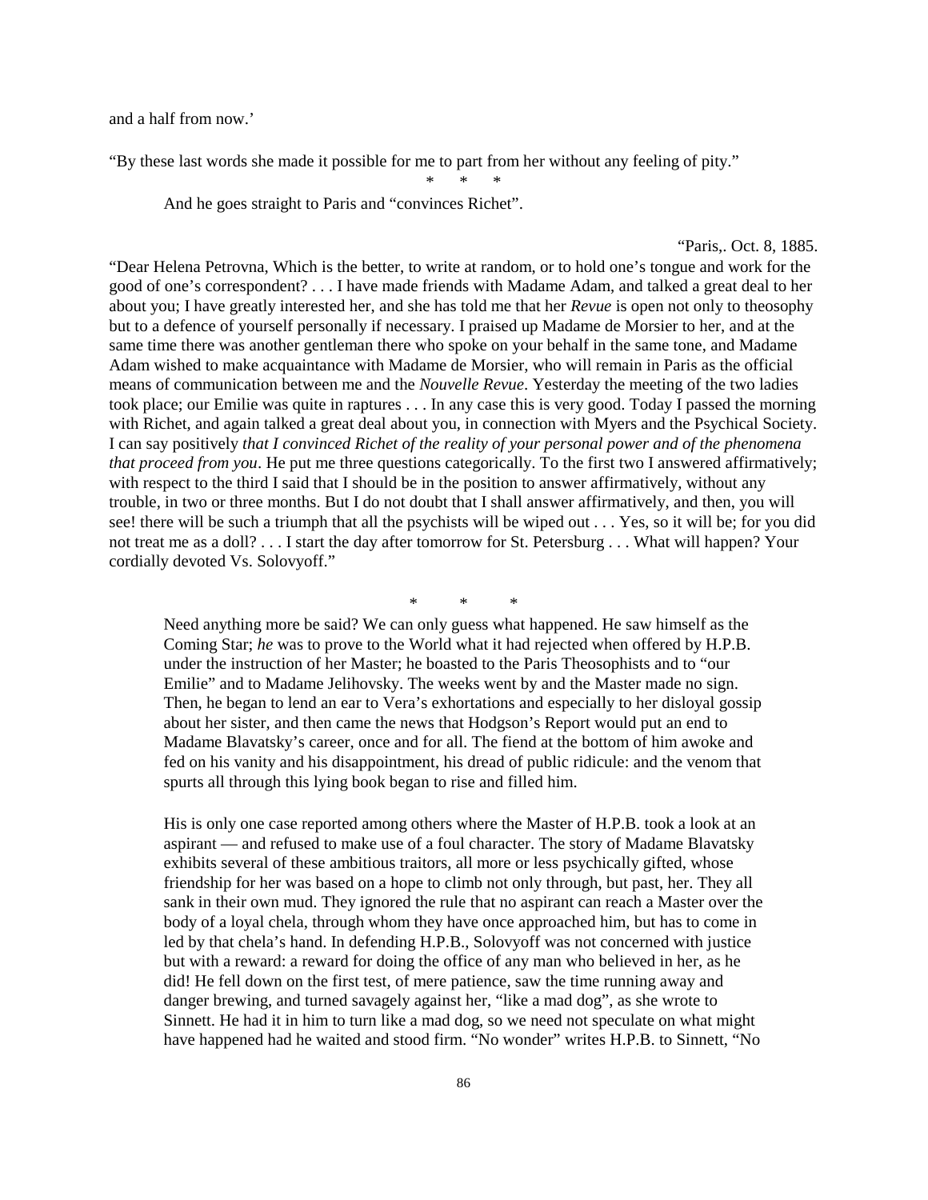and a half from now.'

"By these last words she made it possible for me to part from her without any feeling of pity."

\* \* \*

And he goes straight to Paris and "convinces Richet".

"Paris,. Oct. 8, 1885.

"Dear Helena Petrovna, Which is the better, to write at random, or to hold one's tongue and work for the good of one's correspondent? . . . I have made friends with Madame Adam, and talked a great deal to her about you; I have greatly interested her, and she has told me that her *Revue* is open not only to theosophy but to a defence of yourself personally if necessary. I praised up Madame de Morsier to her, and at the same time there was another gentleman there who spoke on your behalf in the same tone, and Madame Adam wished to make acquaintance with Madame de Morsier, who will remain in Paris as the official means of communication between me and the *Nouvelle Revue*. Yesterday the meeting of the two ladies took place; our Emilie was quite in raptures . . . In any case this is very good. Today I passed the morning with Richet, and again talked a great deal about you, in connection with Myers and the Psychical Society. I can say positively *that I convinced Richet of the reality of your personal power and of the phenomena that proceed from you*. He put me three questions categorically. To the first two I answered affirmatively; with respect to the third I said that I should be in the position to answer affirmatively, without any trouble, in two or three months. But I do not doubt that I shall answer affirmatively, and then, you will see! there will be such a triumph that all the psychists will be wiped out . . . Yes, so it will be; for you did not treat me as a doll? . . . I start the day after tomorrow for St. Petersburg . . . What will happen? Your cordially devoted Vs. Solovyoff."

\* \* \*

Need anything more be said? We can only guess what happened. He saw himself as the Coming Star; *he* was to prove to the World what it had rejected when offered by H.P.B. under the instruction of her Master; he boasted to the Paris Theosophists and to "our Emilie" and to Madame Jelihovsky. The weeks went by and the Master made no sign. Then, he began to lend an ear to Vera's exhortations and especially to her disloyal gossip about her sister, and then came the news that Hodgson's Report would put an end to Madame Blavatsky's career, once and for all. The fiend at the bottom of him awoke and fed on his vanity and his disappointment, his dread of public ridicule: and the venom that spurts all through this lying book began to rise and filled him.

His is only one case reported among others where the Master of H.P.B. took a look at an aspirant — and refused to make use of a foul character. The story of Madame Blavatsky exhibits several of these ambitious traitors, all more or less psychically gifted, whose friendship for her was based on a hope to climb not only through, but past, her. They all sank in their own mud. They ignored the rule that no aspirant can reach a Master over the body of a loyal chela, through whom they have once approached him, but has to come in led by that chela's hand. In defending H.P.B., Solovyoff was not concerned with justice but with a reward: a reward for doing the office of any man who believed in her, as he did! He fell down on the first test, of mere patience, saw the time running away and danger brewing, and turned savagely against her, "like a mad dog", as she wrote to Sinnett. He had it in him to turn like a mad dog, so we need not speculate on what might have happened had he waited and stood firm. "No wonder" writes H.P.B. to Sinnett, "No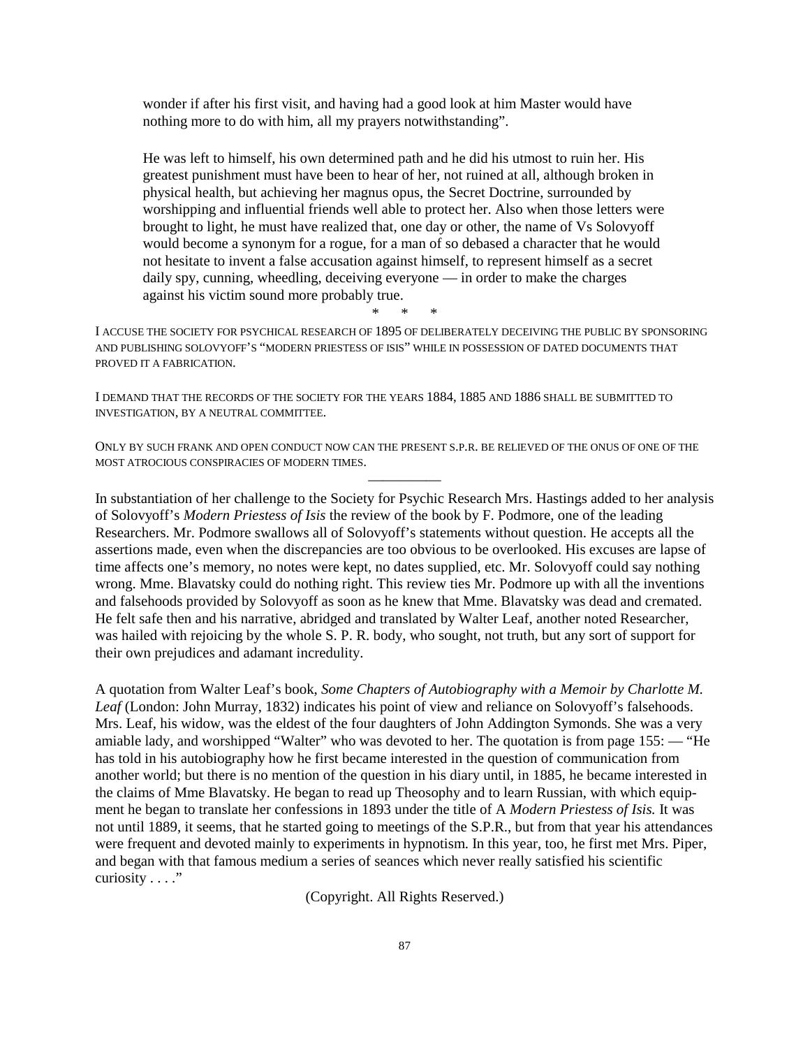wonder if after his first visit, and having had a good look at him Master would have nothing more to do with him, all my prayers notwithstanding".

He was left to himself, his own determined path and he did his utmost to ruin her. His greatest punishment must have been to hear of her, not ruined at all, although broken in physical health, but achieving her magnus opus, the Secret Doctrine, surrounded by worshipping and influential friends well able to protect her. Also when those letters were brought to light, he must have realized that, one day or other, the name of Vs Solovyoff would become a synonym for a rogue, for a man of so debased a character that he would not hesitate to invent a false accusation against himself, to represent himself as a secret daily spy, cunning, wheedling, deceiving everyone — in order to make the charges against his victim sound more probably true.

\* \* \*

I ACCUSE THE SOCIETY FOR PSYCHICAL RESEARCH OF 1895 OF DELIBERATELY DECEIVING THE PUBLIC BY SPONSORING AND PUBLISHING SOLOVYOFF'S "MODERN PRIESTESS OF ISIS" WHILE IN POSSESSION OF DATED DOCUMENTS THAT PROVED IT A FABRICATION.

I DEMAND THAT THE RECORDS OF THE SOCIETY FOR THE YEARS 1884, 1885 AND 1886 SHALL BE SUBMITTED TO INVESTIGATION, BY A NEUTRAL COMMITTEE.

ONLY BY SUCH FRANK AND OPEN CONDUCT NOW CAN THE PRESENT S.P.R. BE RELIEVED OF THE ONUS OF ONE OF THE MOST ATROCIOUS CONSPIRACIES OF MODERN TIMES.

---

In substantiation of her challenge to the Society for Psychic Research Mrs. Hastings added to her analysis of Solovyoff's *Modern Priestess of Isis* the review of the book by F. Podmore, one of the leading Researchers. Mr. Podmore swallows all of Solovyoff's statements without question. He accepts all the assertions made, even when the discrepancies are too obvious to be overlooked. His excuses are lapse of time affects one's memory, no notes were kept, no dates supplied, etc. Mr. Solovyoff could say nothing wrong. Mme. Blavatsky could do nothing right. This review ties Mr. Podmore up with all the inventions and falsehoods provided by Solovyoff as soon as he knew that Mme. Blavatsky was dead and cremated. He felt safe then and his narrative, abridged and translated by Walter Leaf, another noted Researcher, was hailed with rejoicing by the whole S. P. R. body, who sought, not truth, but any sort of support for their own prejudices and adamant incredulity.

A quotation from Walter Leaf's book, *Some Chapters of Autobiography with a Memoir by Charlotte M. Leaf* (London: John Murray, 1832) indicates his point of view and reliance on Solovyoff's falsehoods. Mrs. Leaf, his widow, was the eldest of the four daughters of John Addington Symonds. She was a very amiable lady, and worshipped "Walter" who was devoted to her. The quotation is from page 155: — "He has told in his autobiography how he first became interested in the question of communication from another world; but there is no mention of the question in his diary until, in 1885, he became interested in the claims of Mme Blavatsky. He began to read up Theosophy and to learn Russian, with which equipment he began to translate her confessions in 1893 under the title of A *Modern Priestess of Isis.* It was not until 1889, it seems, that he started going to meetings of the S.P.R., but from that year his attendances were frequent and devoted mainly to experiments in hypnotism. In this year, too, he first met Mrs. Piper, and began with that famous medium a series of seances which never really satisfied his scientific curiosity . . . ."

(Copyright. All Rights Reserved.)